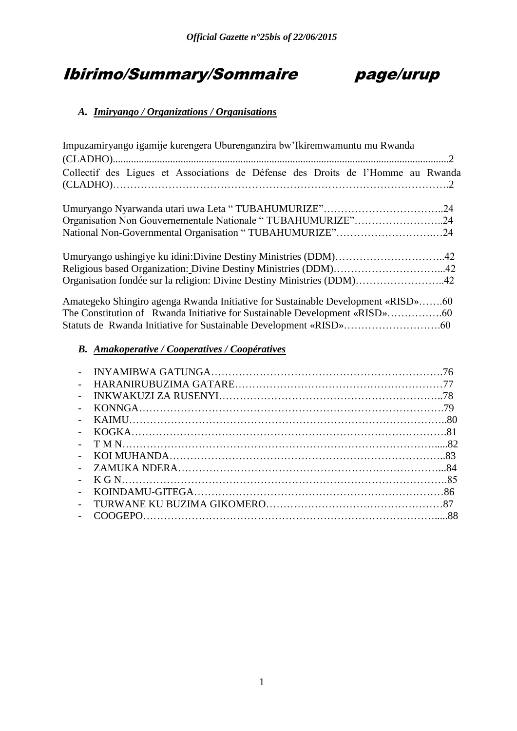# Ibirimo/Summary/Sommaire page/urup

## A. *Imiryango / Organizations / Organisations*

Impuzamiryango igamije kurengera Uburenganzira bw'Ikiremwamuntu mu Rwanda (CLADHO)....................................................................................................................................2
Collectif des Ligues et Associations de Défense des Droits de l'Homme au Rwanda (CLADHO)……………………………………………………………………………………….2

Umuryango Nyarwanda utari uwa Leta " TUBAHUMURIZE"……………………………..24
Organisation Non Gouvernementale Nationale " TUBAHUMURIZE"……………………..24
National Non-Governmental Organisation " TUBAHUMURIZE"……………………….…24

Umuryango ushingiye ku idini:Divine Destiny Ministries (DDM)…………………………..42
Religious based Organization: Divine Destiny Ministries (DDM)…………………………...42
Organisation fondée sur la religion: Divine Destiny Ministries (DDM)……………………..42

Amategeko Shingiro agenga Rwanda Initiative for Sustainable Development «RISD»…….60
The Constitution of Rwanda Initiative for Sustainable Development «RISD»…………….60
Statuts de Rwanda Initiative for Sustainable Development «RISD»……………………….60

## B. *Amakoperative / Cooperatives / Coopératives*

- INYAMIBWA GATUNGA…………………………………………………………….76
- HARANIRUBUZIMA GATARE……………………………………………………77
- INKWAKUZI ZA RUSENYI……………………………………………………...78
- KONNGA……………………………………………………………………………….79
- KAIMU………………………………………………………………………………..80
- KOGKA……………………………………………………………………………….81
- T M N……………………………………………………………………………….....82
- KOI MUHANDA……………………………………………………………………..83
- ZAMUKA NDERA…………………………………………………………………...84
- K G N………………………………………………………………………………….85
- KOINDAMU-GITEGA………………………………………………………………86
- TURWANE KU BUZIMA GIKOMERO……………………………………………87
- COOGEPO………………………………………………………………………….....88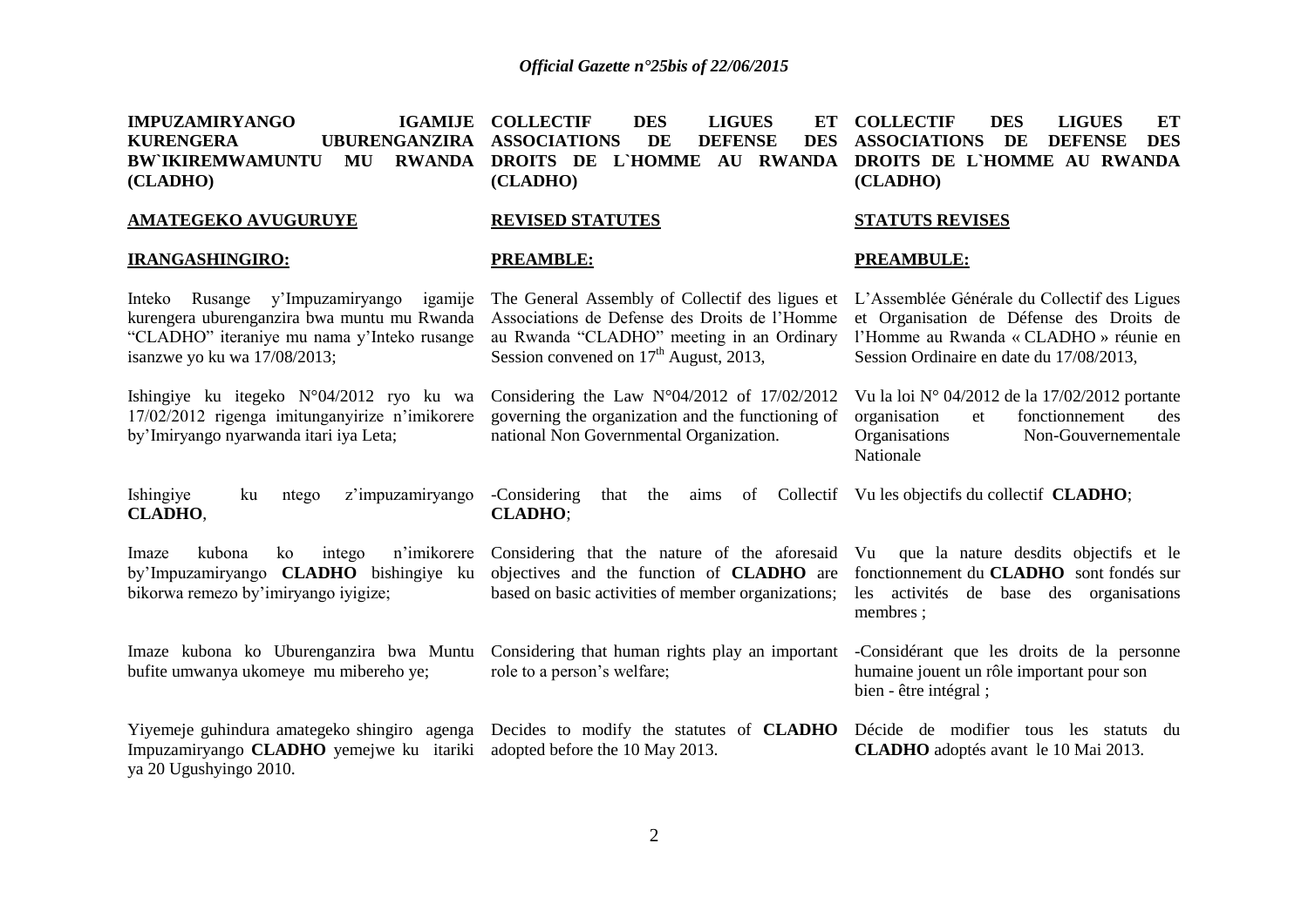**IMPUZAMIRYANGO IGAMIJE KURENGERA UBURENGANZIRA BW`IKIREMWAMUNTU MU RWANDA (CLADHO)**

**AMATEGEKO AVUGURUYE**

**IRANGASHINGIRO:**

Inteko Rusange y'Impuzamiryango igamije kurengera uburenganzira bwa muntu mu Rwanda "CLADHO" iteraniye mu nama y'Inteko rusange isanzwe yo ku wa 17/08/2013;

Ishingiye ku itegeko N°04/2012 ryo ku wa 17/02/2012 rigenga imitunganyirize n'imikorere by'Imiryango nyarwanda itari iya Leta;

Ishingiye ku ntego z'impuzamiryango **CLADHO**,

Imaze kubona ko intego n'imikorere by'Impuzamiryango **CLADHO** bishingiye ku bikorwa remezo by'imiryango iyigize;

Imaze kubona ko Uburenganzira bwa Muntu bufite umwanya ukomeye mu mibereho ye;

Yiyemeje guhindura amategeko shingiro agenga Impuzamiryango **CLADHO** yemejwe ku itariki ya 20 Ugushyingo 2010.

**COLLECTIF DES LIGUES ET ASSOCIATIONS DE DEFENSE DES DROITS DE L`HOMME AU RWANDA (CLADHO)**

**REVISED STATUTES**

**PREAMBLE:**

The General Assembly of Collectif des ligues et Associations de Defense des Droits de l'Homme au Rwanda "CLADHO" meeting in an Ordinary Session convened on 17th August, 2013,

Considering the Law N°04/2012 of 17/02/2012 governing the organization and the functioning of national Non Governmental Organization.

-Considering that the aims of Collectif **CLADHO**;

Considering that the nature of the aforesaid objectives and the function of **CLADHO** are based on basic activities of member organizations;

Considering that human rights play an important role to a person's welfare;

Decides to modify the statutes of **CLADHO** adopted before the 10 May 2013.

**COLLECTIF DES LIGUES ET ASSOCIATIONS DE DEFENSE DES DROITS DE L`HOMME AU RWANDA (CLADHO)**

**STATUTS REVISES**

**PREAMBULE:**

L'Assemblée Générale du Collectif des Ligues et Organisation de Défense des Droits de l'Homme au Rwanda « CLADHO » réunie en Session Ordinaire en date du 17/08/2013,

Vu la loi N° 04/2012 de la 17/02/2012 portante organisation et fonctionnement des Organisations Non-Gouvernementale Nationale

Vu les objectifs du collectif **CLADHO**;

Vu que la nature desdits objectifs et le fonctionnement du **CLADHO** sont fondés sur les activités de base des organisations membres ;

-Considérant que les droits de la personne humaine jouent un rôle important pour son bien - être intégral ;

Décide de modifier tous les statuts du **CLADHO** adoptés avant le 10 Mai 2013.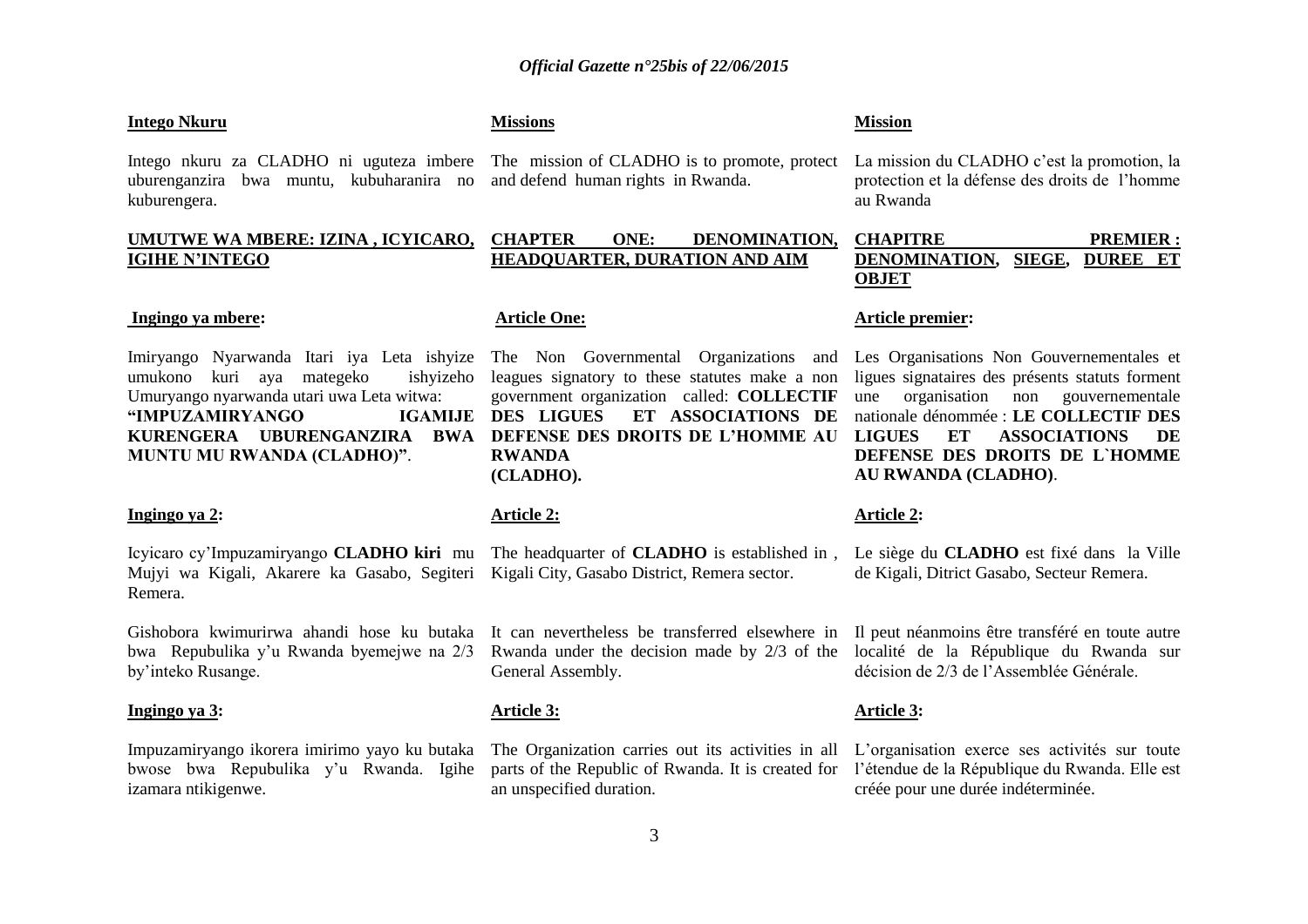**Intego Nkuru**

Intego nkuru za CLADHO ni uguteza imbere uburenganzira bwa muntu, kubuharanira no kuburengera.

**UMUTWE WA MBERE: IZINA , ICYICARO, IGIHE N'INTEGO**

**Ingingo ya mbere:**

Imiryango Nyarwanda Itari iya Leta ishyize umukono kuri aya mategeko ishyizeho Umuryango nyarwanda utari uwa Leta witwa: **"IMPUZAMIRYANGO IGAMIJE KURENGERA UBURENGANZIRA BWA MUNTU MU RWANDA (CLADHO)"**.

**Ingingo ya 2:**

Icyicaro cy'Impuzamiryango **CLADHO kiri** mu Mujyi wa Kigali, Akarere ka Gasabo, Segiteri Remera.

Gishobora kwimurirwa ahandi hose ku butaka bwa Repubulika y'u Rwanda byemejwe na 2/3 by'inteko Rusange.

**Ingingo ya 3:**

Impuzamiryango ikorera imirimo yayo ku butaka bwose bwa Repubulika y'u Rwanda. Igihe izamara ntikigenwe.

**Missions**

The mission of CLADHO is to promote, protect and defend human rights in Rwanda.

**CHAPTER ONE: DENOMINATION, HEADQUARTER, DURATION AND AIM**

**Article One:**

The Non Governmental Organizations and leagues signatory to these statutes make a non government organization called: **COLLECTIF DES LIGUES ET ASSOCIATIONS DE DEFENSE DES DROITS DE L'HOMME AU RWANDA (CLADHO).**

**Article 2:**

The headquarter of **CLADHO** is established in , Kigali City, Gasabo District, Remera sector.

It can nevertheless be transferred elsewhere in Rwanda under the decision made by 2/3 of the General Assembly.

**Article 3:**

The Organization carries out its activities in all parts of the Republic of Rwanda. It is created for an unspecified duration.

**Mission**

La mission du CLADHO c'est la promotion, la protection et la défense des droits de l'homme au Rwanda

**CHAPITRE PREMIER : DENOMINATION, SIEGE, DUREE ET OBJET**

**Article premier:**

Les Organisations Non Gouvernementales et ligues signataires des présents statuts forment une organisation non gouvernementale nationale dénommée : **LE COLLECTIF DES LIGUES ET ASSOCIATIONS DE DEFENSE DES DROITS DE L`HOMME AU RWANDA (CLADHO)**.

**Article 2:**

Le siège du **CLADHO** est fixé dans la Ville de Kigali, District Gasabo, Secteur Remera.

Il peut néanmoins être transféré en toute autre localité de la République du Rwanda sur décision de 2/3 de l'Assemblée Générale.

**Article 3:**

L'organisation exerce ses activités sur toute l'étendue de la République du Rwanda. Elle est créée pour une durée indéterminée.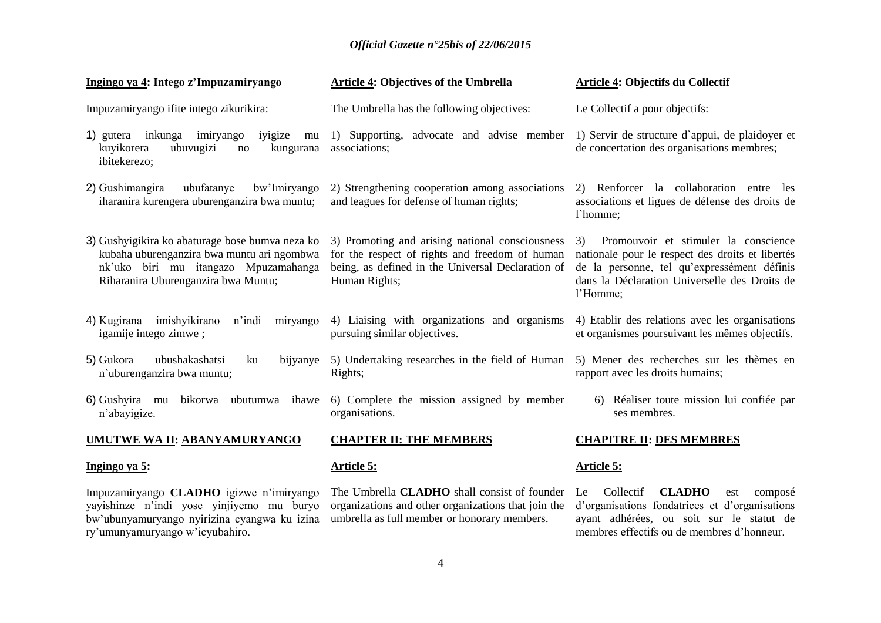**Ingingo ya 4: Intego z'Impuzamiryango**

Impuzamiryango ifite intego zikurikira:

1) gutera inkunga imiryango iyigize mu kuyikorera ubuvugizi no kungurana ibitekerezo;

2) Gushimangira ubufatanye bw'Imiryango iharanira kurengera uburenganzira bwa muntu;

3) Gushyigikira ko abaturage bose bumva neza ko kubaha uburenganzira bwa muntu ari ngombwa nk'uko biri mu itangazo Mpuzamahanga Riharanira Uburenganzira bwa Muntu;

4) Kugirana imishyikirano n'indi miryango igamije intego zimwe ;

5) Gukora ubushakashatsi ku bijyanye n`uburenganzira bwa muntu;

6) Gushyira mu bikorwa ubutumwa ihawe n'abayigize.

**UMUTWE WA II: ABANYAMURYANGO**

**Ingingo ya 5:**

Impuzamiryango **CLADHO** igizwe n'imiryango yayishinze n'indi yose yinjiyemo mu buryo bw'ubunyamuryango nyirizina cyangwa ku izina ry'umunyamuryango w'icyubahiro.

**Article 4: Objectives of the Umbrella**

The Umbrella has the following objectives:

1) Supporting, advocate and advise member associations;

2) Strengthening cooperation among associations and leagues for defense of human rights;

3) Promoting and arising national consciousness for the respect of rights and freedom of human being, as defined in the Universal Declaration of Human Rights;

4) Liaising with organizations and organisms pursuing similar objectives.

5) Undertaking researches in the field of Human Rights;

6) Complete the mission assigned by member organisations.

**CHAPTER II: THE MEMBERS**

**Article 5:**

The Umbrella **CLADHO** shall consist of founder organizations and other organizations that join the umbrella as full member or honorary members.

**Article 4: Objectifs du Collectif**

Le Collectif a pour objectifs:

1) Servir de structure d`appui, de plaidoyer et de concertation des organisations membres;

2) Renforcer la collaboration entre les associations et ligues de défense des droits de l`homme;

3) Promouvoir et stimuler la conscience nationale pour le respect des droits et libertés de la personne, tel qu'expressément définis dans la Déclaration Universelle des Droits de l'Homme;

4) Etablir des relations avec les organisations et organismes poursuivant les mêmes objectifs.

5) Mener des recherches sur les thèmes en rapport avec les droits humains;

6) Réaliser toute mission lui confiée par ses membres.

**CHAPITRE II: DES MEMBRES**

**Article 5:**

Le Collectif **CLADHO** est composé d'organisations fondatrices et d'organisations ayant adhérées, ou soit sur le statut de membres effectifs ou de membres d'honneur.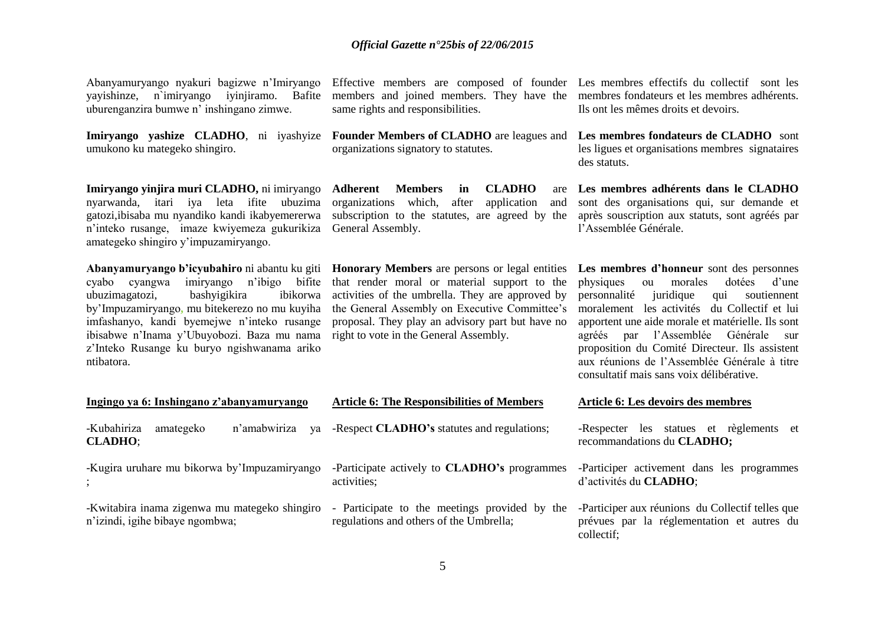Abanyamuryango nyakuri bagizwe n'Imiryango yayishinze, n`imiryango iyinjiramo. Bafite uburenganzira bumwe n' inshingano zimwe.

**Imiryango yashize CLADHO**, ni iyashyize umukono ku mategeko shingiro.

**Imiryango yinjira muri CLADHO,** ni imiryango nyarwanda, itari iya leta ifite ubuzima gatozi,ibisaba mu nyandiko kandi ikabyemererwa n'inteko rusange, imaze kwiyemeza gukurikiza amategeko shingiro y'impuzamiryango.

**Abanyamuryango b'icyubahiro** ni abantu ku giti cyabo cyangwa imiryango n'ibigo bifite ubuzimagatozi, bashyigikira ibikorwa by'Impuzamiryango, mu bitekerezo no mu kuyiha imfashanyo, kandi byemejwe n'inteko rusange ibisabwe n'Inama y'Ubuyobozi. Baza mu nama z'Inteko Rusange ku buryo ngishwanama ariko ntibatora.

**Ingingo ya 6: Inshingano z'abanyamuryango**

-Kubahiriza amategeko n'amabwiriza ya **CLADHO**;

-Kugira uruhare mu bikorwa by'Impuzamiryango ;

-Kwitabira inama zigenwa mu mategeko shingiro n'izindi, igihe bibaye ngombwa;

Effective members are composed of founder members and joined members. They have the same rights and responsibilities.

**Founder Members of CLADHO** are leagues and organizations signatory to statutes.

**Adherent Members in CLADHO** are organizations which, after application and subscription to the statutes, are agreed by the General Assembly.

**Honorary Members** are persons or legal entities that render moral or material support to the activities of the umbrella. They are approved by the General Assembly on Executive Committee's proposal. They play an advisory part but have no right to vote in the General Assembly.

**Article 6: The Responsibilities of Members**

-Respect **CLADHO's** statutes and regulations;

-Participate actively to **CLADHO's** programmes activities;

- Participate to the meetings provided by the regulations and others of the Umbrella;

Les membres effectifs du collectif sont les membres fondateurs et les membres adhérents. Ils ont les mêmes droits et devoirs.

**Les membres fondateurs de CLADHO** sont les ligues et organisations membres signataires des statuts.

**Les membres adhérents dans le CLADHO** sont des organisations qui, sur demande et après souscription aux statuts, sont agréés par l'Assemblée Générale.

**Les membres d'honneur** sont des personnes physiques ou morales dotées d'une personnalité juridique qui soutiennent moralement les activités du Collectif et lui apportent une aide morale et matérielle. Ils sont agréés par l'Assemblée Générale sur proposition du Comité Directeur. Ils assistent aux réunions de l'Assemblée Générale à titre consultatif mais sans voix délibérative.

**Article 6: Les devoirs des membres**

-Respecter les statues et règlements et recommandations du **CLADHO;**

-Participer activement dans les programmes d'activités du **CLADHO**;

-Participer aux réunions du Collectif telles que prévues par la réglementation et autres du collectif;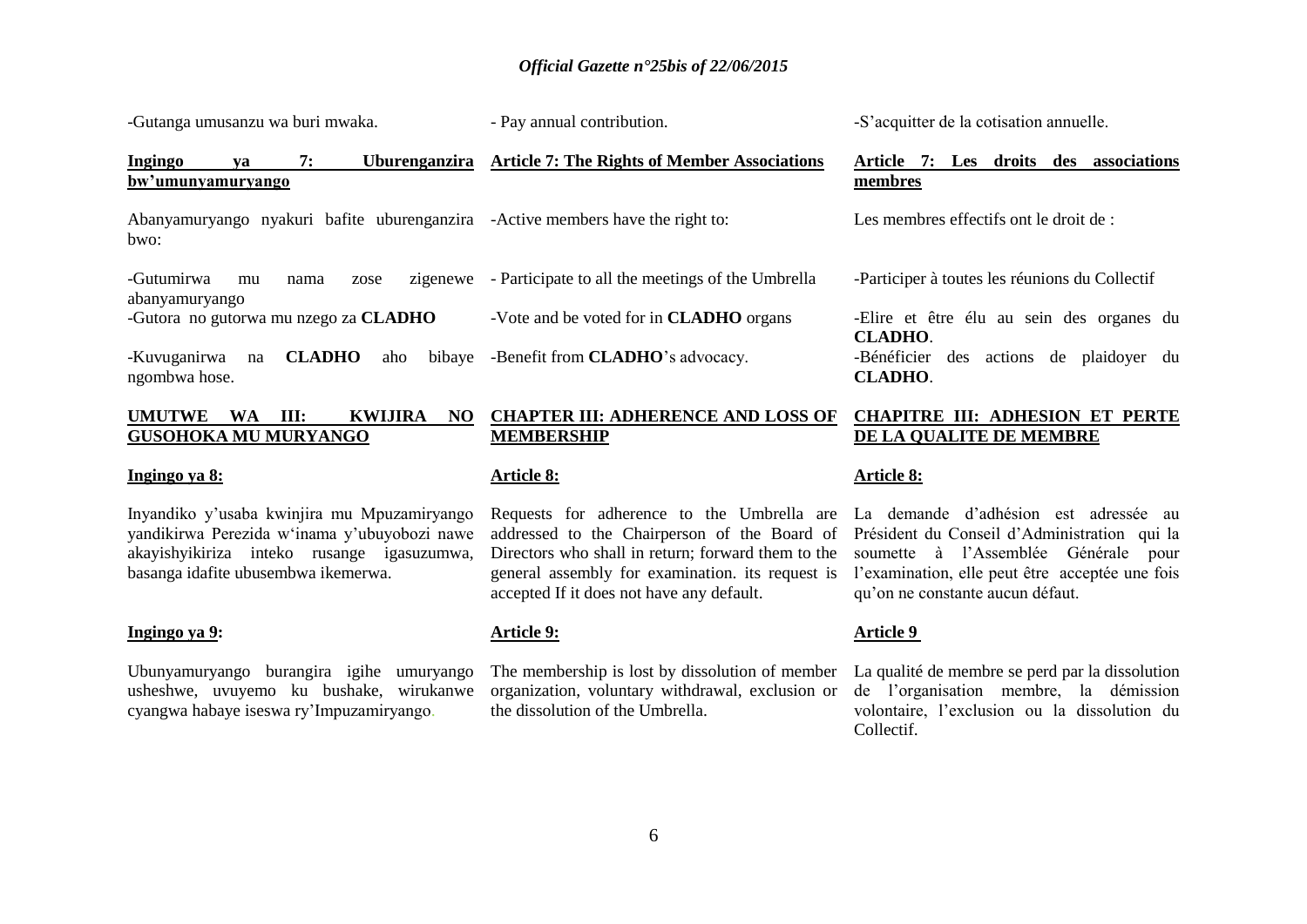-Gutanga umusanzu wa buri mwaka.

- Pay annual contribution.

-S'acquitter de la cotisation annuelle.

**Ingingo ya 7: Uburenganzira bw'umunyamuryango**

Abanyamuryango nyakuri bafite uburenganzira bwo:

-Gutumirwa mu nama zose zigenewe abanyamuryango
-Gutora no gutorwa mu nzego za **CLADHO**
-Kuvuganirwa na **CLADHO** aho bibaye ngombwa hose.

**Article 7: The Rights of Member Associations**

-Active members have the right to:

- Participate to all the meetings of the Umbrella
-Vote and be voted for in **CLADHO** organs
-Benefit from **CLADHO**'s advocacy.

**Article 7: Les droits des associations membres**

Les membres effectifs ont le droit de :

-Participer à toutes les réunions du Collectif
-Elire et être élu au sein des organes du **CLADHO**.
-Bénéficier des actions de plaidoyer du **CLADHO**.

## UMUTWE WA III: KWIJIRA NO GUSOHOKA MU MURYANGO

**Ingingo ya 8:**

Inyandiko y'usaba kwinjira mu Mpuzamiryango yandikirwa Perezida w'inama y'ubuyobozi nawe akayishyikiriza inteko rusange igasuzumwa, basanga idafite ubusembwa ikemerwa.

**Ingingo ya 9:**

Ubunyamuryango burangira igihe umuryango usheshwe, uvuyemo ku bushake, wirukanwe cyangwa habaye iseswa ry'Impuzamiryango.

## CHAPTER III: ADHERENCE AND LOSS OF MEMBERSHIP

**Article 8:**

Requests for adherence to the Umbrella are addressed to the Chairperson of the Board of Directors who shall in return; forward them to the general assembly for examination. its request is accepted If it does not have any default.

**Article 9:**

The membership is lost by dissolution of member organization, voluntary withdrawal, exclusion or the dissolution of the Umbrella.

## CHAPITRE III: ADHESION ET PERTE DE LA QUALITE DE MEMBRE

**Article 8:**

La demande d'adhésion est adressée au Président du Conseil d'Administration qui la soumette à l'Assemblée Générale pour l'examination, elle peut être acceptée une fois qu'on ne constante aucun défaut.

**Article 9**

La qualité de membre se perd par la dissolution de l'organisation membre, la démission volontaire, l'exclusion ou la dissolution du Collectif.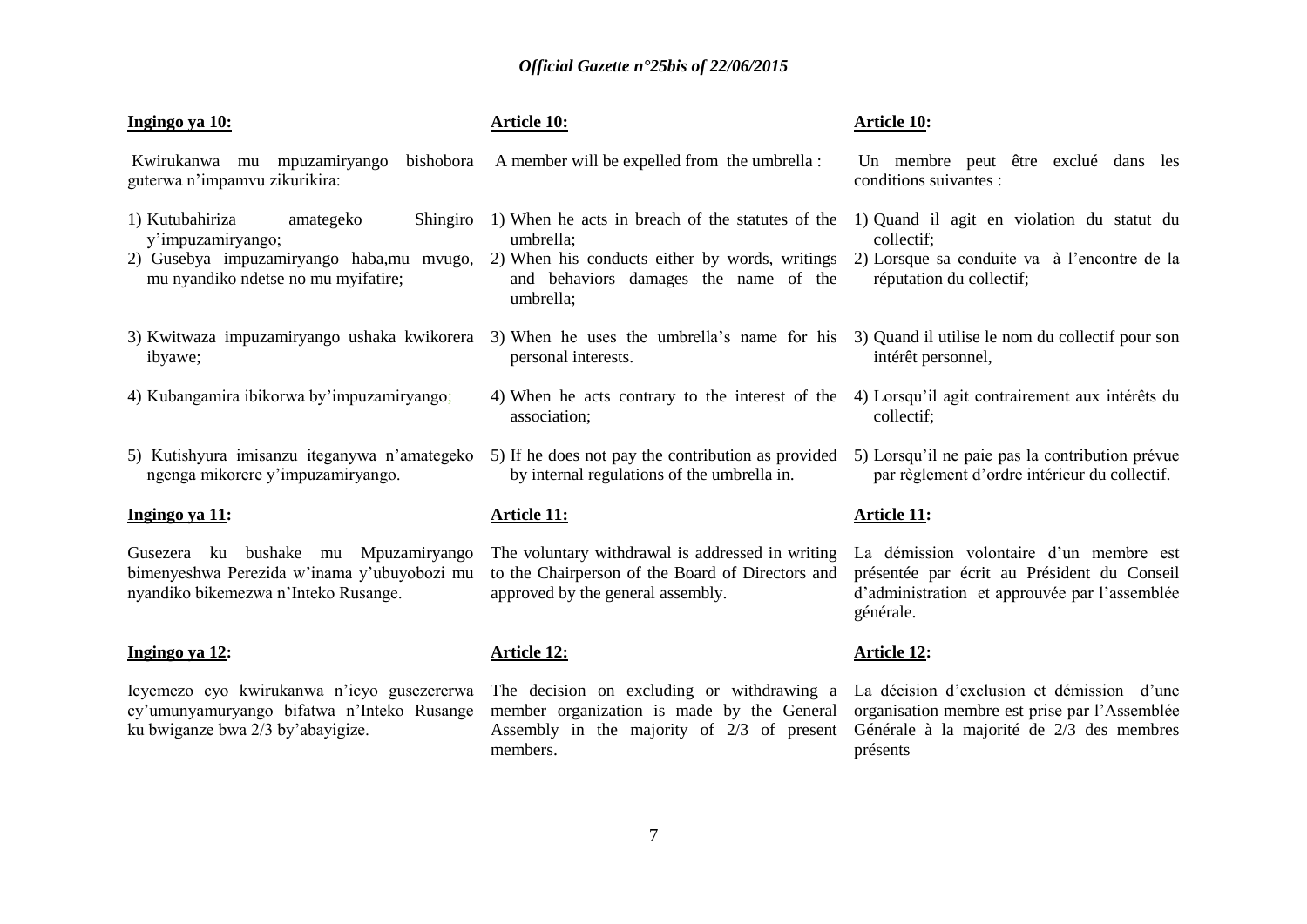**Ingingo ya 10:**

Kwirukanwa mu mpuzamiryango bishobora guterwa n'impamvu zikurikira:

1) Kutubahiriza amategeko Shingiro y'impuzamiryango;
2) Gusebya impuzamiryango haba,mu mvugo, mu nyandiko ndetse no mu myifatire;
3) Kwitwaza impuzamiryango ushaka kwikorera ibyawe;
4) Kubangamira ibikorwa by'impuzamiryango;
5) Kutishyura imisanzu iteganywa n'amategeko ngenga mikorere y'impuzamiryango.

**Ingingo ya 11:**

Gusezera ku bushake mu Mpuzamiryango bimenyeshwa Perezida w'inama y'ubuyobozi mu nyandiko bikemezwa n'Inteko Rusange.

**Ingingo ya 12:**

Icyemezo cyo kwirukanwa n'icyo gusezererwa cy'umunyamuryango bifatwa n'Inteko Rusange ku bwiganze bwa 2/3 by'abayigize.

**Article 10:**

A member will be expelled from the umbrella :

1) When he acts in breach of the statutes of the umbrella;
2) When his conducts either by words, writings and behaviors damages the name of the umbrella;
3) When he uses the umbrella's name for his personal interests.
4) When he acts contrary to the interest of the association;
5) If he does not pay the contribution as provided by internal regulations of the umbrella in.

**Article 11:**

The voluntary withdrawal is addressed in writing to the Chairperson of the Board of Directors and approved by the general assembly.

**Article 12:**

The decision on excluding or withdrawing a member organization is made by the General Assembly in the majority of 2/3 of present members.

**Article 10:**

Un membre peut être exclué dans les conditions suivantes :

1) Quand il agit en violation du statut du collectif;
2) Lorsque sa conduite va à l'encontre de la réputation du collectif;
3) Quand il utilise le nom du collectif pour son intérêt personnel,
4) Lorsqu'il agit contrairement aux intérêts du collectif;
5) Lorsqu'il ne paie pas la contribution prévue par règlement d'ordre intérieur du collectif.

**Article 11:**

La démission volontaire d'un membre est présentée par écrit au Président du Conseil d'administration et approuvée par l'assemblée générale.

**Article 12:**

La décision d'exclusion et démission d'une organisation membre est prise par l'Assemblée Générale à la majorité de 2/3 des membres présents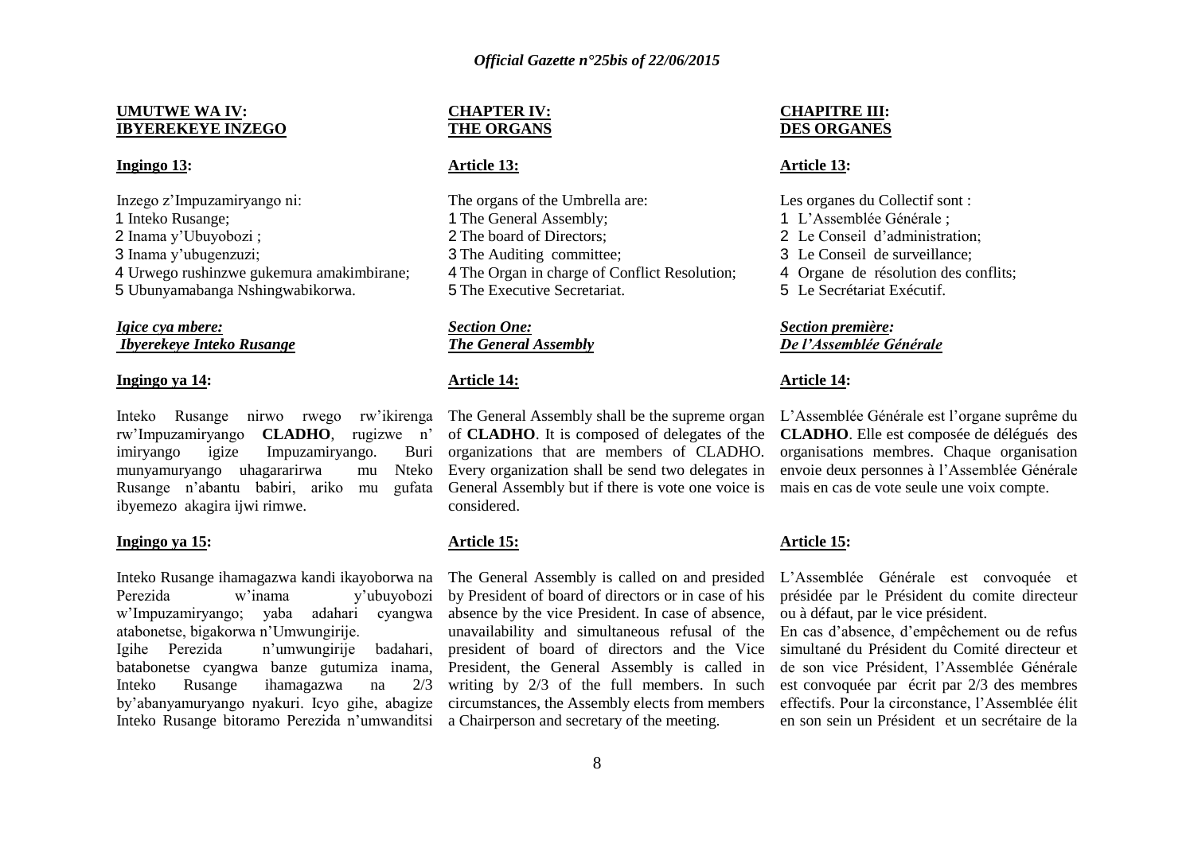**UMUTWE WA IV: IBYEREKEYE INZEGO**

**Ingingo 13:**

Inzego z'Impuzamiryango ni:
1 Inteko Rusange;
2 Inama y'Ubuyobozi ;
3 Inama y'ubugenzuzi;
4 Urwego rushinzwe gukemura amakimbirane;
5 Ubunyamabanga Nshingwabikorwa.

***Igice cya mbere: Ibyerekeye Inteko Rusange***

**Ingingo ya 14:**

Inteko Rusange nirwo rwego rw'ikirenga rw'Impuzamiryango **CLADHO**, rugizwe n' imiryango igize Impuzamiryango. Buri munyamuryango uhagararirwa mu Nteko Rusange n'abantu babiri, ariko mu gufata ibyemezo akagira ijwi rimwe.

**Ingingo ya 15:**

Inteko Rusange ihamagazwa kandi ikayoborwa na Perezida w'inama y'ubuyobozi w'Impuzamiryango; yaba adahari cyangwa atabonetse, bigakorwa n'Umwungirije.
Igihe Perezida n'umwungirije badahari, batabonetse cyangwa banze gutumiza inama, Inteko Rusange ihamagazwa na 2/3 by'abanyamuryango nyakuri. Icyo gihe, abagize Inteko Rusange bitoramo Perezida n'umwanditsi

**CHAPTER IV: THE ORGANS**

**Article 13:**

The organs of the Umbrella are:
1 The General Assembly;
2 The board of Directors;
3 The Auditing committee;
4 The Organ in charge of Conflict Resolution;
5 The Executive Secretariat.

***Section One: The General Assembly***

**Article 14:**

The General Assembly shall be the supreme organ of **CLADHO**. It is composed of delegates of the organizations that are members of CLADHO. Every organization shall be send two delegates in General Assembly but if there is vote one voice is considered.

**Article 15:**

The General Assembly is called on and presided by President of board of directors or in case of his absence by the vice President. In case of absence, unavailability and simultaneous refusal of the president of board of directors and the Vice President, the General Assembly is called in writing by 2/3 of the full members. In such circumstances, the Assembly elects from members a Chairperson and secretary of the meeting.

**CHAPITRE III: DES ORGANES**

**Article 13:**

Les organes du Collectif sont :
1 L'Assemblée Générale ;
2 Le Conseil d'administration;
3 Le Conseil de surveillance;
4 Organe de résolution des conflits;
5 Le Secrétariat Exécutif.

***Section première: De l'Assemblée Générale***

**Article 14:**

L'Assemblée Générale est l'organe suprême du **CLADHO**. Elle est composée de délégués des organisations membres. Chaque organisation envoie deux personnes à l'Assemblée Générale mais en cas de vote seule une voix compte.

**Article 15:**

L'Assemblée Générale est convoquée et présidée par le Président du comite directeur ou à défaut, par le vice président.
En cas d'absence, d'empêchement ou de refus simultané du Président du Comité directeur et de son vice Président, l'Assemblée Générale est convoquée par écrit par 2/3 des membres effectifs. Pour la circonstance, l'Assemblée élit en son sein un Président et un secrétaire de la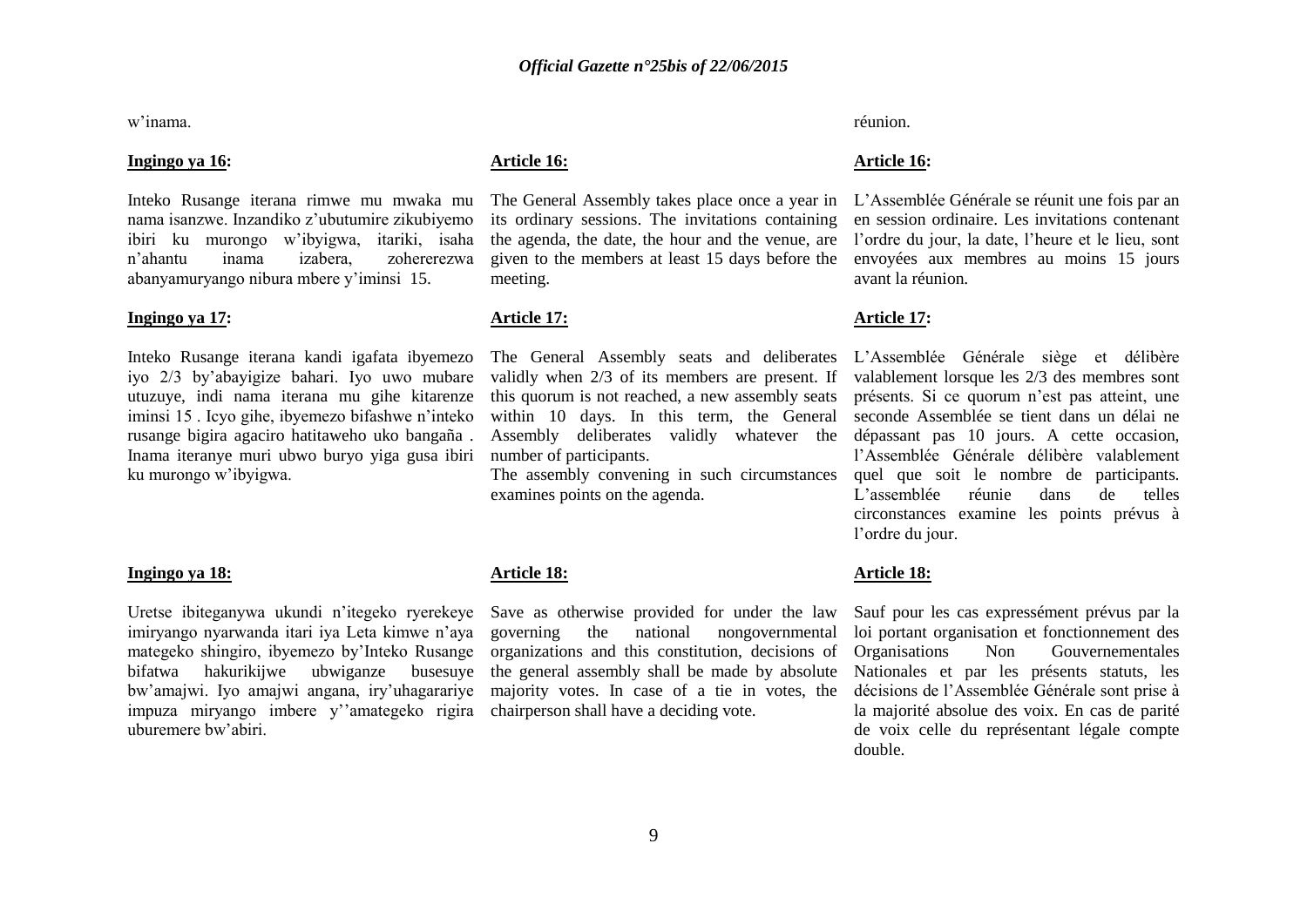w'inama.

**Ingingo ya 16:**

Inteko Rusange iterana rimwe mu mwaka mu nama isanzwe. Inzandiko z'ubutumire zikubiyemo ibiri ku murongo w'ibyigwa, itariki, isaha n'ahantu inama izabera, zohererezwa abanyamuryango nibura mbere y'iminsi 15.

**Ingingo ya 17:**

Inteko Rusange iterana kandi igafata ibyemezo iyo 2/3 by'abayigize bahari. Iyo uwo mubare utuzuye, indi nama iterana mu gihe kitarenze iminsi 15 . Icyo gihe, ibyemezo bifashwe n'inteko rusange bigira agaciro hatitaweho uko bangaña . Inama iteranye muri ubwo buryo yiga gusa ibiri ku murongo w'ibyigwa.

**Ingingo ya 18:**

Uretse ibiteganywa ukundi n'itegeko ryerekeye imiryango nyarwanda itari iya Leta kimwe n'aya mategeko shingiro, ibyemezo by'Inteko Rusange bifatwa hakurikijwe ubwiganze busesuye bw'amajwi. Iyo amajwi angana, iry'uhagarariye impuza miryango imbere y''amategeko rigira uburemere bw'abiri.

**Article 16:**

The General Assembly takes place once a year in its ordinary sessions. The invitations containing the agenda, the date, the hour and the venue, are given to the members at least 15 days before the meeting.

**Article 17:**

The General Assembly seats and deliberates validly when 2/3 of its members are present. If this quorum is not reached, a new assembly seats within 10 days. In this term, the General Assembly deliberates validly whatever the number of participants.

The assembly convening in such circumstances examines points on the agenda.

**Article 18:**

Save as otherwise provided for under the law governing the national nongovernmental organizations and this constitution, decisions of the general assembly shall be made by absolute majority votes. In case of a tie in votes, the chairperson shall have a deciding vote.

réunion.

**Article 16:**

L'Assemblée Générale se réunit une fois par an en session ordinaire. Les invitations contenant l'ordre du jour, la date, l'heure et le lieu, sont envoyées aux membres au moins 15 jours avant la réunion.

**Article 17:**

L'Assemblée Générale siège et délibère valablement lorsque les 2/3 des membres sont présents. Si ce quorum n'est pas atteint, une seconde Assemblée se tient dans un délai ne dépassant pas 10 jours. A cette occasion, l'Assemblée Générale délibère valablement quel que soit le nombre de participants. L'assemblée réunie dans de telles circonstances examine les points prévus à l'ordre du jour.

**Article 18:**

Sauf pour les cas expressément prévus par la loi portant organisation et fonctionnement des Organisations Non Gouvernementales Nationales et par les présents statuts, les décisions de l'Assemblée Générale sont prise à la majorité absolue des voix. En cas de parité de voix celle du représentant légale compte double.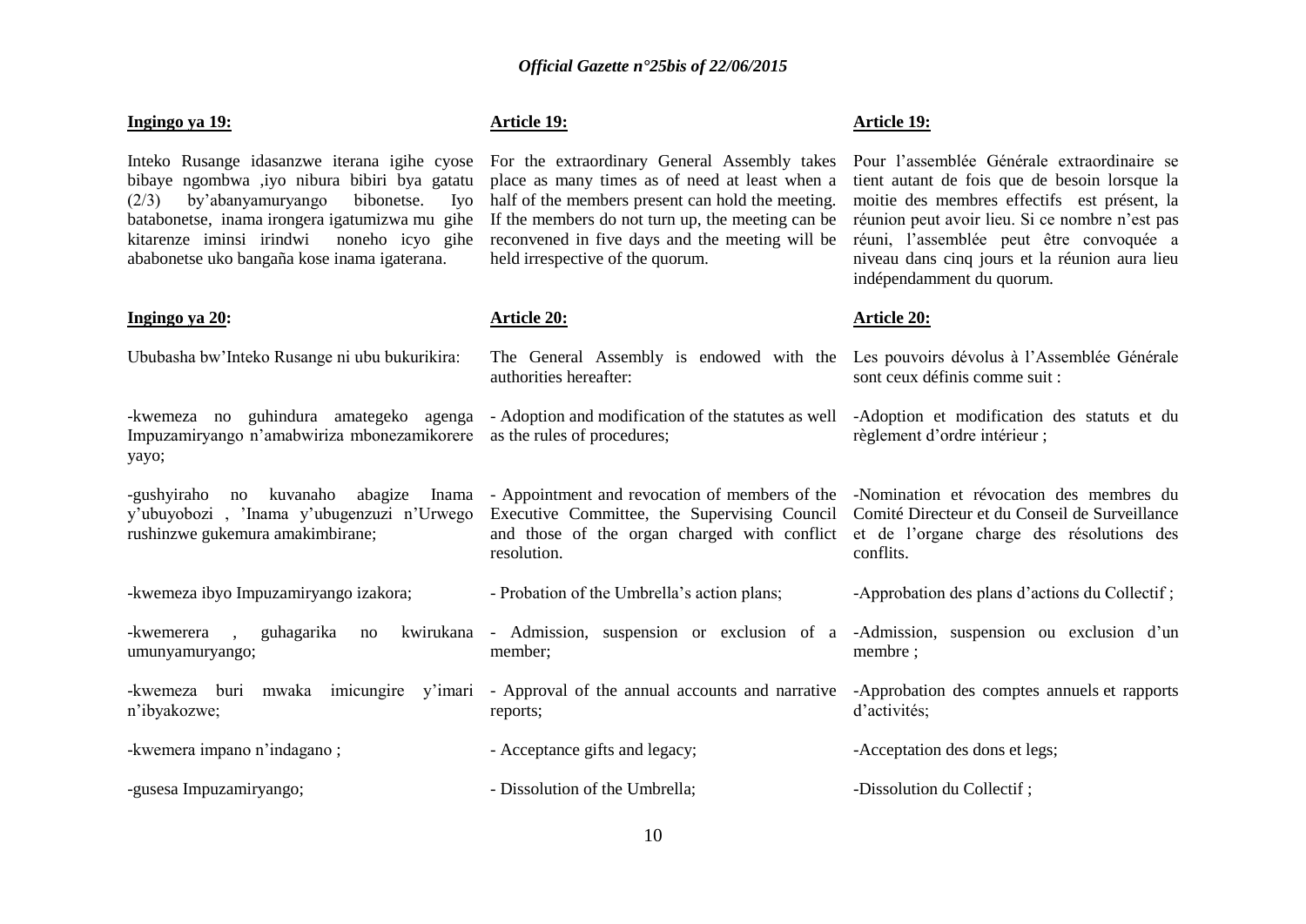**Ingingo ya 19:**

Inteko Rusange idasanzwe iterana igihe cyose bibaye ngombwa ,iyo nibura bibiri bya gatatu (2/3) by'abanyamuryango bibonetse. Iyo batabonetse, inama irongera igatumizwa mu gihe kitarenze iminsi irindwi noneho icyo gihe ababonetse uko bangaña kose inama igaterana.

**Ingingo ya 20:**

Ububasha bw'Inteko Rusange ni ubu bukurikira:

-kwemeza no guhindura amategeko agenga Impuzamiryango n'amabwiriza mbonezamikorere yayo;

-gushyiraho no kuvanaho abagize Inama y'ubuyobozi , 'Inama y'ubugenzuzi n'Urwego rushinzwe gukemura amakimbirane;

-kwemeza ibyo Impuzamiryango izakora;

-kwemerera , guhagarika no kwirukana umunyamuryango;

-kwemeza buri mwaka imicungire y'imari n'ibyakozwe;

-kwemera impano n'indagano ;

-gusesa Impuzamiryango;

**Article 19:**

For the extraordinary General Assembly takes place as many times as of need at least when a half of the members present can hold the meeting. If the members do not turn up, the meeting can be reconvened in five days and the meeting will be held irrespective of the quorum.

**Article 20:**

The General Assembly is endowed with the authorities hereafter:

- Adoption and modification of the statutes as well as the rules of procedures;

- Appointment and revocation of members of the Executive Committee, the Supervising Council and those of the organ charged with conflict resolution.

- Probation of the Umbrella's action plans;

- Admission, suspension or exclusion of a member;

- Approval of the annual accounts and narrative reports;

- Acceptance gifts and legacy;

- Dissolution of the Umbrella;

**Article 19:**

Pour l'assemblée Générale extraordinaire se tient autant de fois que de besoin lorsque la moitie des membres effectifs est présent, la réunion peut avoir lieu. Si ce nombre n'est pas réuni, l'assemblée peut être convoquée a niveau dans cinq jours et la réunion aura lieu indépendamment du quorum.

**Article 20:**

Les pouvoirs dévolus à l'Assemblée Générale sont ceux définis comme suit :

-Adoption et modification des statuts et du règlement d'ordre intérieur ;

-Nomination et révocation des membres du Comité Directeur et du Conseil de Surveillance et de l'organe charge des résolutions des conflits.

-Approbation des plans d'actions du Collectif ;

-Admission, suspension ou exclusion d'un membre ;

-Approbation des comptes annuels et rapports d'activités;

-Acceptation des dons et legs;

-Dissolution du Collectif ;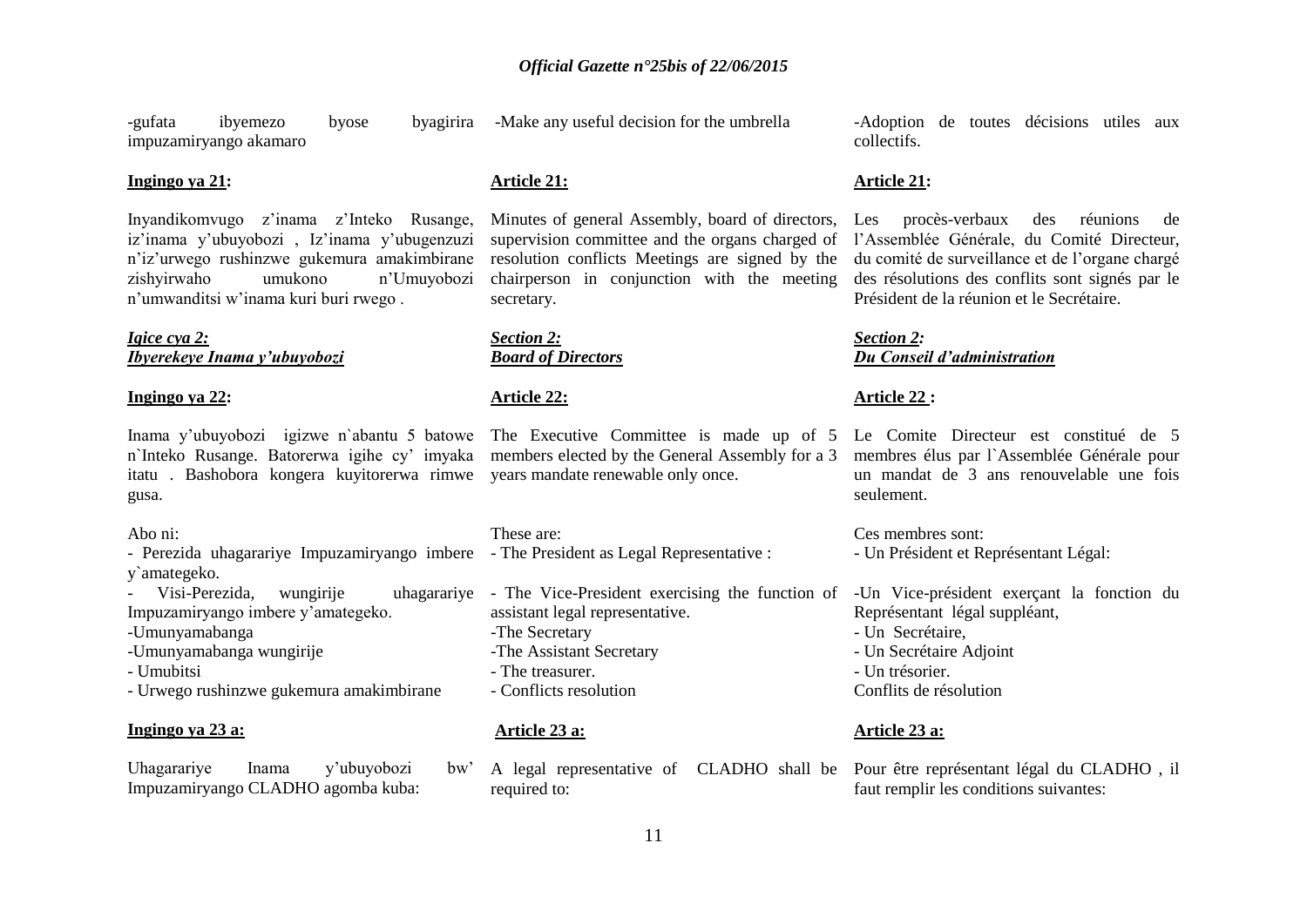-gufata ibyemezo byose byagirira impuzamiryango akamaro

-Make any useful decision for the umbrella

-Adoption de toutes décisions utiles aux collectifs.

**Ingingo ya 21:**

Inyandikomvugo z'inama z'Inteko Rusange, iz'inama y'ubuyobozi , Iz'inama y'ubugenzuzi n'iz'urwego rushinzwe gukemura amakimbirane zishyirwaho umukono n'Umuyobozi n'umwanditsi w'inama kuri buri rwego .

**Article 21:**

Minutes of general Assembly, board of directors, supervision committee and the organs charged of resolution conflicts Meetings are signed by the chairperson in conjunction with the meeting secretary.

**Article 21:**

Les procès-verbaux des réunions de l'Assemblée Générale, du Comité Directeur, du comité de surveillance et de l'organe chargé des résolutions des conflits sont signés par le Président de la réunion et le Secrétaire.

***Igice cya 2:***
***Ibyerekeye Inama y'ubuyobozi***

***Section 2:***
***Board of Directors***

***Section 2:***
***Du Conseil d'administration***

**Ingingo ya 22:**

Inama y'ubuyobozi igizwe n`abantu 5 batowe n`Inteko Rusange. Batorerwa igihe cy' imyaka itatu . Bashobora kongera kuyitorerwa rimwe gusa.

Abo ni:
- Perezida uhagarariye Impuzamiryango imbere y`amategeko.
- Visi-Perezida, wungirije uhagarariye Impuzamiryango imbere y'amategeko.
-Umunyamabanga
-Umunyamabanga wungirije
- Umubitsi
- Urwego rushinzwe gukemura amakimbirane

**Article 22:**

The Executive Committee is made up of 5 members elected by the General Assembly for a 3 years mandate renewable only once.

These are:
- The President as Legal Representative :
- The Vice-President exercising the function of assistant legal representative.
-The Secretary
-The Assistant Secretary
- The treasurer.
- Conflicts resolution

**Article 22 :**

Le Comite Directeur est constitué de 5 membres élus par l`Assemblée Générale pour un mandat de 3 ans renouvelable une fois seulement.

Ces membres sont:
- Un Président et Représentant Légal:
-Un Vice-président exerçant la fonction du Représentant légal suppléant,
- Un Secrétaire,
- Un Secrétaire Adjoint
- Un trésorier.
Conflits de résolution

**Ingingo ya 23 a:**

Uhagarariye Inama y'ubuyobozi bw' Impuzamiryango CLADHO agomba kuba:

**Article 23 a:**

A legal representative of CLADHO shall be required to:

**Article 23 a:**

Pour être représentant légal du CLADHO , il faut remplir les conditions suivantes: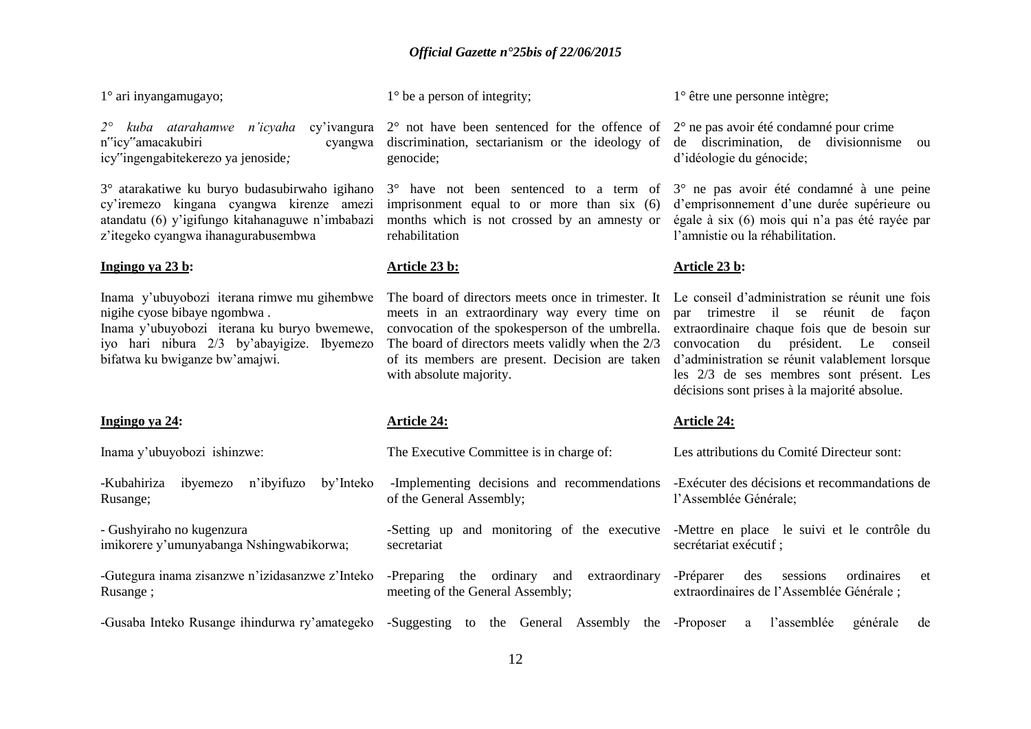1° ari inyangamugayo;

*2° kuba atarahamwe n'icyaha* cy'ivangura n‟icy‟amacakubiri cyangwa icy‟ingengabitekerezo ya jenoside*;*

3° atarakatiwe ku buryo budasubirwaho igihano cy'iremezo kingana cyangwa kirenze amezi atandatu (6) y'igifungo kitahanaguwe n'imbabazi z'itegeko cyangwa ihanagurabusembwa

**Ingingo ya 23 b:**

Inama y'ubuyobozi iterana rimwe mu gihembwe nigihe cyose bibaye ngombwa .
Inama y'ubuyobozi iterana ku buryo bwemewe, iyo hari nibura 2/3 by'abayigize. Ibyemezo bifatwa ku bwiganze bw'amajwi.

**Ingingo ya 24:**

Inama y'ubuyobozi ishinzwe:

-Kubahiriza ibyemezo n'ibyifuzo by'Inteko Rusange;

- Gushyiraho no kugenzura imikorere y'umunyabanga Nshingwabikorwa;

-Gutegura inama zisanzwe n'izidasanzwe z'Inteko Rusange ;

-Gusaba Inteko Rusange ihindurwa ry'amategeko

1° be a person of integrity;

2° not have been sentenced for the offence of discrimination, sectarianism or the ideology of genocide;

3° have not been sentenced to a term of imprisonment equal to or more than six (6) months which is not crossed by an amnesty or rehabilitation

**Article 23 b:**

The board of directors meets once in trimester. It meets in an extraordinary way every time on convocation of the spokesperson of the umbrella. The board of directors meets validly when the 2/3 of its members are present. Decision are taken with absolute majority.

**Article 24:**

The Executive Committee is in charge of:

-Implementing decisions and recommendations of the General Assembly;

-Setting up and monitoring of the executive secretariat

-Preparing the ordinary and extraordinary meeting of the General Assembly;

-Suggesting to the General Assembly the

1° être une personne intègre;

2° ne pas avoir été condamné pour crime de discrimination, de divisionnisme ou d'idéologie du génocide;

3° ne pas avoir été condamné à une peine d'emprisonnement d'une durée supérieure ou égale à six (6) mois qui n'a pas été rayée par l'amnistie ou la réhabilitation.

**Article 23 b:**

Le conseil d'administration se réunit une fois par trimestre il se réunit de façon extraordinaire chaque fois que de besoin sur convocation du président. Le conseil d'administration se réunit valablement lorsque les 2/3 de ses membres sont présent. Les décisions sont prises à la majorité absolue.

**Article 24:**

Les attributions du Comité Directeur sont:

-Exécuter des décisions et recommandations de l'Assemblée Générale;

-Mettre en place le suivi et le contrôle du secrétariat exécutif ;

-Préparer des sessions ordinaires et extraordinaires de l'Assemblée Générale ;

-Proposer a l'assemblée générale de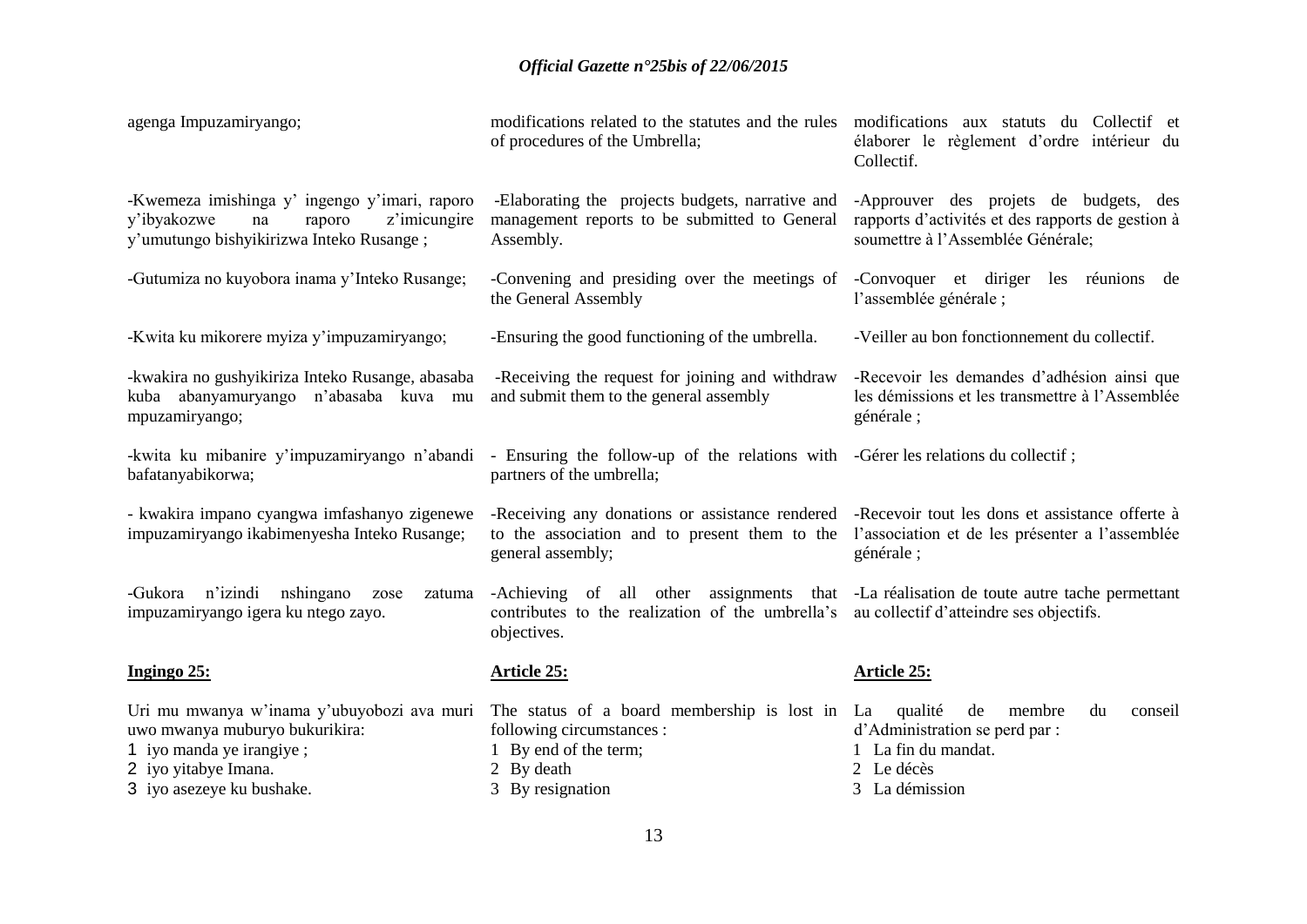agenga Impuzamiryango;

-Kwemeza imishinga y' ingengo y'imari, raporo y'ibyakozwe na raporo z'imicungire y'umutungo bishyikirizwa Inteko Rusange ;

-Gutumiza no kuyobora inama y'Inteko Rusange;

-Kwita ku mikorere myiza y'impuzamiryango;

-kwakira no gushyikiriza Inteko Rusange, abasaba kuba abanyamuryango n'abasaba kuva mu mpuzamiryango;

-kwita ku mibanire y'impuzamiryango n'abandi bafatanyabikorwa;

- kwakira impano cyangwa imfashanyo zigenewe impuzamiryango ikabimenyesha Inteko Rusange;

-Gukora n'izindi nshingano zose zatuma impuzamiryango igera ku ntego zayo.

**Ingingo 25:**

Uri mu mwanya w'inama y'ubuyobozi ava muri uwo mwanya muburyo bukurikira:

1 iyo manda ye irangiye ;
2 iyo yitabye Imana.
3 iyo asezeye ku bushake.

modifications related to the statutes and the rules of procedures of the Umbrella;

-Elaborating the projects budgets, narrative and management reports to be submitted to General Assembly.

-Convening and presiding over the meetings of the General Assembly

-Ensuring the good functioning of the umbrella.

-Receiving the request for joining and withdraw and submit them to the general assembly

- Ensuring the follow-up of the relations with partners of the umbrella;

-Receiving any donations or assistance rendered to the association and to present them to the general assembly;

-Achieving of all other assignments that contributes to the realization of the umbrella's objectives.

**Article 25:**

The status of a board membership is lost in following circumstances :

1 By end of the term;
2 By death
3 By resignation

modifications aux statuts du Collectif et élaborer le règlement d'ordre intérieur du Collectif.

-Approuver des projets de budgets, des rapports d'activités et des rapports de gestion à soumettre à l'Assemblée Générale;

-Convoquer et diriger les réunions de l'assemblée générale ;

-Veiller au bon fonctionnement du collectif.

-Recevoir les demandes d'adhésion ainsi que les démissions et les transmettre à l'Assemblée générale ;

-Gérer les relations du collectif ;

-Recevoir tout les dons et assistance offerte à l'association et de les présenter a l'assemblée générale ;

-La réalisation de toute autre tache permettant au collectif d'atteindre ses objectifs.

**Article 25:**

La qualité de membre du conseil d'Administration se perd par :

1 La fin du mandat.
2 Le décès
3 La démission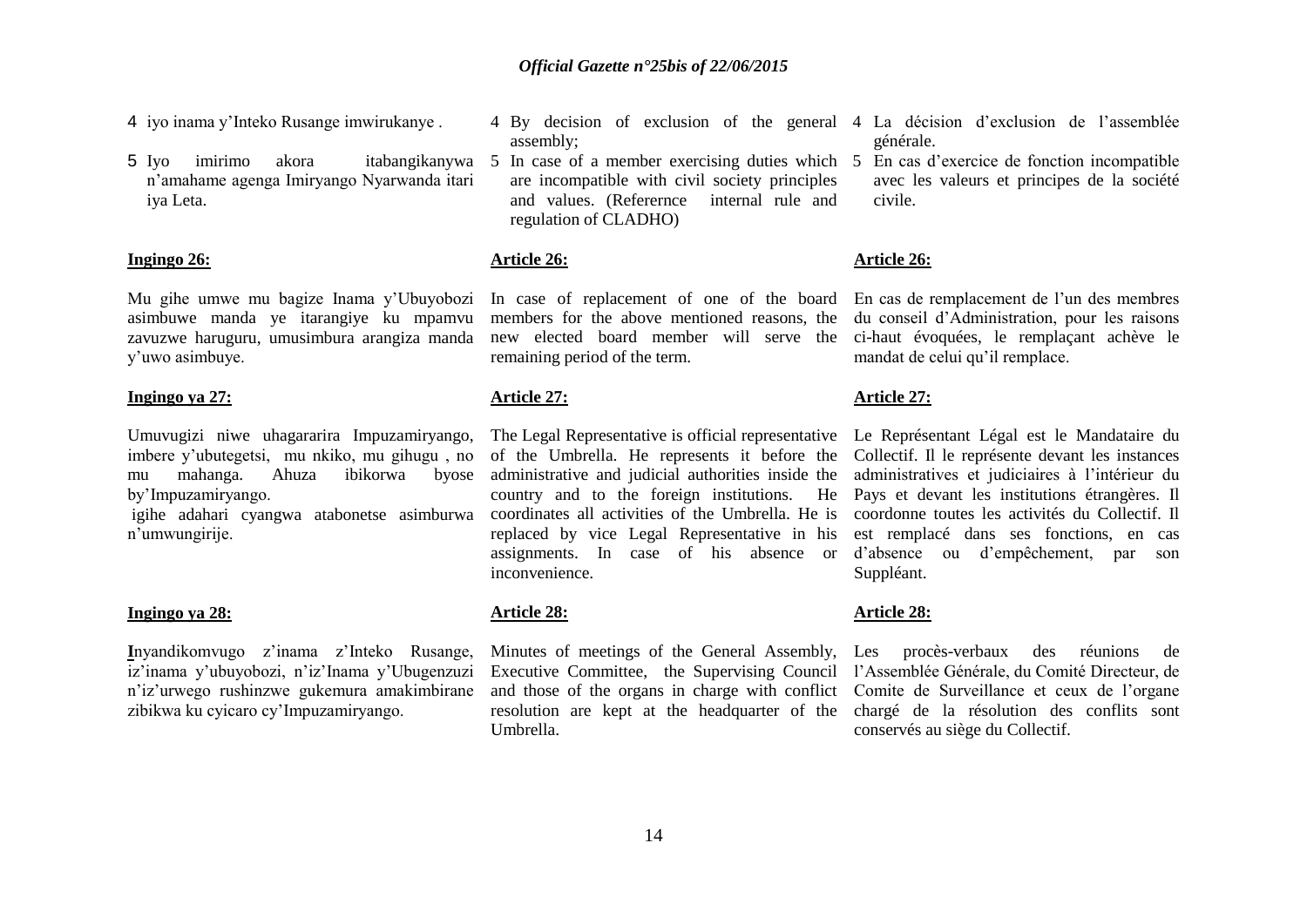4 iyo inama y'Inteko Rusange imwirukanye .

5 Iyo imirimo akora itabangikanywa n'amahame agenga Imiryango Nyarwanda itari iya Leta.

**Ingingo 26:**

Mu gihe umwe mu bagize Inama y'Ubuyobozi asimbuwe manda ye itarangiye ku mpamvu zavuzwe haruguru, umusimbura arangiza manda y'uwo asimbuye.

**Ingingo ya 27:**

Umuvugizi niwe uhagararira Impuzamiryango, imbere y'ubutegetsi, mu nkiko, mu gihugu , no mu mahanga. Ahuza ibikorwa byose by'Impuzamiryango.
igihe adahari cyangwa atabonetse asimburwa n'umwungirije.

**Ingingo ya 28:**

**I**nyandikomvugo z'inama z'Inteko Rusange, iz'inama y'ubuyobozi, n'iz'Inama y'Ubugenzuzi n'iz'urwego rushinzwe gukemura amakimbirane zibikwa ku cyicaro cy'Impuzamiryango.

4 By decision of exclusion of the general assembly;

5 In case of a member exercising duties which are incompatible with civil society principles and values. (Referernce internal rule and regulation of CLADHO)

**Article 26:**

In case of replacement of one of the board members for the above mentioned reasons, the new elected board member will serve the remaining period of the term.

**Article 27:**

The Legal Representative is official representative of the Umbrella. He represents it before the administrative and judicial authorities inside the country and to the foreign institutions. He coordinates all activities of the Umbrella. He is replaced by vice Legal Representative in his assignments. In case of his absence or inconvenience.

**Article 28:**

Minutes of meetings of the General Assembly, Executive Committee, the Supervising Council and those of the organs in charge with conflict resolution are kept at the headquarter of the Umbrella.

4 La décision d'exclusion de l'assemblée générale.

5 En cas d'exercice de fonction incompatible avec les valeurs et principes de la société civile.

**Article 26:**

En cas de remplacement de l'un des membres du conseil d'Administration, pour les raisons ci-haut évoquées, le remplaçant achève le mandat de celui qu'il remplace.

**Article 27:**

Le Représentant Légal est le Mandataire du Collectif. Il le représente devant les instances administratives et judiciaires à l'intérieur du Pays et devant les institutions étrangères. Il coordonne toutes les activités du Collectif. Il est remplacé dans ses fonctions, en cas d'absence ou d'empêchement, par son Suppléant.

**Article 28:**

Les procès-verbaux des réunions de l'Assemblée Générale, du Comité Directeur, de Comite de Surveillance et ceux de l'organe chargé de la résolution des conflits sont conservés au siège du Collectif.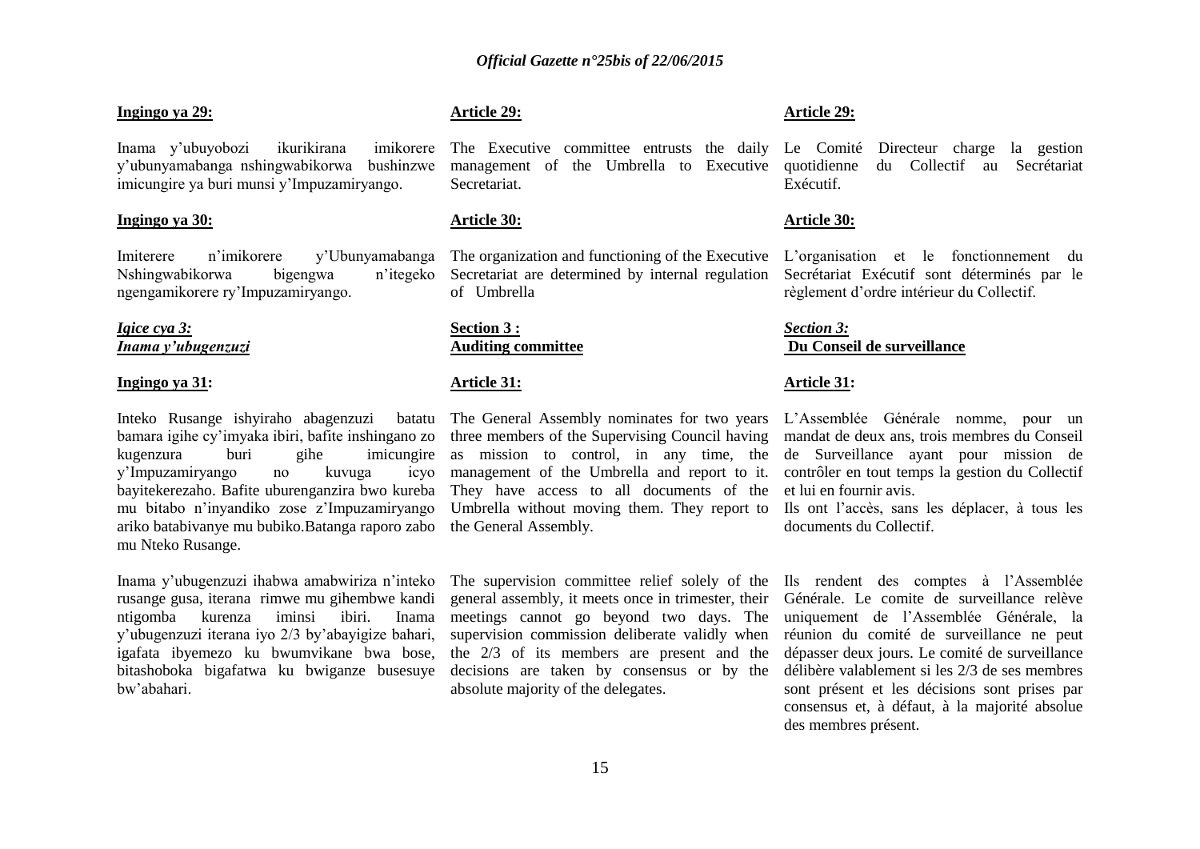**Ingingo ya 29:**

Inama y'ubuyobozi ikurikirana imikorere y'ubunyamabanga nshingwabikorwa bushinzwe imicungire ya buri munsi y'Impuzamiryango.

**Ingingo ya 30:**

Imiterere n'imikorere y'Ubunyamabanga Nshingwabikorwa bigengwa n'itegeko ngengamikorere ry'Impuzamiryango.

***Igice cya 3:***
***Inama y'ubugenzuzi***

**Ingingo ya 31:**

Inteko Rusange ishyiraho abagenzuzi batatu bamara igihe cy'imyaka ibiri, bafite inshingano zo kugenzura buri gihe imicungire y'Impuzamiryango no kuvuga icyo bayitekerezaho. Bafite uburenganzira bwo kureba mu bitabo n'inyandiko zose z'Impuzamiryango ariko batabivanye mu bubiko.Batanga raporo zabo mu Nteko Rusange.

Inama y'ubugenzuzi ihabwa amabwiriza n'inteko rusange gusa, iterana rimwe mu gihembwe kandi ntigomba kurenza iminsi ibiri. Inama y'ubugenzuzi iterana iyo 2/3 by'abayigize bahari, igafata ibyemezo ku bwumvikane bwa bose, bitashoboka bigafatwa ku bwiganze busesuye bw'abahari.

**Article 29:**

The Executive committee entrusts the daily management of the Umbrella to Executive Secretariat.

**Article 30:**

The organization and functioning of the Executive Secretariat are determined by internal regulation of Umbrella

**Section 3 :**
**Auditing committee**

**Article 31:**

The General Assembly nominates for two years three members of the Supervising Council having as mission to control, in any time, the management of the Umbrella and report to it. They have access to all documents of the Umbrella without moving them. They report to the General Assembly.

The supervision committee relief solely of the general assembly, it meets once in trimester, their meetings cannot go beyond two days. The supervision commission deliberate validly when the 2/3 of its members are present and the decisions are taken by consensus or by the absolute majority of the delegates.

**Article 29:**

Le Comité Directeur charge la gestion quotidienne du Collectif au Secrétariat Exécutif.

**Article 30:**

L'organisation et le fonctionnement du Secrétariat Exécutif sont déterminés par le règlement d'ordre intérieur du Collectif.

***Section 3:***
***Du Conseil de surveillance***

**Article 31:**

L'Assemblée Générale nomme, pour un mandat de deux ans, trois membres du Conseil de Surveillance ayant pour mission de contrôler en tout temps la gestion du Collectif et lui en fournir avis.
Ils ont l'accès, sans les déplacer, à tous les documents du Collectif.

Ils rendent des comptes à l'Assemblée Générale. Le comite de surveillance relève uniquement de l'Assemblée Générale, la réunion du comité de surveillance ne peut dépasser deux jours. Le comité de surveillance délibère valablement si les 2/3 de ses membres sont présent et les décisions sont prises par consensus et, à défaut, à la majorité absolue des membres présent.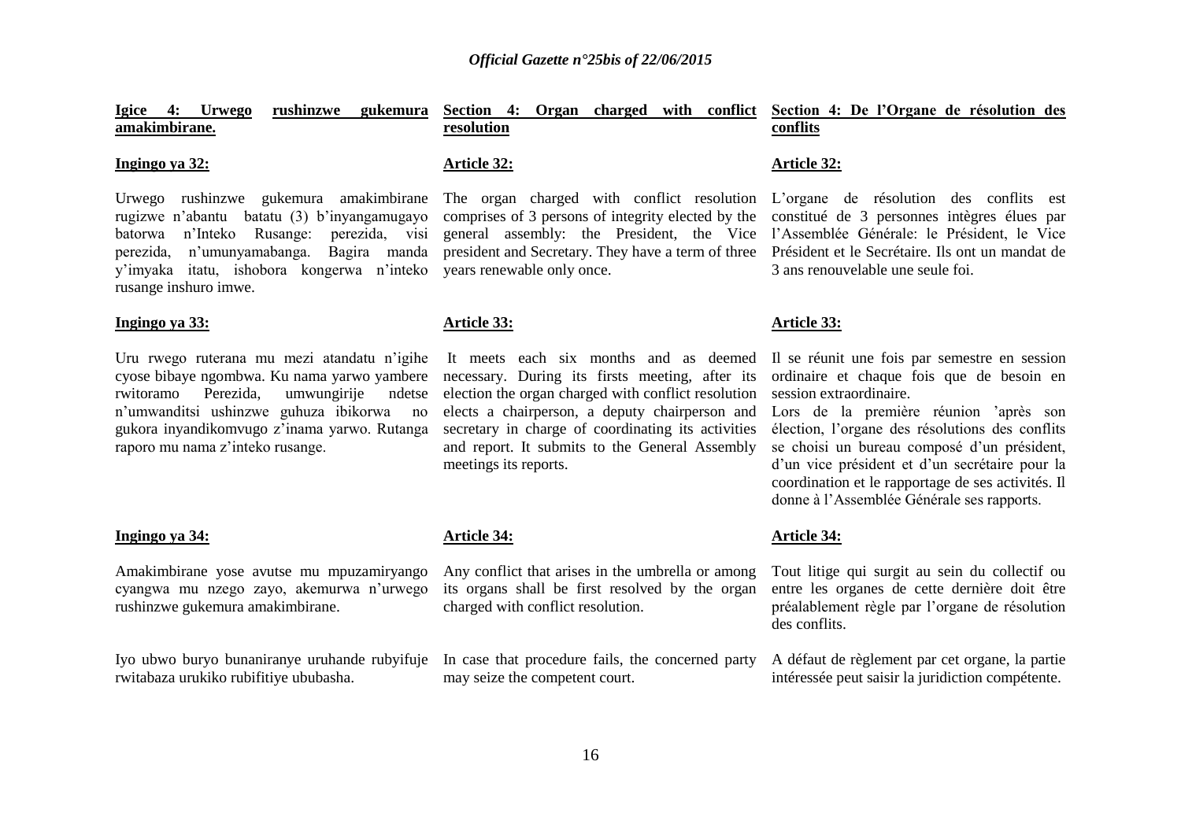**Igice 4: Urwego rushinzwe gukemura amakimbirane.**

**Ingingo ya 32:**

Urwego rushinzwe gukemura amakimbirane rugizwe n'abantu batatu (3) b'inyangamugayo batorwa n'Inteko Rusange: perezida, visi perezida, n'umunyamabanga. Bagira manda y'imyaka itatu, ishobora kongerwa n'inteko rusange inshuro imwe.

**Ingingo ya 33:**

Uru rwego ruterana mu mezi atandatu n'igihe cyose bibaye ngombwa. Ku nama yarwo yambere rwitoramo Perezida, umwungirije ndetse n'umwanditsi ushinzwe guhuza ibikorwa no gukora inyandikomvugo z'inama yarwo. Rutanga raporo mu nama z'inteko rusange.

**Ingingo ya 34:**

Amakimbirane yose avutse mu mpuzamiryango cyangwa mu nzego zayo, akemurwa n'urwego rushinzwe gukemura amakimbirane.

Iyo ubwo buryo bunaniranye uruhande rubyifuje rwitabaza urukiko rubifitiye ububasha.

**Section 4: Organ charged with conflict resolution**

**Article 32:**

The organ charged with conflict resolution comprises of 3 persons of integrity elected by the general assembly: the President, the Vice president and Secretary. They have a term of three years renewable only once.

**Article 33:**

It meets each six months and as deemed necessary. During its firsts meeting, after its election the organ charged with conflict resolution elects a chairperson, a deputy chairperson and secretary in charge of coordinating its activities and report. It submits to the General Assembly meetings its reports.

**Article 34:**

Any conflict that arises in the umbrella or among its organs shall be first resolved by the organ charged with conflict resolution.

In case that procedure fails, the concerned party may seize the competent court.

**Section 4: De l'Organe de résolution des conflits**

**Article 32:**

L'organe de résolution des conflits est constitué de 3 personnes intègres élues par l'Assemblée Générale: le Président, le Vice Président et le Secrétaire. Ils ont un mandat de 3 ans renouvelable une seule foi.

**Article 33:**

Il se réunit une fois par semestre en session ordinaire et chaque fois que de besoin en session extraordinaire.

Lors de la première réunion 'après son élection, l'organe des résolutions des conflits se choisi un bureau composé d'un président, d'un vice président et d'un secrétaire pour la coordination et le rapportage de ses activités. Il donne à l'Assemblée Générale ses rapports.

**Article 34:**

Tout litige qui surgit au sein du collectif ou entre les organes de cette dernière doit être préalablement règle par l'organe de résolution des conflits.

A défaut de règlement par cet organe, la partie intéressée peut saisir la juridiction compétente.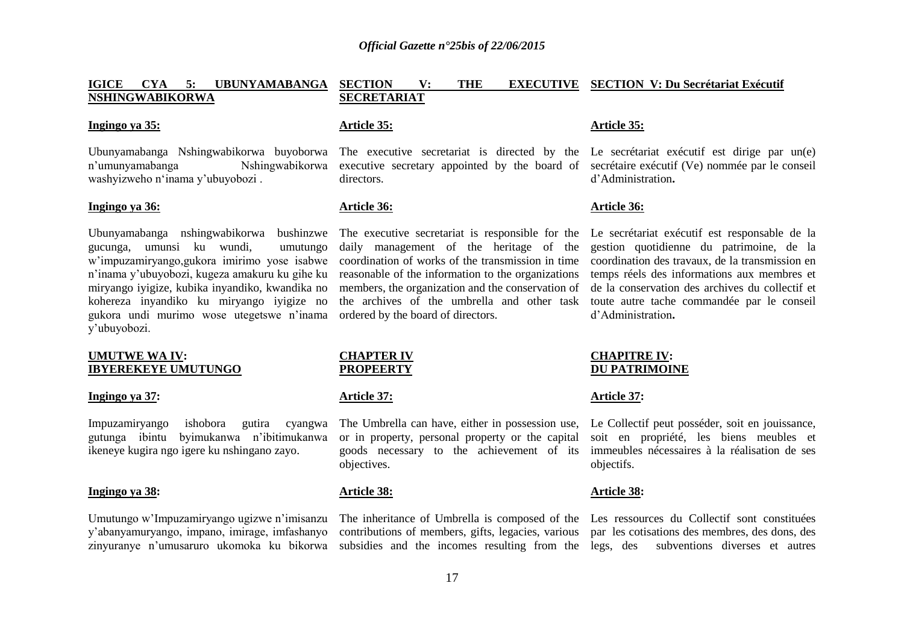**IGICE CYA 5: UBUNYAMABANGA NSHINGWABIKORWA**

**Ingingo ya 35:**

Ubunyamabanga Nshingwabikorwa buyoborwa n'umunyamabanga Nshingwabikorwa washyizweho n'inama y'ubuyobozi .

**Ingingo ya 36:**

Ubunyamabanga nshingwabikorwa bushinzwe gucunga, umunsi ku wundi, umutungo w'impuzamiryango,gukora imirimo yose isabwe n'inama y'ubuyobozi, kugeza amakuru ku gihe ku miryango iyigize, kubika inyandiko, kwandika no kohereza inyandiko ku miryango iyigize no gukora undi murimo wose utegetswe n'inama y'ubuyobozi.

**UMUTWE WA IV: IBYEREKEYE UMUTUNGO**

**Ingingo ya 37:**

Impuzamiryango ishobora gutira cyangwa gutunga ibintu byimukanwa n'ibitimukanwa ikeneye kugira ngo igere ku nshingano zayo.

**Ingingo ya 38:**

Umutungo w'Impuzamiryango ugizwe n'imisanzu y'abanyamuryango, impano, imirage, imfashanyo zinyuranye n'umusaruro ukomoka ku bikorwa

**SECTION V: THE EXECUTIVE SECRETARIAT**

**Article 35:**

The executive secretariat is directed by the executive secretary appointed by the board of directors.

**Article 36:**

The executive secretariat is responsible for the daily management of the heritage of the coordination of works of the transmission in time reasonable of the information to the organizations members, the organization and the conservation of the archives of the umbrella and other task ordered by the board of directors.

**CHAPTER IV PROPEERTY**

**Article 37:**

The Umbrella can have, either in possession use, or in property, personal property or the capital goods necessary to the achievement of its objectives.

**Article 38:**

The inheritance of Umbrella is composed of the contributions of members, gifts, legacies, various subsidies and the incomes resulting from the

**SECTION V: Du Secrétariat Exécutif**

**Article 35:**

Le secrétariat exécutif est dirige par un(e) secrétaire exécutif (Ve) nommée par le conseil d'Administration**.**

**Article 36:**

Le secrétariat exécutif est responsable de la gestion quotidienne du patrimoine, de la coordination des travaux, de la transmission en temps réels des informations aux membres et de la conservation des archives du collectif et toute autre tache commandée par le conseil d'Administration**.**

**CHAPITRE IV: DU PATRIMOINE**

**Article 37:**

Le Collectif peut posséder, soit en jouissance, soit en propriété, les biens meubles et immeubles nécessaires à la réalisation de ses objectifs.

**Article 38:**

Les ressources du Collectif sont constituées par les cotisations des membres, des dons, des legs, des subventions diverses et autres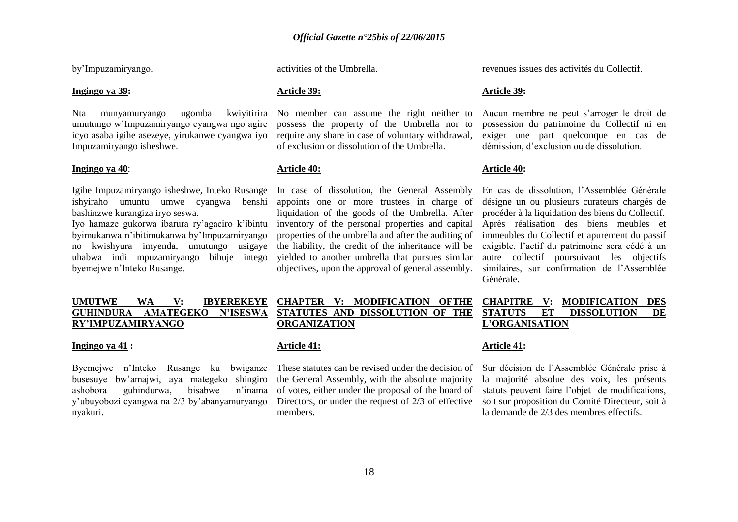by'Impuzamiryango.

**Ingingo ya 39:**

Nta munyamuryango ugomba kwiyitirira umutungo w'Impuzamiryango cyangwa ngo agire icyo asaba igihe asezeye, yirukanwe cyangwa iyo Impuzamiryango isheshwe.

**Ingingo ya 40**:

Igihe Impuzamiryango isheshwe, Inteko Rusange ishyiraho umuntu umwe cyangwa benshi bashinzwe kurangiza iryo seswa.

Iyo hamaze gukorwa ibarura ry'agaciro k'ibintu byimukanwa n'ibitimukanwa by'Impuzamiryango no kwishyura imyenda, umutungo usigaye uhabwa indi mpuzamiryango bihuje intego byemejwe n'Inteko Rusange.

**UMUTWE WA V: IBYEREKEYE GUHINDURA AMATEGEKO N'ISESWA RY'IMPUZAMIRYANGO**

**Ingingo ya 41 :**

Byemejwe n'Inteko Rusange ku bwiganze busesuye bw'amajwi, aya mategeko shingiro ashobora guhindurwa, bisabwe n'inama y'ubuyobozi cyangwa na 2/3 by'abanyamuryango nyakuri.

activities of the Umbrella.

**Article 39:**

No member can assume the right neither to possess the property of the Umbrella nor to require any share in case of voluntary withdrawal, of exclusion or dissolution of the Umbrella.

**Article 40:**

In case of dissolution, the General Assembly appoints one or more trustees in charge of liquidation of the goods of the Umbrella. After inventory of the personal properties and capital properties of the umbrella and after the auditing of the liability, the credit of the inheritance will be yielded to another umbrella that pursues similar objectives, upon the approval of general assembly.

**CHAPTER V: MODIFICATION OFTHE STATUTES AND DISSOLUTION OF THE ORGANIZATION**

**Article 41:**

These statutes can be revised under the decision of the General Assembly, with the absolute majority of votes, either under the proposal of the board of Directors, or under the request of 2/3 of effective members.

revenues issues des activités du Collectif.

**Article 39:**

Aucun membre ne peut s'arroger le droit de possession du patrimoine du Collectif ni en exiger une part quelconque en cas de démission, d'exclusion ou de dissolution.

**Article 40:**

En cas de dissolution, l'Assemblée Générale désigne un ou plusieurs curateurs chargés de procéder à la liquidation des biens du Collectif. Après réalisation des biens meubles et immeubles du Collectif et apurement du passif exigible, l'actif du patrimoine sera cédé à un autre collectif poursuivant les objectifs similaires, sur confirmation de l'Assemblée Générale.

**CHAPITRE V: MODIFICATION DES STATUTS ET DISSOLUTION DE L'ORGANISATION**

**Article 41:**

Sur décision de l'Assemblée Générale prise à la majorité absolue des voix, les présents statuts peuvent faire l'objet de modifications, soit sur proposition du Comité Directeur, soit à la demande de 2/3 des membres effectifs.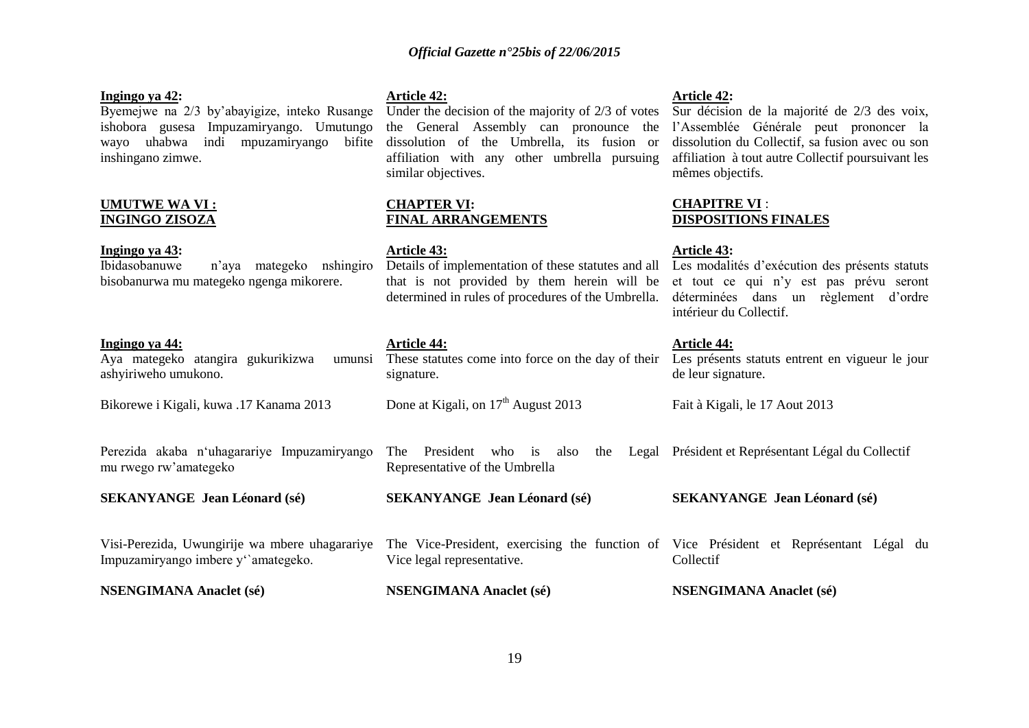**Ingingo ya 42:**

Byemejwe na 2/3 by'abayigize, inteko Rusange ishobora gusesa Impuzamiryango. Umutungo wayo uhabwa indi mpuzamiryango bifite inshingano zimwe.

**UMUTWE WA VI : INGINGO ZISOZA**

**Ingingo ya 43:**

Ibidasobanuwe n'aya mategeko nshingiro bisobanurwa mu mategeko ngenga mikorere.

**Ingingo ya 44:**

Aya mategeko atangira gukurikizwa umunsi ashyiriweho umukono.

Bikorewe i Kigali, kuwa .17 Kanama 2013

Perezida akaba n'uhagarariye Impuzamiryango mu rwego rw'amategeko

**SEKANYANGE Jean Léonard (sé)**

Visi-Perezida, Uwungirije wa mbere uhagarariye Impuzamiryango imbere y``amategeko.

**NSENGIMANA Anaclet (sé)**

**Article 42:**

Under the decision of the majority of 2/3 of votes the General Assembly can pronounce the dissolution of the Umbrella, its fusion or affiliation with any other umbrella pursuing similar objectives.

**CHAPTER VI: FINAL ARRANGEMENTS**

**Article 43:**

Details of implementation of these statutes and all that is not provided by them herein will be determined in rules of procedures of the Umbrella.

**Article 44:**

These statutes come into force on the day of their signature.

Done at Kigali, on 17th August 2013

The President who is also the Legal Representative of the Umbrella

**SEKANYANGE Jean Léonard (sé)**

The Vice-President, exercising the function of Vice legal representative.

**NSENGIMANA Anaclet (sé)**

**Article 42:**

Sur décision de la majorité de 2/3 des voix, l'Assemblée Générale peut prononcer la dissolution du Collectif, sa fusion avec ou son affiliation à tout autre Collectif poursuivant les mêmes objectifs.

**CHAPITRE VI : DISPOSITIONS FINALES**

**Article 43:**

Les modalités d'exécution des présents statuts et tout ce qui n'y est pas prévu seront déterminées dans un règlement d'ordre intérieur du Collectif.

**Article 44:**

Les présents statuts entrent en vigueur le jour de leur signature.

Fait à Kigali, le 17 Aout 2013

Président et Représentant Légal du Collectif

**SEKANYANGE Jean Léonard (sé)**

Vice Président et Représentant Légal du Collectif

**NSENGIMANA Anaclet (sé)**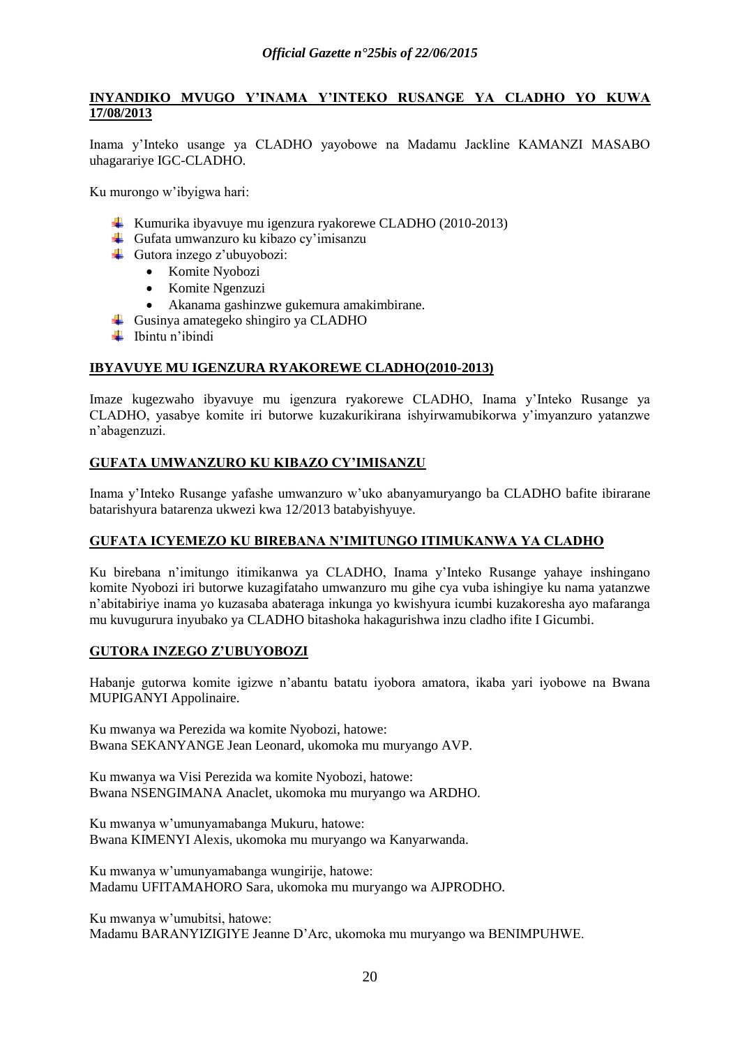**INYANDIKO MVUGO Y'INAMA Y'INTEKO RUSANGE YA CLADHO YO KUWA 17/08/2013**

Inama y'Inteko usange ya CLADHO yayobowe na Madamu Jackline KAMANZI MASABO uhagarariye IGC-CLADHO.

Ku murongo w'ibyigwa hari:

- Kumurika ibyavuye mu igenzura ryakorewe CLADHO (2010-2013)
- Gufata umwanzuro ku kibazo cy'imisanzu
- Gutora inzego z'ubuyobozi:
  - Komite Nyobozi
  - Komite Ngenzuzi
  - Akanama gashinzwe gukemura amakimbirane.
- Gusinya amategeko shingiro ya CLADHO
- Ibintu n'ibindi

**IBYAVUYE MU IGENZURA RYAKOREWE CLADHO(2010-2013)**

Imaze kugezwaho ibyavuye mu igenzura ryakorewe CLADHO, Inama y'Inteko Rusange ya CLADHO, yasabye komite iri butorwe kuzakurikirana ishyirwamubikorwa y'imyanzuro yatanzwe n'abagenzuzi.

**GUFATA UMWANZURO KU KIBAZO CY'IMISANZU**

Inama y'Inteko Rusange yafashe umwanzuro w'uko abanyamuryango ba CLADHO bafite ibirarane batarishyura batarenza ukwezi kwa 12/2013 batabyishyuye.

**GUFATA ICYEMEZO KU BIREBANA N'IMITUNGO ITIMUKANWA YA CLADHO**

Ku birebana n'imitungo itimikanwa ya CLADHO, Inama y'Inteko Rusange yahaye inshingano komite Nyobozi iri butorwe kuzagifataho umwanzuro mu gihe cya vuba ishingiye ku nama yatanzwe n'abitabiriye inama yo kuzasaba abateraga inkunga yo kwishyura icumbi kuzakoresha ayo mafaranga mu kuvugurura inyubako ya CLADHO bitashoka hakagurishwa inzu cladho ifite I Gicumbi.

**GUTORA INZEGO Z'UBUYOBOZI**

Habanje gutorwa komite igizwe n'abantu batatu iyobora amatora, ikaba yari iyobowe na Bwana MUPIGANYI Appolinaire.

Ku mwanya wa Perezida wa komite Nyobozi, hatowe:
Bwana SEKANYANGE Jean Leonard, ukomoka mu muryango AVP.

Ku mwanya wa Visi Perezida wa komite Nyobozi, hatowe:
Bwana NSENGIMANA Anaclet, ukomoka mu muryango wa ARDHO.

Ku mwanya w'umunyamabanga Mukuru, hatowe:
Bwana KIMENYI Alexis, ukomoka mu muryango wa Kanyarwanda.

Ku mwanya w'umunyamabanga wungirije, hatowe:
Madamu UFITAMAHORO Sara, ukomoka mu muryango wa AJPRODHO.

Ku mwanya w'umubitsi, hatowe:
Madamu BARANYIZIGIYE Jeanne D'Arc, ukomoka mu muryango wa BENIMPUHWE.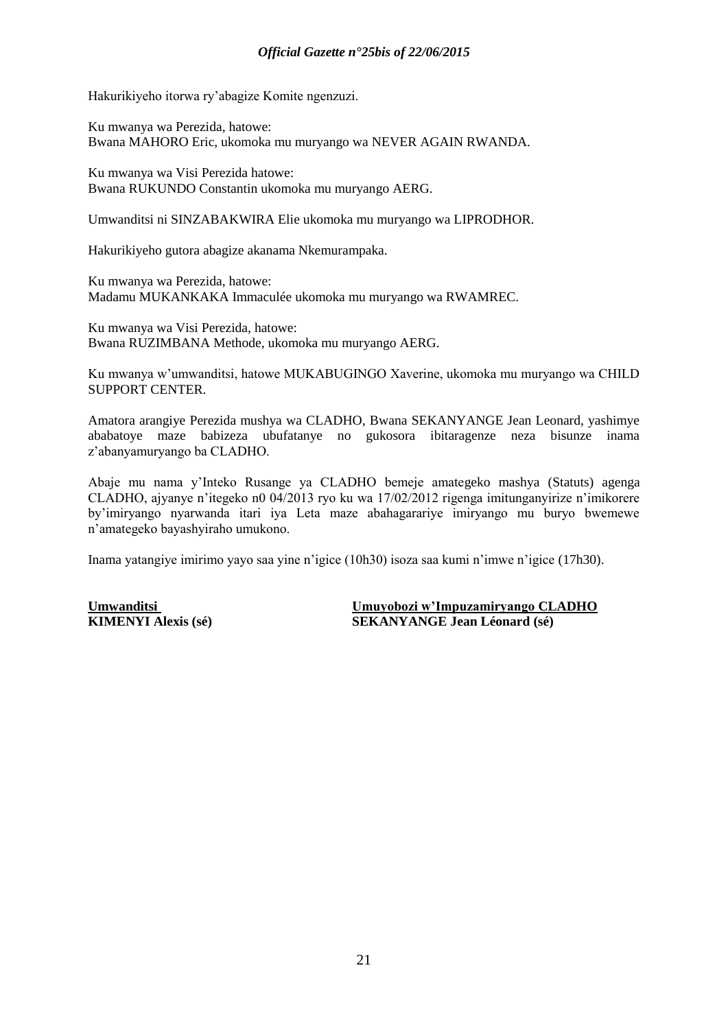Hakurikiyeho itorwa ry'abagize Komite ngenzuzi.

Ku mwanya wa Perezida, hatowe:
Bwana MAHORO Eric, ukomoka mu muryango wa NEVER AGAIN RWANDA.

Ku mwanya wa Visi Perezida hatowe:
Bwana RUKUNDO Constantin ukomoka mu muryango AERG.

Umwanditsi ni SINZABAKWIRA Elie ukomoka mu muryango wa LIPRODHOR.

Hakurikiyeho gutora abagize akanama Nkemurampaka.

Ku mwanya wa Perezida, hatowe:
Madamu MUKANKAKA Immaculée ukomoka mu muryango wa RWAMREC.

Ku mwanya wa Visi Perezida, hatowe:
Bwana RUZIMBANA Methode, ukomoka mu muryango AERG.

Ku mwanya w'umwanditsi, hatowe MUKABUGINGO Xaverine, ukomoka mu muryango wa CHILD SUPPORT CENTER.

Amatora arangiye Perezida mushya wa CLADHO, Bwana SEKANYANGE Jean Leonard, yashimye ababatoye maze babizeza ubufatanye no gukosora ibitaragenze neza bisunze inama z'abanyamuryango ba CLADHO.

Abaje mu nama y'Inteko Rusange ya CLADHO bemeje amategeko mashya (Statuts) agenga CLADHO, ajyanye n'itegeko n0 04/2013 ryo ku wa 17/02/2012 rigenga imitunganyirize n'imikorere by'imiryango nyarwanda itari iya Leta maze abahagarariye imiryango mu buryo bwemewe n'amategeko bayashyiraho umukono.

Inama yatangiye imirimo yayo saa yine n'igice (10h30) isoza saa kumi n'imwe n'igice (17h30).

**Umwanditsi**
**KIMENYI Alexis (sé)**

**Umuyobozi w'Impuzamiryango CLADHO**
**SEKANYANGE Jean Léonard (sé)**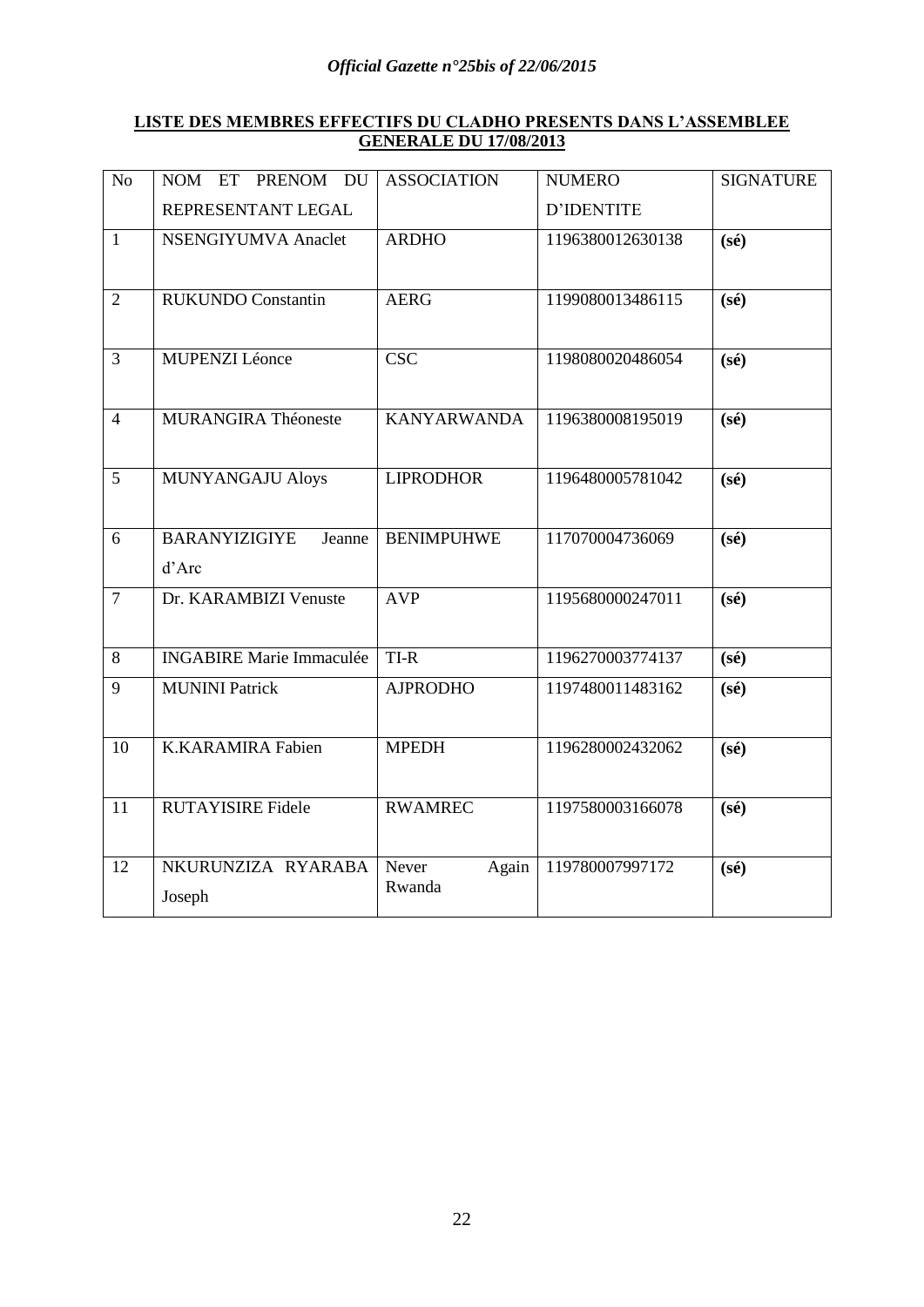**LISTE DES MEMBRES EFFECTIFS DU CLADHO PRESENTS DANS L'ASSEMBLEE GENERALE DU 17/08/2013**

| No | NOM ET PRENOM DU REPRESENTANT LEGAL | ASSOCIATION | NUMERO D'IDENTITE | SIGNATURE |
|---|---|---|---|---|
| 1 | NSENGIYUMVA Anaclet | ARDHO | 1196380012630138 | **(sé)** |
| 2 | RUKUNDO Constantin | AERG | 1199080013486115 | **(sé)** |
| 3 | MUPENZI Léonce | CSC | 1198080020486054 | **(sé)** |
| 4 | MURANGIRA Théoneste | KANYARWANDA | 1196380008195019 | **(sé)** |
| 5 | MUNYANGAJU Aloys | LIPRODHOR | 1196480005781042 | **(sé)** |
| 6 | BARANYIZIGIYE Jeanne d'Arc | BENIMPUHWE | 117070004736069 | **(sé)** |
| 7 | Dr. KARAMBIZI Venuste | AVP | 1195680000247011 | **(sé)** |
| 8 | INGABIRE Marie Immaculée | TI-R | 1196270003774137 | **(sé)** |
| 9 | MUNINI Patrick | AJPRODHO | 1197480011483162 | **(sé)** |
| 10 | K.KARAMIRA Fabien | MPEDH | 1196280002432062 | **(sé)** |
| 11 | RUTAYISIRE Fidele | RWAMREC | 1197580003166078 | **(sé)** |
| 12 | NKURUNZIZA RYARABA Joseph | Never Again Rwanda | 119780007997172 | **(sé)** |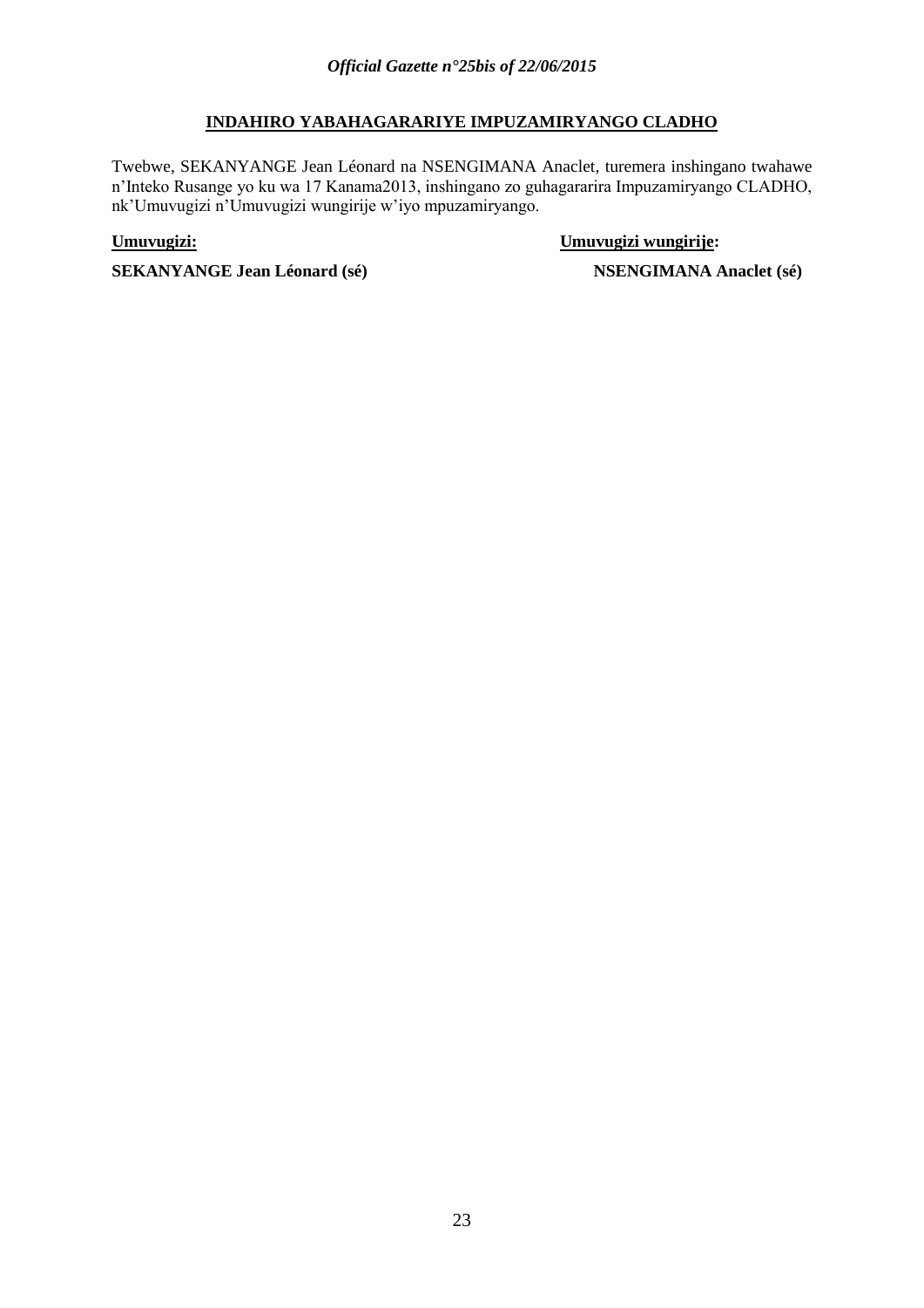**INDAHIRO YABAHAGARARIYE IMPUZAMIRYANGO CLADHO**

Twebwe, SEKANYANGE Jean Léonard na NSENGIMANA Anaclet, turemera inshingano twahawe n'Inteko Rusange yo ku wa 17 Kanama2013, inshingano zo guhagararira Impuzamiryango CLADHO, nk'Umuvugizi n'Umuvugizi wungirije w'iyo mpuzamiryango.

**Umuvugizi:**

**SEKANYANGE Jean Léonard (sé)**

**Umuvugizi wungirije:**

**NSENGIMANA Anaclet (sé)**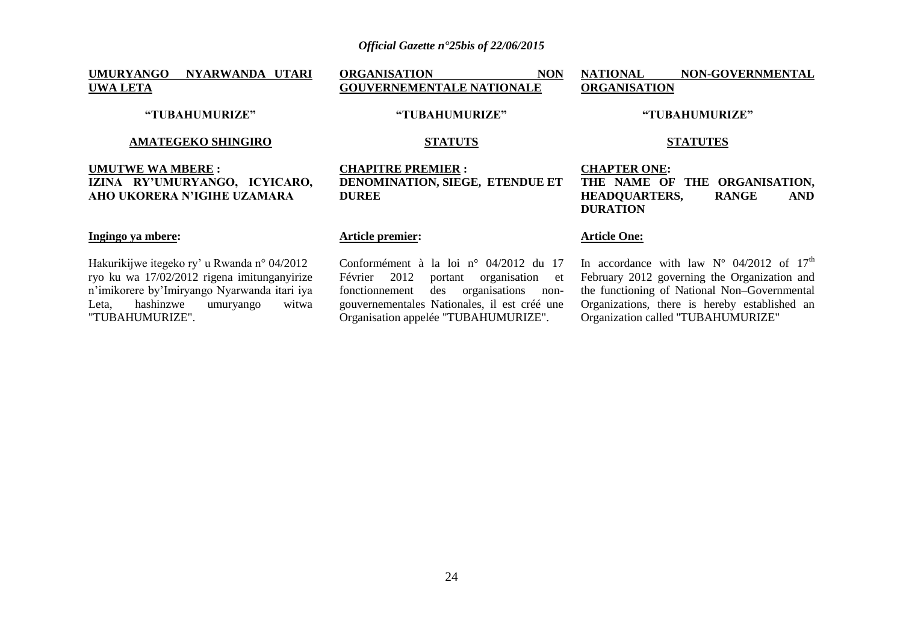**UMURYANGO NYARWANDA UTARI UWA LETA**

**"TUBAHUMURIZE"**

**AMATEGEKO SHINGIRO**

**UMUTWE WA MBERE :**
**IZINA RY'UMURYANGO, ICYICARO, AHO UKORERA N'IGIHE UZAMARA**

**Ingingo ya mbere:**

Hakurikijwe itegeko ry' u Rwanda n° 04/2012 ryo ku wa 17/02/2012 rigena imitunganyirize n'imikorere by'Imiryango Nyarwanda itari iya Leta, hashinzwe umuryango witwa "TUBAHUMURIZE".

**ORGANISATION NON GOUVERNEMENTALE NATIONALE**

**"TUBAHUMURIZE"**

**STATUTS**

**CHAPITRE PREMIER :**
**DENOMINATION, SIEGE, ETENDUE ET DUREE**

**Article premier:**

Conformément à la loi n° 04/2012 du 17 Février 2012 portant organisation et fonctionnement des organisations non-gouvernementales Nationales, il est créé une Organisation appelée "TUBAHUMURIZE".

**NATIONAL NON-GOVERNMENTAL ORGANISATION**

**"TUBAHUMURIZE"**

**STATUTES**

**CHAPTER ONE:**
**THE NAME OF THE ORGANISATION, HEADQUARTERS, RANGE AND DURATION**

**Article One:**

In accordance with law Nº 04/2012 of 17th February 2012 governing the Organization and the functioning of National Non–Governmental Organizations, there is hereby established an Organization called "TUBAHUMURIZE"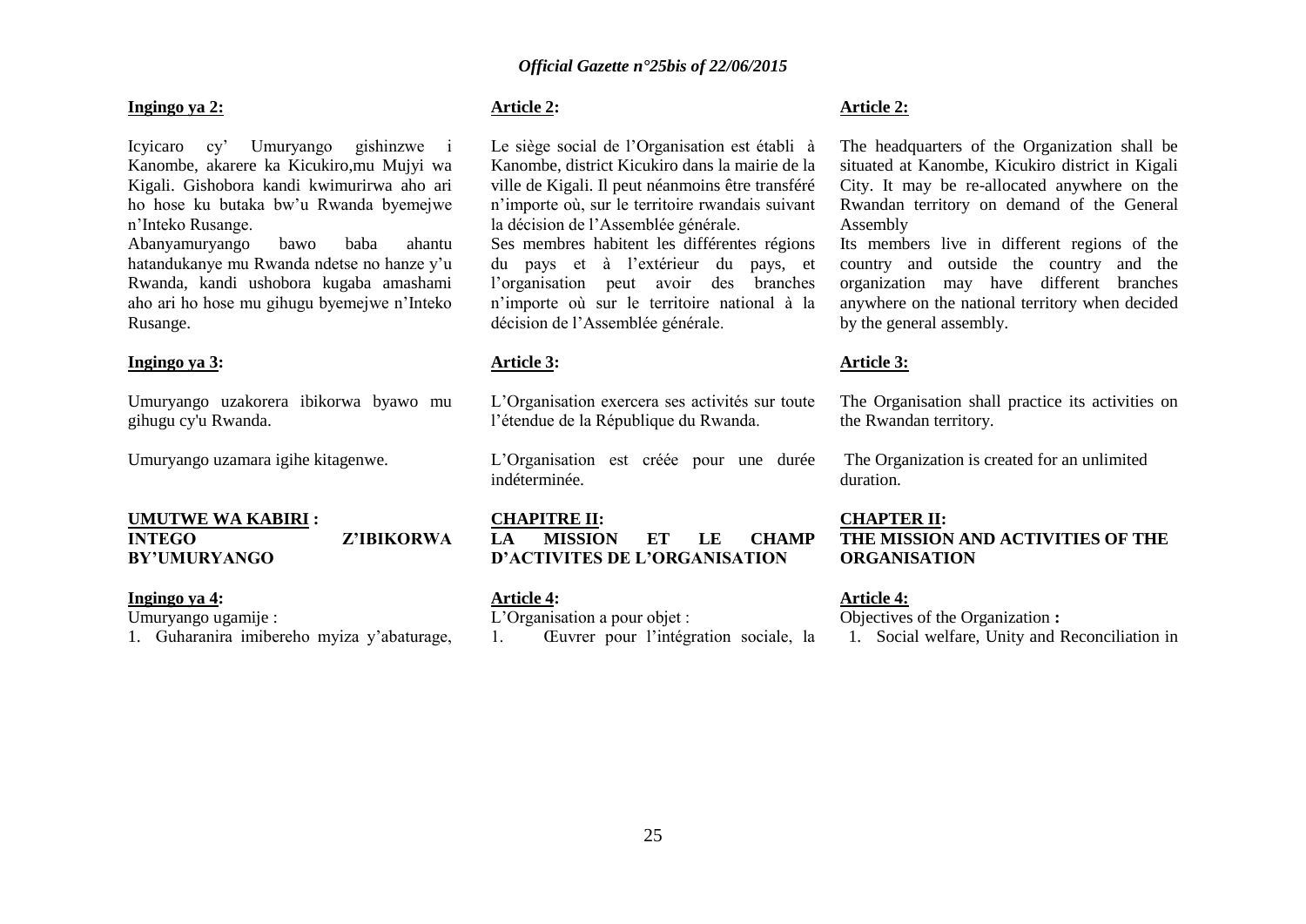**Ingingo ya 2:**

Icyicaro cy' Umuryango gishinzwe i Kanombe, akarere ka Kicukiro,mu Mujyi wa Kigali. Gishobora kandi kwimurirwa aho ari ho hose ku butaka bw'u Rwanda byemejwe n'Inteko Rusange.
Abanyamuryango bawo baba ahantu hatandukanye mu Rwanda ndetse no hanze y'u Rwanda, kandi ushobora kugaba amashami aho ari ho hose mu gihugu byemejwe n'Inteko Rusange.

**Ingingo ya 3:**

Umuryango uzakorera ibikorwa byawo mu gihugu cy'u Rwanda.

Umuryango uzamara igihe kitagenwe.

**UMUTWE WA KABIRI : INTEGO Z'IBIKORWA BY'UMURYANGO**

**Ingingo ya 4:**
Umuryango ugamije :
1. Guharanira imibereho myiza y'abaturage,

**Article 2:**

Le siège social de l'Organisation est établi à Kanombe, district Kicukiro dans la mairie de la ville de Kigali. Il peut néanmoins être transféré n'importe où, sur le territoire rwandais suivant la décision de l'Assemblée générale.
Ses membres habitent les différentes régions du pays et à l'extérieur du pays, et l'organisation peut avoir des branches n'importe où sur le territoire national à la décision de l'Assemblée générale.

**Article 3:**

L'Organisation exercera ses activités sur toute l'étendue de la République du Rwanda.

L'Organisation est créée pour une durée indéterminée.

**CHAPITRE II: LA MISSION ET LE CHAMP D'ACTIVITES DE L'ORGANISATION**

**Article 4:**
L'Organisation a pour objet :
1. Œuvrer pour l'intégration sociale, la

**Article 2:**

The headquarters of the Organization shall be situated at Kanombe, Kicukiro district in Kigali City. It may be re-allocated anywhere on the Rwandan territory on demand of the General Assembly
Its members live in different regions of the country and outside the country and the organization may have different branches anywhere on the national territory when decided by the general assembly.

**Article 3:**

The Organisation shall practice its activities on the Rwandan territory.

The Organization is created for an unlimited duration.

**CHAPTER II: THE MISSION AND ACTIVITIES OF THE ORGANISATION**

**Article 4:**
Objectives of the Organization **:**
1. Social welfare, Unity and Reconciliation in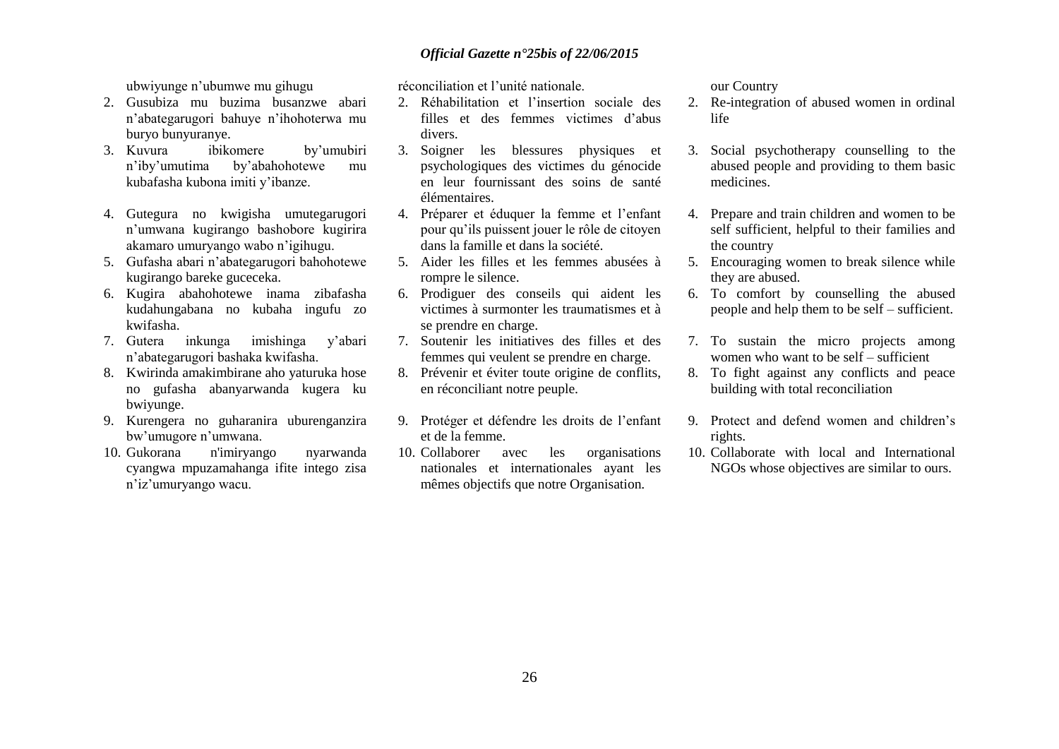ubwiyunge n'ubumwe mu gihugu

2. Gusubiza mu buzima busanzwe abari n'abategarugori bahuye n'ihohoterwa mu buryo bunyuranye.
3. Kuvura ibikomere by'umubiri n'iby'umutima by'abahohotewe mu kubafasha kubona imiti y'ibanze.
4. Gutegura no kwigisha umutegarugori n'umwana kugirango bashobore kugirira akamaro umuryango wabo n'igihugu.
5. Gufasha abari n'abategarugori bahohotewe kugirango bareke guceceka.
6. Kugira abahohotewe inama zibafasha kudahungabana no kubaha ingufu zo kwifasha.
7. Gutera inkunga imishinga y'abari n'abategarugori bashaka kwifasha.
8. Kwirinda amakimbirane aho yaturuka hose no gufasha abanyarwanda kugera ku bwiyunge.
9. Kurengera no guharanira uburenganzira bw'umugore n'umwana.
10. Gukorana n'imiryango nyarwanda cyangwa mpuzamahanga ifite intego zisa n'iz'umuryango wacu.

réconciliation et l'unité nationale.

2. Réhabilitation et l'insertion sociale des filles et des femmes victimes d'abus divers.
3. Soigner les blessures physiques et psychologiques des victimes du génocide en leur fournissant des soins de santé élémentaires.
4. Préparer et éduquer la femme et l'enfant pour qu'ils puissent jouer le rôle de citoyen dans la famille et dans la société.
5. Aider les filles et les femmes abusées à rompre le silence.
6. Prodiguer des conseils qui aident les victimes à surmonter les traumatismes et à se prendre en charge.
7. Soutenir les initiatives des filles et des femmes qui veulent se prendre en charge.
8. Prévenir et éviter toute origine de conflits, en réconciliant notre peuple.
9. Protéger et défendre les droits de l'enfant et de la femme.
10. Collaborer avec les organisations nationales et internationales ayant les mêmes objectifs que notre Organisation.

our Country

2. Re-integration of abused women in ordinal life
3. Social psychotherapy counselling to the abused people and providing to them basic medicines.
4. Prepare and train children and women to be self sufficient, helpful to their families and the country
5. Encouraging women to break silence while they are abused.
6. To comfort by counselling the abused people and help them to be self – sufficient.
7. To sustain the micro projects among women who want to be self – sufficient
8. To fight against any conflicts and peace building with total reconciliation
9. Protect and defend women and children's rights.
10. Collaborate with local and International NGOs whose objectives are similar to ours.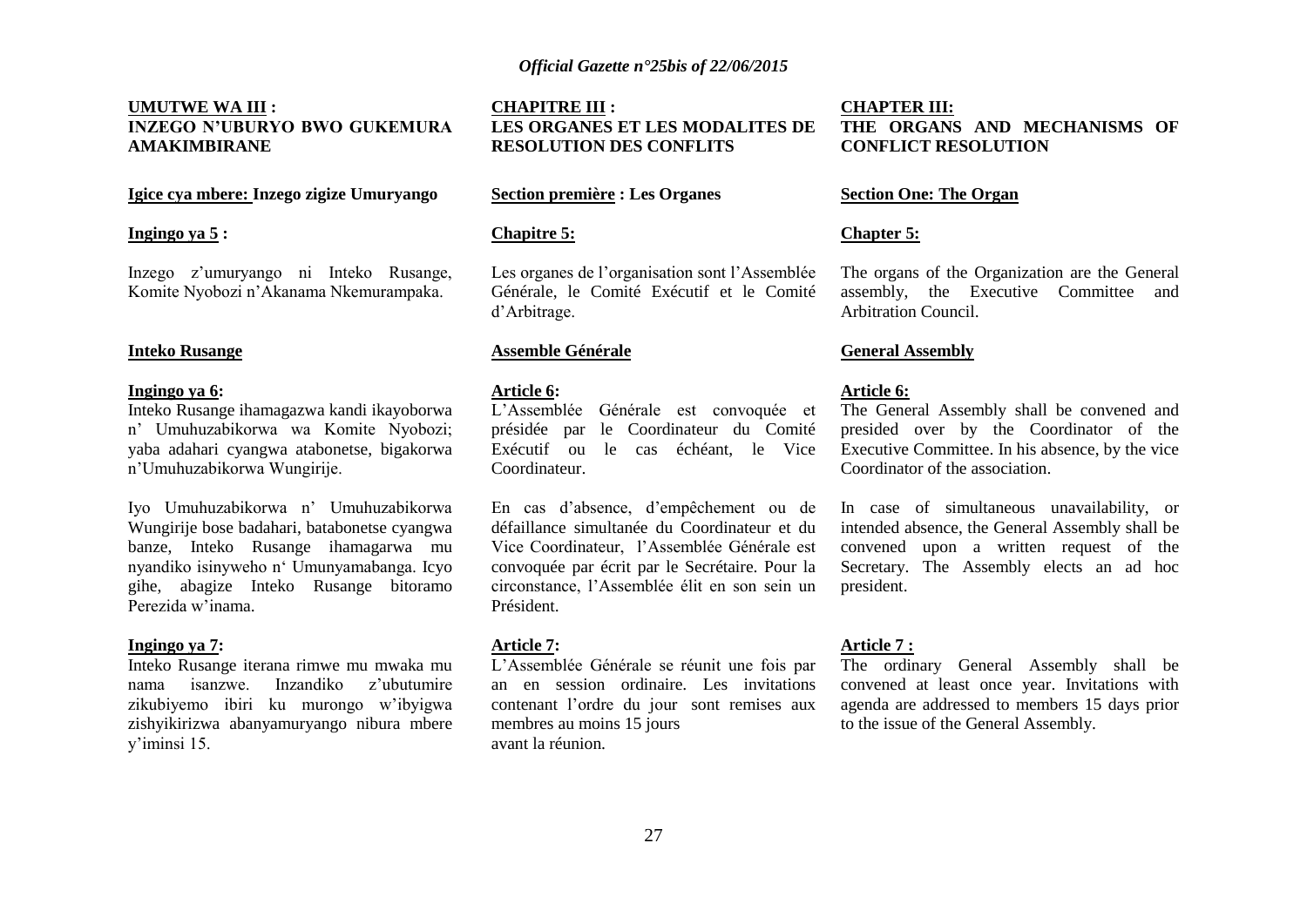**UMUTWE WA III :**
**INZEGO N'UBURYO BWO GUKEMURA AMAKIMBIRANE**

**Igice cya mbere: Inzego zigize Umuryango**

**Ingingo ya 5 :**

Inzego z'umuryango ni Inteko Rusange, Komite Nyobozi n'Akanama Nkemurampaka.

**Inteko Rusange**

**Ingingo ya 6:**
Inteko Rusange ihamagazwa kandi ikayoborwa n' Umuhuzabikorwa wa Komite Nyobozi; yaba adahari cyangwa atabonetse, bigakorwa n'Umuhuzabikorwa Wungirije.

Iyo Umuhuzabikorwa n' Umuhuzabikorwa Wungirije bose badahari, batabonetse cyangwa banze, Inteko Rusange ihamagarwa mu nyandiko isinyweho n' Umunyamabanga. Icyo gihe, abagize Inteko Rusange bitoramo Perezida w'inama.

**Ingingo ya 7:**
Inteko Rusange iterana rimwe mu mwaka mu nama isanzwe. Inzandiko z'ubutumire zikubiyemo ibiri ku murongo w'ibyigwa zishyikirizwa abanyamuryango nibura mbere y'iminsi 15.

**CHAPITRE III :**
**LES ORGANES ET LES MODALITES DE RESOLUTION DES CONFLITS**

**Section première : Les Organes**

**Chapitre 5:**

Les organes de l'organisation sont l'Assemblée Générale, le Comité Exécutif et le Comité d'Arbitrage.

**Assemble Générale**

**Article 6:**
L'Assemblée Générale est convoquée et présidée par le Coordinateur du Comité Exécutif ou le cas échéant, le Vice Coordinateur.

En cas d'absence, d'empêchement ou de défaillance simultanée du Coordinateur et du Vice Coordinateur, l'Assemblée Générale est convoquée par écrit par le Secrétaire. Pour la circonstance, l'Assemblée élit en son sein un Président.

**Article 7:**
L'Assemblée Générale se réunit une fois par an en session ordinaire. Les invitations contenant l'ordre du jour sont remises aux membres au moins 15 jours avant la réunion.

**CHAPTER III:**
**THE ORGANS AND MECHANISMS OF CONFLICT RESOLUTION**

**Section One: The Organ**

**Chapter 5:**

The organs of the Organization are the General assembly, the Executive Committee and Arbitration Council.

**General Assembly**

**Article 6:**
The General Assembly shall be convened and presided over by the Coordinator of the Executive Committee. In his absence, by the vice Coordinator of the association.

In case of simultaneous unavailability, or intended absence, the General Assembly shall be convened upon a written request of the Secretary. The Assembly elects an ad hoc president.

**Article 7 :**
The ordinary General Assembly shall be convened at least once year. Invitations with agenda are addressed to members 15 days prior to the issue of the General Assembly.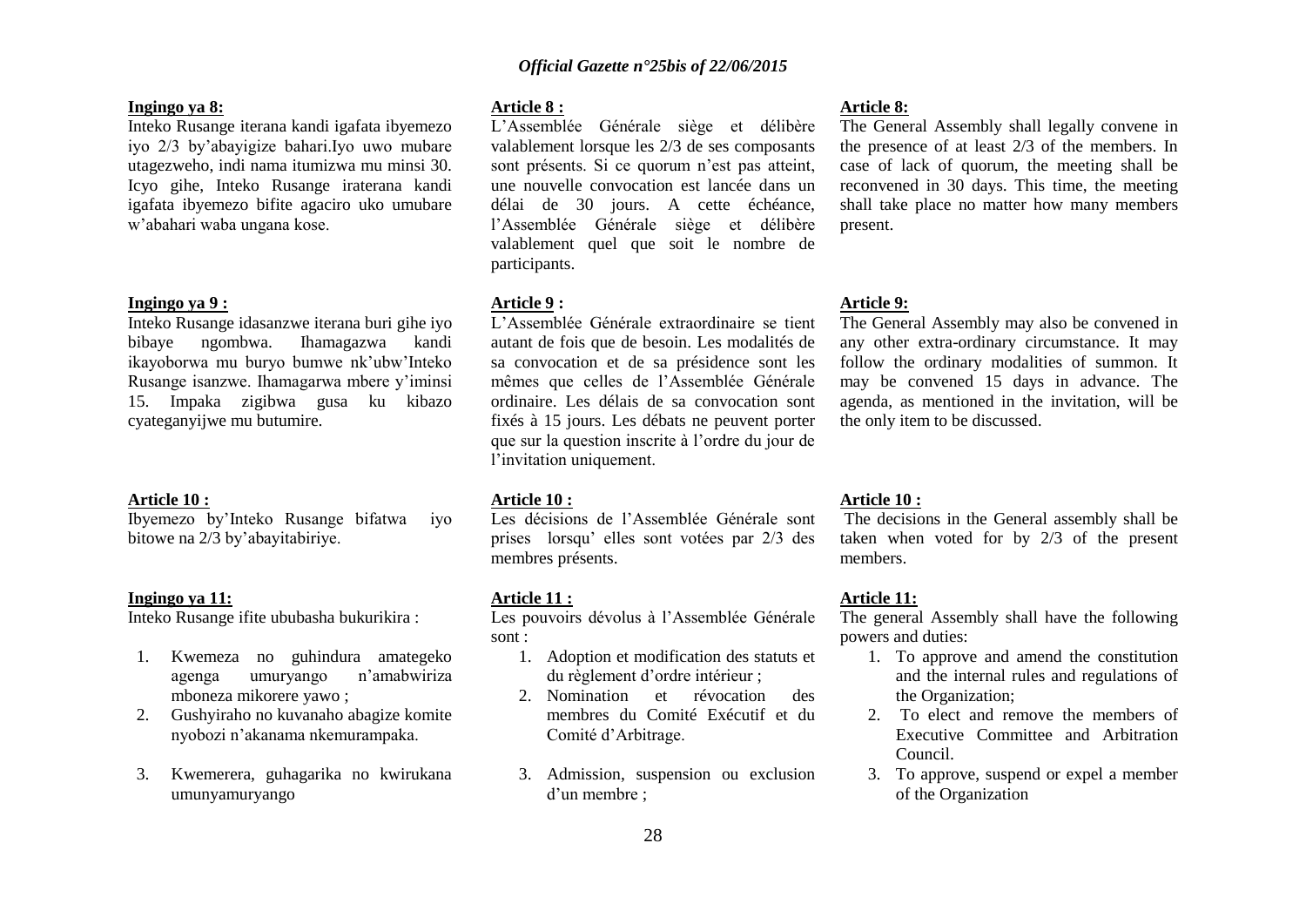**Ingingo ya 8:**

Inteko Rusange iterana kandi igafata ibyemezo iyo 2/3 by'abayigize bahari.Iyo uwo mubare utagezweho, indi nama itumizwa mu minsi 30. Icyo gihe, Inteko Rusange iraterana kandi igafata ibyemezo bifite agaciro uko umubare w'abahari waba ungana kose.

**Ingingo ya 9 :**

Inteko Rusange idasanzwe iterana buri gihe iyo bibaye ngombwa. Ihamagazwa kandi ikayoborwa mu buryo bumwe nk'ubw'Inteko Rusange isanzwe. Ihamagarwa mbere y'iminsi 15. Impaka zigibwa gusa ku kibazo cyateganyijwe mu butumire.

**Article 10 :**

Ibyemezo by'Inteko Rusange bifatwa iyo bitowe na 2/3 by'abayitabiriye.

**Ingingo ya 11:**

Inteko Rusange ifite ububasha bukurikira :

1. Kwemeza no guhindura amategeko agenga umuryango n'amabwiriza mboneza mikorere yawo ;
2. Gushyiraho no kuvanaho abagize komite nyobozi n'akanama nkemurampaka.
3. Kwemerera, guhagarika no kwirukana umunyamuryango

**Article 8 :**

L'Assemblée Générale siège et délibère valablement lorsque les 2/3 de ses composants sont présents. Si ce quorum n'est pas atteint, une nouvelle convocation est lancée dans un délai de 30 jours. A cette échéance, l'Assemblée Générale siège et délibère valablement quel que soit le nombre de participants.

**Article 9 :**

L'Assemblée Générale extraordinaire se tient autant de fois que de besoin. Les modalités de sa convocation et de sa présidence sont les mêmes que celles de l'Assemblée Générale ordinaire. Les délais de sa convocation sont fixés à 15 jours. Les débats ne peuvent porter que sur la question inscrite à l'ordre du jour de l'invitation uniquement.

**Article 10 :**

Les décisions de l'Assemblée Générale sont prises lorsqu' elles sont votées par 2/3 des membres présents.

**Article 11 :**

Les pouvoirs dévolus à l'Assemblée Générale sont :

1. Adoption et modification des statuts et du règlement d'ordre intérieur ;
2. Nomination et révocation des membres du Comité Exécutif et du Comité d'Arbitrage.
3. Admission, suspension ou exclusion d'un membre ;

**Article 8:**

The General Assembly shall legally convene in the presence of at least 2/3 of the members. In case of lack of quorum, the meeting shall be reconvened in 30 days. This time, the meeting shall take place no matter how many members present.

**Article 9:**

The General Assembly may also be convened in any other extra-ordinary circumstance. It may follow the ordinary modalities of summon. It may be convened 15 days in advance. The agenda, as mentioned in the invitation, will be the only item to be discussed.

**Article 10 :**

The decisions in the General assembly shall be taken when voted for by 2/3 of the present members.

**Article 11:**

The general Assembly shall have the following powers and duties:

1. To approve and amend the constitution and the internal rules and regulations of the Organization;
2. To elect and remove the members of Executive Committee and Arbitration Council.
3. To approve, suspend or expel a member of the Organization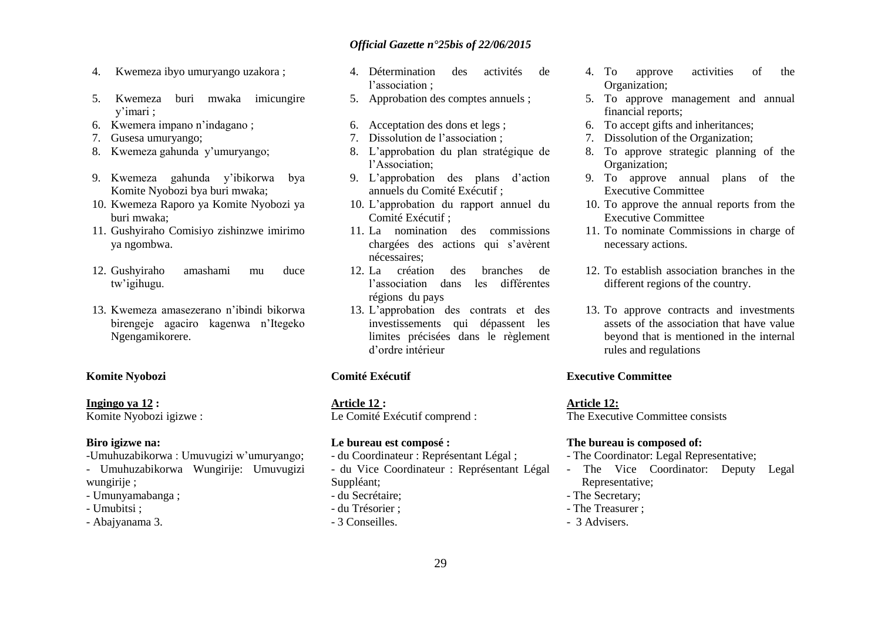4. Kwemeza ibyo umuryango uzakora ;
5. Kwemeza buri mwaka imicungire y'imari ;
6. Kwemera impano n'indagano ;
7. Gusesa umuryango;
8. Kwemeza gahunda y'umuryango;
9. Kwemeza gahunda y'ibikorwa bya Komite Nyobozi bya buri mwaka;
10. Kwemeza Raporo ya Komite Nyobozi ya buri mwaka;
11. Gushyiraho Comisiyo zishinzwe imirimo ya ngombwa.
12. Gushyiraho amashami mu duce tw'igihugu.
13. Kwemeza amasezerano n'ibindi bikorwa birengeje agaciro kagenwa n'Itegeko Ngengamikorere.

**Komite Nyobozi**

**Ingingo ya 12 :**
Komite Nyobozi igizwe :

**Biro igizwe na:**
-Umuhuzabikorwa : Umuvugizi w'umuryango;
- Umuhuzabikorwa Wungirije: Umuvugizi wungirije ;
- Umunyamabanga ;
- Umubitsi ;
- Abajyanama 3.

4. Détermination des activités de l'association ;
5. Approbation des comptes annuels ;
6. Acceptation des dons et legs ;
7. Dissolution de l'association ;
8. L'approbation du plan stratégique de l'Association;
9. L'approbation des plans d'action annuels du Comité Exécutif ;
10. L'approbation du rapport annuel du Comité Exécutif ;
11. La nomination des commissions chargées des actions qui s'avèrent nécessaires;
12. La création des branches de l'association dans les différentes régions du pays
13. L'approbation des contrats et des investissements qui dépassent les limites précisées dans le règlement d'ordre intérieur

**Comité Exécutif**

**Article 12 :**
Le Comité Exécutif comprend :

**Le bureau est composé :**
- du Coordinateur : Représentant Légal ;
- du Vice Coordinateur : Représentant Légal Suppléant;
- du Secrétaire;
- du Trésorier ;
- 3 Conseilles.

4. To approve activities of the Organization;
5. To approve management and annual financial reports;
6. To accept gifts and inheritances;
7. Dissolution of the Organization;
8. To approve strategic planning of the Organization;
9. To approve annual plans of the Executive Committee
10. To approve the annual reports from the Executive Committee
11. To nominate Commissions in charge of necessary actions.
12. To establish association branches in the different regions of the country.
13. To approve contracts and investments assets of the association that have value beyond that is mentioned in the internal rules and regulations

**Executive Committee**

**Article 12:**
The Executive Committee consists

**The bureau is composed of:**
- The Coordinator: Legal Representative;
- The Vice Coordinator: Deputy Legal Representative;
- The Secretary;
- The Treasurer ;
- 3 Advisers.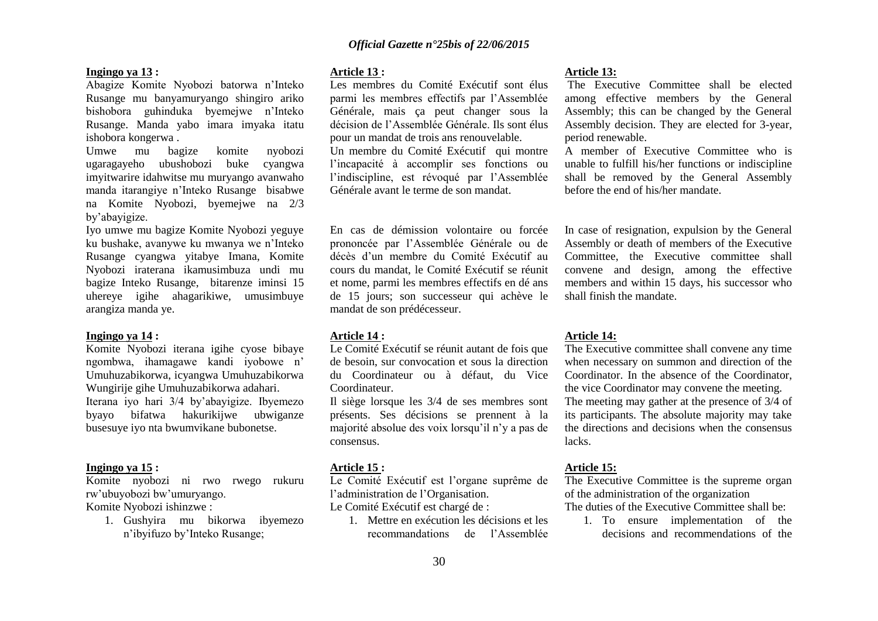**Ingingo ya 13 :**

Abagize Komite Nyobozi batorwa n'Inteko Rusange mu banyamuryango shingiro ariko bishobora guhinduka byemejwe n'Inteko Rusange. Manda yabo imara imyaka itatu ishobora kongerwa .

Umwe mu bagize komite nyobozi ugaragayeho ubushobozi buke cyangwa imyitwarire idahwitse mu muryango avanwaho manda itarangiye n'Inteko Rusange bisabwe na Komite Nyobozi, byemejwe na 2/3 by'abayigize.

Iyo umwe mu bagize Komite Nyobozi yeguye ku bushake, avanywe ku mwanya we n'Inteko Rusange cyangwa yitabye Imana, Komite Nyobozi iraterana ikamusimbuza undi mu bagize Inteko Rusange, bitarenze iminsi 15 uhereye igihe ahagarikiwe, umusimbuye arangiza manda ye.

**Ingingo ya 14 :**

Komite Nyobozi iterana igihe cyose bibaye ngombwa, ihamagawe kandi iyobowe n' Umuhuzabikorwa, icyangwa Umuhuzabikorwa Wungirije gihe Umuhuzabikorwa adahari.

Iterana iyo hari 3/4 by'abayigize. Ibyemezo byayo bifatwa hakurikijwe ubwiganze busesuye iyo nta bwumvikane bubonetse.

**Ingingo ya 15 :**

Komite nyobozi ni rwo rwego rukuru rw'ubuyobozi bw'umuryango.

Komite Nyobozi ishinzwe :

1. Gushyira mu bikorwa ibyemezo n'ibyifuzo by'Inteko Rusange;

**Article 13 :**

Les membres du Comité Exécutif sont élus parmi les membres effectifs par l'Assemblée Générale, mais ça peut changer sous la décision de l'Assemblée Générale. Ils sont élus pour un mandat de trois ans renouvelable.

Un membre du Comité Exécutif qui montre l'incapacité à accomplir ses fonctions ou l'indiscipline, est révoqué par l'Assemblée Générale avant le terme de son mandat.

En cas de démission volontaire ou forcée prononcée par l'Assemblée Générale ou de décès d'un membre du Comité Exécutif au cours du mandat, le Comité Exécutif se réunit et nome, parmi les membres effectifs en dé ans de 15 jours; son successeur qui achève le mandat de son prédécesseur.

**Article 14 :**

Le Comité Exécutif se réunit autant de fois que de besoin, sur convocation et sous la direction du Coordinateur ou à défaut, du Vice Coordinateur.

Il siège lorsque les 3/4 de ses membres sont présents. Ses décisions se prennent à la majorité absolue des voix lorsqu'il n'y a pas de consensus.

**Article 15 :**

Le Comité Exécutif est l'organe suprême de l'administration de l'Organisation.

Le Comité Exécutif est chargé de :

1. Mettre en exécution les décisions et les recommandations de l'Assemblée

**Article 13:**

The Executive Committee shall be elected among effective members by the General Assembly; this can be changed by the General Assembly decision. They are elected for 3-year, period renewable.

A member of Executive Committee who is unable to fulfill his/her functions or indiscipline shall be removed by the General Assembly before the end of his/her mandate.

In case of resignation, expulsion by the General Assembly or death of members of the Executive Committee, the Executive committee shall convene and design, among the effective members and within 15 days, his successor who shall finish the mandate.

**Article 14:**

The Executive committee shall convene any time when necessary on summon and direction of the Coordinator. In the absence of the Coordinator, the vice Coordinator may convene the meeting.

The meeting may gather at the presence of 3/4 of its participants. The absolute majority may take the directions and decisions when the consensus lacks.

**Article 15:**

The Executive Committee is the supreme organ of the administration of the organization

The duties of the Executive Committee shall be:

1. To ensure implementation of the decisions and recommendations of the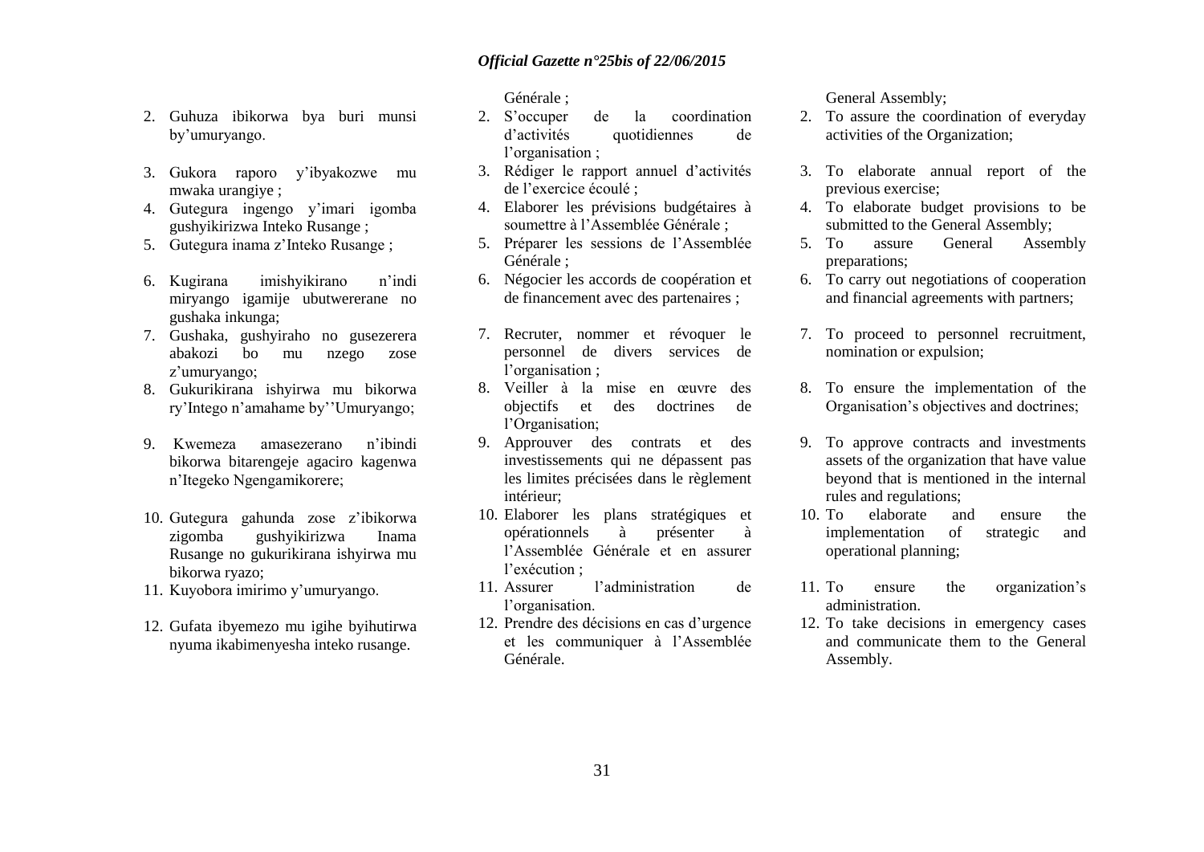2. Guhuza ibikorwa bya buri munsi by'umuryango.

3. Gukora raporo y'ibyakozwe mu mwaka urangiye ;
4. Gutegura ingengo y'imari igomba gushyikirizwa Inteko Rusange ;
5. Gutegura inama z'Inteko Rusange ;

6. Kugirana imishyikirano n'indi miryango igamije ubutwererane no gushaka inkunga;
7. Gushaka, gushyiraho no gusezerera abakozi bo mu nzego zose z'umuryango;
8. Gukurikirana ishyirwa mu bikorwa ry'Intego n'amahame by''Umuryango;

9. Kwemeza amasezerano n'ibindi bikorwa bitarengeje agaciro kagenwa n'Itegeko Ngengamikorere;

10. Gutegura gahunda zose z'ibikorwa zigomba gushyikirizwa Inama Rusange no gukurikirana ishyirwa mu bikorwa ryazo;
11. Kuyobora imirimo y'umuryango.

12. Gufata ibyemezo mu igihe byihutirwa nyuma ikabimenyesha inteko rusange.

Générale ;

2. S'occuper de la coordination d'activités quotidiennes de l'organisation ;
3. Rédiger le rapport annuel d'activités de l'exercice écoulé ;
4. Elaborer les prévisions budgétaires à soumettre à l'Assemblée Générale ;
5. Préparer les sessions de l'Assemblée Générale ;
6. Négocier les accords de coopération et de financement avec des partenaires ;

7. Recruter, nommer et révoquer le personnel de divers services de l'organisation ;
8. Veiller à la mise en œuvre des objectifs et des doctrines de l'Organisation;
9. Approuver des contrats et des investissements qui ne dépassent pas les limites précisées dans le règlement intérieur;
10. Elaborer les plans stratégiques et opérationnels à présenter à l'Assemblée Générale et en assurer l'exécution ;
11. Assurer l'administration de l'organisation.
12. Prendre des décisions en cas d'urgence et les communiquer à l'Assemblée Générale.

General Assembly;

2. To assure the coordination of everyday activities of the Organization;

3. To elaborate annual report of the previous exercise;
4. To elaborate budget provisions to be submitted to the General Assembly;
5. To assure General Assembly preparations;
6. To carry out negotiations of cooperation and financial agreements with partners;

7. To proceed to personnel recruitment, nomination or expulsion;

8. To ensure the implementation of the Organisation's objectives and doctrines;

9. To approve contracts and investments assets of the organization that have value beyond that is mentioned in the internal rules and regulations;
10. To elaborate and ensure the implementation of strategic and operational planning;

11. To ensure the organization's administration.
12. To take decisions in emergency cases and communicate them to the General Assembly.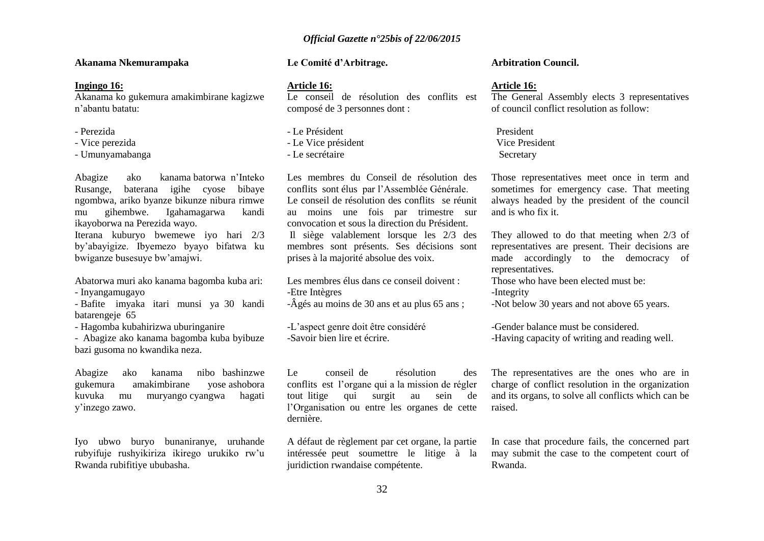**Akanama Nkemurampaka**

**Ingingo 16:**

Akanama ko gukemura amakimbirane kagizwe n'abantu batatu:

- Perezida
- Vice perezida
- Umunyamabanga

Abagize ako kanama batorwa n'Inteko Rusange, baterana igihe cyose bibaye ngombwa, ariko byanze bikunze nibura rimwe mu gihembwe. Igahamagarwa kandi ikayoborwa na Perezida wayo.

Iterana kuburyo bwemewe iyo hari 2/3 by'abayigize. Ibyemezo byayo bifatwa ku bwiganze busesuye bw'amajwi.

Abatorwa muri ako kanama bagomba kuba ari:

- Inyangamugayo
- Bafite imyaka itari munsi ya 30 kandi batarengeje 65
- Hagomba kubahirizwa uburinganire
- Abagize ako kanama bagomba kuba byibuze bazi gusoma no kwandika neza.

Abagize ako kanama nibo bashinzwe gukemura amakimbirane yose ashobora kuvuka mu muryango cyangwa hagati y'inzego zawo.

Iyo ubwo buryo bunaniranye, uruhande rubyifuje rushyikiriza ikirego urukiko rw'u Rwanda rubifitiye ububasha.

**Le Comité d'Arbitrage.**

**Article 16:**

Le conseil de résolution des conflits est composé de 3 personnes dont :

- Le Président
- Le Vice président
- Le secrétaire

Les membres du Conseil de résolution des conflits sont élus par l'Assemblée Générale. Le conseil de résolution des conflits se réunit au moins une fois par trimestre sur convocation et sous la direction du Président.

Il siège valablement lorsque les 2/3 des membres sont présents. Ses décisions sont prises à la majorité absolue des voix.

Les membres élus dans ce conseil doivent :

-Etre Intègres

-Âgés au moins de 30 ans et au plus 65 ans ;

-L'aspect genre doit être considéré

-Savoir bien lire et écrire.

Le conseil de résolution des conflits est l'organe qui a la mission de régler tout litige qui surgit au sein de l'Organisation ou entre les organes de cette dernière.

A défaut de règlement par cet organe, la partie intéressée peut soumettre le litige à la juridiction rwandaise compétente.

**Arbitration Council.**

**Article 16:**

The General Assembly elects 3 representatives of council conflict resolution as follow:

President
Vice President
Secretary

Those representatives meet once in term and sometimes for emergency case. That meeting always headed by the president of the council and is who fix it.

They allowed to do that meeting when 2/3 of representatives are present. Their decisions are made accordingly to the democracy of representatives.

Those who have been elected must be:

-Integrity

-Not below 30 years and not above 65 years.

-Gender balance must be considered.

-Having capacity of writing and reading well.

The representatives are the ones who are in charge of conflict resolution in the organization and its organs, to solve all conflicts which can be raised.

In case that procedure fails, the concerned part may submit the case to the competent court of Rwanda.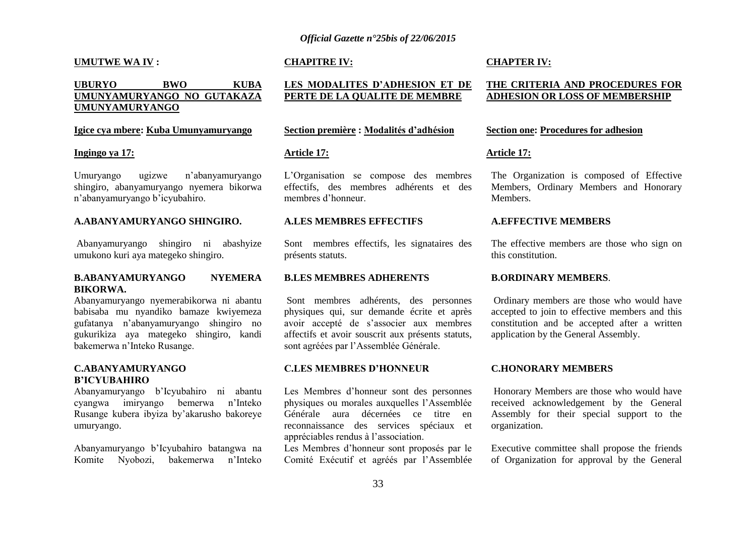**UMUTWE WA IV :**

**UBURYO BWO KUBA UMUNYAMURYANGO NO GUTAKAZA UMUNYAMURYANGO**

**Igice cya mbere: Kuba Umunyamuryango**

**Ingingo ya 17:**

Umuryango ugizwe n'abanyamuryango shingiro, abanyamuryango nyemera bikorwa n'abanyamuryango b'icyubahiro.

**A.ABANYAMURYANGO SHINGIRO.**

Abanyamuryango shingiro ni abashyize umukono kuri aya mategeko shingiro.

**B.ABANYAMURYANGO NYEMERA BIKORWA.**

Abanyamuryango nyemerabikorwa ni abantu babisaba mu nyandiko bamaze kwiyemeza gufatanya n'abanyamuryango shingiro no gukurikiza aya mategeko shingiro, kandi bakemerwa n'Inteko Rusange.

**C.ABANYAMURYANGO B'ICYUBAHIRO**

Abanyamuryango b'Icyubahiro ni abantu cyangwa imiryango bemerwa n'Inteko Rusange kubera ibyiza by'akarusho bakoreye umuryango.

Abanyamuryango b'Icyubahiro batangwa na Komite Nyobozi, bakemerwa n'Inteko

**CHAPITRE IV:**

**LES MODALITES D'ADHESION ET DE PERTE DE LA QUALITE DE MEMBRE**

**Section première : Modalités d'adhésion**

**Article 17:**

L'Organisation se compose des membres effectifs, des membres adhérents et des membres d'honneur.

**A.LES MEMBRES EFFECTIFS**

Sont membres effectifs, les signataires des présents statuts.

**B.LES MEMBRES ADHERENTS**

Sont membres adhérents, des personnes physiques qui, sur demande écrite et après avoir accepté de s'associer aux membres affectifs et avoir souscrit aux présents statuts, sont agréées par l'Assemblée Générale.

**C.LES MEMBRES D'HONNEUR**

Les Membres d'honneur sont des personnes physiques ou morales auxquelles l'Assemblée Générale aura décernées ce titre en reconnaissance des services spéciaux et appréciables rendus à l'association.

Les Membres d'honneur sont proposés par le Comité Exécutif et agréés par l'Assemblée

**CHAPTER IV:**

**THE CRITERIA AND PROCEDURES FOR ADHESION OR LOSS OF MEMBERSHIP**

**Section one: Procedures for adhesion**

**Article 17:**

The Organization is composed of Effective Members, Ordinary Members and Honorary Members.

**A.EFFECTIVE MEMBERS**

The effective members are those who sign on this constitution.

**B.ORDINARY MEMBERS**.

Ordinary members are those who would have accepted to join to effective members and this constitution and be accepted after a written application by the General Assembly.

**C.HONORARY MEMBERS**

Honorary Members are those who would have received acknowledgement by the General Assembly for their special support to the organization.

Executive committee shall propose the friends of Organization for approval by the General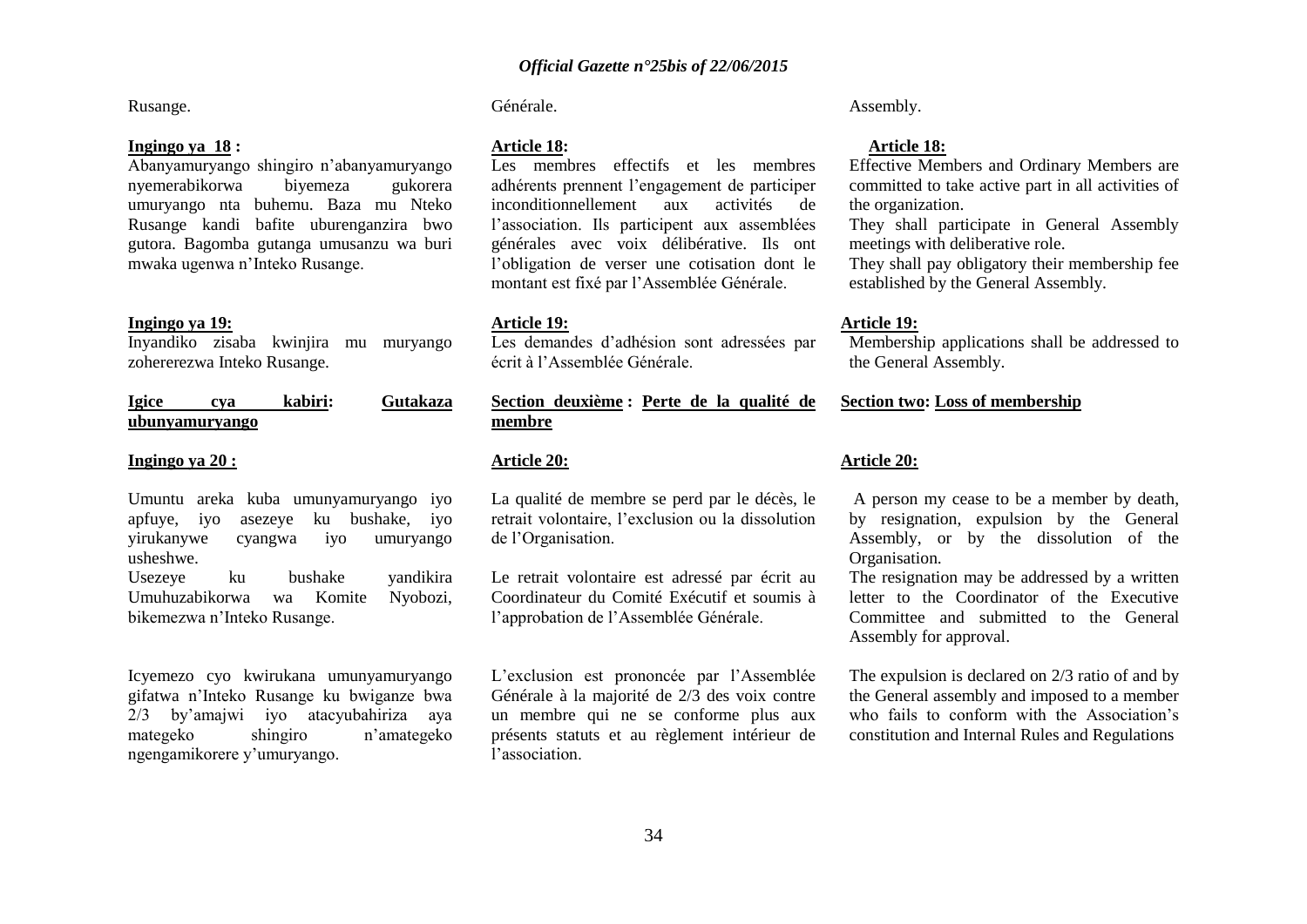Rusange.

**Ingingo ya 18 :**

Abanyamuryango shingiro n'abanyamuryango nyemerabikorwa biyemeza gukorera umuryango nta buhemu. Baza mu Nteko Rusange kandi bafite uburenganzira bwo gutora. Bagomba gutanga umusanzu wa buri mwaka ugenwa n'Inteko Rusange.

**Ingingo ya 19:**

Inyandiko zisaba kwinjira mu muryango zohererezwa Inteko Rusange.

**Igice cya kabiri: Gutakaza ubunyamuryango**

**Ingingo ya 20 :**

Umuntu areka kuba umunyamuryango iyo apfuye, iyo asezeye ku bushake, iyo yirukanywe cyangwa iyo umuryango usheshwe.

Usezeye ku bushake yandikira Umuhuzabikorwa wa Komite Nyobozi, bikemezwa n'Inteko Rusange.

Icyemezo cyo kwirukana umunyamuryango gifatwa n'Inteko Rusange ku bwiganze bwa 2/3 by'amajwi iyo atacyubahiriza aya mategeko shingiro n'amategeko ngengamikorere y'umuryango.

Générale.

**Article 18:**

Les membres effectifs et les membres adhérents prennent l'engagement de participer inconditionnellement aux activités de l'association. Ils participent aux assemblées générales avec voix délibérative. Ils ont l'obligation de verser une cotisation dont le montant est fixé par l'Assemblée Générale.

**Article 19:**

Les demandes d'adhésion sont adressées par écrit à l'Assemblée Générale.

**Section deuxième : Perte de la qualité de membre**

**Article 20:**

La qualité de membre se perd par le décès, le retrait volontaire, l'exclusion ou la dissolution de l'Organisation.

Le retrait volontaire est adressé par écrit au Coordinateur du Comité Exécutif et soumis à l'approbation de l'Assemblée Générale.

L'exclusion est prononcée par l'Assemblée Générale à la majorité de 2/3 des voix contre un membre qui ne se conforme plus aux présents statuts et au règlement intérieur de l'association.

Assembly.

**Article 18:**

Effective Members and Ordinary Members are committed to take active part in all activities of the organization.

They shall participate in General Assembly meetings with deliberative role.

They shall pay obligatory their membership fee established by the General Assembly.

**Article 19:**

Membership applications shall be addressed to the General Assembly.

**Section two: Loss of membership**

**Article 20:**

A person my cease to be a member by death, by resignation, expulsion by the General Assembly, or by the dissolution of the Organisation.

The resignation may be addressed by a written letter to the Coordinator of the Executive Committee and submitted to the General Assembly for approval.

The expulsion is declared on 2/3 ratio of and by the General assembly and imposed to a member who fails to conform with the Association's constitution and Internal Rules and Regulations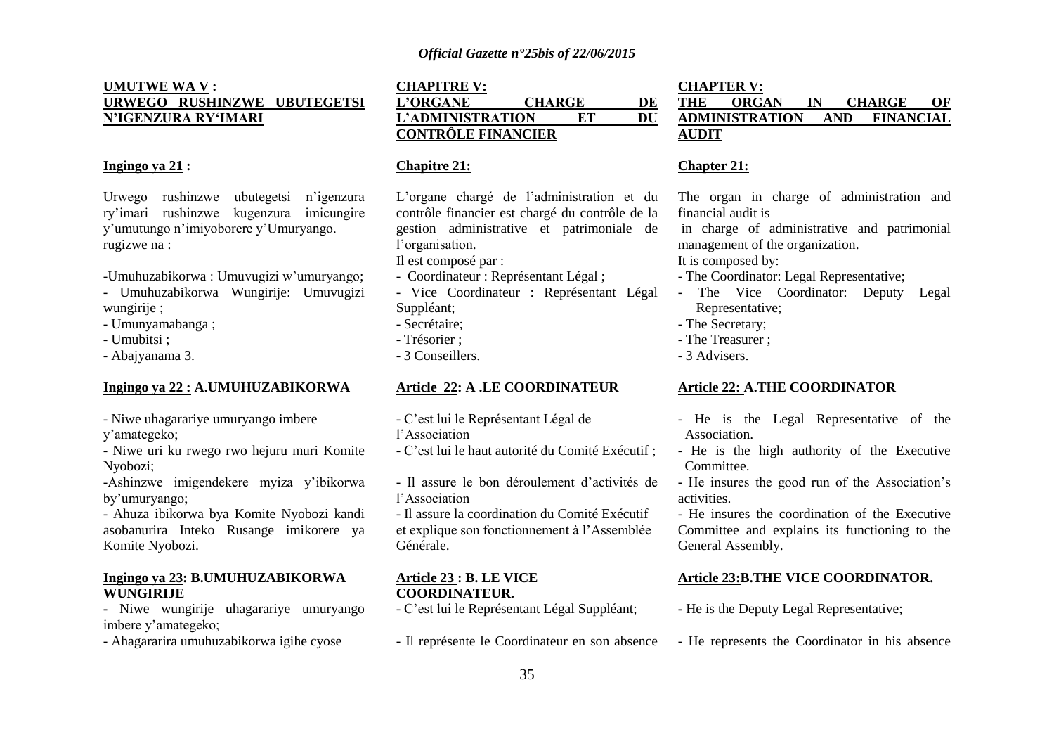**UMUTWE WA V :**
**URWEGO RUSHINZWE UBUTEGETSI N'IGENZURA RY'IMARI**

**Ingingo ya 21 :**

Urwego rushinzwe ubutegetsi n'igenzura ry'imari rushinzwe kugenzura imicungire y'umutungo n'imiyoborere y'Umuryango. rugizwe na :

-Umuhuzabikorwa : Umuvugizi w'umuryango;
- Umuhuzabikorwa Wungirije: Umuvugizi wungirije ;
- Umunyamabanga ;
- Umubitsi ;
- Abajyanama 3.

**Ingingo ya 22 : A.UMUHUZABIKORWA**

- Niwe uhagarariye umuryango imbere y'amategeko;
- Niwe uri ku rwego rwo hejuru muri Komite Nyobozi;
-Ashinzwe imigendekere myiza y'ibikorwa by'umuryango;
- Ahuza ibikorwa bya Komite Nyobozi kandi asobanurira Inteko Rusange imikorere ya Komite Nyobozi.

**Ingingo ya 23: B.UMUHUZABIKORWA WUNGIRIJE**

- Niwe wungirije uhagarariye umuryango imbere y'amategeko;
- Ahagararira umuhuzabikorwa igihe cyose

**CHAPITRE V:**
**L'ORGANE CHARGE DE L'ADMINISTRATION ET DU CONTRÔLE FINANCIER**

**Chapitre 21:**

L'organe chargé de l'administration et du contrôle financier est chargé du contrôle de la gestion administrative et patrimoniale de l'organisation.
Il est composé par :
- Coordinateur : Représentant Légal ;
- Vice Coordinateur : Représentant Légal Suppléant;
- Secrétaire;
- Trésorier ;
- 3 Conseillers.

**Article 22: A .LE COORDINATEUR**

- C'est lui le Représentant Légal de l'Association
- C'est lui le haut autorité du Comité Exécutif ;

- Il assure le bon déroulement d'activités de l'Association
- Il assure la coordination du Comité Exécutif et explique son fonctionnement à l'Assemblée Générale.

**Article 23 : B. LE VICE COORDINATEUR.**

- C'est lui le Représentant Légal Suppléant;

- Il représente le Coordinateur en son absence

**CHAPTER V:**
**THE ORGAN IN CHARGE OF ADMINISTRATION AND FINANCIAL AUDIT**

**Chapter 21:**

The organ in charge of administration and financial audit is
in charge of administrative and patrimonial management of the organization.
It is composed by:
- The Coordinator: Legal Representative;
- The Vice Coordinator: Deputy Legal Representative;
- The Secretary;
- The Treasurer ;
- 3 Advisers.

**Article 22: A.THE COORDINATOR**

- He is the Legal Representative of the Association.
- He is the high authority of the Executive Committee.
- He insures the good run of the Association's activities.
- He insures the coordination of the Executive Committee and explains its functioning to the General Assembly.

**Article 23:B.THE VICE COORDINATOR.**

- He is the Deputy Legal Representative;

- He represents the Coordinator in his absence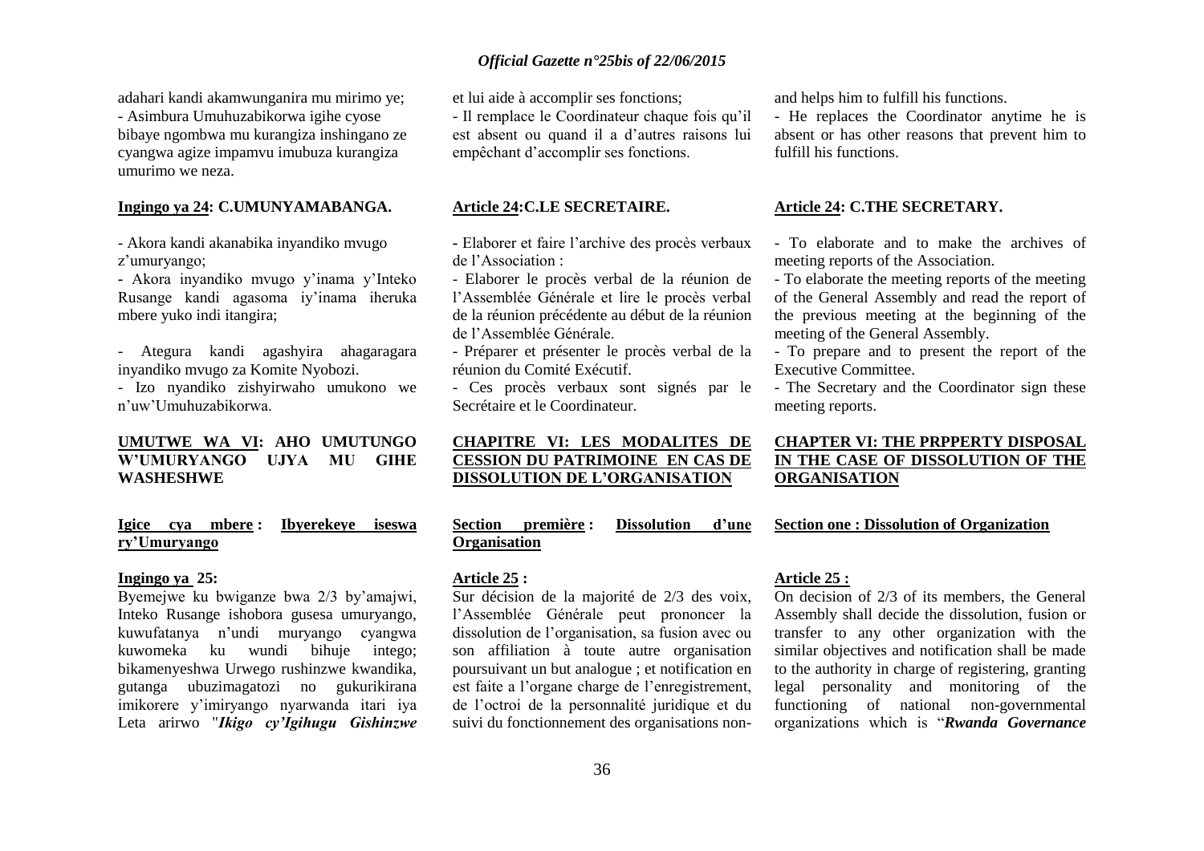adahari kandi akamwunganira mu mirimo ye;
- Asimbura Umuhuzabikorwa igihe cyose bibaye ngombwa mu kurangiza inshingano ze cyangwa agize impamvu imubuza kurangiza umurimo we neza.

**Ingingo ya 24: C.UMUNYAMABANGA.**

- Akora kandi akanabika inyandiko mvugo z'umuryango;
- Akora inyandiko mvugo y'inama y'Inteko Rusange kandi agasoma iy'inama iheruka mbere yuko indi itangira;
- Ategura kandi agashyira ahagaragara inyandiko mvugo za Komite Nyobozi.
- Izo nyandiko zishyirwaho umukono we n'uw'Umuhuzabikorwa.

**UMUTWE WA VI: AHO UMUTUNGO W'UMURYANGO UJYA MU GIHE WASHESHWE**

**Igice cya mbere : Ibyerekeye iseswa ry'Umuryango**

**Ingingo ya 25:**

Byemejwe ku bwiganze bwa 2/3 by'amajwi, Inteko Rusange ishobora gusesa umuryango, kuwufatanya n'undi muryango cyangwa kuwomeka ku wundi bihuje intego; bikamenyeshwa Urwego rushinzwe kwandika, gutanga ubuzimagatozi no gukurikirana imikorere y'imiryango nyarwanda itari iya Leta arirwo "*Ikigo cy'Igihugu Gishinzwe*

et lui aide à accomplir ses fonctions;
- Il remplace le Coordinateur chaque fois qu'il est absent ou quand il a d'autres raisons lui empêchant d'accomplir ses fonctions.

**Article 24:C.LE SECRETAIRE.**

- Elaborer et faire l'archive des procès verbaux de l'Association :
- Elaborer le procès verbal de la réunion de l'Assemblée Générale et lire le procès verbal de la réunion précédente au début de la réunion de l'Assemblée Générale.
- Préparer et présenter le procès verbal de la réunion du Comité Exécutif.
- Ces procès verbaux sont signés par le Secrétaire et le Coordinateur.

**CHAPITRE VI: LES MODALITES DE CESSION DU PATRIMOINE EN CAS DE DISSOLUTION DE L'ORGANISATION**

**Section première : Dissolution d'une Organisation**

**Article 25 :**

Sur décision de la majorité de 2/3 des voix, l'Assemblée Générale peut prononcer la dissolution de l'organisation, sa fusion avec ou son affiliation à toute autre organisation poursuivant un but analogue ; et notification en est faite a l'organe charge de l'enregistrement, de l'octroi de la personnalité juridique et du suivi du fonctionnement des organisations non-

and helps him to fulfill his functions.
- He replaces the Coordinator anytime he is absent or has other reasons that prevent him to fulfill his functions.

**Article 24: C.THE SECRETARY.**

- To elaborate and to make the archives of meeting reports of the Association.
- To elaborate the meeting reports of the meeting of the General Assembly and read the report of the previous meeting at the beginning of the meeting of the General Assembly.
- To prepare and to present the report of the Executive Committee.
- The Secretary and the Coordinator sign these meeting reports.

**CHAPTER VI: THE PRPPERTY DISPOSAL IN THE CASE OF DISSOLUTION OF THE ORGANISATION**

**Section one : Dissolution of Organization**

**Article 25 :**

On decision of 2/3 of its members, the General Assembly shall decide the dissolution, fusion or transfer to any other organization with the similar objectives and notification shall be made to the authority in charge of registering, granting legal personality and monitoring of the functioning of national non-governmental organizations which is "*Rwanda Governance*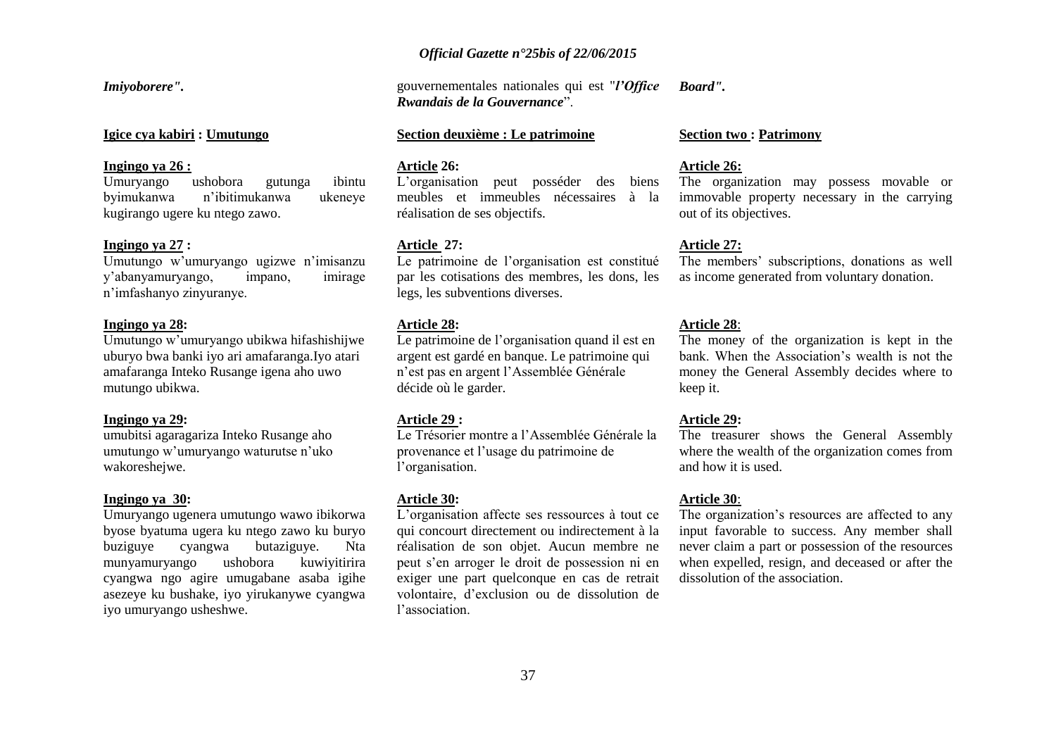*Imiyoborere".*

## Igice cya kabiri : Umutungo

**Ingingo ya 26 :**
Umuryango ushobora gutunga ibintu byimukanwa n'ibitimukanwa ukeneye kugirango ugere ku ntego zawo.

**Ingingo ya 27 :**
Umutungo w'umuryango ugizwe n'imisanzu y'abanyamuryango, impano, imirage n'imfashanyo zinyuranye.

**Ingingo ya 28:**
Umutungo w'umuryango ubikwa hifashishijwe uburyo bwa banki iyo ari amafaranga.Iyo atari amafaranga Inteko Rusange igena aho uwo mutungo ubikwa.

**Ingingo ya 29:**
umubitsi agaragariza Inteko Rusange aho umutungo w'umuryango waturutse n'uko wakoreshejwe.

**Ingingo ya 30:**
Umuryango ugenera umutungo wawo ibikorwa byose byatuma ugera ku ntego zawo ku buryo buziguye cyangwa butaziguye. Nta munyamuryango ushobora kuwiyitirira cyangwa ngo agire umugabane asaba igihe asezeye ku bushake, iyo yirukanywe cyangwa iyo umuryango usheshwe.

gouvernementales nationales qui est "*l'Office Rwandais de la Gouvernance*".

## Section deuxième : Le patrimoine

**Article 26:**
L'organisation peut posséder des biens meubles et immeubles nécessaires à la réalisation de ses objectifs.

**Article 27:**
Le patrimoine de l'organisation est constitué par les cotisations des membres, les dons, les legs, les subventions diverses.

**Article 28:**
Le patrimoine de l'organisation quand il est en argent est gardé en banque. Le patrimoine qui n'est pas en argent l'Assemblée Générale décide où le garder.

**Article 29 :**
Le Trésorier montre a l'Assemblée Générale la provenance et l'usage du patrimoine de l'organisation.

**Article 30:**
L'organisation affecte ses ressources à tout ce qui concourt directement ou indirectement à la réalisation de son objet. Aucun membre ne peut s'en arroger le droit de possession ni en exiger une part quelconque en cas de retrait volontaire, d'exclusion ou de dissolution de l'association.

*Board".*

## Section two : Patrimony

**Article 26:**
The organization may possess movable or immovable property necessary in the carrying out of its objectives.

**Article 27:**
The members' subscriptions, donations as well as income generated from voluntary donation.

**Article 28**:
The money of the organization is kept in the bank. When the Association's wealth is not the money the General Assembly decides where to keep it.

**Article 29:**
The treasurer shows the General Assembly where the wealth of the organization comes from and how it is used.

**Article 30**:
The organization's resources are affected to any input favorable to success. Any member shall never claim a part or possession of the resources when expelled, resign, and deceased or after the dissolution of the association.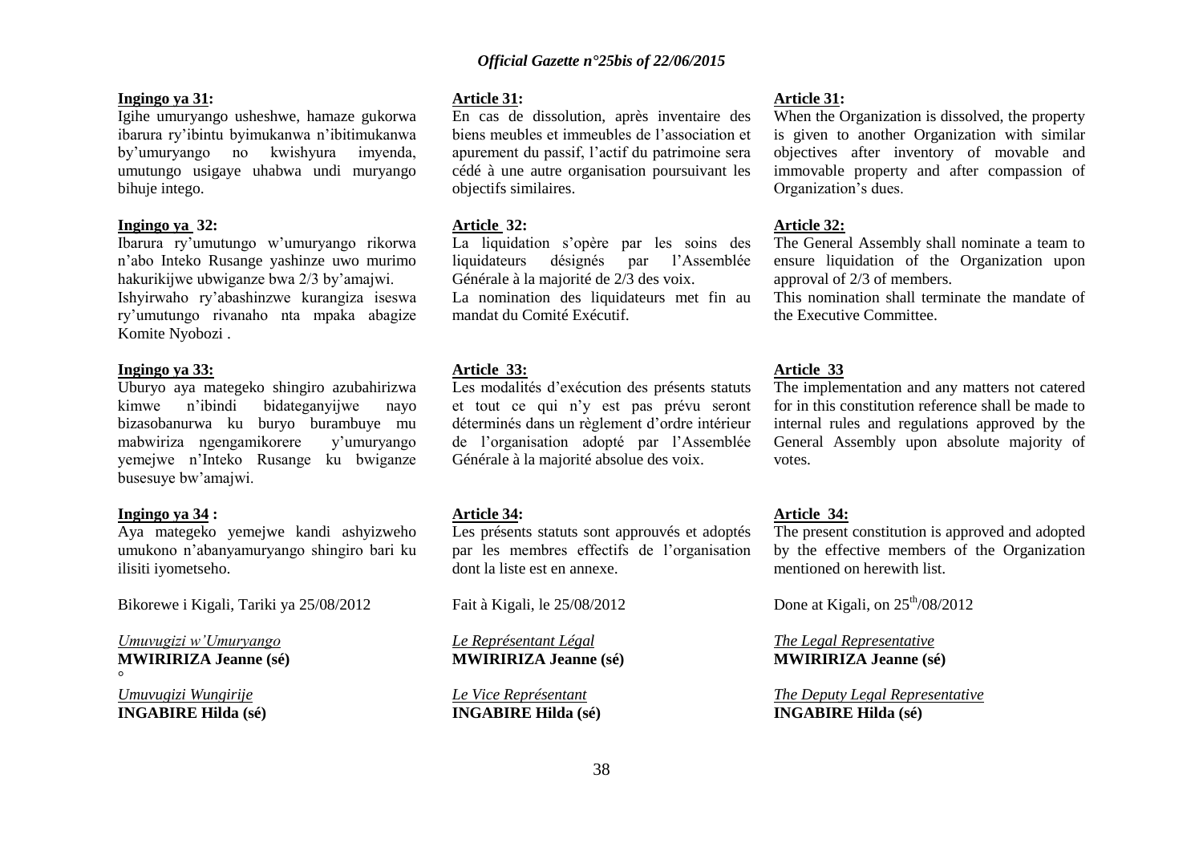**Ingingo ya 31:**

Igihe umuryango usheshwe, hamaze gukorwa ibarura ry'ibintu byimukanwa n'ibitimukanwa by'umuryango no kwishyura imyenda, umutungo usigaye uhabwa undi muryango bihuje intego.

**Ingingo ya 32:**

Ibarura ry'umutungo w'umuryango rikorwa n'abo Inteko Rusange yashinze uwo murimo hakurikijwe ubwiganze bwa 2/3 by'amajwi.

Ishyirwaho ry'abashinzwe kurangiza iseswa ry'umutungo rivanaho nta mpaka abagize Komite Nyobozi .

**Ingingo ya 33:**

Uburyo aya mategeko shingiro azubahirizwa kimwe n'ibindi bidateganyijwe nayo bizasobanurwa ku buryo burambuye mu mabwiriza ngengamikorere y'umuryango yemejwe n'Inteko Rusange ku bwiganze busesuye bw'amajwi.

**Ingingo ya 34 :**

Aya mategeko yemejwe kandi ashyizweho umukono n'abanyamuryango shingiro bari ku ilisiti iyometseho.

Bikorewe i Kigali, Tariki ya 25/08/2012

*Umuvugizi w'Umuryango*
**MWIRIRIZA Jeanne (sé)**

*Umuvugizi Wungirije*
**INGABIRE Hilda (sé)**

**Article 31:**

En cas de dissolution, après inventaire des biens meubles et immeubles de l'association et apurement du passif, l'actif du patrimoine sera cédé à une autre organisation poursuivant les objectifs similaires.

**Article 32:**

La liquidation s'opère par les soins des liquidateurs désignés par l'Assemblée Générale à la majorité de 2/3 des voix.

La nomination des liquidateurs met fin au mandat du Comité Exécutif.

**Article 33:**

Les modalités d'exécution des présents statuts et tout ce qui n'y est pas prévu seront déterminés dans un règlement d'ordre intérieur de l'organisation adopté par l'Assemblée Générale à la majorité absolue des voix.

**Article 34:**

Les présents statuts sont approuvés et adoptés par les membres effectifs de l'organisation dont la liste est en annexe.

Fait à Kigali, le 25/08/2012

*Le Représentant Légal*
**MWIRIRIZA Jeanne (sé)**

*Le Vice Représentant*
**INGABIRE Hilda (sé)**

**Article 31:**

When the Organization is dissolved, the property is given to another Organization with similar objectives after inventory of movable and immovable property and after compassion of Organization's dues.

**Article 32:**

The General Assembly shall nominate a team to ensure liquidation of the Organization upon approval of 2/3 of members.

This nomination shall terminate the mandate of the Executive Committee.

**Article 33**

The implementation and any matters not catered for in this constitution reference shall be made to internal rules and regulations approved by the General Assembly upon absolute majority of votes.

**Article 34:**

The present constitution is approved and adopted by the effective members of the Organization mentioned on herewith list.

Done at Kigali, on 25th/08/2012

*The Legal Representative*
**MWIRIRIZA Jeanne (sé)**

*The Deputy Legal Representative*
**INGABIRE Hilda (sé)**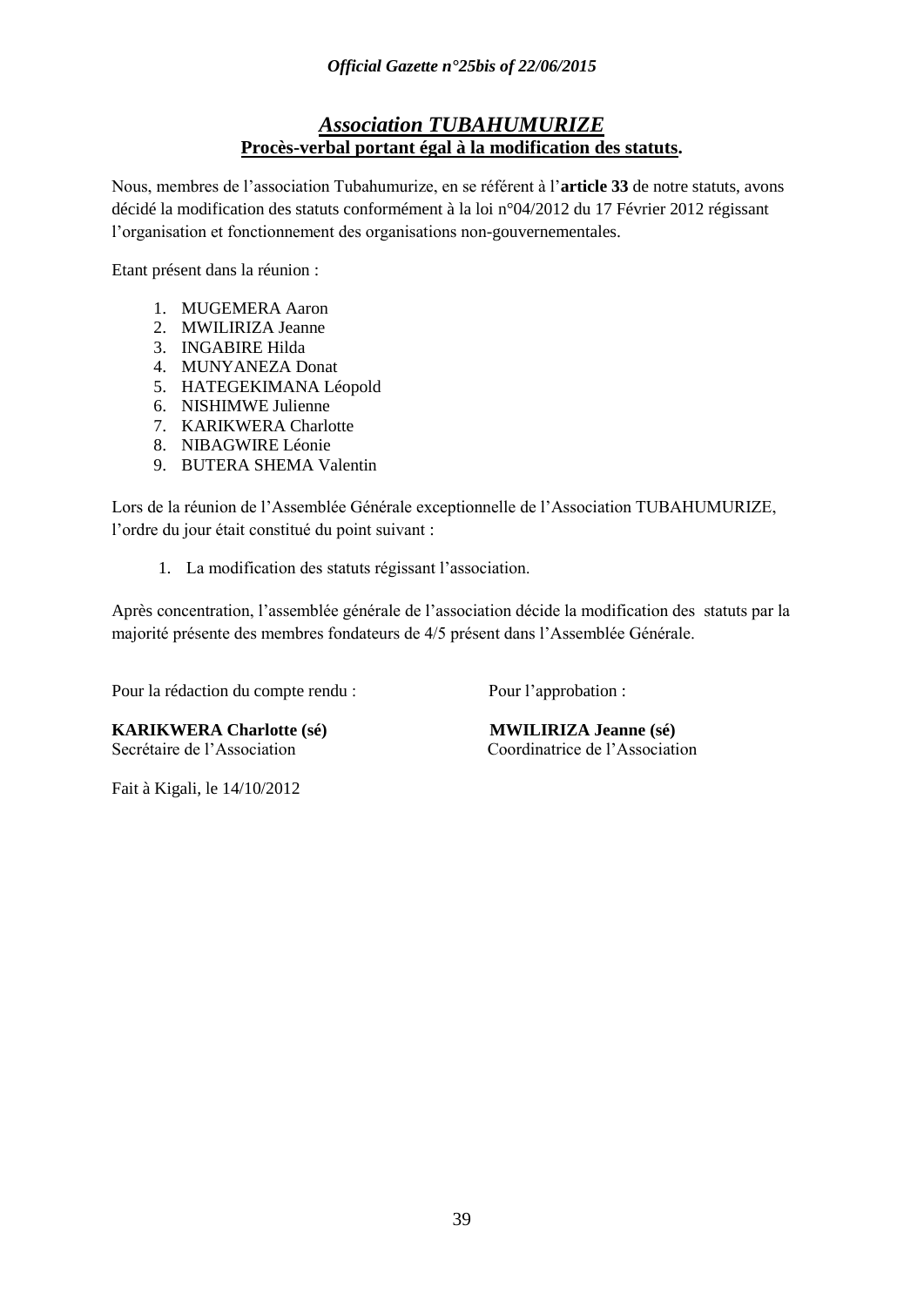## *Association TUBAHUMURIZE*

**Procès-verbal portant égal à la modification des statuts.**

Nous, membres de l'association Tubahumurize, en se référent à l'**article 33** de notre statuts, avons décidé la modification des statuts conformément à la loi n°04/2012 du 17 Février 2012 régissant l'organisation et fonctionnement des organisations non-gouvernementales.

Etant présent dans la réunion :

1. MUGEMERA Aaron
2. MWILIRIZA Jeanne
3. INGABIRE Hilda
4. MUNYANEZA Donat
5. HATEGEKIMANA Léopold
6. NISHIMWE Julienne
7. KARIKWERA Charlotte
8. NIBAGWIRE Léonie
9. BUTERA SHEMA Valentin

Lors de la réunion de l'Assemblée Générale exceptionnelle de l'Association TUBAHUMURIZE, l'ordre du jour était constitué du point suivant :

1. La modification des statuts régissant l'association.

Après concentration, l'assemblée générale de l'association décide la modification des statuts par la majorité présente des membres fondateurs de 4/5 présent dans l'Assemblée Générale.

Pour la rédaction du compte rendu :

**KARIKWERA Charlotte (sé)**
Secrétaire de l'Association

Pour l'approbation :

**MWILIRIZA Jeanne (sé)**
Coordinatrice de l'Association

Fait à Kigali, le 14/10/2012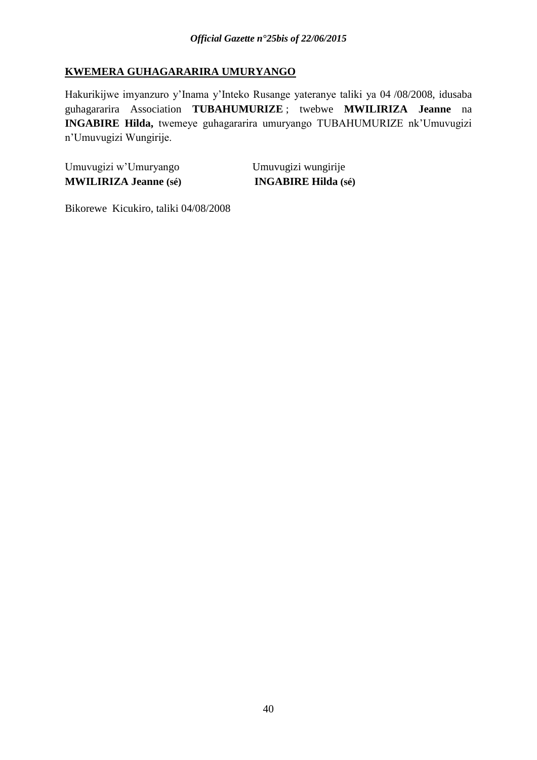**KWEMERA GUHAGARARIRA UMURYANGO**

Hakurikijwe imyanzuro y'Inama y'Inteko Rusange yateranye taliki ya 04 /08/2008, idusaba guhagararira Association **TUBAHUMURIZE** ; twebwe **MWILIRIZA Jeanne** na **INGABIRE Hilda,** twemeye guhagararira umuryango TUBAHUMURIZE nk'Umuvugizi n'Umuvugizi Wungirije.

| Umuvugizi w'Umuryango | Umuvugizi wungirije |
|---|---|
| **MWILIRIZA Jeanne (sé)** | **INGABIRE Hilda (sé)** |

Bikorewe Kicukiro, taliki 04/08/2008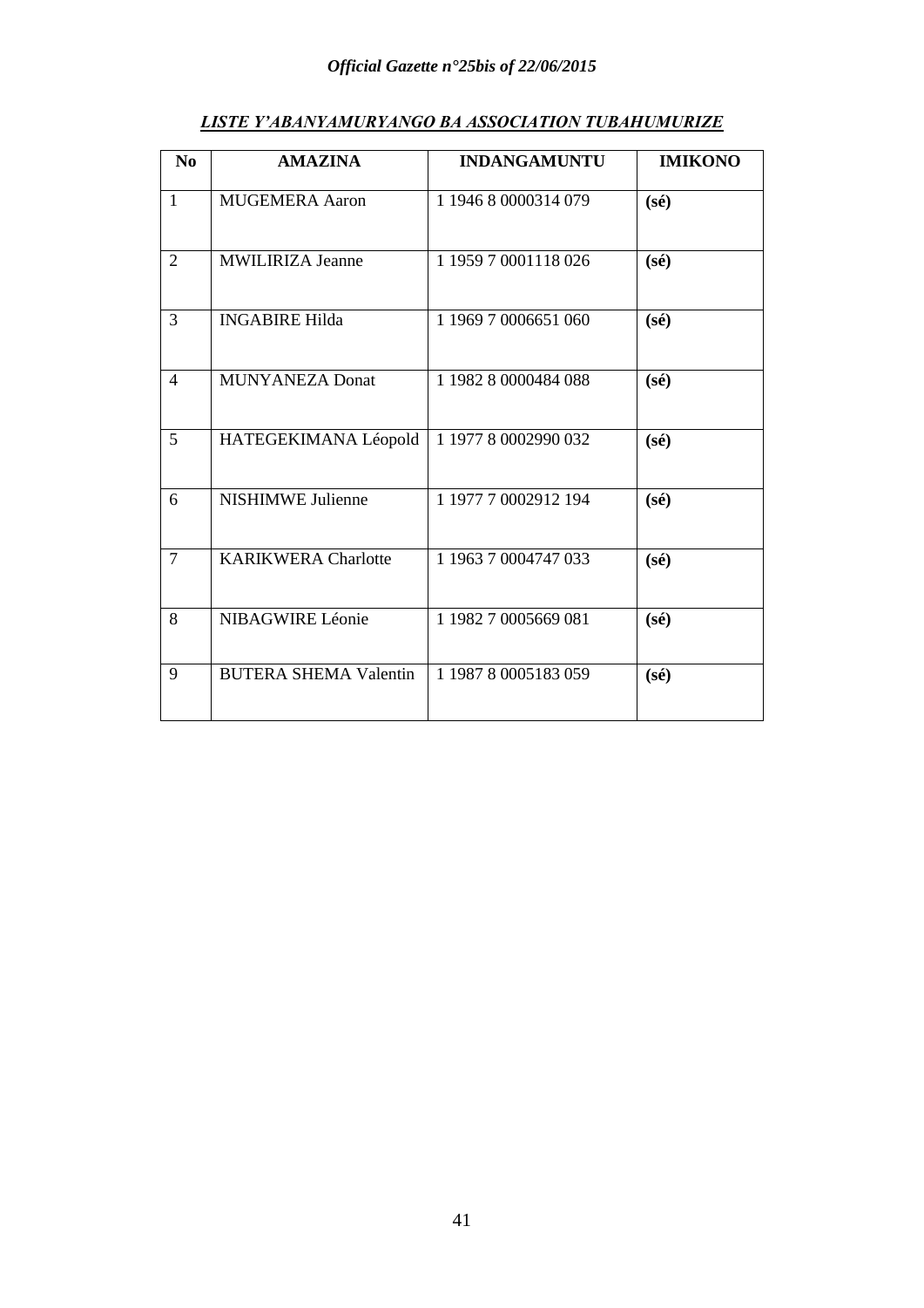***LISTE Y'ABANYAMURYANGO BA ASSOCIATION TUBAHUMURIZE***

| **No** | **AMAZINA** | **INDANGAMUNTU** | **IMIKONO** |
|---|---|---|---|
| 1 | MUGEMERA Aaron | 1 1946 8 0000314 079 | **(sé)** |
| 2 | MWILIRIZA Jeanne | 1 1959 7 0001118 026 | **(sé)** |
| 3 | INGABIRE Hilda | 1 1969 7 0006651 060 | **(sé)** |
| 4 | MUNYANEZA Donat | 1 1982 8 0000484 088 | **(sé)** |
| 5 | HATEGEKIMANA Léopold | 1 1977 8 0002990 032 | **(sé)** |
| 6 | NISHIMWE Julienne | 1 1977 7 0002912 194 | **(sé)** |
| 7 | KARIKWERA Charlotte | 1 1963 7 0004747 033 | **(sé)** |
| 8 | NIBAGWIRE Léonie | 1 1982 7 0005669 081 | **(sé)** |
| 9 | BUTERA SHEMA Valentin | 1 1987 8 0005183 059 | **(sé)** |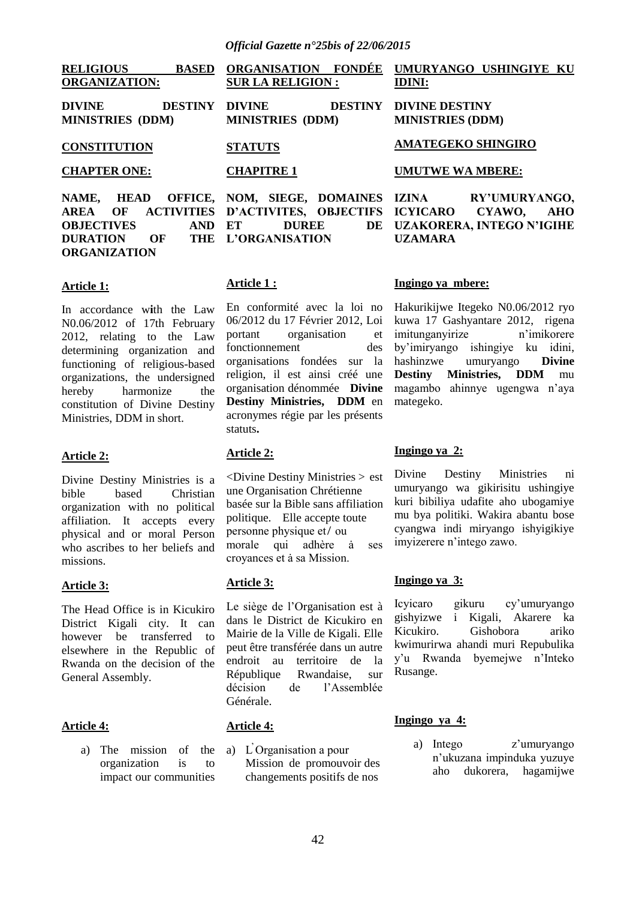**RELIGIOUS BASED ORGANIZATION:**

**DIVINE DESTINY MINISTRIES (DDM)**

**CONSTITUTION**

**CHAPTER ONE:**

**NAME, HEAD OFFICE, AREA OF ACTIVITIES OBJECTIVES AND DURATION OF THE ORGANIZATION**

**Article 1:**

In accordance with the Law N0.06/2012 of 17th February 2012, relating to the Law determining organization and functioning of religious-based organizations, the undersigned hereby harmonize the constitution of Divine Destiny Ministries, DDM in short.

**Article 2:**

Divine Destiny Ministries is a bible based Christian organization with no political affiliation. It accepts every physical and or moral Person who ascribes to her beliefs and missions.

**Article 3:**

The Head Office is in Kicukiro District Kigali city. It can however be transferred to elsewhere in the Republic of Rwanda on the decision of the General Assembly.

**Article 4:**

a) The mission of the organization is to impact our communities

**ORGANISATION FONDÉE SUR LA RELIGION :**

**DIVINE DESTINY MINISTRIES (DDM)**

**STATUTS**

**CHAPITRE 1**

**NOM, SIEGE, DOMAINES D'ACTIVITES, OBJECTIFS ET DUREE DE L'ORGANISATION**

**Article 1 :**

En conformité avec la loi no 06/2012 du 17 Février 2012, Loi portant organisation et fonctionnement des organisations fondées sur la religion, il est ainsi créé une organisation dénommée **Divine Destiny Ministries, DDM** en acronymes régie par les présents statuts**.**

**Article 2:**

<Divine Destiny Ministries > est une Organisation Chrétienne basée sur la Bible sans affiliation politique. Elle accepte toute personne physique et/ ou morale qui adhère à ses croyances et à sa Mission.

**Article 3:**

Le siège de l'Organisation est à dans le District de Kicukiro en Mairie de la Ville de Kigali. Elle peut être transférée dans un autre endroit au territoire de la République Rwandaise, sur décision de l'Assemblée Générale.

**Article 4:**

a) L'Organisation a pour Mission de promouvoir des changements positifs de nos

**UMURYANGO USHINGIYE KU IDINI:**

**DIVINE DESTINY MINISTRIES (DDM)**

**AMATEGEKO SHINGIRO**

**UMUTWE WA MBERE:**

**IZINA RY'UMURYANGO, ICYICARO CYAWO, AHO UZAKORERA, INTEGO N'IGIHE UZAMARA**

**Ingingo ya mbere:**

Hakurikijwe Itegeko N0.06/2012 ryo kuwa 17 Gashyantare 2012, rigena imitunganyirize n'imikorere by'imiryango ishingiye ku idini, hashinzwe umuryango **Divine Destiny Ministries, DDM** mu magambo ahinnye ugengwa n'aya mategeko.

**Ingingo ya 2:**

Divine Destiny Ministries ni umuryango wa gikirisitu ushingiye kuri bibiliya udafite aho ubogamiye mu bya politiki. Wakira abantu bose cyangwa indi miryango ishyigikiye imyizerere n'intego zawo.

**Ingingo ya 3:**

Icyicaro gikuru cy'umuryango gishyizwe i Kigali, Akarere ka Kicukiro. Gishobora ariko kwimurirwa ahandi muri Repubulika y'u Rwanda byemejwe n'Inteko Rusange.

**Ingingo ya 4:**

a) Intego z'umuryango n'ukuzana impinduka yuzuye aho dukorera, hagamijwe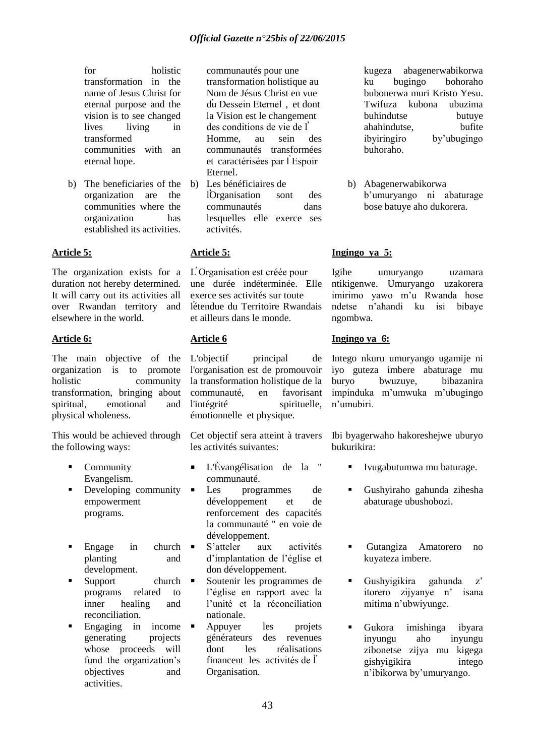for holistic transformation in the name of Jesus Christ for eternal purpose and the vision is to see changed lives living in transformed communities with an eternal hope.

b) The beneficiaries of the organization are the communities where the organization has established its activities.

**Article 5:**

The organization exists for a duration not hereby determined. It will carry out its activities all over Rwandan territory and elsewhere in the world.

**Article 6:**

The main objective of the organization is to promote holistic community transformation, bringing about spiritual, emotional and physical wholeness.

This would be achieved through the following ways:

- Community Evangelism.
- Developing community empowerment programs.
- Engage in church planting and development.
- Support church programs related to inner healing and reconciliation.
- Engaging in income generating projects whose proceeds will fund the organization's objectives and activities.

communautés pour une transformation holistique au Nom de Jésus Christ en vue du Dessein Eternel , et dont la Vision est le changement des conditions de vie de l' Homme, au sein des communautés transformées et caractérisées par l'Espoir Eternel.

b) Les bénéficiaires de l'Organisation sont des communautés dans lesquelles elle exerce ses activités.

**Article 5:**

L'Organisation est créée pour une durée indéterminée. Elle exerce ses activités sur toute l'étendue du Territoire Rwandais et ailleurs dans le monde.

**Article 6**

L'objectif principal de l'organisation est de promouvoir la transformation holistique de la communauté, en favorisant l'intégrité spirituelle, émotionnelle et physique.

Cet objectif sera atteint à travers les activités suivantes:

- L'Évangélisation de la " communauté.
- Les programmes de développement et de renforcement des capacités la communauté " en voie de développement.
- S'atteler aux activités d'implantation de l'église et don développement.
- Soutenir les programmes de l'église en rapport avec la l'unité et la réconciliation nationale.
- Appuyer les projets générateurs des revenues dont les réalisations financent les activités de l' Organisation.

kugeza abagenerwabikorwa ku bugingo bohoraho bubonerwa muri Kristo Yesu. Twifuza kubona ubuzima buhindutse butuye ahahindutse, bufite ibyiringiro by'ubugingo buhoraho.

b) Abagenerwabikorwa b'umuryango ni abaturage bose batuye aho dukorera.

**Ingingo ya 5:**

Igihe umuryango uzamara ntikigenwe. Umuryango uzakorera imirimo yawo m'u Rwanda hose ndetse n'ahandi ku isi bibaye ngombwa.

**Ingingo ya 6:**

Intego nkuru umuryango ugamije ni iyo guteza imbere abaturage mu buryo bwuzuye, bibazanira impinduka m'umwuka m'ubugingo n'umubiri.

Ibi byagerwaho hakoreshejwe uburyo bukurikira:

- Ivugabutumwa mu baturage.
- Gushyiraho gahunda zihesha abaturage ubushobozi.
- Gutangiza Amatorero no kuyateza imbere.
- Gushyigikira gahunda z' itorero zijyanye n' isana mitima n'ubwiyunge.
- Gukora imishinga ibyara inyungu aho inyungu zibonetse zijya mu kigega gishyigikira intego n'ibikorwa by'umuryango.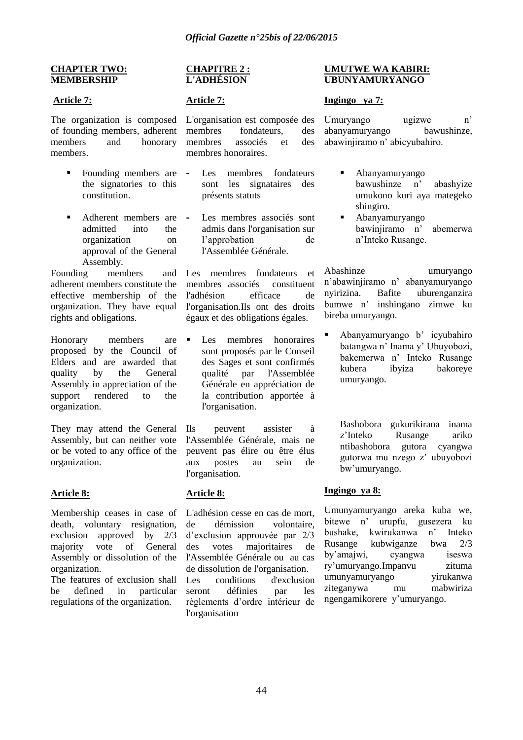## CHAPTER TWO: MEMBERSHIP

**Article 7:**

The organization is composed of founding members, adherent members and honorary members.

- Founding members are the signatories to this constitution.
- Adherent members are admitted into the organization on approval of the General Assembly.

Founding members and adherent members constitute the effective membership of the organization. They have equal rights and obligations.

Honorary members are proposed by the Council of Elders and are awarded that quality by the General Assembly in appreciation of the support rendered to the organization.

They may attend the General Assembly, but can neither vote or be voted to any office of the organization.

**Article 8:**

Membership ceases in case of death, voluntary resignation, exclusion approved by 2/3 majority vote of General Assembly or dissolution of the organization.

The features of exclusion shall be defined in particular regulations of the organization.

## CHAPITRE 2 : L'ADHÉSION

**Article 7:**

L'organisation est composée des membres fondateurs, des membres associés et des membres honoraires.

- Les membres fondateurs sont les signataires des présents statuts
- Les membres associés sont admis dans l'organisation sur l'approbation de l'Assemblée Générale.

Les membres fondateurs et membres associés constituent l'adhésion efficace de l'organisation.Ils ont des droits égaux et des obligations égales.

- Les membres honoraires sont proposés par le Conseil des Sages et sont confirmés qualité par l'Assemblée Générale en appréciation de la contribution apportée à l'organisation.

Ils peuvent assister à l'Assemblée Générale, mais ne peuvent pas élire ou être élus aux postes au sein de l'organisation.

**Article 8:**

L'adhésion cesse en cas de mort, de démission volontaire, d'exclusion approuvée par 2/3 des votes majoritaires de l'Assemblée Générale ou au cas de dissolution de l'organisation.

Les conditions d'exclusion seront définies par les règlements d'ordre intérieur de l'organisation

## UMUTWE WA KABIRI: UBUNYAMURYANGO

**Ingingo ya 7:**

Umuryango ugizwe n' abanyamuryango bawushinze, abawinjiramo n' abicyubahiro.

- Abanyamuryango bawushinze n' abashyize umukono kuri aya mategeko shingiro.
- Abanyamuryango bawinjiramo n' abemerwa n'Inteko Rusange.

Abashinze umuryango n'abawinjiramo n' abanyamuryango nyirizina. Bafite uburenganzira bumwe n' inshingano zimwe ku bireba umuryango.

- Abanyamuryango b' icyubahiro batangwa n' Inama y' Ubuyobozi, bakemerwa n' Inteko Rusange kubera ibyiza bakoreye umuryango.

Bashobora gukurikirana inama z'Inteko Rusange ariko ntibashobora gutora cyangwa gutorwa mu nzego z' ubuyobozi bw'umuryango.

**Ingingo ya 8:**

Umunyamuryango areka kuba we, bitewe n' urupfu, gusezera ku bushake, kwirukanwa n' Inteko Rusange kubwiganze bwa 2/3 by'amajwi, cyangwa iseswa ry'umuryango.Impanvu zituma umunyamuryango yirukanwa ziteganywa mu mabwiriza ngengamikorere y'umuryango.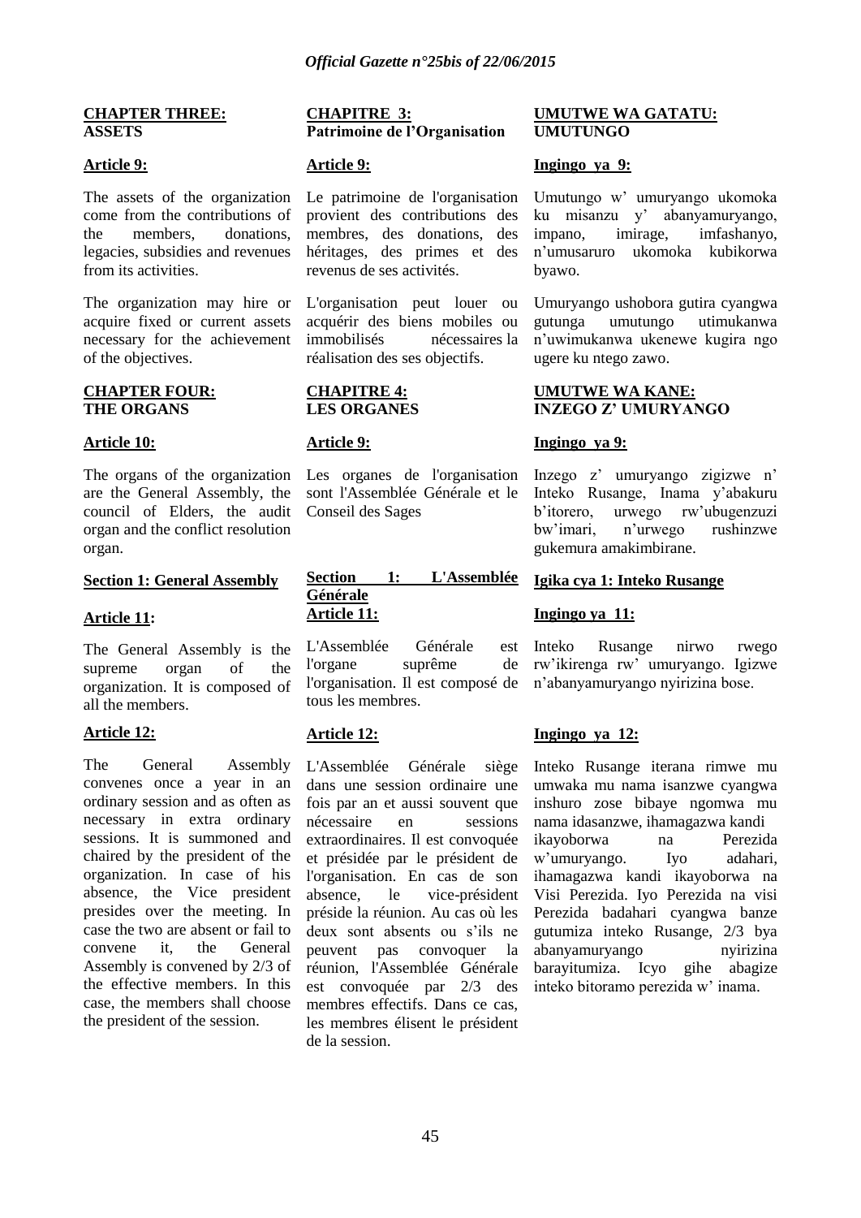**CHAPTER THREE: ASSETS**

**Article 9:**

The assets of the organization come from the contributions of the members, donations, legacies, subsidies and revenues from its activities.

The organization may hire or acquire fixed or current assets necessary for the achievement of the objectives.

**CHAPTER FOUR: THE ORGANS**

**Article 10:**

The organs of the organization are the General Assembly, the council of Elders, the audit organ and the conflict resolution organ.

**Section 1: General Assembly**

**Article 11:**

The General Assembly is the supreme organ of the organization. It is composed of all the members.

**Article 12:**

The General Assembly convenes once a year in an ordinary session and as often as necessary in extra ordinary sessions. It is summoned and chaired by the president of the organization. In case of his absence, the Vice president presides over the meeting. In case the two are absent or fail to convene it, the General Assembly is convened by 2/3 of the effective members. In this case, the members shall choose the president of the session.

**CHAPITRE 3: Patrimoine de l'Organisation**

**Article 9:**

Le patrimoine de l'organisation provient des contributions des membres, des donations, des héritages, des primes et des revenus de ses activités.

L'organisation peut louer ou acquérir des biens mobiles ou immobilisés nécessaires la réalisation des ses objectifs.

**CHAPITRE 4: LES ORGANES**

**Article 9:**

Les organes de l'organisation sont l'Assemblée Générale et le Conseil des Sages

**Section 1: L'Assemblée Générale**

**Article 11:**

L'Assemblée Générale est l'organe suprême de l'organisation. Il est composé de tous les membres.

**Article 12:**

L'Assemblée Générale siège dans une session ordinaire une fois par an et aussi souvent que nécessaire en sessions extraordinaires. Il est convoquée et présidée par le président de l'organisation. En cas de son absence, le vice-président préside la réunion. Au cas où les deux sont absents ou s'ils ne peuvent pas convoquer la réunion, l'Assemblée Générale est convoquée par 2/3 des membres effectifs. Dans ce cas, les membres élisent le président de la session.

**UMUTWE WA GATATU: UMUTUNGO**

**Ingingo ya 9:**

Umutungo w' umuryango ukomoka ku misanzu y' abanyamuryango, impano, imirage, imfashanyo, n'umusaruro ukomoka kubikorwa byawo.

Umuryango ushobora gutira cyangwa gutunga umutungo utimukanwa n'uwimukanwa ukenewe kugira ngo ugere ku ntego zawo.

**UMUTWE WA KANE: INZEGO Z' UMURYANGO**

**Ingingo ya 9:**

Inzego z' umuryango zigizwe n' Inteko Rusange, Inama y'abakuru b'itorero, urwego rw'ubugenzuzi bw'imari, n'urwego rushinzwe gukemura amakimbirane.

**Igika cya 1: Inteko Rusange**

**Ingingo ya 11:**

Inteko Rusange nirwo rwego rw'ikirenga rw' umuryango. Igizwe n'abanyamuryango nyirizina bose.

**Ingingo ya 12:**

Inteko Rusange iterana rimwe mu umwaka mu nama isanzwe cyangwa inshuro zose bibaye ngombwa mu nama idasanzwe, ihamagazwa kandi ikayoborwa na Perezida w'umuryango. Iyo adahari, ihamagazwa kandi ikayoborwa na Visi Perezida. Iyo Perezida na visi Perezida badahari cyangwa banze gutumiza inteko Rusange, 2/3 bya abanyamuryango nyirizina barayitumiza. Icyo gihe abagize inteko bitoramo perezida w' inama.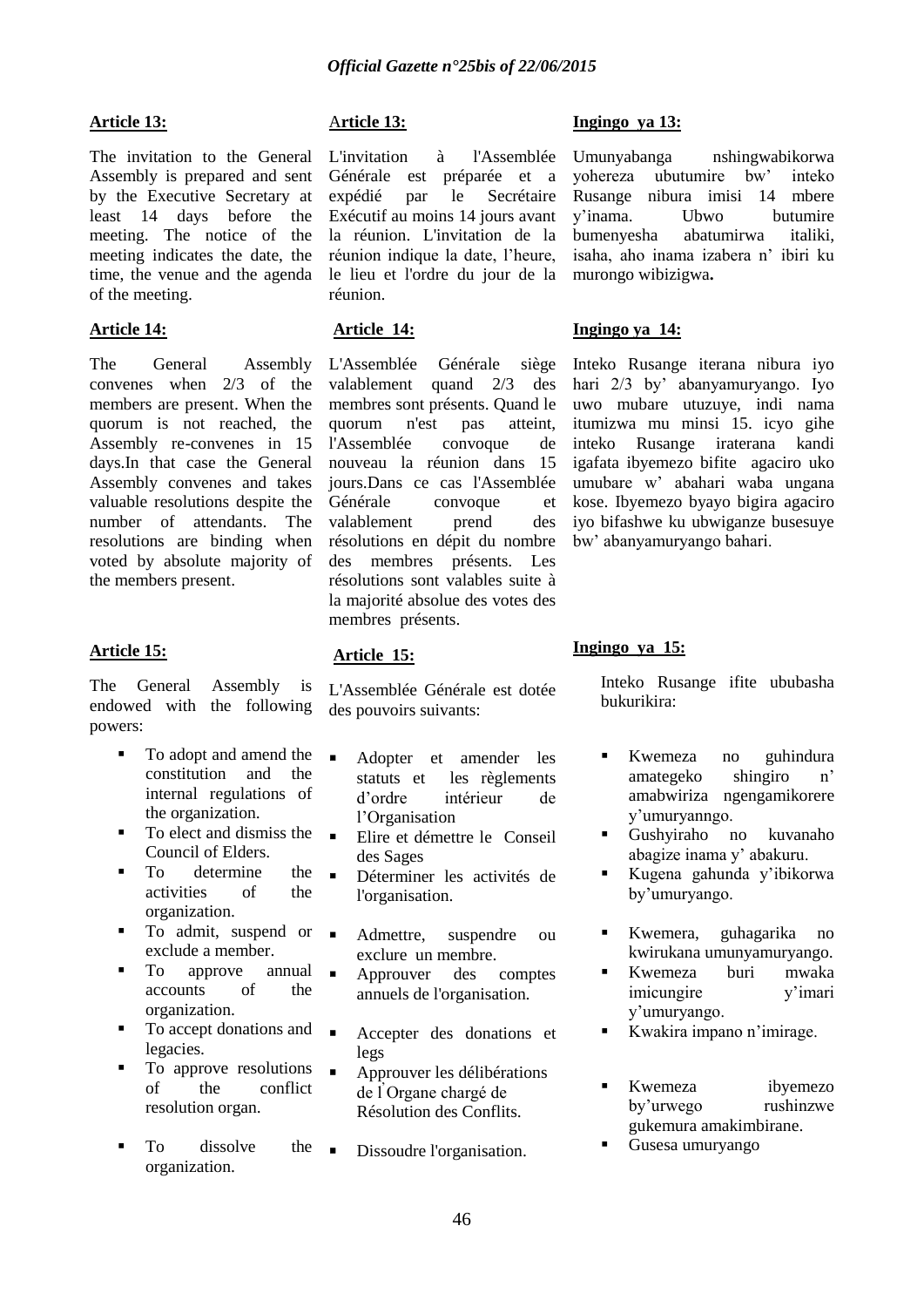**Article 13:**

The invitation to the General Assembly is prepared and sent by the Executive Secretary at least 14 days before the meeting. The notice of the meeting indicates the date, the time, the venue and the agenda of the meeting.

**Article 14:**

The General Assembly convenes when 2/3 of the members are present. When the quorum is not reached, the Assembly re-convenes in 15 days.In that case the General Assembly convenes and takes valuable resolutions despite the number of attendants. The resolutions are binding when voted by absolute majority of the members present.

**Article 15:**

The General Assembly is endowed with the following powers:

- To adopt and amend the constitution and the internal regulations of the organization.
- To elect and dismiss the Council of Elders.
- To determine the activities of the organization.
- To admit, suspend or exclude a member.
- To approve annual accounts of the organization.
- To accept donations and legacies.
- To approve resolutions of the conflict resolution organ.
- To dissolve the organization.

**Article 13:**

L'invitation à l'Assemblée Générale est préparée et a expédié par le Secrétaire Exécutif au moins 14 jours avant la réunion. L'invitation de la réunion indique la date, l'heure, le lieu et l'ordre du jour de la réunion.

**Article 14:**

L'Assemblée Générale siège valablement quand 2/3 des membres sont présents. Quand le quorum n'est pas atteint, l'Assemblée convoque de nouveau la réunion dans 15 jours.Dans ce cas l'Assemblée Générale convoque et valablement prend des résolutions en dépit du nombre des membres présents. Les résolutions sont valables suite à la majorité absolue des votes des membres présents.

**Article 15:**

L'Assemblée Générale est dotée des pouvoirs suivants:

- Adopter et amender les statuts et les règlements d'ordre intérieur de l'Organisation
- Elire et démettre le Conseil des Sages
- Déterminer les activités de l'organisation.
- Admettre, suspendre ou exclure un membre.
- Approuver des comptes annuels de l'organisation.
- Accepter des donations et legs
- Approuver les délibérations de l̀ Organe chargé de Résolution des Conflits.
- Dissoudre l'organisation.

**Ingingo ya 13:**

Umunyabanga nshingwabikorwa yohereza ubutumire bw' inteko Rusange nibura imisi 14 mbere y'inama. Ubwo butumire bumenyesha abatumirwa italiki, isaha, aho inama izabera n' ibiri ku murongo wibizigwa**.**

**Ingingo ya 14:**

Inteko Rusange iterana nibura iyo hari 2/3 by' abanyamuryango. Iyo uwo mubare utuzuye, indi nama itumizwa mu minsi 15. icyo gihe inteko Rusange iraterana kandi igafata ibyemezo bifite agaciro uko umubare w' abahari waba ungana kose. Ibyemezo byayo bigira agaciro iyo bifashwe ku ubwiganze busesuye bw' abanyamuryango bahari.

**Ingingo ya 15:**

Inteko Rusange ifite ububasha bukurikira:

- Kwemeza no guhindura amategeko shingiro n' amabwiriza ngengamikorere y'umuryanngo.
- Gushyiraho no kuvanaho abagize inama y' abakuru.
- Kugena gahunda y'ibikorwa by'umuryango.
- Kwemera, guhagarika no kwirukana umunyamuryango.
- Kwemeza buri mwaka imicungire y'imari y'umuryango.
- Kwakira impano n'imirage.
- Kwemeza ibyemezo by'urwego rushinzwe gukemura amakimbirane.
- Gusesa umuryango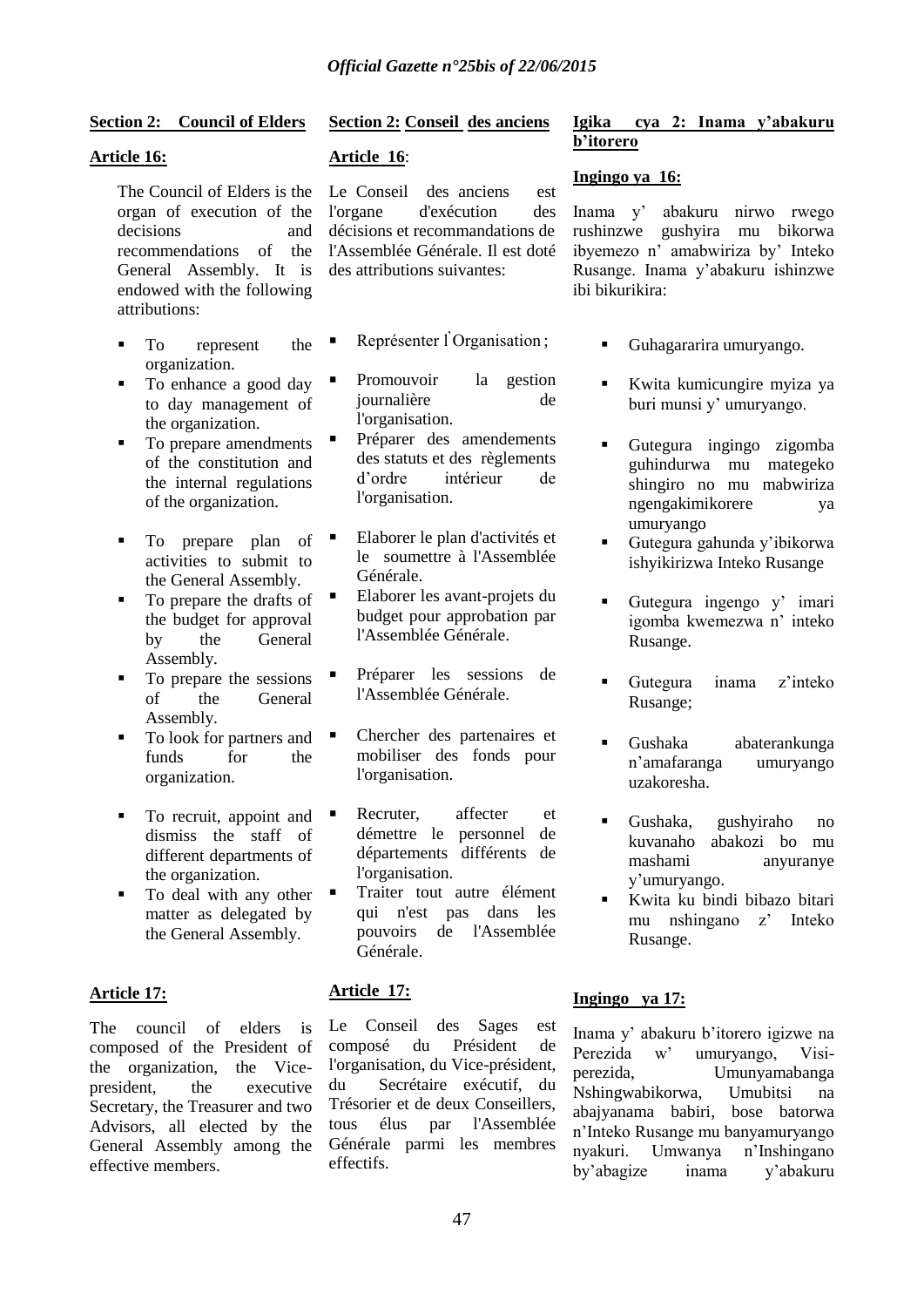**Section 2: Council of Elders**

**Article 16:**

The Council of Elders is the organ of execution of the decisions and recommendations of the General Assembly. It is endowed with the following attributions:

- To represent the organization.
- To enhance a good day to day management of the organization.
- To prepare amendments of the constitution and the internal regulations of the organization.
- To prepare plan of activities to submit to the General Assembly.
- To prepare the drafts of the budget for approval by the General Assembly.
- To prepare the sessions of the General Assembly.
- To look for partners and funds for the organization.
- To recruit, appoint and dismiss the staff of different departments of the organization.
- To deal with any other matter as delegated by the General Assembly.

**Article 17:**

The council of elders is composed of the President of the organization, the Vice-president, the executive Secretary, the Treasurer and two Advisors, all elected by the General Assembly among the effective members.

**Section 2: Conseil des anciens**

**Article 16**:

Le Conseil des anciens est l'organe d'exécution des décisions et recommandations de l'Assemblée Générale. Il est doté des attributions suivantes:

- Représenter l'Organisation ;
- Promouvoir la gestion journalière de l'organisation.
- Préparer des amendements des statuts et des règlements d'ordre intérieur de l'organisation.
- Elaborer le plan d'activités et le soumettre à l'Assemblée Générale.
- Elaborer les avant-projets du budget pour approbation par l'Assemblée Générale.
- Préparer les sessions de l'Assemblée Générale.
- Chercher des partenaires et mobiliser des fonds pour l'organisation.
- Recruter, affecter et démettre le personnel de départements différents de l'organisation.
- Traiter tout autre élément qui n'est pas dans les pouvoirs de l'Assemblée Générale.

**Article 17:**

Le Conseil des Sages est composé du Président de l'organisation, du Vice-président, du Secrétaire exécutif, du Trésorier et de deux Conseillers, tous élus par l'Assemblée Générale parmi les membres effectifs.

**Igika cya 2: Inama y'abakuru b'itorero**

**Ingingo ya 16:**

Inama y' abakuru nirwo rwego rushinzwe gushyira mu bikorwa ibyemezo n' amabwiriza by' Inteko Rusange. Inama y'abakuru ishinzwe ibi bikurikira:

- Guhagararira umuryango.
- Kwita kumicungire myiza ya buri munsi y' umuryango.
- Gutegura ingingo zigomba guhindurwa mu mategeko shingiro no mu mabwiriza ngengakimikorere ya umuryango
- Gutegura gahunda y'ibikorwa ishyikirizwa Inteko Rusange
- Gutegura ingengo y' imari igomba kwemezwa n' inteko Rusange.
- Gutegura inama z'inteko Rusange;
- Gushaka abaterankunga n'amafaranga umuryango uzakoresha.
- Gushaka, gushyiraho no kuvanaho abakozi bo mu mashami anyuranye y'umuryango.
- Kwita ku bindi bibazo bitari mu nshingano z' Inteko Rusange.

**Ingingo ya 17:**

Inama y' abakuru b'itorero igizwe na Perezida w' umuryango, Visi-perezida, Umunyamabanga Nshingwabikorwa, Umubitsi na abajyanama babiri, bose batorwa n'Inteko Rusange mu banyamuryango nyakuri. Umwanya n'Inshingano by'abagize inama y'abakuru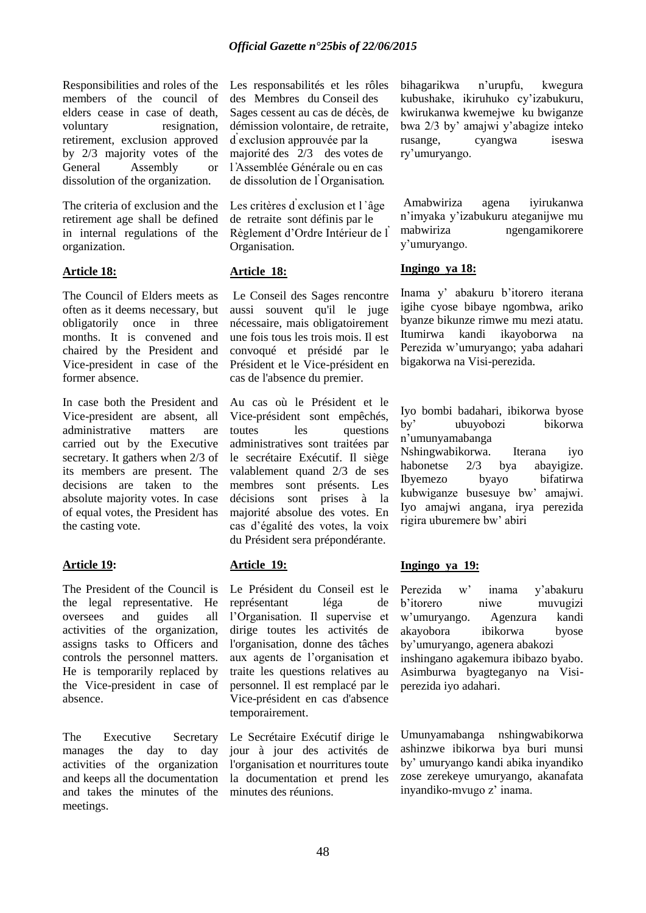Responsibilities and roles of the members of the council of elders cease in case of death, voluntary resignation, retirement, exclusion approved by 2/3 majority votes of the General Assembly or dissolution of the organization.

The criteria of exclusion and the retirement age shall be defined in internal regulations of the organization.

**Article 18:**

The Council of Elders meets as often as it deems necessary, but obligatorily once in three months. It is convened and chaired by the President and Vice-president in case of the former absence.

In case both the President and Vice-president are absent, all administrative matters are carried out by the Executive secretary. It gathers when 2/3 of its members are present. The decisions are taken to the absolute majority votes. In case of equal votes, the President has the casting vote.

**Article 19:**

The President of the Council is the legal representative. He oversees and guides all activities of the organization, assigns tasks to Officers and controls the personnel matters. He is temporarily replaced by the Vice-president in case of absence.

The Executive Secretary manages the day to day activities of the organization and keeps all the documentation and takes the minutes of the meetings.

Les responsabilités et les rôles des Membres du Conseil des Sages cessent au cas de décès, de démission volontaire, de retraite, d'exclusion approuvée par la majorité des 2/3 des votes de l'Assemblée Générale ou en cas de dissolution de l'Organisation.

Les critères d'exclusion et l'âge de retraite sont définis par le Règlement d'Ordre Intérieur de l'Organisation.

**Article 18:**

Le Conseil des Sages rencontre aussi souvent qu'il le juge nécessaire, mais obligatoirement une fois tous les trois mois. Il est convoqué et présidé par le Président et le Vice-président en cas de l'absence du premier.

Au cas où le Président et le Vice-président sont empêchés, toutes les questions administratives sont traitées par le secrétaire Exécutif. Il siège valablement quand 2/3 de ses membres sont présents. Les décisions sont prises à la majorité absolue des votes. En cas d'égalité des votes, la voix du Président sera prépondérante.

**Article 19:**

Le Président du Conseil est le représentant léga de l'Organisation. Il supervise et dirige toutes les activités de l'organisation, donne des tâches aux agents de l'organisation et traite les questions relatives au personnel. Il est remplacé par le Vice-président en cas d'absence temporairement.

Le Secrétaire Exécutif dirige le jour à jour des activités de l'organisation et nourritures toute la documentation et prend les minutes des réunions.

bihagarikwa n'urupfu, kwegura kubushake, ikiruhuko cy'izabukuru, kwirukanwa kwemejwe ku bwiganze bwa 2/3 by' amajwi y'abagize inteko rusange, cyangwa iseswa ry'umuryango.

Amabwiriza agena iyirukanwa n'imyaka y'izabukuru ateganijwe mu mabwiriza ngengamikorere y'umuryango.

**Ingingo ya 18:**

Inama y' abakuru b'itorero iterana igihe cyose bibaye ngombwa, ariko byanze bikunze rimwe mu mezi atatu. Itumirwa kandi ikayoborwa na Perezida w'umuryango; yaba adahari bigakorwa na Visi-perezida.

Iyo bombi badahari, ibikorwa byose by' ubuyobozi bikorwa n'umunyamabanga Nshingwabikorwa. Iterana iyo habonetse 2/3 bya abayigize. Ibyemezo byayo bifatirwa kubwiganze busesuye bw' amajwi. Iyo amajwi angana, irya perezida rigira uburemere bw' abiri

**Ingingo ya 19:**

Perezida w' inama y'abakuru b'itorero niwe muvugizi w'umuryango. Agenzura kandi akayobora ibikorwa byose by'umuryango, agenera abakozi inshingano agakemura ibibazo byabo. Asimburwa byagteganyo na Visi-perezida iyo adahari.

Umunyamabanga nshingwabikorwa ashinzwe ibikorwa bya buri munsi by' umuryango kandi abika inyandiko zose zerekeye umuryango, akanafata inyandiko-mvugo z' inama.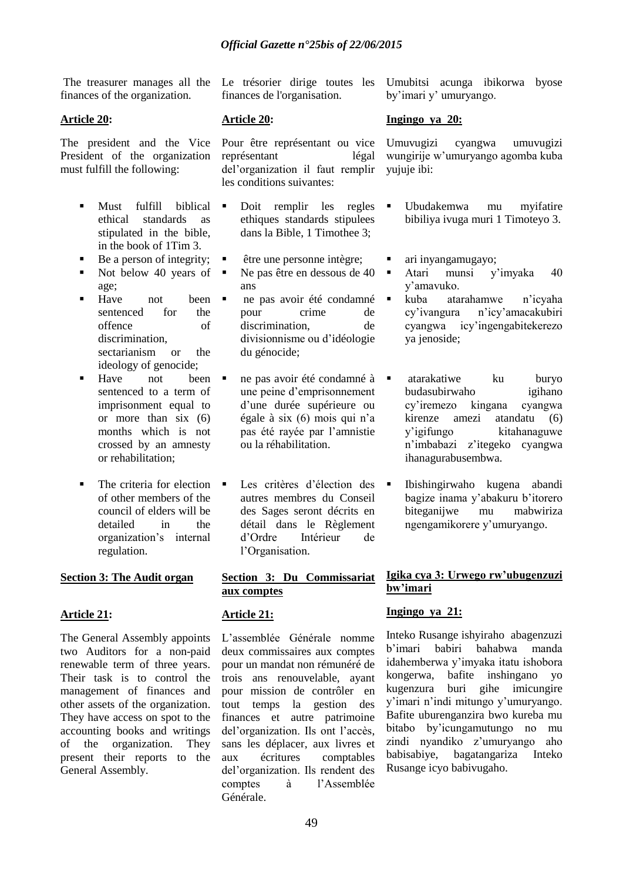The treasurer manages all the finances of the organization.

**Article 20:**

The president and the Vice President of the organization must fulfill the following:

- Must fulfill biblical ethical standards as stipulated in the bible, in the book of 1Tim 3.
- Be a person of integrity;
- Not below 40 years of age;
- Have not been sentenced for the offence of discrimination, sectarianism or the ideology of genocide;
- Have not been sentenced to a term of imprisonment equal to or more than six (6) months which is not crossed by an amnesty or rehabilitation;
- The criteria for election of other members of the council of elders will be detailed in the organization's internal regulation.

**Section 3: The Audit organ**

**Article 21:**

The General Assembly appoints two Auditors for a non-paid renewable term of three years. Their task is to control the management of finances and other assets of the organization. They have access on spot to the accounting books and writings of the organization. They present their reports to the General Assembly.

Le trésorier dirige toutes les finances de l'organisation.

**Article 20:**

Pour être représentant ou vice représentant légal del'organization il faut remplir les conditions suivantes:

- Doit remplir les regles ethiques standards stipulees dans la Bible, 1 Timothee 3;
- être une personne intègre;
- Ne pas être en dessous de 40 ans
- ne pas avoir été condamné pour crime de discrimination, de divisionnisme ou d'idéologie du génocide;
- ne pas avoir été condamné à une peine d'emprisonnement d'une durée supérieure ou égale à six (6) mois qui n'a pas été rayée par l'amnistie ou la réhabilitation.
- Les critères d'élection des autres membres du Conseil des Sages seront décrits en détail dans le Règlement d'Ordre Intérieur de l'Organisation.

**Section 3: Du Commissariat aux comptes**

**Article 21:**

L'assemblée Générale nomme deux commissaires aux comptes pour un mandat non rémunéré de trois ans renouvelable, ayant pour mission de contrôler en tout temps la gestion des finances et autre patrimoine del'organization. Ils ont l'accès, sans les déplacer, aux livres et aux écritures comptables del'organization. Ils rendent des comptes à l'Assemblée Générale.

Umubitsi acunga ibikorwa byose by'imari y' umuryango.

**Ingingo ya 20:**

Umuvugizi cyangwa umuvugizi wungirije w'umuryango agomba kuba yujuje ibi:

- Ubudakemwa mu myifatire bibiliya ivuga muri 1 Timoteyo 3.
- ari inyangamugayo;
- Atari munsi y'imyaka 40 y'amavuko.
- kuba atarahamwe n'icyaha cy'ivangura n'icy'amacakubiri cyangwa icy'ingengabitekerezo ya jenoside;
- atarakatiwe ku buryo budasubirwaho igihano cy'iremezo kingana cyangwa kirenze amezi atandatu (6) y'igifungo kitahanaguwe n'imbabazi z'itegeko cyangwa ihanagurabusembwa.
- Ibishingirwaho kugena abandi bagize inama y'abakuru b'itorero biteganijwe mu mabwiriza ngengamikorere y'umuryango.

**Igika cya 3: Urwego rw'ubugenzuzi bw'imari**

**Ingingo ya 21:**

Inteko Rusange ishyiraho abagenzuzi b'imari babiri bahabwa manda idahemberwa y'imyaka itatu ishobora kongerwa, bafite inshingano yo kugenzura buri gihe imicungire y'imari n'indi mitungo y'umuryango. Bafite uburenganzira bwo kureba mu bitabo by'icungamutungo no mu zindi nyandiko z'umuryango aho babisabiye, bagatangariza Inteko Rusange icyo babivugaho.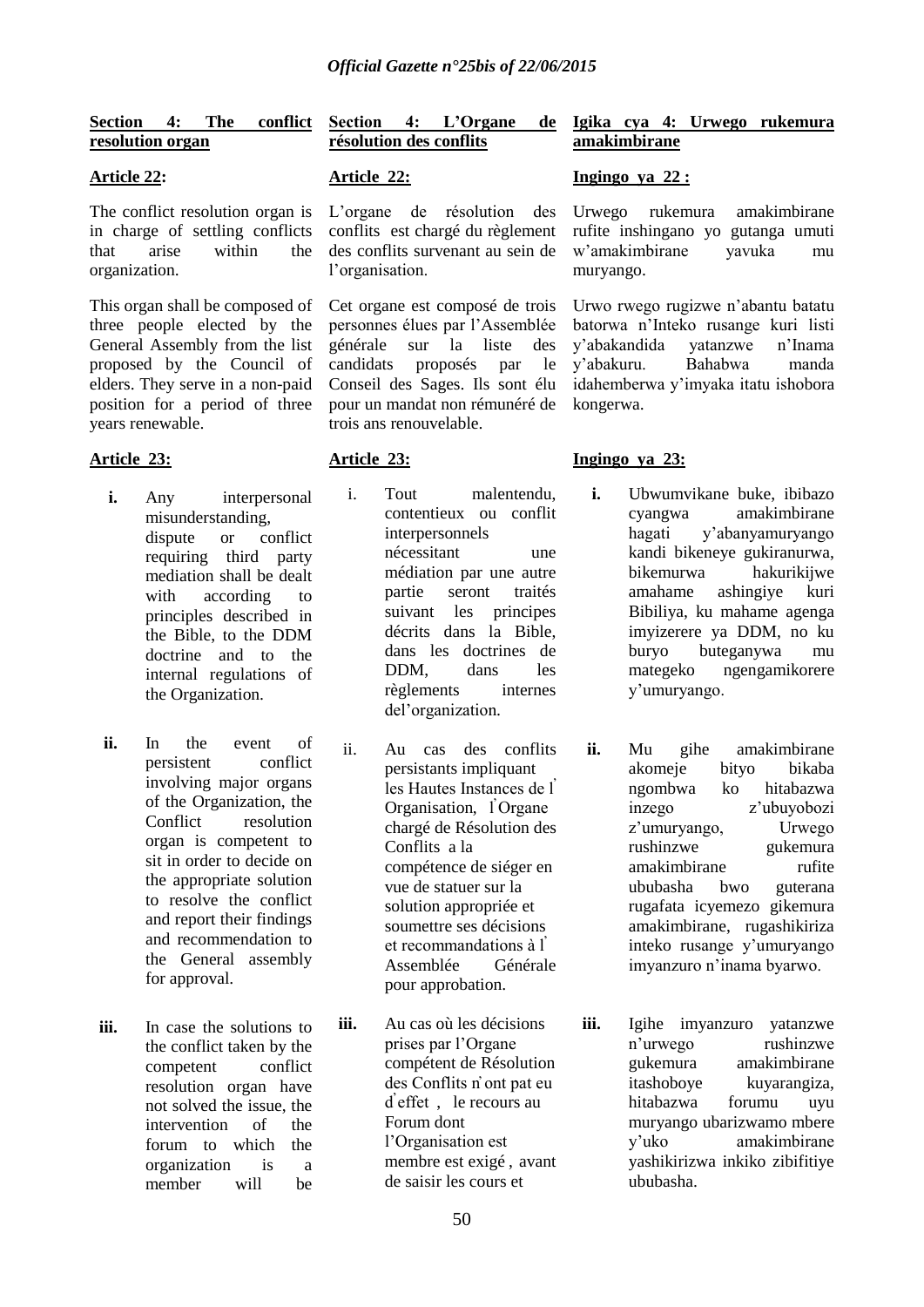**Section 4: The conflict resolution organ**

**Article 22:**

The conflict resolution organ is in charge of settling conflicts that arise within the organization.

This organ shall be composed of three people elected by the General Assembly from the list proposed by the Council of elders. They serve in a non-paid position for a period of three years renewable.

**Article 23:**

**i.** Any interpersonal misunderstanding, dispute or conflict requiring third party mediation shall be dealt with according to principles described in the Bible, to the DDM doctrine and to the internal regulations of the Organization.

**ii.** In the event of persistent conflict involving major organs of the Organization, the Conflict resolution organ is competent to sit in order to decide on the appropriate solution to resolve the conflict and report their findings and recommendation to the General assembly for approval.

**iii.** In case the solutions to the conflict taken by the competent conflict resolution organ have not solved the issue, the intervention of the forum to which the organization is a member will be

**Section 4: L'Organe de résolution des conflits**

**Article 22:**

L'organe de résolution des conflits est chargé du règlement des conflits survenant au sein de l'organisation.

Cet organe est composé de trois personnes élues par l'Assemblée générale sur la liste des candidats proposés par le Conseil des Sages. Ils sont élu pour un mandat non rémunéré de trois ans renouvelable.

**Article 23:**

i. Tout malentendu, contentieux ou conflit interpersonnels nécessitant une médiation par une autre partie seront traités suivant les principes décrits dans la Bible, dans les doctrines de DDM, dans les règlements internes del'organization.

ii. Au cas des conflits persistants impliquant les Hautes Instances de l' Organisation, l'Organe chargé de Résolution des Conflits a la compétence de siéger en vue de statuer sur la solution appropriée et soumettre ses décisions et recommandations à l' Assemblée Générale pour approbation.

**iii.** Au cas où les décisions prises par l'Organe compétent de Résolution des Conflits n'ont pat eu d'effet , le recours au Forum dont l'Organisation est membre est exigé , avant de saisir les cours et

**Igika cya 4: Urwego rukemura amakimbirane**

**Ingingo ya 22 :**

Urwego rukemura amakimbirane rufite inshingano yo gutanga umuti w'amakimbirane yavuka mu muryango.

Urwo rwego rugizwe n'abantu batatu batorwa n'Inteko rusange kuri listi y'abakandida yatanzwe n'Inama y'abakuru. Bahabwa manda idahemberwa y'imyaka itatu ishobora kongerwa.

**Ingingo ya 23:**

**i.** Ubwumvikane buke, ibibazo cyangwa amakimbirane hagati y'abanyamuryango kandi bikeneye gukiranurwa, bikemurwa hakurikijwe amahame ashingiye kuri Bibiliya, ku mahame agenga imyizerere ya DDM, no ku buryo buteganywa mu mategeko ngengamikorere y'umuryango.

**ii.** Mu gihe amakimbirane akomeje bityo bikaba ngombwa ko hitabazwa inzego z'ubuyobozi z'umuryango, Urwego rushinzwe gukemura amakimbirane rufite ububasha bwo guterana rugafata icyemezo gikemura amakimbirane, rugashikiriza inteko rusange y'umuryango imyanzuro n'inama byarwo.

**iii.** Igihe imyanzuro yatanzwe n'urwego rushinzwe gukemura amakimbirane itashoboye kuyarangiza, hitabazwa forumu uyu muryango ubarizwamo mbere y'uko amakimbirane yashikirizwa inkiko zibifitiye ububasha.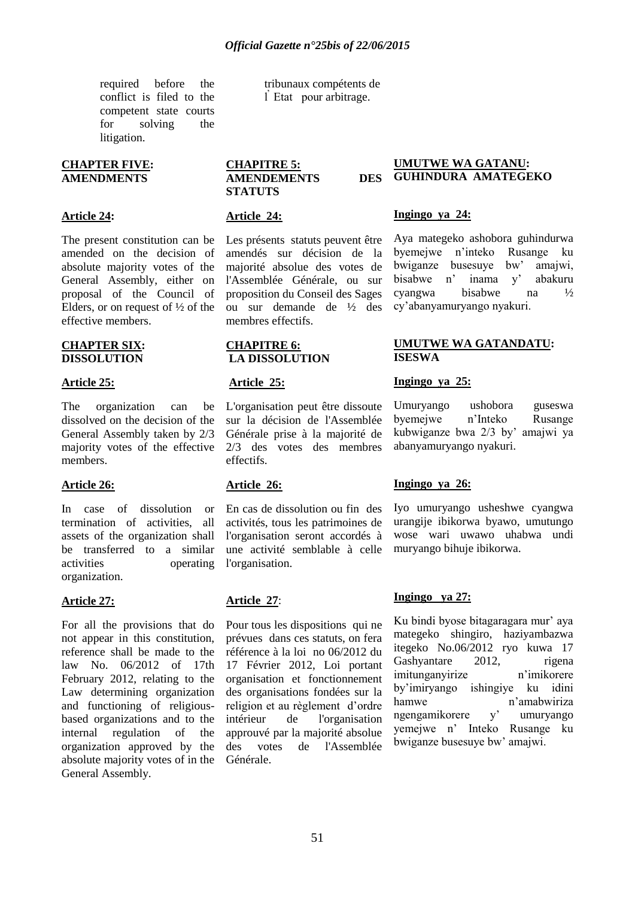required before the conflict is filed to the competent state courts for solving the litigation.

tribunaux compétents de l̉ Etat pour arbitrage.

**CHAPTER FIVE: AMENDMENTS**

**Article 24:**

The present constitution can be amended on the decision of absolute majority votes of the General Assembly, either on proposal of the Council of Elders, or on request of ½ of the effective members.

**CHAPTER SIX: DISSOLUTION**

**Article 25:**

The organization can be dissolved on the decision of the General Assembly taken by 2/3 majority votes of the effective members.

**Article 26:**

In case of dissolution or termination of activities, all assets of the organization shall be transferred to a similar activities operating organization.

**Article 27:**

For all the provisions that do not appear in this constitution, reference shall be made to the law No. 06/2012 of 17th February 2012, relating to the Law determining organization and functioning of religious-based organizations and to the internal regulation of the organization approved by the absolute majority votes of in the General Assembly.

**CHAPITRE 5: AMENDEMENTS DES STATUTS**

**Article 24:**

Les présents statuts peuvent être amendés sur décision de la majorité absolue des votes de l'Assemblée Générale, ou sur proposition du Conseil des Sages ou sur demande de ½ des membres effectifs.

**CHAPITRE 6: LA DISSOLUTION**

**Article 25:**

L'organisation peut être dissoute sur la décision de l'Assemblée Générale prise à la majorité de 2/3 des votes des membres effectifs.

**Article 26:**

En cas de dissolution ou fin des activités, tous les patrimoines de l'organisation seront accordés à une activité semblable à celle l'organisation.

**Article 27**:

Pour tous les dispositions qui ne prévues dans ces statuts, on fera référence à la loi no 06/2012 du 17 Février 2012, Loi portant organisation et fonctionnement des organisations fondées sur la religion et au règlement d'ordre intérieur de l'organisation approuvé par la majorité absolue des votes de l'Assemblée Générale.

**UMUTWE WA GATANU: GUHINDURA AMATEGEKO**

**Ingingo ya 24:**

Aya mategeko ashobora guhindurwa byemejwe n'inteko Rusange ku bwiganze busesuye bw' amajwi, bisabwe n' inama y' abakuru cyangwa bisabwe na ½ cy'abanyamuryango nyakuri.

**UMUTWE WA GATANDATU: ISESWA**

**Ingingo ya 25:**

Umuryango ushobora guseswa byemejwe n'Inteko Rusange kubwiganze bwa 2/3 by' amajwi ya abanyamuryango nyakuri.

**Ingingo ya 26:**

Iyo umuryango usheshwe cyangwa urangije ibikorwa byawo, umutungo wose wari uwawo uhabwa undi muryango bihuje ibikorwa.

**Ingingo ya 27:**

Ku bindi byose bitagaragara mur' aya mategeko shingiro, haziyambazwa itegeko No.06/2012 ryo kuwa 17 Gashyantare 2012, rigena imitunganyirize n'imikorere by'imiryango ishingiye ku idini hamwe n'amabwiriza ngengamikorere y' umuryango yemejwe n' Inteko Rusange ku bwiganze busesuye bw' amajwi.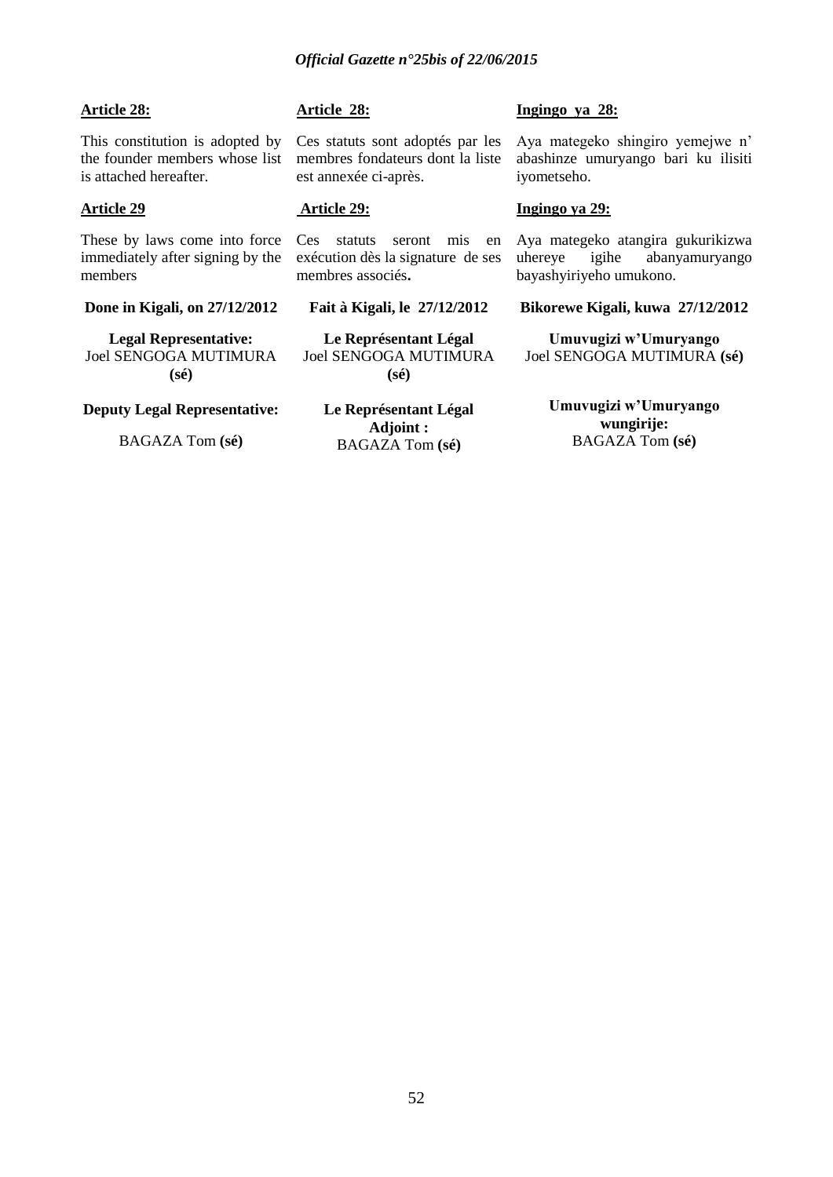**Article 28:**

This constitution is adopted by the founder members whose list is attached hereafter.

**Article 29**

These by laws come into force immediately after signing by the members

**Done in Kigali, on 27/12/2012**

**Legal Representative:**
Joel SENGOGA MUTIMURA **(sé)**

**Deputy Legal Representative:**

BAGAZA Tom **(sé)**

**Article 28:**

Ces statuts sont adoptés par les membres fondateurs dont la liste est annexée ci-après.

**Article 29:**

Ces statuts seront mis en exécution dès la signature de ses membres associés**.**

**Fait à Kigali, le 27/12/2012**

**Le Représentant Légal**
Joel SENGOGA MUTIMURA **(sé)**

**Le Représentant Légal Adjoint :**
BAGAZA Tom **(sé)**

**Ingingo ya 28:**

Aya mategeko shingiro yemejwe n' abashinze umuryango bari ku ilisiti iyometseho.

**Ingingo ya 29:**

Aya mategeko atangira gukurikizwa uhereye igihe abanyamuryango bayashyiriyeho umukono.

**Bikorewe Kigali, kuwa 27/12/2012**

**Umuvugizi w'Umuryango**
Joel SENGOGA MUTIMURA **(sé)**

**Umuvugizi w'Umuryango wungirije:**
BAGAZA Tom **(sé)**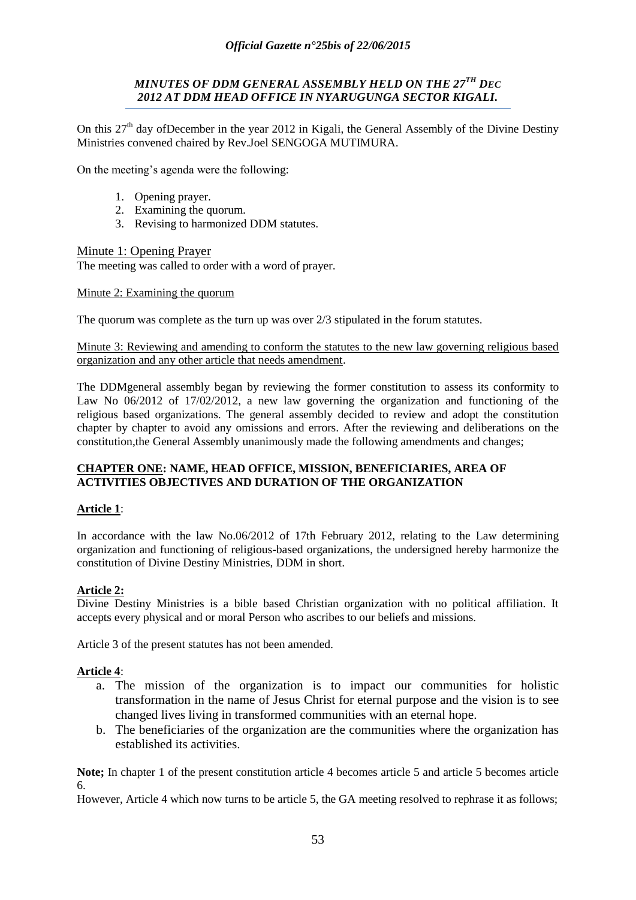***MINUTES OF DDM GENERAL ASSEMBLY HELD ON THE 27TH DEC 2012 AT DDM HEAD OFFICE IN NYARUGUNGA SECTOR KIGALI.***

On this 27th day ofDecember in the year 2012 in Kigali, the General Assembly of the Divine Destiny Ministries convened chaired by Rev.Joel SENGOGA MUTIMURA.

On the meeting's agenda were the following:

1. Opening prayer.
2. Examining the quorum.
3. Revising to harmonized DDM statutes.

Minute 1: Opening Prayer

The meeting was called to order with a word of prayer.

Minute 2: Examining the quorum

The quorum was complete as the turn up was over 2/3 stipulated in the forum statutes.

Minute 3: Reviewing and amending to conform the statutes to the new law governing religious based organization and any other article that needs amendment.

The DDMgeneral assembly began by reviewing the former constitution to assess its conformity to Law No 06/2012 of 17/02/2012, a new law governing the organization and functioning of the religious based organizations. The general assembly decided to review and adopt the constitution chapter by chapter to avoid any omissions and errors. After the reviewing and deliberations on the constitution,the General Assembly unanimously made the following amendments and changes;

**CHAPTER ONE: NAME, HEAD OFFICE, MISSION, BENEFICIARIES, AREA OF ACTIVITIES OBJECTIVES AND DURATION OF THE ORGANIZATION**

**Article 1**:

In accordance with the law No.06/2012 of 17th February 2012, relating to the Law determining organization and functioning of religious-based organizations, the undersigned hereby harmonize the constitution of Divine Destiny Ministries, DDM in short.

**Article 2:**

Divine Destiny Ministries is a bible based Christian organization with no political affiliation. It accepts every physical and or moral Person who ascribes to our beliefs and missions.

Article 3 of the present statutes has not been amended.

**Article 4**:

a. The mission of the organization is to impact our communities for holistic transformation in the name of Jesus Christ for eternal purpose and the vision is to see changed lives living in transformed communities with an eternal hope.
b. The beneficiaries of the organization are the communities where the organization has established its activities.

**Note;** In chapter 1 of the present constitution article 4 becomes article 5 and article 5 becomes article 6.

However, Article 4 which now turns to be article 5, the GA meeting resolved to rephrase it as follows;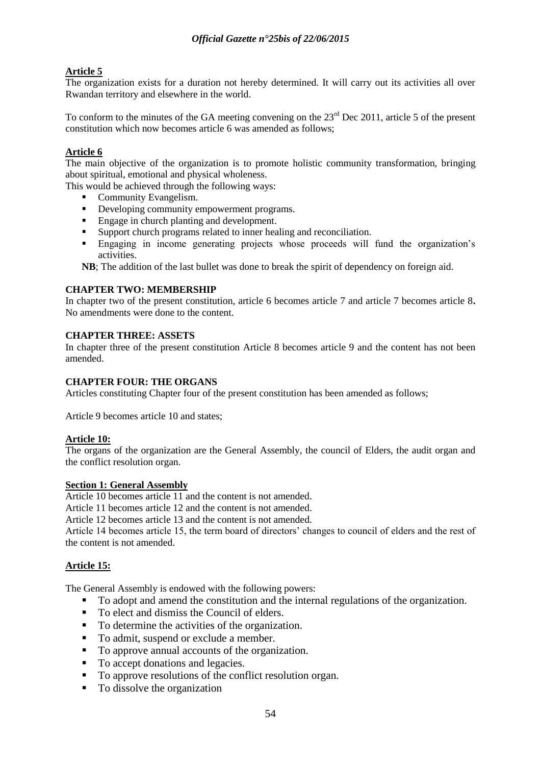**Article 5**

The organization exists for a duration not hereby determined. It will carry out its activities all over Rwandan territory and elsewhere in the world.

To conform to the minutes of the GA meeting convening on the 23rd Dec 2011, article 5 of the present constitution which now becomes article 6 was amended as follows;

**Article 6**

The main objective of the organization is to promote holistic community transformation, bringing about spiritual, emotional and physical wholeness.

This would be achieved through the following ways:

- Community Evangelism.
- Developing community empowerment programs.
- Engage in church planting and development.
- Support church programs related to inner healing and reconciliation.
- Engaging in income generating projects whose proceeds will fund the organization's activities.

**NB**; The addition of the last bullet was done to break the spirit of dependency on foreign aid.

**CHAPTER TWO: MEMBERSHIP**

In chapter two of the present constitution, article 6 becomes article 7 and article 7 becomes article 8**.** No amendments were done to the content.

**CHAPTER THREE: ASSETS**

In chapter three of the present constitution Article 8 becomes article 9 and the content has not been amended.

**CHAPTER FOUR: THE ORGANS**

Articles constituting Chapter four of the present constitution has been amended as follows;

Article 9 becomes article 10 and states;

**Article 10:**

The organs of the organization are the General Assembly, the council of Elders, the audit organ and the conflict resolution organ.

**Section 1: General Assembly**

Article 10 becomes article 11 and the content is not amended.

Article 11 becomes article 12 and the content is not amended.

Article 12 becomes article 13 and the content is not amended.

Article 14 becomes article 15, the term board of directors' changes to council of elders and the rest of the content is not amended.

**Article 15:**

The General Assembly is endowed with the following powers:

- To adopt and amend the constitution and the internal regulations of the organization.
- To elect and dismiss the Council of elders.
- To determine the activities of the organization.
- To admit, suspend or exclude a member.
- To approve annual accounts of the organization.
- To accept donations and legacies.
- To approve resolutions of the conflict resolution organ.
- To dissolve the organization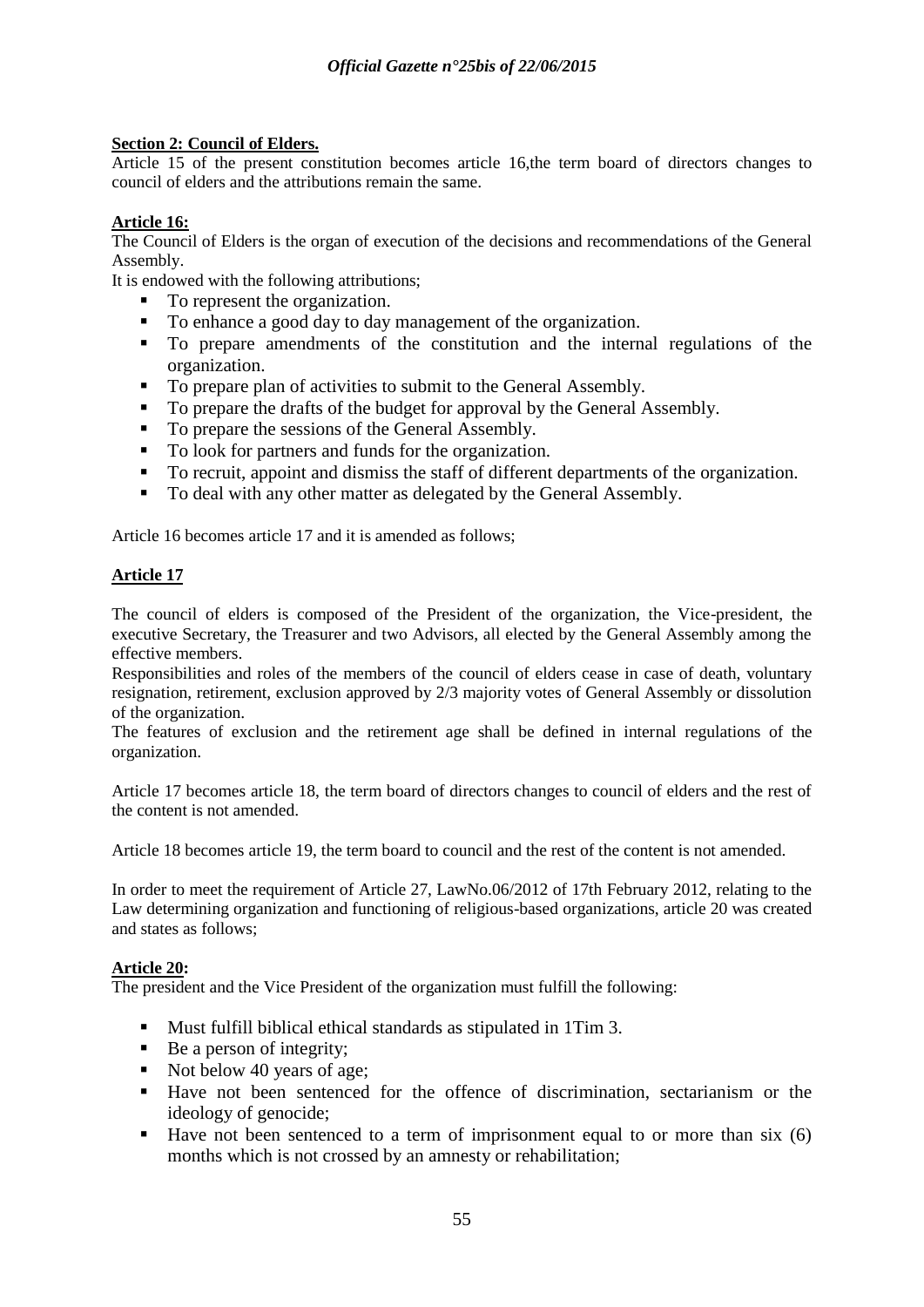**Section 2: Council of Elders.**

Article 15 of the present constitution becomes article 16,the term board of directors changes to council of elders and the attributions remain the same.

**Article 16:**

The Council of Elders is the organ of execution of the decisions and recommendations of the General Assembly.

It is endowed with the following attributions;

- To represent the organization.
- To enhance a good day to day management of the organization.
- To prepare amendments of the constitution and the internal regulations of the organization.
- To prepare plan of activities to submit to the General Assembly.
- To prepare the drafts of the budget for approval by the General Assembly.
- To prepare the sessions of the General Assembly.
- To look for partners and funds for the organization.
- To recruit, appoint and dismiss the staff of different departments of the organization.
- To deal with any other matter as delegated by the General Assembly.

Article 16 becomes article 17 and it is amended as follows;

**Article 17**

The council of elders is composed of the President of the organization, the Vice-president, the executive Secretary, the Treasurer and two Advisors, all elected by the General Assembly among the effective members.

Responsibilities and roles of the members of the council of elders cease in case of death, voluntary resignation, retirement, exclusion approved by 2/3 majority votes of General Assembly or dissolution of the organization.

The features of exclusion and the retirement age shall be defined in internal regulations of the organization.

Article 17 becomes article 18, the term board of directors changes to council of elders and the rest of the content is not amended.

Article 18 becomes article 19, the term board to council and the rest of the content is not amended.

In order to meet the requirement of Article 27, LawNo.06/2012 of 17th February 2012, relating to the Law determining organization and functioning of religious-based organizations, article 20 was created and states as follows;

**Article 20:**

The president and the Vice President of the organization must fulfill the following:

- Must fulfill biblical ethical standards as stipulated in 1Tim 3.
- Be a person of integrity;
- Not below 40 years of age;
- Have not been sentenced for the offence of discrimination, sectarianism or the ideology of genocide;
- Have not been sentenced to a term of imprisonment equal to or more than six (6) months which is not crossed by an amnesty or rehabilitation;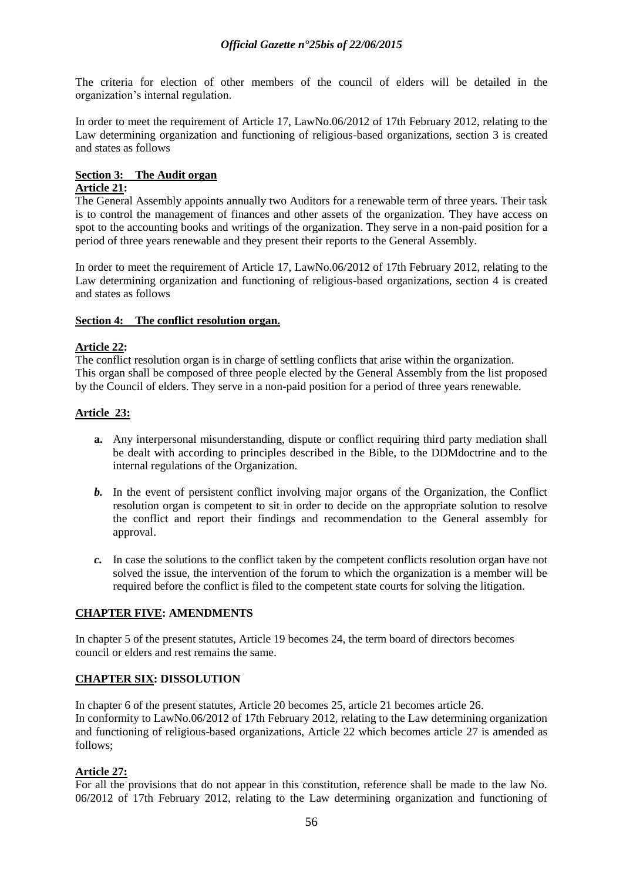The criteria for election of other members of the council of elders will be detailed in the organization's internal regulation.

In order to meet the requirement of Article 17, LawNo.06/2012 of 17th February 2012, relating to the Law determining organization and functioning of religious-based organizations, section 3 is created and states as follows

**Section 3: The Audit organ**

**Article 21:**

The General Assembly appoints annually two Auditors for a renewable term of three years. Their task is to control the management of finances and other assets of the organization. They have access on spot to the accounting books and writings of the organization. They serve in a non-paid position for a period of three years renewable and they present their reports to the General Assembly.

In order to meet the requirement of Article 17, LawNo.06/2012 of 17th February 2012, relating to the Law determining organization and functioning of religious-based organizations, section 4 is created and states as follows

**Section 4: The conflict resolution organ.**

**Article 22:**

The conflict resolution organ is in charge of settling conflicts that arise within the organization. This organ shall be composed of three people elected by the General Assembly from the list proposed by the Council of elders. They serve in a non-paid position for a period of three years renewable.

**Article 23:**

**a.** Any interpersonal misunderstanding, dispute or conflict requiring third party mediation shall be dealt with according to principles described in the Bible, to the DDMdoctrine and to the internal regulations of the Organization.

***b.*** In the event of persistent conflict involving major organs of the Organization, the Conflict resolution organ is competent to sit in order to decide on the appropriate solution to resolve the conflict and report their findings and recommendation to the General assembly for approval.

***c.*** In case the solutions to the conflict taken by the competent conflicts resolution organ have not solved the issue, the intervention of the forum to which the organization is a member will be required before the conflict is filed to the competent state courts for solving the litigation.

## CHAPTER FIVE: AMENDMENTS

In chapter 5 of the present statutes, Article 19 becomes 24, the term board of directors becomes council or elders and rest remains the same.

## CHAPTER SIX: DISSOLUTION

In chapter 6 of the present statutes, Article 20 becomes 25, article 21 becomes article 26.
In conformity to LawNo.06/2012 of 17th February 2012, relating to the Law determining organization and functioning of religious-based organizations, Article 22 which becomes article 27 is amended as follows;

**Article 27:**

For all the provisions that do not appear in this constitution, reference shall be made to the law No. 06/2012 of 17th February 2012, relating to the Law determining organization and functioning of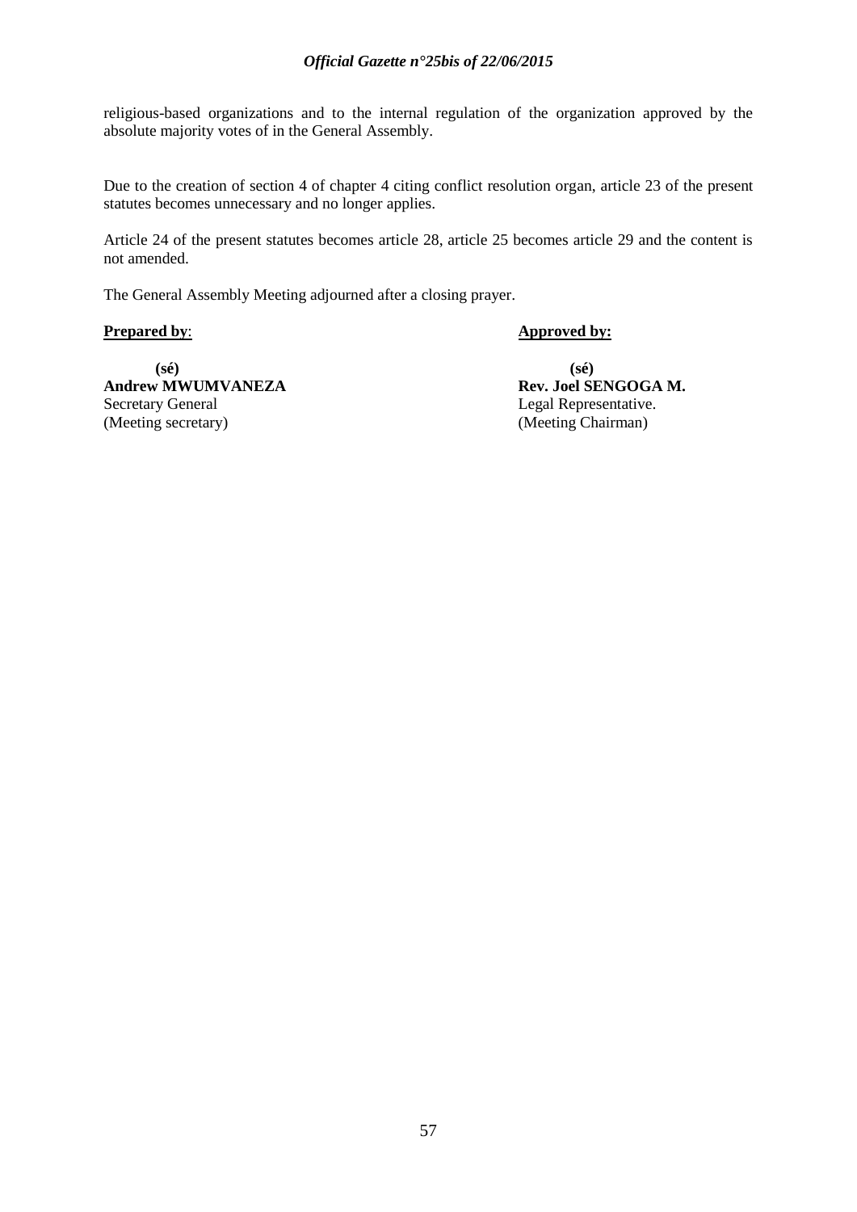religious-based organizations and to the internal regulation of the organization approved by the absolute majority votes of in the General Assembly.

Due to the creation of section 4 of chapter 4 citing conflict resolution organ, article 23 of the present statutes becomes unnecessary and no longer applies.

Article 24 of the present statutes becomes article 28, article 25 becomes article 29 and the content is not amended.

The General Assembly Meeting adjourned after a closing prayer.

**Prepared by**:

**(sé)**
**Andrew MWUMVANEZA**
Secretary General
(Meeting secretary)

**Approved by:**

**(sé)**
**Rev. Joel SENGOGA M.**
Legal Representative.
(Meeting Chairman)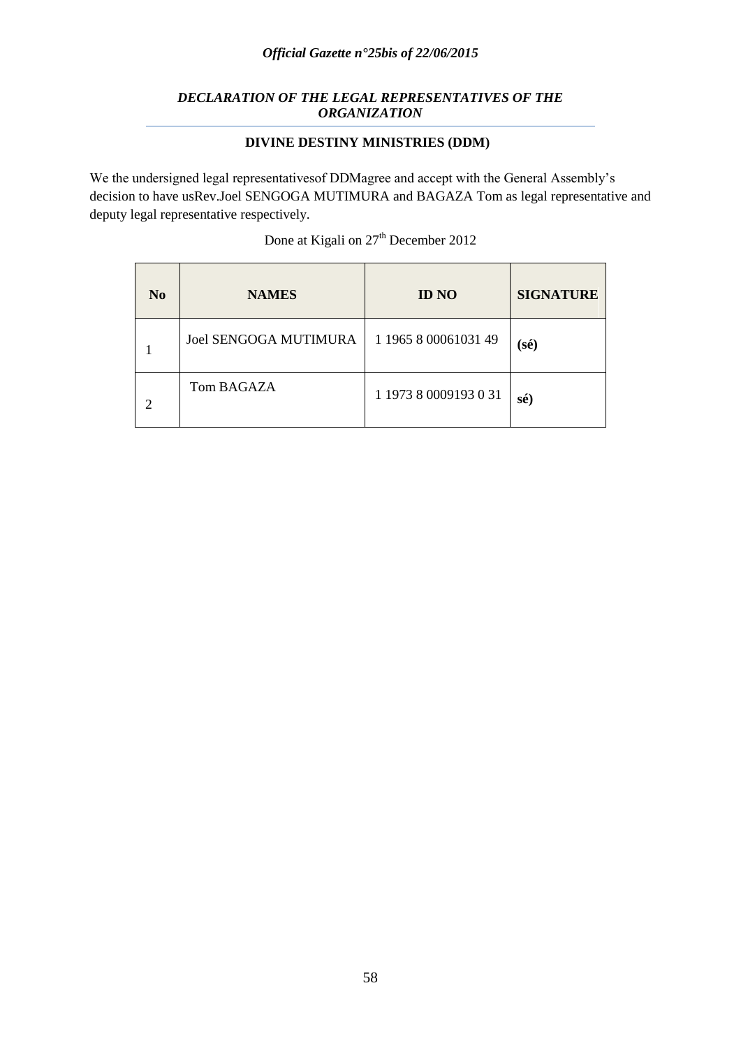### *DECLARATION OF THE LEGAL REPRESENTATIVES OF THE ORGANIZATION*

**DIVINE DESTINY MINISTRIES (DDM)**

We the undersigned legal representativesof DDMagree and accept with the General Assembly's decision to have usRev.Joel SENGOGA MUTIMURA and BAGAZA Tom as legal representative and deputy legal representative respectively.

Done at Kigali on 27th December 2012

| No | NAMES | ID NO | SIGNATURE |
|---|---|---|---|
| 1 | Joel SENGOGA MUTIMURA | 1 1965 8 00061031 49 | **(sé)** |
| 2 | Tom BAGAZA | 1 1973 8 0009193 0 31 | **sé)** |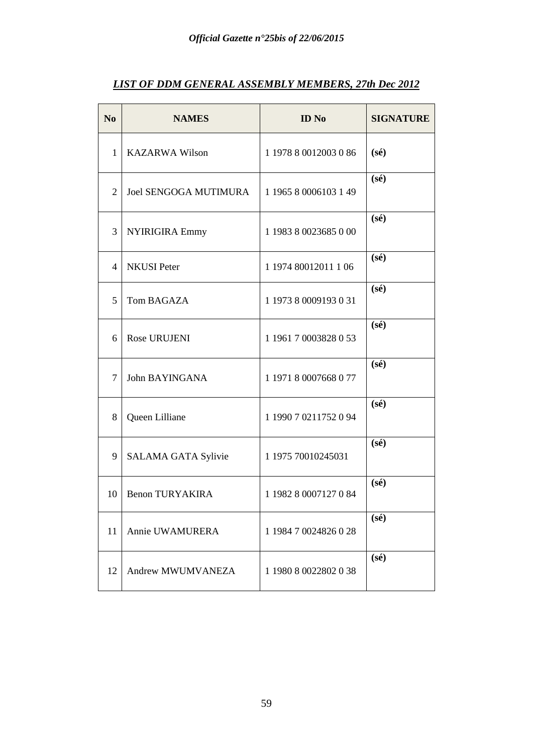***LIST OF DDM GENERAL ASSEMBLY MEMBERS, 27th Dec 2012***

| No | NAMES | ID No | SIGNATURE |
|---|---|---|---|
| 1 | KAZARWA Wilson | 1 1978 8 0012003 0 86 | **(sé)** |
| 2 | Joel SENGOGA MUTIMURA | 1 1965 8 0006103 1 49 | **(sé)** |
| 3 | NYIRIGIRA Emmy | 1 1983 8 0023685 0 00 | **(sé)** |
| 4 | NKUSI Peter | 1 1974 80012011 1 06 | **(sé)** |
| 5 | Tom BAGAZA | 1 1973 8 0009193 0 31 | **(sé)** |
| 6 | Rose URUJENI | 1 1961 7 0003828 0 53 | **(sé)** |
| 7 | John BAYINGANA | 1 1971 8 0007668 0 77 | **(sé)** |
| 8 | Queen Lilliane | 1 1990 7 0211752 0 94 | **(sé)** |
| 9 | SALAMA GATA Sylivie | 1 1975 70010245031 | **(sé)** |
| 10 | Benon TURYAKIRA | 1 1982 8 0007127 0 84 | **(sé)** |
| 11 | Annie UWAMURERA | 1 1984 7 0024826 0 28 | **(sé)** |
| 12 | Andrew MWUMVANEZA | 1 1980 8 0022802 0 38 | **(sé)** |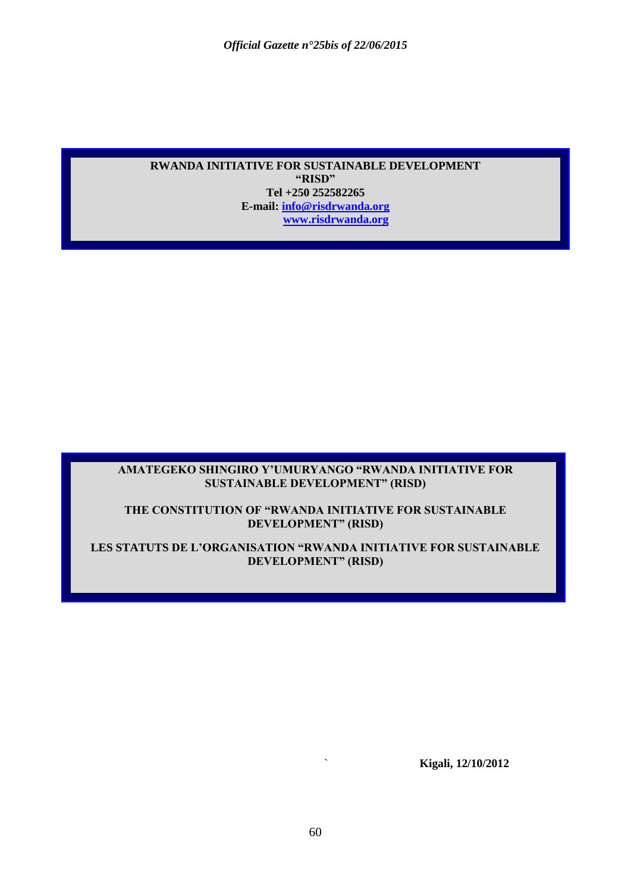**RWANDA INITIATIVE FOR SUSTAINABLE DEVELOPMENT**
**"RISD"**
**Tel +250 252582265**
**E-mail: info@risdrwanda.org**
**www.risdrwanda.org**

**AMATEGEKO SHINGIRO Y'UMURYANGO "RWANDA INITIATIVE FOR SUSTAINABLE DEVELOPMENT" (RISD)**

**THE CONSTITUTION OF "RWANDA INITIATIVE FOR SUSTAINABLE DEVELOPMENT" (RISD)**

**LES STATUTS DE L'ORGANISATION "RWANDA INITIATIVE FOR SUSTAINABLE DEVELOPMENT" (RISD)**

**Kigali, 12/10/2012**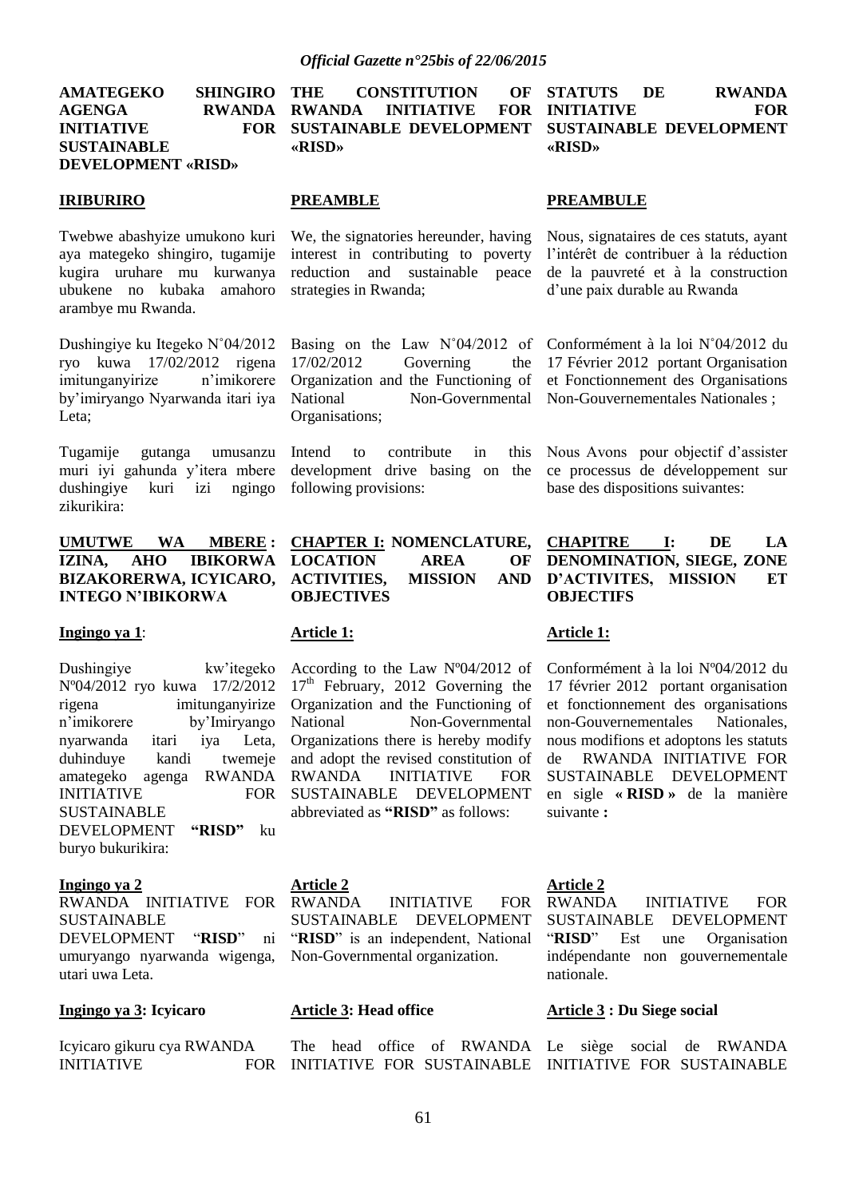**AMATEGEKO SHINGIRO AGENGA RWANDA INITIATIVE FOR SUSTAINABLE DEVELOPMENT «RISD»**

**IRIBURIRO**

Twebwe abashyize umukono kuri aya mategeko shingiro, tugamije kugira uruhare mu kurwanya ubukene no kubaka amahoro arambye mu Rwanda.

Dushingiye ku Itegeko N˚04/2012 ryo kuwa 17/02/2012 rigena imitunganyirize n'imikorere by'imiryango Nyarwanda itari iya Leta;

Tugamije gutanga umusanzu muri iyi gahunda y'itera mbere dushingiye kuri izi ngingo zikurikira:

**UMUTWE WA MBERE : IZINA, AHO IBIKORWA BIZAKORERWA, ICYICARO, INTEGO N'IBIKORWA**

**Ingingo ya 1**:

Dushingiye kw'itegeko Nº04/2012 ryo kuwa 17/2/2012 rigena imitunganyirize n'imikorere by'Imiryango nyarwanda itari iya Leta, duhinduye kandi twemeje amategeko agenga RWANDA INITIATIVE FOR SUSTAINABLE DEVELOPMENT **"RISD"** ku buryo bukurikira:

**Ingingo ya 2**

RWANDA INITIATIVE FOR SUSTAINABLE DEVELOPMENT "**RISD**" ni umuryango nyarwanda wigenga, utari uwa Leta.

**Ingingo ya 3: Icyicaro**

Icyicaro gikuru cya RWANDA INITIATIVE FOR

**THE CONSTITUTION OF RWANDA INITIATIVE FOR SUSTAINABLE DEVELOPMENT «RISD»**

**PREAMBLE**

We, the signatories hereunder, having interest in contributing to poverty reduction and sustainable peace strategies in Rwanda;

Basing on the Law N˚04/2012 of 17/02/2012 Governing the Organization and the Functioning of National Non-Governmental Organisations;

Intend to contribute in this development drive basing on the following provisions:

**CHAPTER I: NOMENCLATURE, LOCATION AREA OF ACTIVITIES, MISSION AND OBJECTIVES**

**Article 1:**

According to the Law Nº04/2012 of 17th February, 2012 Governing the Organization and the Functioning of National Non-Governmental Organizations there is hereby modify and adopt the revised constitution of RWANDA INITIATIVE FOR SUSTAINABLE DEVELOPMENT abbreviated as **"RISD"** as follows:

**Article 2**

RWANDA INITIATIVE FOR SUSTAINABLE DEVELOPMENT "**RISD**" is an independent, National Non-Governmental organization.

**Article 3: Head office**

The head office of RWANDA INITIATIVE FOR SUSTAINABLE

**STATUTS DE RWANDA INITIATIVE FOR SUSTAINABLE DEVELOPMENT «RISD»**

**PREAMBULE**

Nous, signataires de ces statuts, ayant l'intérêt de contribuer à la réduction de la pauvreté et à la construction d'une paix durable au Rwanda

Conformément à la loi N˚04/2012 du 17 Février 2012 portant Organisation et Fonctionnement des Organisations Non-Gouvernementales Nationales ;

Nous Avons pour objectif d'assister ce processus de développement sur base des dispositions suivantes:

**CHAPITRE I: DE LA DENOMINATION, SIEGE, ZONE D'ACTIVITES, MISSION ET OBJECTIFS**

**Article 1:**

Conformément à la loi Nº04/2012 du 17 février 2012 portant organisation et fonctionnement des organisations non-Gouvernementales Nationales, nous modifions et adoptons les statuts de RWANDA INITIATIVE FOR SUSTAINABLE DEVELOPMENT en sigle **« RISD »** de la manière suivante **:**

**Article 2**

RWANDA INITIATIVE FOR SUSTAINABLE DEVELOPMENT "**RISD**" Est une Organisation indépendante non gouvernementale nationale.

**Article 3 : Du Siege social**

Le siège social de RWANDA INITIATIVE FOR SUSTAINABLE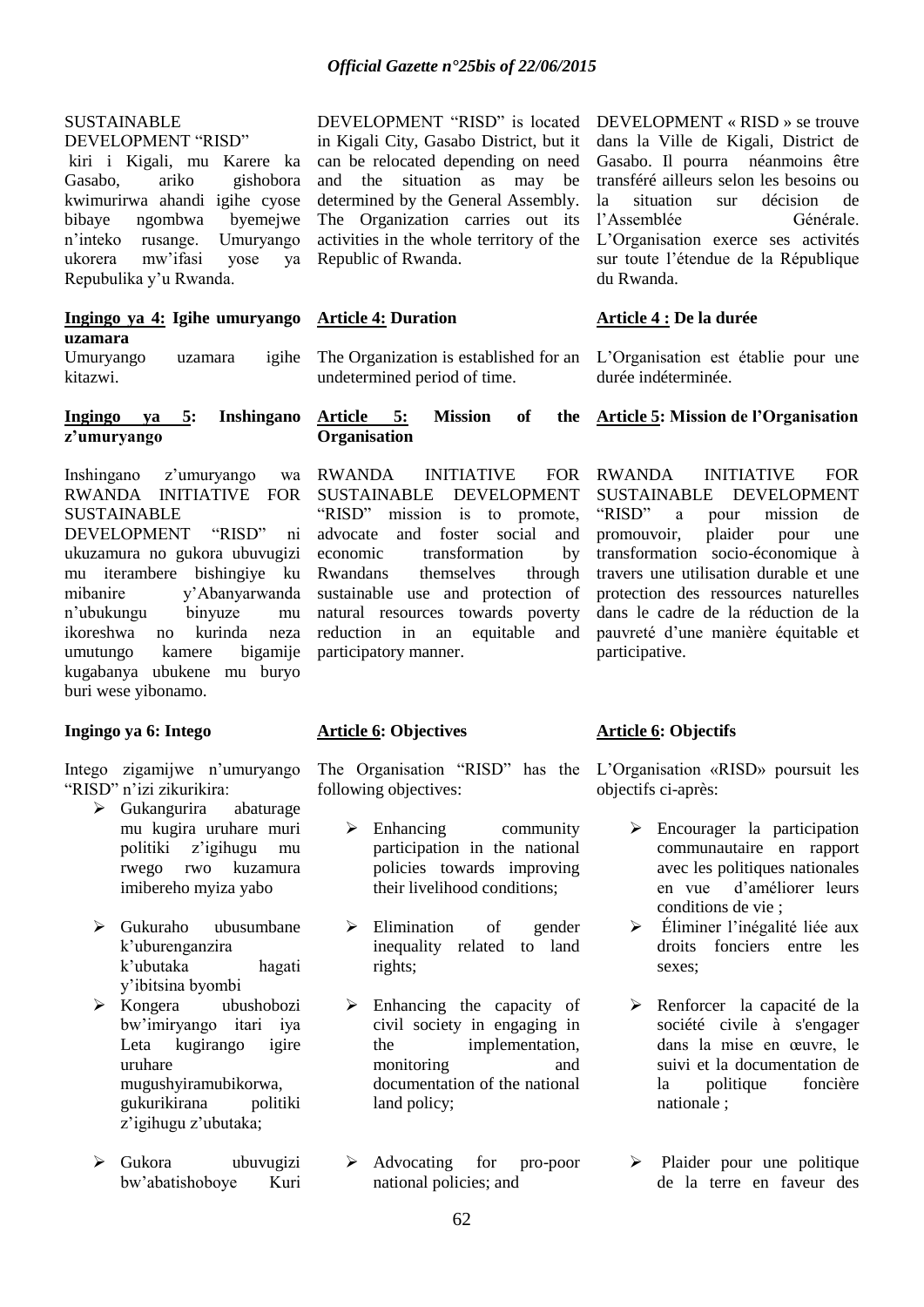SUSTAINABLE DEVELOPMENT "RISD" kiri i Kigali, mu Karere ka Gasabo, ariko gishobora kwimurirwa ahandi igihe cyose bibaye ngombwa byemejwe n'inteko rusange. Umuryango ukorera mw'ifasi yose ya Repubulika y'u Rwanda.

**Ingingo ya 4: Igihe umuryango uzamara**

Umuryango uzamara igihe kitazwi.

**Ingingo ya 5: Inshingano z'umuryango**

Inshingano z'umuryango wa RWANDA INITIATIVE FOR SUSTAINABLE DEVELOPMENT "RISD" ni ukuzamura no gukora ubuvugizi mu iterambere bishingiye ku mibanire y'Abanyarwanda n'ubukungu binyuze mu ikoreshwa no kurinda neza umutungo kamere bigamije kugabanya ubukene mu buryo buri wese yibonamo.

**Ingingo ya 6: Intego**

Intego zigamijwe n'umuryango "RISD" n'izi zikurikira:

- Gukangurira abaturage mu kugira uruhare muri politiki z'igihugu mu rwego rwo kuzamura imibereho myiza yabo
- Gukuraho ubusumbane k'uburenganzira k'ubutaka hagati y'ibitsina byombi
- Kongera ubushobozi bw'imiryango itari iya Leta kugirango igire uruhare mugushyiramubikorwa, gukurikirana politiki z'igihugu z'ubutaka;
- Gukora ubuvugizi bw'abatishoboye Kuri

DEVELOPMENT "RISD" is located in Kigali City, Gasabo District, but it can be relocated depending on need and the situation as may be determined by the General Assembly. The Organization carries out its activities in the whole territory of the Republic of Rwanda.

**Article 4: Duration**

The Organization is established for an undetermined period of time.

**Article 5: Mission of the Organisation**

RWANDA INITIATIVE FOR SUSTAINABLE DEVELOPMENT "RISD" mission is to promote, advocate and foster social and economic transformation by Rwandans themselves through sustainable use and protection of natural resources towards poverty reduction in an equitable and participatory manner.

**Article 6: Objectives**

The Organisation "RISD" has the following objectives:

- Enhancing community participation in the national policies towards improving their livelihood conditions;
- Elimination of gender inequality related to land rights;
- Enhancing the capacity of civil society in engaging in the implementation, monitoring and documentation of the national land policy;
- Advocating for pro-poor national policies; and

DEVELOPMENT « RISD » se trouve dans la Ville de Kigali, District de Gasabo. Il pourra néanmoins être transféré ailleurs selon les besoins ou la situation sur décision de l'Assemblée Générale. L'Organisation exerce ses activités sur toute l'étendue de la République du Rwanda.

**Article 4 : De la durée**

L'Organisation est établie pour une durée indéterminée.

**Article 5: Mission de l'Organisation**

RWANDA INITIATIVE FOR SUSTAINABLE DEVELOPMENT "RISD" a pour mission de promouvoir, plaider pour une transformation socio-économique à travers une utilisation durable et une protection des ressources naturelles dans le cadre de la réduction de la pauvreté d'une manière équitable et participative.

**Article 6: Objectifs**

L'Organisation «RISD» poursuit les objectifs ci-après:

- Encourager la participation communautaire en rapport avec les politiques nationales en vue d'améliorer leurs conditions de vie ;
- Éliminer l'inégalité liée aux droits fonciers entre les sexes;
- Renforcer la capacité de la société civile à s'engager dans la mise en œuvre, le suivi et la documentation de la politique foncière nationale ;
- Plaider pour une politique de la terre en faveur des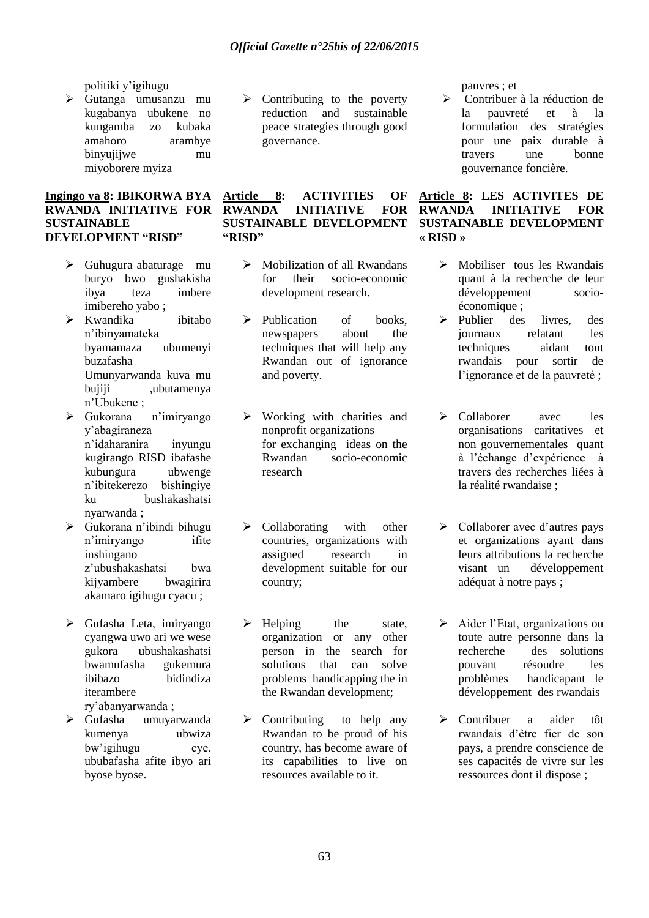politiki y'igihugu

- Gutanga umusanzu mu kugabanya ubukene no kungamba zo kubaka amahoro arambye binyujijwe mu miyoborere myiza

## Ingingo ya 8: IBIKORWA BYA RWANDA INITIATIVE FOR SUSTAINABLE DEVELOPMENT "RISD"

- Guhugura abaturage mu buryo bwo gushakisha ibya teza imbere imibereho yabo ;
- Kwandika ibitabo n'ibinyamateka byamamaza ubumenyi buzafasha Umunyarwanda kuva mu bujiji ,ubutamenya n'Ubukene ;
- Gukorana n'imiryango y'abagiraneza n'idaharanira inyungu kugirango RISD ibafashe kubungura ubwenge n'ibitekerezo bishingiye ku bushakashatsi nyarwanda ;
- Gukorana n'ibindi bihugu n'imiryango ifite inshingano z'ubushakashatsi bwa kijyambere bwagirira akamaro igihugu cyacu ;
- Gufasha Leta, imiryango cyangwa uwo ari we wese gukora ubushakashatsi bwamufasha gukemura ibibazo bidindiza iterambere ry'abanyarwanda ;
- Gufasha umuyarwanda kumenya ubwiza bw'igihugu cye, ububafasha afite ibyo ari byose byose.

- Contributing to the poverty reduction and sustainable peace strategies through good governance.

## Article 8: ACTIVITIES OF RWANDA INITIATIVE FOR SUSTAINABLE DEVELOPMENT "RISD"

- Mobilization of all Rwandans for their socio-economic development research.
- Publication of books, newspapers about the techniques that will help any Rwandan out of ignorance and poverty.
- Working with charities and nonprofit organizations for exchanging ideas on the Rwandan socio-economic research
- Collaborating with other countries, organizations with assigned research in development suitable for our country;
- Helping the state, organization or any other person in the search for solutions that can solve problems handicapping the in the Rwandan development;
- Contributing to help any Rwandan to be proud of his country, has become aware of its capabilities to live on resources available to it.

pauvres ; et

- Contribuer à la réduction de la pauvreté et à la formulation des stratégies pour une paix durable à travers une bonne gouvernance foncière.

## Article 8: LES ACTIVITES DE RWANDA INITIATIVE FOR SUSTAINABLE DEVELOPMENT « RISD »

- Mobiliser tous les Rwandais quant à la recherche de leur développement socio-économique ;
- Publier des livres, des journaux relatant les techniques aidant tout rwandais pour sortir de l'ignorance et de la pauvreté ;
- Collaborer avec les organisations caritatives et non gouvernementales quant à l'échange d'expérience à travers des recherches liées à la réalité rwandaise ;
- Collaborer avec d'autres pays et organizations ayant dans leurs attributions la recherche visant un développement adéquat à notre pays ;
- Aider l'Etat, organizations ou toute autre personne dans la recherche des solutions pouvant résoudre les problèmes handicapant le développement des rwandais
- Contribuer a aider tôt rwandais d'être fier de son pays, a prendre conscience de ses capacités de vivre sur les ressources dont il dispose ;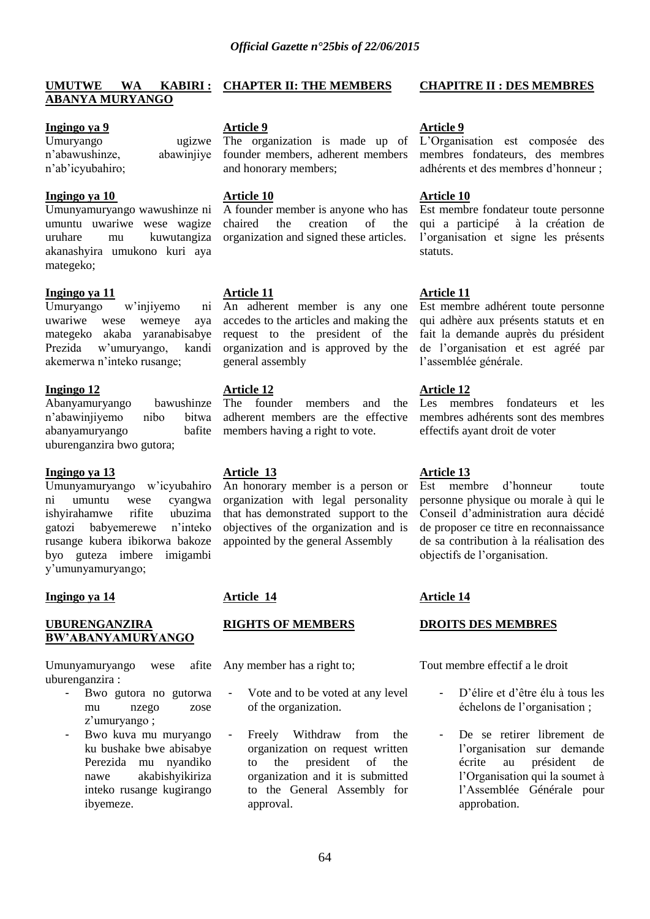## UMUTWE WA KABIRI : ABANYA MURYANGO

**Ingingo ya 9**

Umuryango ugizwe n'abawushinze, abawinjiye n'ab'icyubahiro;

**Ingingo ya 10**

Umunyamuryango wawushinze ni umuntu uwariwe wese wagize uruhare mu kuwutangiza akanashyira umukono kuri aya mategeko;

**Ingingo ya 11**

Umuryango w'injiyemo ni uwariwe wese wemeye aya mategeko akaba yaranabisabye Prezida w'umuryango, kandi akemerwa n'inteko rusange;

**Ingingo 12**

Abanyamuryango bawushinze n'abawinjiyemo nibo bitwa abanyamuryango bafite uburenganzira bwo gutora;

**Ingingo ya 13**

Umunyamuryango w'icyubahiro ni umuntu wese cyangwa ishyirahamwe rifite ubuzima gatozi babyemerewe n'inteko rusange kubera ibikorwa bakoze byo guteza imbere imigambi y'umunyamuryango;

**Ingingo ya 14**

**UBURENGANZIRA BW'ABANYAMURYANGO**

Umunyamuryango wese afite uburenganzira :

- Bwo gutora no gutorwa mu nzego zose z'umuryango ;
- Bwo kuva mu muryango ku bushake bwe abisabye Perezida mu nyandiko nawe akabishyikiriza inteko rusange kugirango ibyemeze.

## CHAPTER II: THE MEMBERS

**Article 9**

The organization is made up of founder members, adherent members and honorary members;

**Article 10**

A founder member is anyone who has chaired the creation of the organization and signed these articles.

**Article 11**

An adherent member is any one accedes to the articles and making the request to the president of the organization and is approved by the general assembly

**Article 12**

The founder members and the adherent members are the effective members having a right to vote.

**Article 13**

An honorary member is a person or organization with legal personality that has demonstrated support to the objectives of the organization and is appointed by the general Assembly

**Article 14**

**RIGHTS OF MEMBERS**

Any member has a right to;

- Vote and to be voted at any level of the organization.
- Freely Withdraw from the organization on request written to the president of the organization and it is submitted to the General Assembly for approval.

## CHAPITRE II : DES MEMBRES

**Article 9**

L'Organisation est composée des membres fondateurs, des membres adhérents et des membres d'honneur ;

**Article 10**

Est membre fondateur toute personne qui a participé à la création de l'organisation et signe les présents statuts.

**Article 11**

Est membre adhérent toute personne qui adhère aux présents statuts et en fait la demande auprès du président de l'organisation et est agréé par l'assemblée générale.

**Article 12**

Les membres fondateurs et les membres adhérents sont des membres effectifs ayant droit de voter

**Article 13**

Est membre d'honneur toute personne physique ou morale à qui le Conseil d'administration aura décidé de proposer ce titre en reconnaissance de sa contribution à la réalisation des objectifs de l'organisation.

**Article 14**

**DROITS DES MEMBRES**

Tout membre effectif a le droit

- D'élire et d'être élu à tous les échelons de l'organisation ;
- De se retirer librement de l'organisation sur demande écrite au président de l'Organisation qui la soumet à l'Assemblée Générale pour approbation.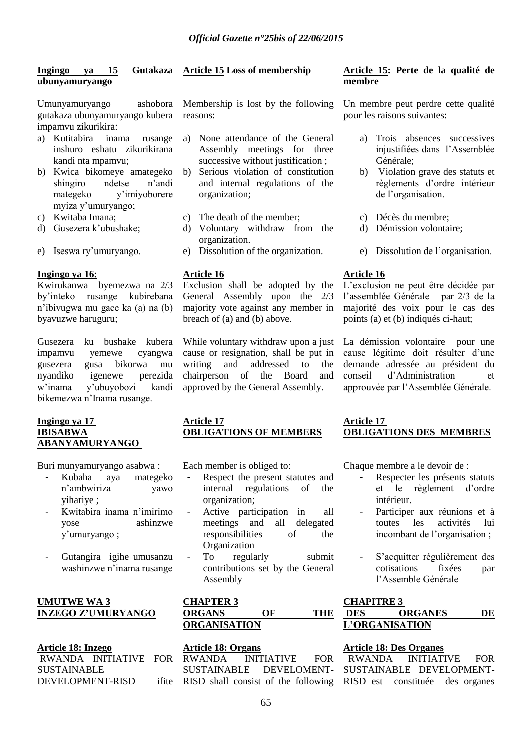**Ingingo ya 15 Gutakaza ubunyamuryango**

Umunyamuryango ashobora gutakaza ubunyamuryango kubera impamvu zikurikira:

a) Kutitabira inama rusange inshuro eshatu zikurikirana kandi nta mpamvu;
b) Kwica bikomeye amategeko shingiro ndetse n'andi mategeko y'imiyoborere myiza y'umuryango;
c) Kwitaba Imana;
d) Gusezera k'ubushake;
e) Iseswa ry'umuryango.

**Ingingo ya 16:**

Kwirukanwa byemezwa na 2/3 by'inteko rusange kubirebana n'ibivugwa mu gace ka (a) na (b) byavuzwe haruguru;

Gusezera ku bushake kubera impamvu yemewe cyangwa gusezera gusa bikorwa mu nyandiko igenewe perezida w'inama y'ubuyobozi kandi bikemezwa n'Inama rusange.

**Ingingo ya 17**
**IBISABWA ABANYAMURYANGO**

Buri munyamuryango asabwa :

- Kubaha aya mategeko n'ambwiriza yawo yihariye ;
- Kwitabira inama n'imirimo yose ashinzwe y'umuryango ;
- Gutangira igihe umusanzu washinzwe n'inama rusange

**UMUTWE WA 3**
**INZEGO Z'UMURYANGO**

**Article 18: Inzego**

RWANDA INITIATIVE FOR SUSTAINABLE DEVELOPMENT-RISD ifite

**Article 15 Loss of membership**

Membership is lost by the following reasons:

a) None attendance of the General Assembly meetings for three successive without justification ;
b) Serious violation of constitution and internal regulations of the organization;
c) The death of the member;
d) Voluntary withdraw from the organization.
e) Dissolution of the organization.

**Article 16**

Exclusion shall be adopted by the General Assembly upon the 2/3 majority vote against any member in breach of (a) and (b) above.

While voluntary withdraw upon a just cause or resignation, shall be put in writing and addressed to the chairperson of the Board and approved by the General Assembly.

**Article 17**
**OBLIGATIONS OF MEMBERS**

Each member is obliged to:

- Respect the present statutes and internal regulations of the organization;
- Active participation in all meetings and all delegated responsibilities of the Organization
- To regularly submit contributions set by the General Assembly

**CHAPTER 3**
**ORGANS OF THE ORGANISATION**

**Article 18: Organs**

RWANDA INITIATIVE FOR SUSTAINABLE DEVELOMENT-RISD shall consist of the following

**Article 15: Perte de la qualité de membre**

Un membre peut perdre cette qualité pour les raisons suivantes:

a) Trois absences successives injustifiées dans l'Assemblée Générale;
b) Violation grave des statuts et règlements d'ordre intérieur de l'organisation.
c) Décès du membre;
d) Démission volontaire;
e) Dissolution de l'organisation.

**Article 16**

L'exclusion ne peut être décidée par l'assemblée Générale par 2/3 de la majorité des voix pour le cas des points (a) et (b) indiqués ci-haut;

La démission volontaire pour une cause légitime doit résulter d'une demande adressée au président du conseil d'Administration et approuvée par l'Assemblée Générale.

**Article 17**
**OBLIGATIONS DES MEMBRES**

Chaque membre a le devoir de :

- Respecter les présents statuts et le règlement d'ordre intérieur.
- Participer aux réunions et à toutes les activités lui incombant de l'organisation ;
- S'acquitter régulièrement des cotisations fixées par l'Assemble Générale

**CHAPITRE 3**
**DES ORGANES DE L'ORGANISATION**

**Article 18: Des Organes**

RWANDA INITIATIVE FOR SUSTAINABLE DEVELOPMENT-RISD est constituée des organes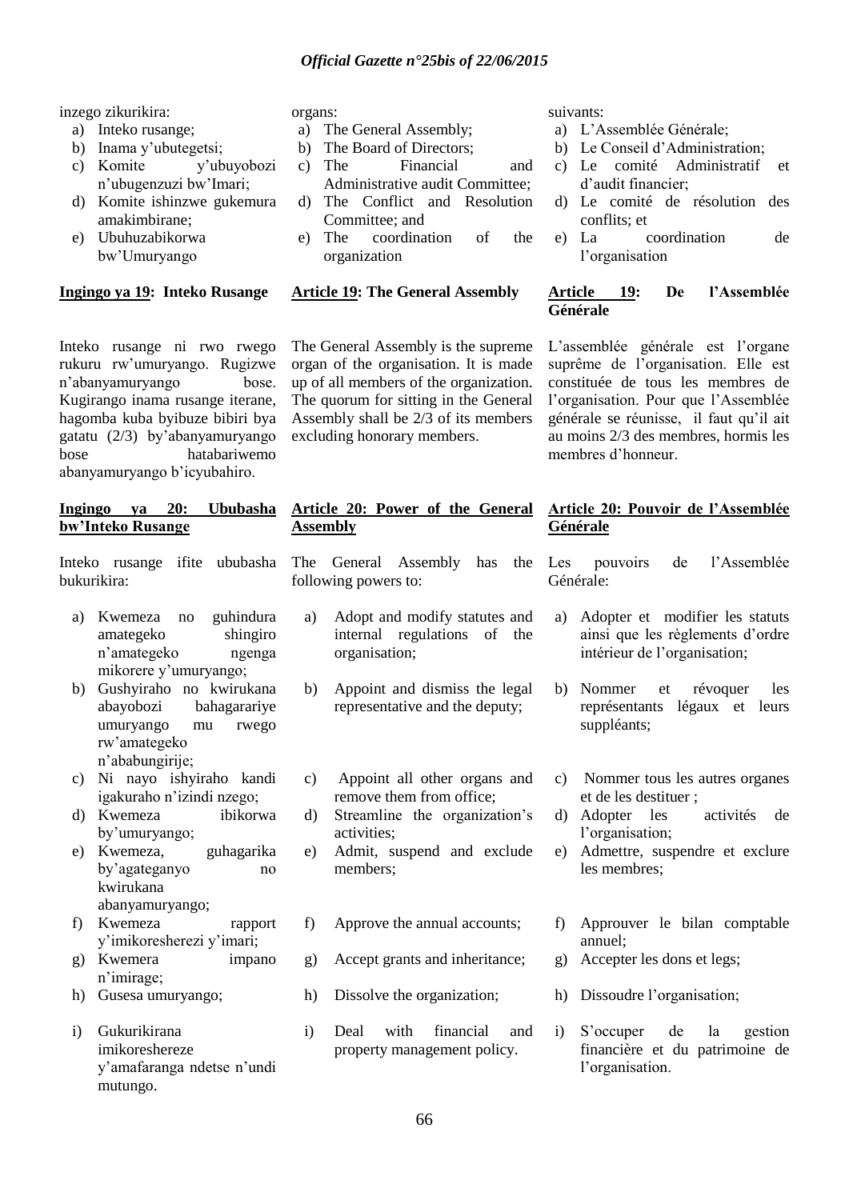inzego zikurikira:

a) Inteko rusange;
b) Inama y'ubutegetsi;
c) Komite y'ubuyobozi n'ubugenzuzi bw'Imari;
d) Komite ishinzwe gukemura amakimbirane;
e) Ubuhuzabikorwa bw'Umuryango

**Ingingo ya 19: Inteko Rusange**

Inteko rusange ni rwo rwego rukuru rw'umuryango. Rugizwe n'abanyamuryango bose. Kugirango inama rusange iterane, hagomba kuba byibuze bibiri bya gatatu (2/3) by'abanyamuryango bose hatabariwemo abanyamuryango b'icyubahiro.

**Ingingo ya 20: Ububasha bw'Inteko Rusange**

Inteko rusange ifite ububasha bukurikira:

a) Kwemeza no guhindura amategeko shingiro n'amategeko ngenga mikorere y'umuryango;
b) Gushyiraho no kwirukana abayobozi bahagarariye umuryango mu rwego rw'amategeko n'ababungirije;
c) Ni nayo ishyiraho kandi igakuraho n'izindi nzego;
d) Kwemeza ibikorwa by'umuryango;
e) Kwemeza, guhagarika by'agateganyo no kwirukana abanyamuryango;
f) Kwemeza rapport y'imikoresherezi y'imari;
g) Kwemera impano n'imirage;
h) Gusesa umuryango;
i) Gukurikirana imikoreshereze y'amafaranga ndetse n'undi mutungo.

organs:

a) The General Assembly;
b) The Board of Directors;
c) The Financial and Administrative audit Committee;
d) The Conflict and Resolution Committee; and
e) The coordination of the organization

**Article 19: The General Assembly**

The General Assembly is the supreme organ of the organisation. It is made up of all members of the organization. The quorum for sitting in the General Assembly shall be 2/3 of its members excluding honorary members.

**Article 20: Power of the General Assembly**

The General Assembly has the following powers to:

a) Adopt and modify statutes and internal regulations of the organisation;
b) Appoint and dismiss the legal representative and the deputy;
c) Appoint all other organs and remove them from office;
d) Streamline the organization's activities;
e) Admit, suspend and exclude members;
f) Approve the annual accounts;
g) Accept grants and inheritance;
h) Dissolve the organization;
i) Deal with financial and property management policy.

suivants:

a) L'Assemblée Générale;
b) Le Conseil d'Administration;
c) Le comité Administratif et d'audit financier;
d) Le comité de résolution des conflits; et
e) La coordination de l'organisation

**Article 19: De l'Assemblée Générale**

L'assemblée générale est l'organe suprême de l'organisation. Elle est constituée de tous les membres de l'organisation. Pour que l'Assemblée générale se réunisse, il faut qu'il ait au moins 2/3 des membres, hormis les membres d'honneur.

**Article 20: Pouvoir de l'Assemblée Générale**

Les pouvoirs de l'Assemblée Générale:

a) Adopter et modifier les statuts ainsi que les règlements d'ordre intérieur de l'organisation;
b) Nommer et révoquer les représentants légaux et leurs suppléants;
c) Nommer tous les autres organes et de les destituer ;
d) Adopter les activités de l'organisation;
e) Admettre, suspendre et exclure les membres;
f) Approuver le bilan comptable annuel;
g) Accepter les dons et legs;
h) Dissoudre l'organisation;
i) S'occuper de la gestion financière et du patrimoine de l'organisation.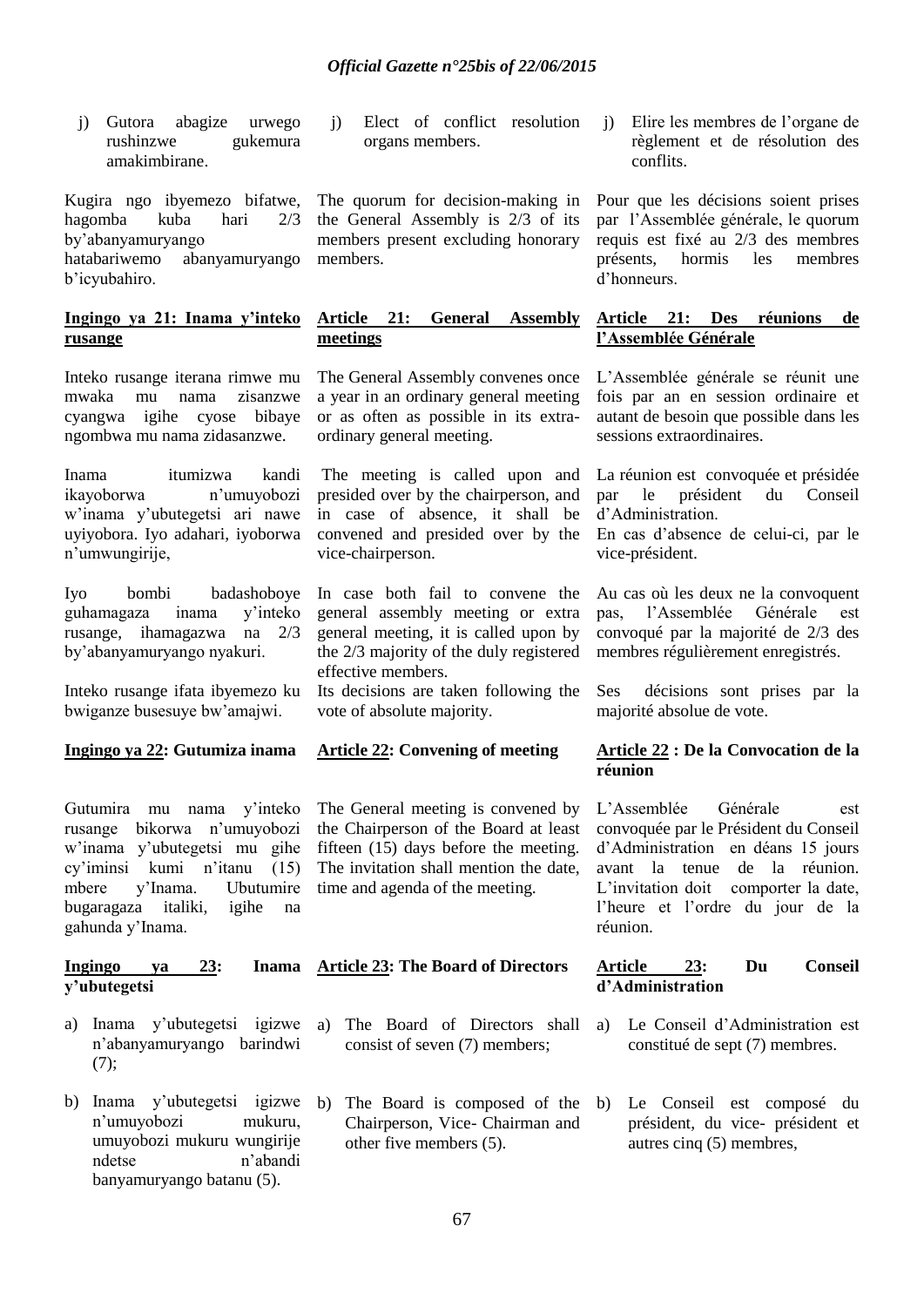j) Gutora abagize urwego rushinzwe gukemura amakimbirane.

Kugira ngo ibyemezo bifatwe, hagomba kuba hari 2/3 by'abanyamuryango hatabariwemo abanyamuryango b'icyubahiro.

**Ingingo ya 21: Inama y'inteko rusange**

Inteko rusange iterana rimwe mu mwaka mu nama zisanzwe cyangwa igihe cyose bibaye ngombwa mu nama zidasanzwe.

Inama itumizwa kandi ikayoborwa n'umuyobozi w'inama y'ubutegetsi ari nawe uyiyobora. Iyo adahari, iyoborwa n'umwungirije,

Iyo bombi badashoboye guhamagaza inama y'inteko rusange, ihamagazwa na 2/3 by'abanyamuryango nyakuri.

Inteko rusange ifata ibyemezo ku bwiganze busesuye bw'amajwi.

**Ingingo ya 22: Gutumiza inama**

Gutumira mu nama y'inteko rusange bikorwa n'umuyobozi w'inama y'ubutegetsi mu gihe cy'iminsi kumi n'itanu (15) mbere y'Inama. Ubutumire bugaragaza italiki, igihe na gahunda y'Inama.

**Ingingo ya 23: Inama y'ubutegetsi**

a) Inama y'ubutegetsi igizwe n'abanyamuryango barindwi (7);

b) Inama y'ubutegetsi igizwe n'umuyobozi mukuru, umuyobozi mukuru wungirije ndetse n'abandi banyamuryango batanu (5).

---

j) Elect of conflict resolution organs members.

The quorum for decision-making in the General Assembly is 2/3 of its members present excluding honorary members.

**Article 21: General Assembly meetings**

The General Assembly convenes once a year in an ordinary general meeting or as often as possible in its extra-ordinary general meeting.

The meeting is called upon and presided over by the chairperson, and in case of absence, it shall be convened and presided over by the vice-chairperson.

In case both fail to convene the general assembly meeting or extra general meeting, it is called upon by the 2/3 majority of the duly registered effective members.

Its decisions are taken following the vote of absolute majority.

**Article 22: Convening of meeting**

The General meeting is convened by the Chairperson of the Board at least fifteen (15) days before the meeting. The invitation shall mention the date, time and agenda of the meeting.

**Article 23: The Board of Directors**

a) The Board of Directors shall consist of seven (7) members;

b) The Board is composed of the Chairperson, Vice- Chairman and other five members (5).

---

j) Elire les membres de l'organe de règlement et de résolution des conflits.

Pour que les décisions soient prises par l'Assemblée générale, le quorum requis est fixé au 2/3 des membres présents, hormis les membres d'honneurs.

**Article 21: Des réunions de l'Assemblée Générale**

L'Assemblée générale se réunit une fois par an en session ordinaire et autant de besoin que possible dans les sessions extraordinaires.

La réunion est convoquée et présidée par le président du Conseil d'Administration.
En cas d'absence de celui-ci, par le vice-président.

Au cas où les deux ne la convoquent pas, l'Assemblée Générale est convoqué par la majorité de 2/3 des membres régulièrement enregistrés.

Ses décisions sont prises par la majorité absolue de vote.

**Article 22 : De la Convocation de la réunion**

L'Assemblée Générale est convoquée par le Président du Conseil d'Administration en déans 15 jours avant la tenue de la réunion. L'invitation doit comporter la date, l'heure et l'ordre du jour de la réunion.

**Article 23: Du Conseil d'Administration**

a) Le Conseil d'Administration est constitué de sept (7) membres.

b) Le Conseil est composé du président, du vice- président et autres cinq (5) membres,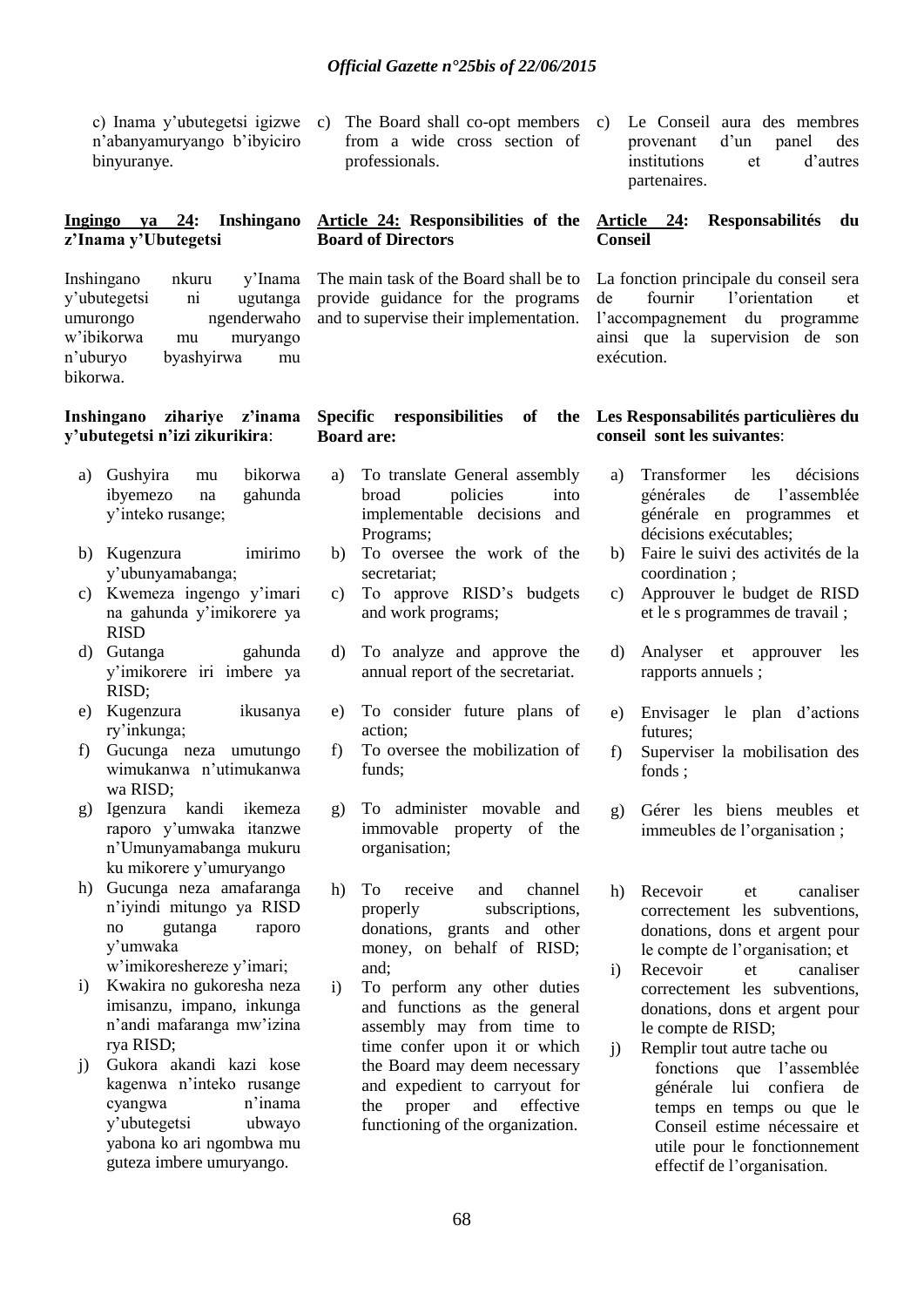c) Inama y'ubutegetsi igizwe n'abanyamuryango b'ibyiciro binyuranye.

c) The Board shall co-opt members from a wide cross section of professionals.

c) Le Conseil aura des membres provenant d'un panel des institutions et d'autres partenaires.

**Ingingo ya 24: Inshingano z'Inama y'Ubutegetsi**

Inshingano nkuru y'Inama y'ubutegetsi ni ugutanga umurongo ngenderwaho w'ibikorwa mu muryango n'uburyo byashyirwa mu bikorwa.

**Inshingano zihariye z'inama y'ubutegetsi n'izi zikurikira**:

a) Gushyira mu bikorwa ibyemezo na gahunda y'inteko rusange;
b) Kugenzura imirimo y'ubunyamabanga;
c) Kwemeza ingengo y'imari na gahunda y'imikorere ya RISD
d) Gutanga gahunda y'imikorere iri imbere ya RISD;
e) Kugenzura ikusanya ry'inkunga;
f) Gucunga neza umutungo wimukanwa n'utimukanwa wa RISD;
g) Igenzura kandi ikemeza raporo y'umwaka itanzwe n'Umunyamabanga mukuru ku mikorere y'umuryango
h) Gucunga neza amafaranga n'iyindi mitungo ya RISD no gutanga raporo y'umwaka w'imikoreshereze y'imari;
i) Kwakira no gukoresha neza imisanzu, impano, inkunga n'andi mafaranga mw'izina rya RISD;
j) Gukora akandi kazi kose kagenwa n'inteko rusange cyangwa n'inama y'ubutegetsi ubwayo yabona ko ari ngombwa mu guteza imbere umuryango.

**Article 24: Responsibilities of the Board of Directors**

The main task of the Board shall be to provide guidance for the programs and to supervise their implementation.

**Specific responsibilities of the Board are:**

a) To translate General assembly broad policies into implementable decisions and Programs;
b) To oversee the work of the secretariat;
c) To approve RISD's budgets and work programs;
d) To analyze and approve the annual report of the secretariat.
e) To consider future plans of action;
f) To oversee the mobilization of funds;
g) To administer movable and immovable property of the organisation;
h) To receive and channel properly subscriptions, donations, grants and other money, on behalf of RISD; and;
i) To perform any other duties and functions as the general assembly may from time to time confer upon it or which the Board may deem necessary and expedient to carryout for the proper and effective functioning of the organization.

**Article 24: Responsabilités du Conseil**

La fonction principale du conseil sera de fournir l'orientation et l'accompagnement du programme ainsi que la supervision de son exécution.

**Les Responsabilités particulières du conseil sont les suivantes**:

a) Transformer les décisions générales de l'assemblée générale en programmes et décisions exécutables;
b) Faire le suivi des activités de la coordination ;
c) Approuver le budget de RISD et le s programmes de travail ;
d) Analyser et approuver les rapports annuels ;
e) Envisager le plan d'actions futures;
f) Superviser la mobilisation des fonds ;
g) Gérer les biens meubles et immeubles de l'organisation ;
h) Recevoir et canaliser correctement les subventions, donations, dons et argent pour le compte de l'organisation; et
i) Recevoir et canaliser correctement les subventions, donations, dons et argent pour le compte de RISD;
j) Remplir tout autre tache ou fonctions que l'assemblée générale lui confiera de temps en temps ou que le Conseil estime nécessaire et utile pour le fonctionnement effectif de l'organisation.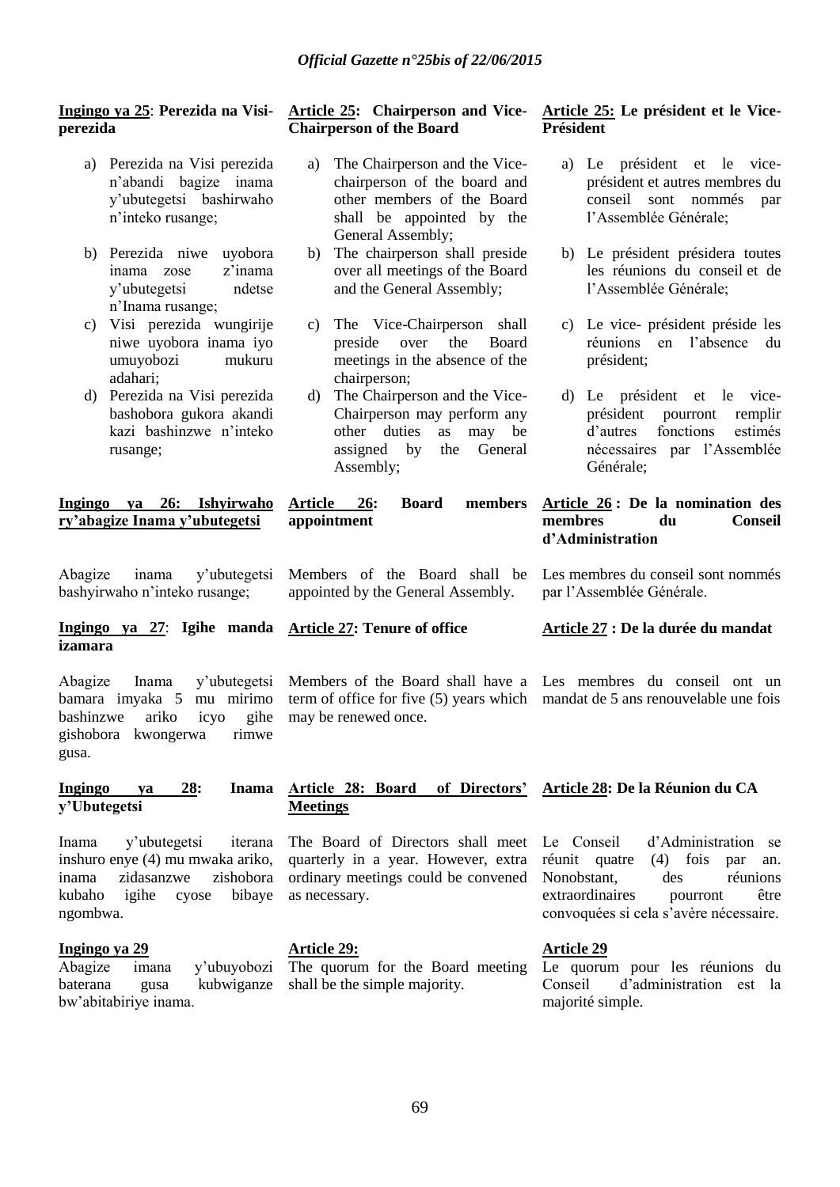**Ingingo ya 25**: **Perezida na Visi-perezida**

a) Perezida na Visi perezida n'abandi bagize inama y'ubutegetsi bashirwaho n'inteko rusange;

b) Perezida niwe uyobora inama zose z'inama y'ubutegetsi ndetse n'Inama rusange;

c) Visi perezida wungirije niwe uyobora inama iyo umuyobozi mukuru adahari;

d) Perezida na Visi perezida bashobora gukora akandi kazi bashinzwe n'inteko rusange;

**Ingingo ya 26: Ishyirwaho ry'abagize Inama y'ubutegetsi**

Abagize inama y'ubutegetsi bashyirwaho n'inteko rusange;

**Ingingo ya 27**: **Igihe manda izamara**

Abagize Inama y'ubutegetsi bamara imyaka 5 mu mirimo bashinzwe ariko icyo gihe gishobora kongerwa rimwe gusa.

**Ingingo ya 28: Inama y'Ubutegetsi**

Inama y'ubutegetsi iterana inshuro enye (4) mu mwaka ariko, inama zidasanzwe zishobora kubaho igihe cyose bibaye ngombwa.

**Ingingo ya 29**

Abagize imana y'ubuyobozi baterana gusa kubwiganze bw'abitabiriye inama.

**Article 25: Chairperson and Vice-Chairperson of the Board**

a) The Chairperson and the Vice-chairperson of the board and other members of the Board shall be appointed by the General Assembly;

b) The chairperson shall preside over all meetings of the Board and the General Assembly;

c) The Vice-Chairperson shall preside over the Board meetings in the absence of the chairperson;

d) The Chairperson and the Vice-Chairperson may perform any other duties as may be assigned by the General Assembly;

**Article 26: Board members appointment**

Members of the Board shall be appointed by the General Assembly.

**Article 27: Tenure of office**

Members of the Board shall have a term of office for five (5) years which may be renewed once.

**Article 28: Board of Directors' Meetings**

The Board of Directors shall meet quarterly in a year. However, extra ordinary meetings could be convened as necessary.

**Article 29:**

The quorum for the Board meeting shall be the simple majority.

**Article 25: Le président et le Vice-Président**

a) Le président et le vice-président et autres membres du conseil sont nommés par l'Assemblée Générale;

b) Le président présidera toutes les réunions du conseil et de l'Assemblée Générale;

c) Le vice- président préside les réunions en l'absence du président;

d) Le président et le vice-président pourront remplir d'autres fonctions estimés nécessaires par l'Assemblée Générale;

**Article 26 : De la nomination des membres du Conseil d'Administration**

Les membres du conseil sont nommés par l'Assemblée Générale.

**Article 27 : De la durée du mandat**

Les membres du conseil ont un mandat de 5 ans renouvelable une fois

**Article 28: De la Réunion du CA**

Le Conseil d'Administration se réunit quatre (4) fois par an. Nonobstant, des réunions extraordinaires pourront être convoquées si cela s'avère nécessaire.

**Article 29**

Le quorum pour les réunions du Conseil d'administration est la majorité simple.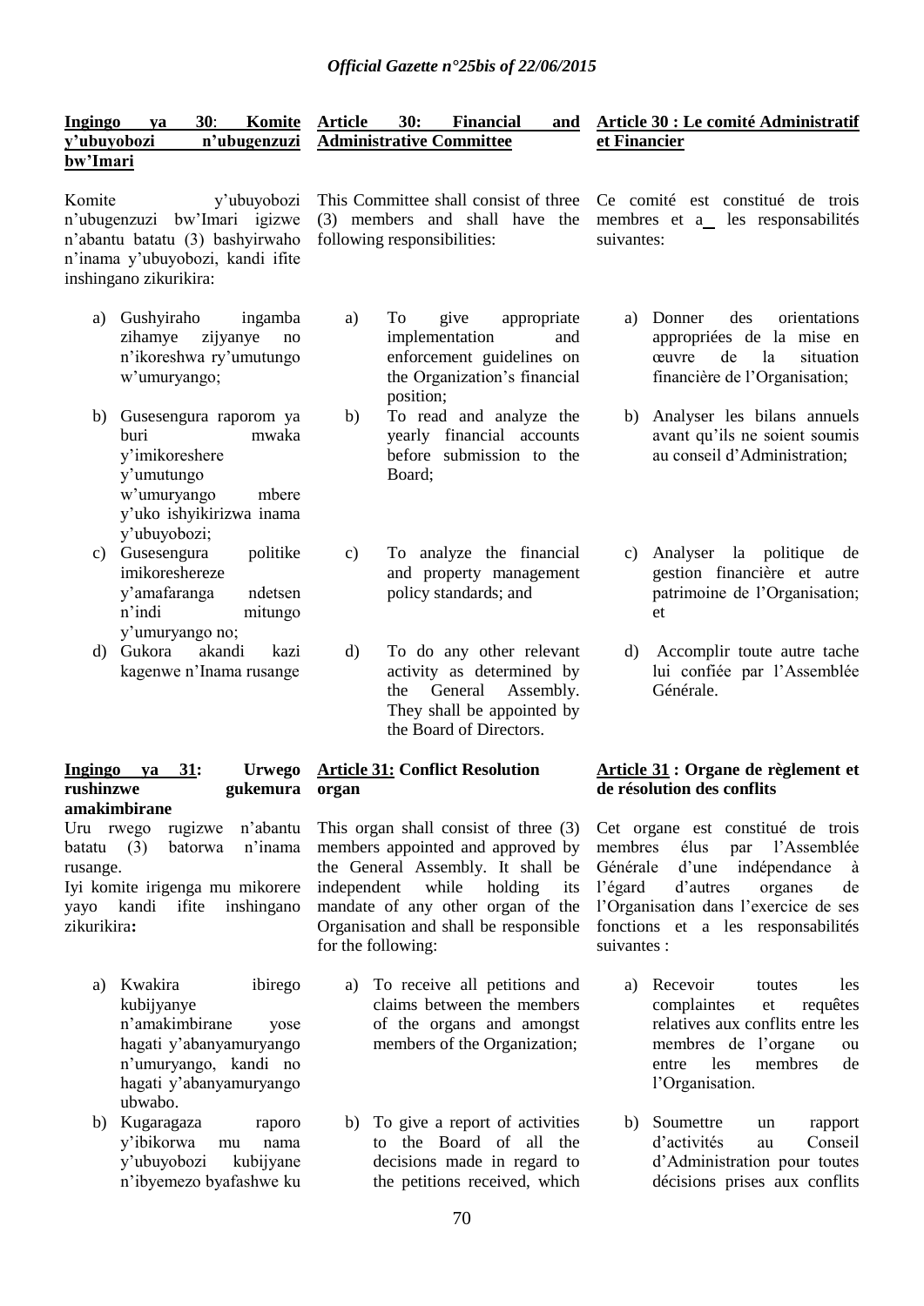**Ingingo ya 30: Komite y'ubuyobozi n'ubugenzuzi bw'Imari**

Komite y'ubuyobozi n'ubugenzuzi bw'Imari igizwe n'abantu batatu (3) bashyirwaho n'inama y'ubuyobozi, kandi ifite inshingano zikurikira:

a) Gushyiraho ingamba zihamye zijyanye no n'ikoreshwa ry'umutungo w'umuryango;
b) Gusesengura raporom ya buri mwaka y'imikoreshere y'umutungo w'umuryango mbere y'uko ishyikirizwa inama y'ubuyobozi;
c) Gusesengura politike imikoreshereze y'amafaranga ndetsen n'indi mitungo y'umuryango no;
d) Gukora akandi kazi kagenwe n'Inama rusange

**Article 30: Financial and Administrative Committee**

This Committee shall consist of three (3) members and shall have the following responsibilities:

a) To give appropriate implementation and enforcement guidelines on the Organization's financial position;
b) To read and analyze the yearly financial accounts before submission to the Board;
c) To analyze the financial and property management policy standards; and
d) To do any other relevant activity as determined by the General Assembly. They shall be appointed by the Board of Directors.

**Article 30 : Le comité Administratif et Financier**

Ce comité est constitué de trois membres et a les responsabilités suivantes:

a) Donner des orientations appropriées de la mise en œuvre de la situation financière de l'Organisation;
b) Analyser les bilans annuels avant qu'ils ne soient soumis au conseil d'Administration;
c) Analyser la politique de gestion financière et autre patrimoine de l'Organisation; et
d) Accomplir toute autre tache lui confiée par l'Assemblée Générale.

**Ingingo ya 31: Urwego rushinzwe gukemura amakimbirane**

Uru rwego rugizwe n'abantu batatu (3) batorwa n'inama rusange.

Iyi komite irigenga mu mikorere yayo kandi ifite inshingano zikurikira**:**

a) Kwakira ibirego kubijyanye n'amakimbirane yose hagati y'abanyamuryango n'umuryango, kandi no hagati y'abanyamuryango ubwabo.
b) Kugaragaza raporo y'ibikorwa mu nama y'ubuyobozi kubijyane n'ibyemezo byafashwe ku

**Article 31: Conflict Resolution organ**

This organ shall consist of three (3) members appointed and approved by the General Assembly. It shall be independent while holding its mandate of any other organ of the Organisation and shall be responsible for the following:

a) To receive all petitions and claims between the members of the organs and amongst members of the Organization;
b) To give a report of activities to the Board of all the decisions made in regard to the petitions received, which

**Article 31 : Organe de règlement et de résolution des conflits**

Cet organe est constitué de trois membres élus par l'Assemblée Générale d'une indépendance à l'égard d'autres organes de l'Organisation dans l'exercice de ses fonctions et a les responsabilités suivantes :

a) Recevoir toutes les complaintes et requêtes relatives aux conflits entre les membres de l'organe ou entre les membres de l'Organisation.
b) Soumettre un rapport d'activités au Conseil d'Administration pour toutes décisions prises aux conflits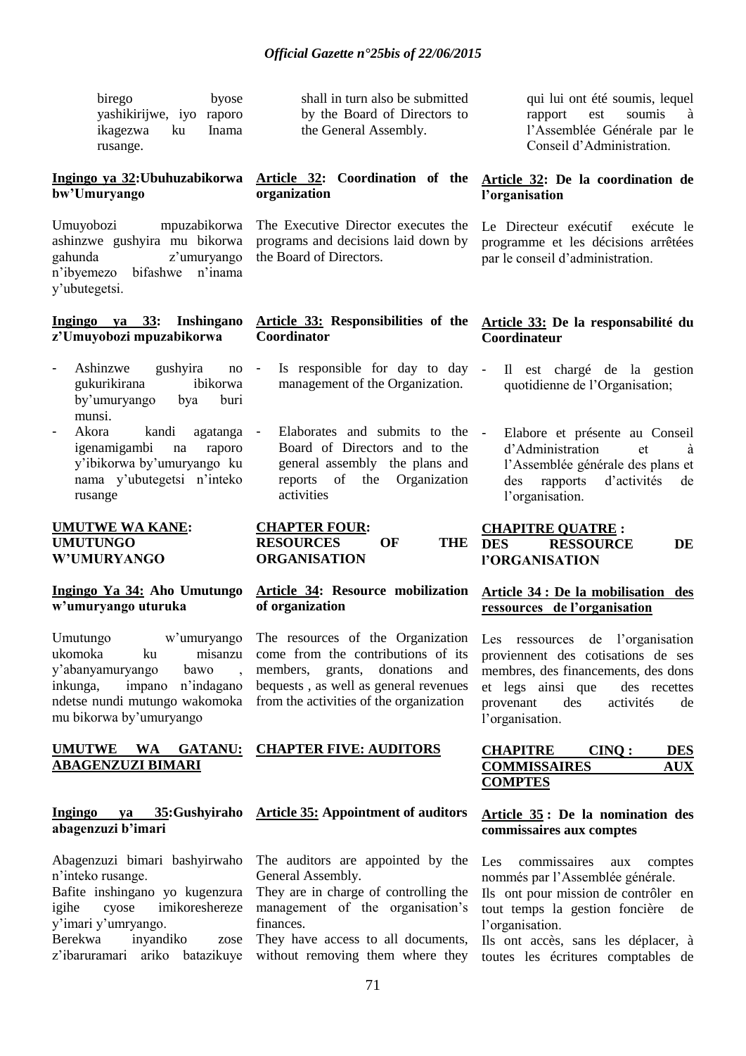birego byose yashikirijwe, iyo raporo ikagezwa ku Inama rusange.

**Ingingo ya 32:Ubuhuzabikorwa bw'Umuryango**

Umuyobozi mpuzabikorwa ashinzwe gushyira mu bikorwa gahunda z'umuryango n'ibyemezo bifashwe n'inama y'ubutegetsi.

**Ingingo ya 33: Inshingano z'Umuyobozi mpuzabikorwa**

- Ashinzwe gushyira no gukurikirana ibikorwa by'umuryango bya buri munsi.
- Akora kandi agatanga igenamigambi na raporo y'ibikorwa by'umuryango ku nama y'ubutegetsi n'inteko rusange

**UMUTWE WA KANE: UMUTUNGO W'UMURYANGO**

**Ingingo Ya 34: Aho Umutungo w'umuryango uturuka**

Umutungo w'umuryango ukomoka ku misanzu y'abanyamuryango bawo , inkunga, impano n'indagano ndetse nundi mutungo wakomoka mu bikorwa by'umuryango

**UMUTWE WA GATANU: ABAGENZUZI BIMARI**

**Ingingo ya 35:Gushyiraho abagenzuzi b'imari**

Abagenzuzi bimari bashyirwaho n'inteko rusange.

Bafite inshingano yo kugenzura igihe cyose imikoreshereze y'imari y'umryango.

Berekwa inyandiko zose z'ibaruramari ariko batazikuye

shall in turn also be submitted by the Board of Directors to the General Assembly.

**Article 32: Coordination of the organization**

The Executive Director executes the programs and decisions laid down by the Board of Directors.

**Article 33: Responsibilities of the Coordinator**

- Is responsible for day to day management of the Organization.
- Elaborates and submits to the Board of Directors and to the general assembly the plans and reports of the Organization activities

**CHAPTER FOUR: RESOURCES OF THE ORGANISATION**

**Article 34: Resource mobilization of organization**

The resources of the Organization come from the contributions of its members, grants, donations and bequests , as well as general revenues from the activities of the organization

**CHAPTER FIVE: AUDITORS**

**Article 35: Appointment of auditors**

The auditors are appointed by the General Assembly.

They are in charge of controlling the management of the organisation's finances.

They have access to all documents, without removing them where they

qui lui ont été soumis, lequel rapport est soumis à l'Assemblée Générale par le Conseil d'Administration.

**Article 32: De la coordination de l'organisation**

Le Directeur exécutif exécute le programme et les décisions arrêtées par le conseil d'administration.

**Article 33: De la responsabilité du Coordinateur**

- Il est chargé de la gestion quotidienne de l'Organisation;
- Elabore et présente au Conseil d'Administration et à l'Assemblée générale des plans et des rapports d'activités de l'organisation.

**CHAPITRE QUATRE : DES RESSOURCE DE l'ORGANISATION**

**Article 34 : De la mobilisation des ressources de l'organisation**

Les ressources de l'organisation proviennent des cotisations de ses membres, des financements, des dons et legs ainsi que des recettes provenant des activités de l'organisation.

**CHAPITRE CINQ : DES COMMISSAIRES AUX COMPTES**

**Article 35 : De la nomination des commissaires aux comptes**

Les commissaires aux comptes nommés par l'Assemblée générale.

Ils ont pour mission de contrôler en tout temps la gestion foncière de l'organisation.

Ils ont accès, sans les déplacer, à toutes les écritures comptables de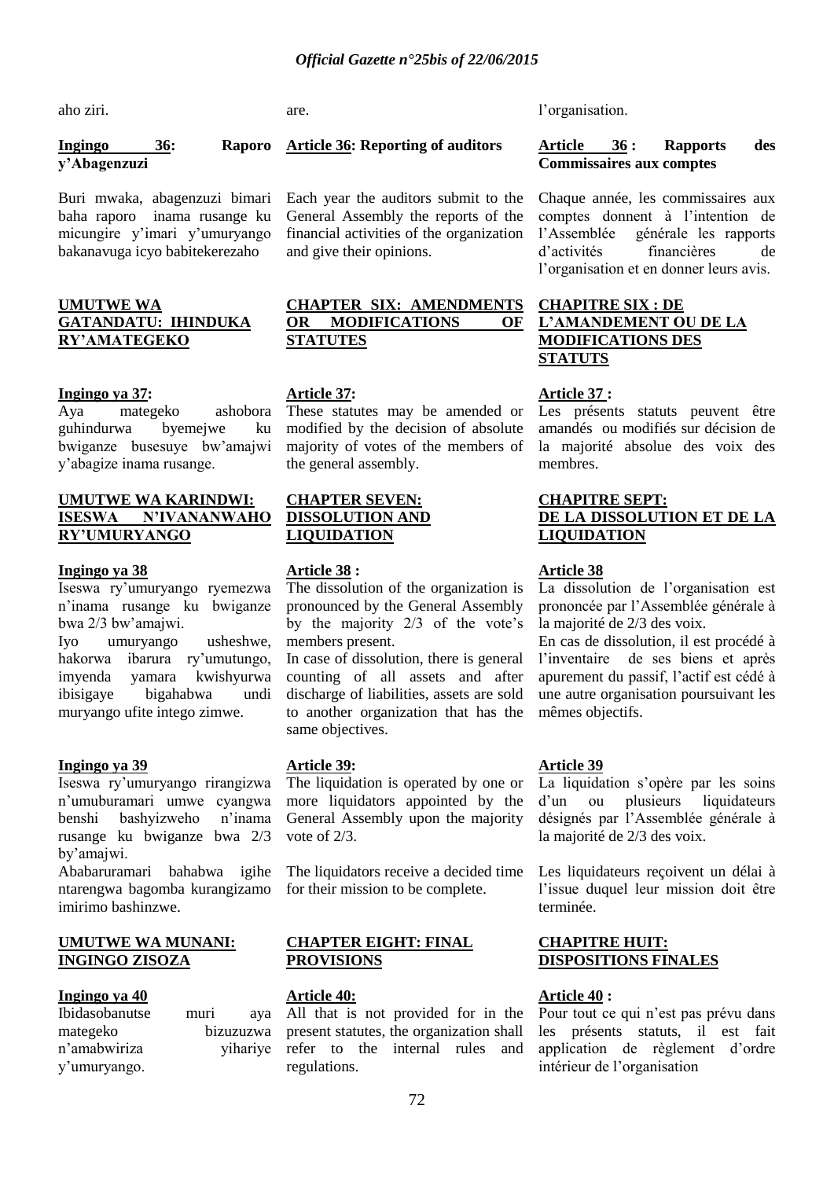aho ziri.

are.

l'organisation.

**Ingingo 36: Raporo y'Abagenzuzi**

Buri mwaka, abagenzuzi bimari baha raporo inama rusange ku micungire y'imari y'umuryango bakanavuga icyo babitekerezaho

**UMUTWE WA GATANDATU: IHINDUKA RY'AMATEGEKO**

**Ingingo ya 37:**

Aya mategeko ashobora guhindurwa byemejwe ku bwiganze busesuye bw'amajwi y'abagize inama rusange.

**UMUTWE WA KARINDWI: ISESWA N'IVANANWAHO RY'UMURYANGO**

**Ingingo ya 38**

Iseswa ry'umuryango ryemezwa n'inama rusange ku bwiganze bwa 2/3 bw'amajwi.

Iyo umuryango usheshwe, hakorwa ibarura ry'umutungo, imyenda yamara kwishyurwa ibisigaye bigahabwa undi muryango ufite intego zimwe.

**Ingingo ya 39**

Iseswa ry'umuryango rirangizwa n'umuburamari umwe cyangwa benshi bashyizweho n'inama rusange ku bwiganze bwa 2/3 by'amajwi.

Ababaruramari bahabwa igihe ntarengwa bagomba kurangizamo imirimo bashinzwe.

**UMUTWE WA MUNANI: INGINGO ZISOZA**

**Ingingo ya 40**

Ibidasobanutse muri aya mategeko bizuzuzwa n'amabwiriza yihariye y'umuryango.

**Article 36: Reporting of auditors**

Each year the auditors submit to the General Assembly the reports of the financial activities of the organization and give their opinions.

**CHAPTER SIX: AMENDMENTS OR MODIFICATIONS OF STATUTES**

**Article 37:**

These statutes may be amended or modified by the decision of absolute majority of votes of the members of the general assembly.

**CHAPTER SEVEN: DISSOLUTION AND LIQUIDATION**

**Article 38 :**

The dissolution of the organization is pronounced by the General Assembly by the majority 2/3 of the vote's members present.

In case of dissolution, there is general counting of all assets and after discharge of liabilities, assets are sold to another organization that has the same objectives.

**Article 39:**

The liquidation is operated by one or more liquidators appointed by the General Assembly upon the majority vote of 2/3.

The liquidators receive a decided time for their mission to be complete.

**CHAPTER EIGHT: FINAL PROVISIONS**

**Article 40:**

All that is not provided for in the present statutes, the organization shall refer to the internal rules and regulations.

**Article 36 : Rapports des Commissaires aux comptes**

Chaque année, les commissaires aux comptes donnent à l'intention de l'Assemblée générale les rapports d'activités financières de l'organisation et en donner leurs avis.

**CHAPITRE SIX : DE L'AMANDEMENT OU DE LA MODIFICATIONS DES STATUTS**

**Article 37 :**

Les présents statuts peuvent être amandés ou modifiés sur décision de la majorité absolue des voix des membres.

**CHAPITRE SEPT: DE LA DISSOLUTION ET DE LA LIQUIDATION**

**Article 38**

La dissolution de l'organisation est prononcée par l'Assemblée générale à la majorité de 2/3 des voix.

En cas de dissolution, il est procédé à l'inventaire de ses biens et après apurement du passif, l'actif est cédé à une autre organisation poursuivant les mêmes objectifs.

**Article 39**

La liquidation s'opère par les soins d'un ou plusieurs liquidateurs désignés par l'Assemblée générale à la majorité de 2/3 des voix.

Les liquidateurs reçoivent un délai à l'issue duquel leur mission doit être terminée.

**CHAPITRE HUIT: DISPOSITIONS FINALES**

**Article 40 :**

Pour tout ce qui n'est pas prévu dans les présents statuts, il est fait application de règlement d'ordre intérieur de l'organisation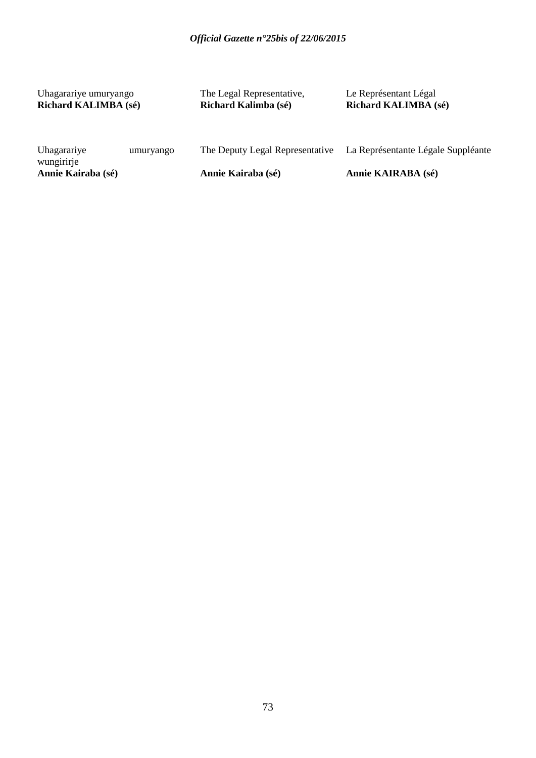Uhagarariye umuryango
**Richard KALIMBA (sé)**

The Legal Representative,
**Richard Kalimba (sé)**

Le Représentant Légal
**Richard KALIMBA (sé)**

Uhagarariye umuryango wungirirje
**Annie Kairaba (sé)**

The Deputy Legal Representative

**Annie Kairaba (sé)**

La Représentante Légale Suppléante

**Annie KAIRABA (sé)**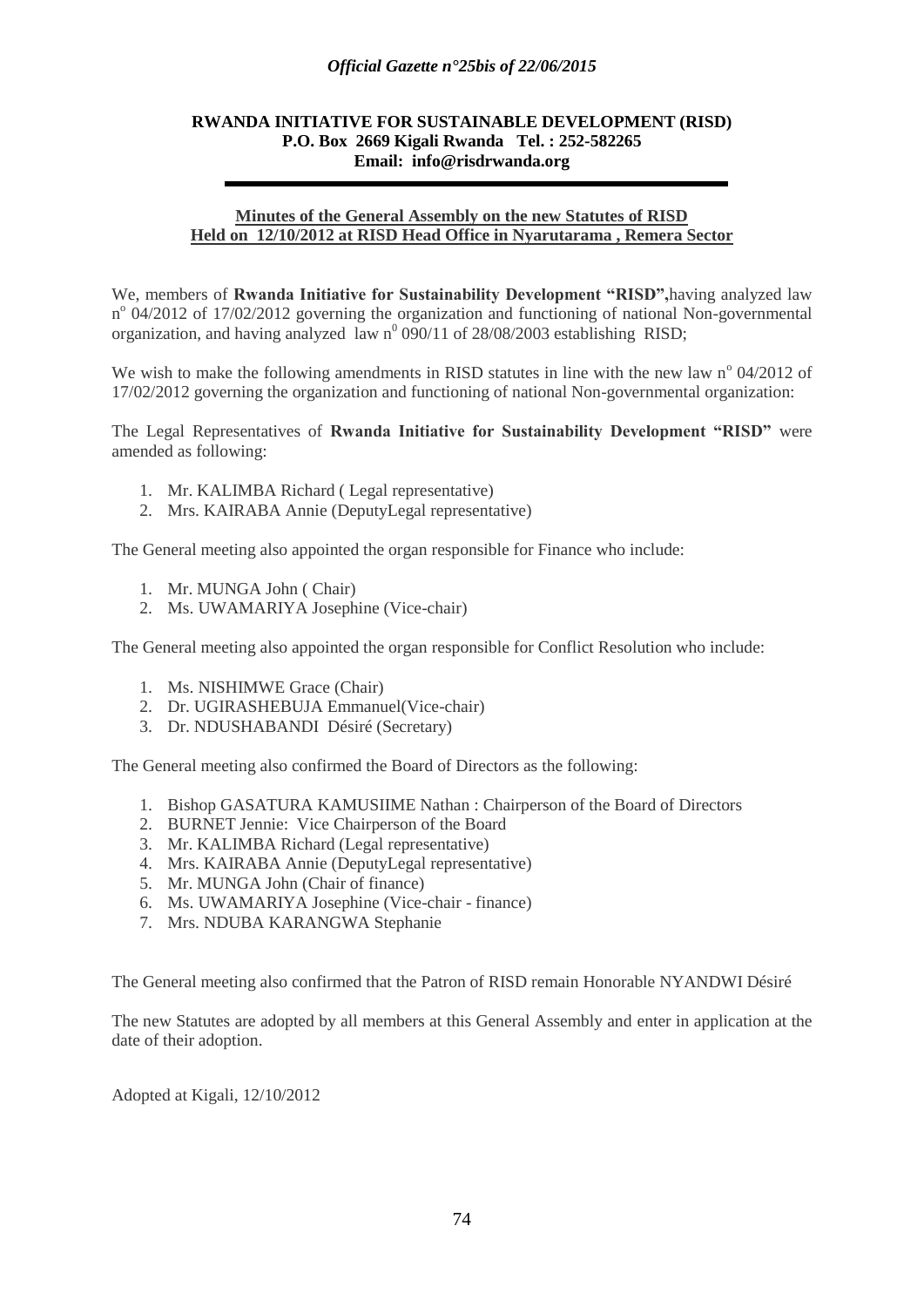**RWANDA INITIATIVE FOR SUSTAINABLE DEVELOPMENT (RISD)**
**P.O. Box 2669 Kigali Rwanda Tel. : 252-582265**
**Email: info@risdrwanda.org**

---

**Minutes of the General Assembly on the new Statutes of RISD**
**Held on 12/10/2012 at RISD Head Office in Nyarutarama , Remera Sector**

We, members of **Rwanda Initiative for Sustainability Development "RISD",**having analyzed law n° 04/2012 of 17/02/2012 governing the organization and functioning of national Non-governmental organization, and having analyzed law n° 090/11 of 28/08/2003 establishing RISD;

We wish to make the following amendments in RISD statutes in line with the new law n° 04/2012 of 17/02/2012 governing the organization and functioning of national Non-governmental organization:

The Legal Representatives of **Rwanda Initiative for Sustainability Development "RISD"** were amended as following:

1. Mr. KALIMBA Richard ( Legal representative)
2. Mrs. KAIRABA Annie (DeputyLegal representative)

The General meeting also appointed the organ responsible for Finance who include:

1. Mr. MUNGA John ( Chair)
2. Ms. UWAMARIYA Josephine (Vice-chair)

The General meeting also appointed the organ responsible for Conflict Resolution who include:

1. Ms. NISHIMWE Grace (Chair)
2. Dr. UGIRASHEBUJA Emmanuel(Vice-chair)
3. Dr. NDUSHABANDI Désiré (Secretary)

The General meeting also confirmed the Board of Directors as the following:

1. Bishop GASATURA KAMUSIIME Nathan : Chairperson of the Board of Directors
2. BURNET Jennie: Vice Chairperson of the Board
3. Mr. KALIMBA Richard (Legal representative)
4. Mrs. KAIRABA Annie (DeputyLegal representative)
5. Mr. MUNGA John (Chair of finance)
6. Ms. UWAMARIYA Josephine (Vice-chair - finance)
7. Mrs. NDUBA KARANGWA Stephanie

The General meeting also confirmed that the Patron of RISD remain Honorable NYANDWI Désiré

The new Statutes are adopted by all members at this General Assembly and enter in application at the date of their adoption.

Adopted at Kigali, 12/10/2012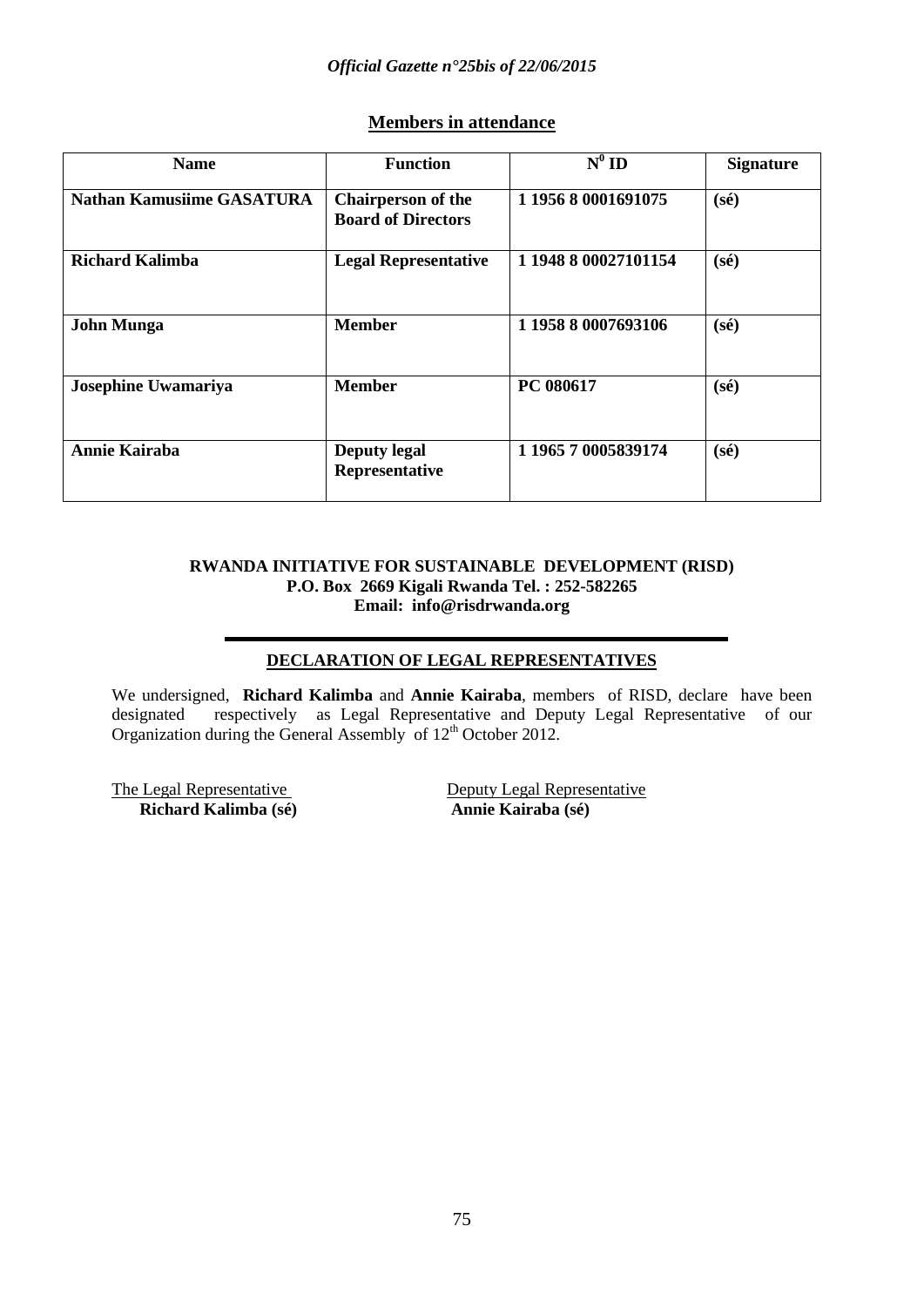## Members in attendance

| Name | Function | $N^0$ ID | Signature |
|---|---|---|---|
| **Nathan Kamusiime GASATURA** | **Chairperson of the Board of Directors** | **1 1956 8 0001691075** | **(sé)** |
| **Richard Kalimba** | **Legal Representative** | **1 1948 8 00027101154** | **(sé)** |
| **John Munga** | **Member** | **1 1958 8 0007693106** | **(sé)** |
| **Josephine Uwamariya** | **Member** | **PC 080617** | **(sé)** |
| **Annie Kairaba** | **Deputy legal Representative** | **1 1965 7 0005839174** | **(sé)** |

**RWANDA INITIATIVE FOR SUSTAINABLE DEVELOPMENT (RISD)**
**P.O. Box 2669 Kigali Rwanda Tel. : 252-582265**
**Email: info@risdrwanda.org**

---

## DECLARATION OF LEGAL REPRESENTATIVES

We undersigned, **Richard Kalimba** and **Annie Kairaba**, members of RISD, declare have been designated respectively as Legal Representative and Deputy Legal Representative of our Organization during the General Assembly of 12th October 2012.

The Legal Representative
**Richard Kalimba (sé)**

Deputy Legal Representative
**Annie Kairaba (sé)**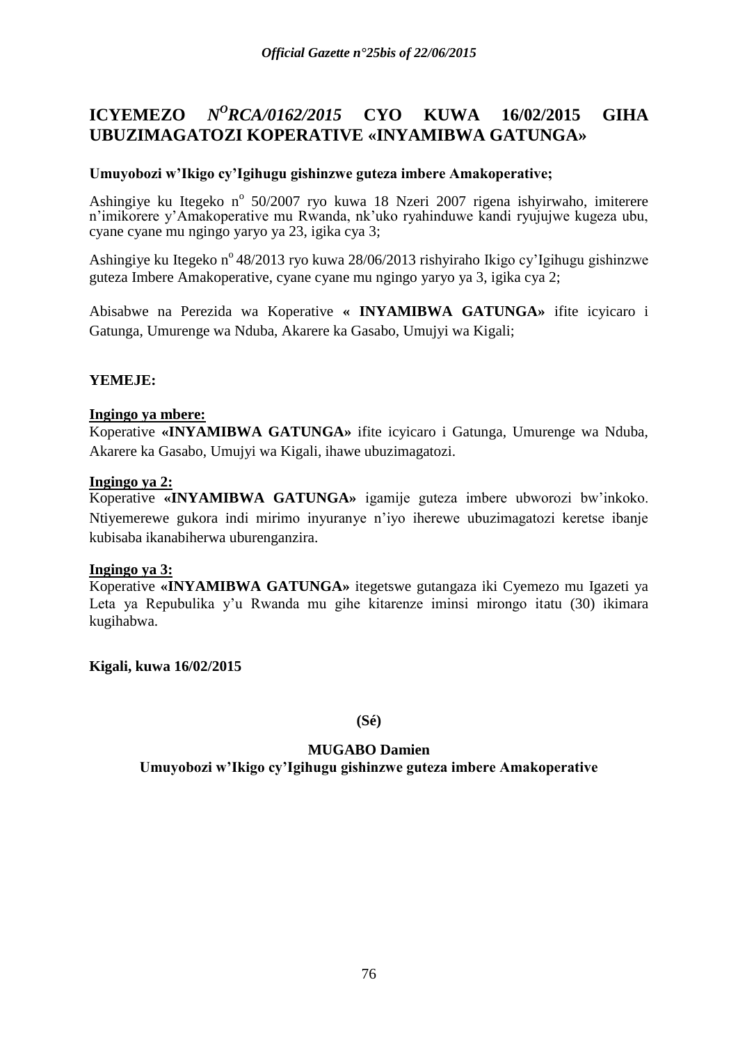# ICYEMEZO *N^O RCA/0162/2015* CYO KUWA 16/02/2015 GIHA UBUZIMAGATOZI KOPERATIVE «INYAMIBWA GATUNGA»

**Umuyobozi w'Ikigo cy'Igihugu gishinzwe guteza imbere Amakoperative;**

Ashingiye ku Itegeko n° 50/2007 ryo kuwa 18 Nzeri 2007 rigena ishyirwaho, imiterere n'imikorere y'Amakoperative mu Rwanda, nk'uko ryahinduwe kandi ryujujwe kugeza ubu, cyane cyane mu ngingo yaryo ya 23, igika cya 3;

Ashingiye ku Itegeko n° 48/2013 ryo kuwa 28/06/2013 rishyiraho Ikigo cy'Igihugu gishinzwe guteza Imbere Amakoperative, cyane cyane mu ngingo yaryo ya 3, igika cya 2;

Abisabwe na Perezida wa Koperative **« INYAMIBWA GATUNGA»** ifite icyicaro i Gatunga, Umurenge wa Nduba, Akarere ka Gasabo, Umujyi wa Kigali;

**YEMEJE:**

**Ingingo ya mbere:**
Koperative **«INYAMIBWA GATUNGA»** ifite icyicaro i Gatunga, Umurenge wa Nduba, Akarere ka Gasabo, Umujyi wa Kigali, ihawe ubuzimagatozi.

**Ingingo ya 2:**
Koperative **«INYAMIBWA GATUNGA»** igamije guteza imbere ubworozi bw'inkoko. Ntiyemerewe gukora indi mirimo inyuranye n'iyo iherewe ubuzimagatozi keretse ibanje kubisaba ikanabiherwa uburenganzira.

**Ingingo ya 3:**
Koperative **«INYAMIBWA GATUNGA»** itegetswe gutangaza iki Cyemezo mu Igazeti ya Leta ya Repubulika y'u Rwanda mu gihe kitarenze iminsi mirongo itatu (30) ikimara kugihabwa.

**Kigali, kuwa 16/02/2015**

**(Sé)**

**MUGABO Damien**
**Umuyobozi w'Ikigo cy'Igihugu gishinzwe guteza imbere Amakoperative**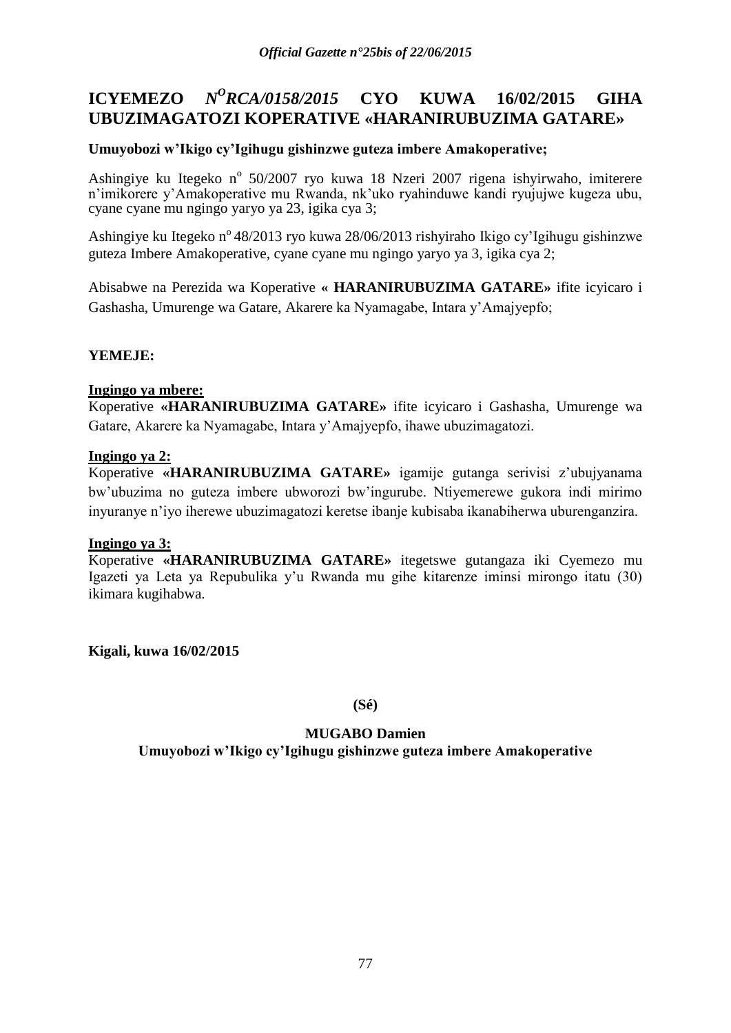## ICYEMEZO *N^O RCA/0158/2015* CYO KUWA 16/02/2015 GIHA UBUZIMAGATOZI KOPERATIVE «HARANIRUBUZIMA GATARE»

**Umuyobozi w'Ikigo cy'Igihugu gishinzwe guteza imbere Amakoperative;**

Ashingiye ku Itegeko n° 50/2007 ryo kuwa 18 Nzeri 2007 rigena ishyirwaho, imiterere n'imikorere y'Amakoperative mu Rwanda, nk'uko ryahinduwe kandi ryujujwe kugeza ubu, cyane cyane mu ngingo yaryo ya 23, igika cya 3;

Ashingiye ku Itegeko n° 48/2013 ryo kuwa 28/06/2013 rishyiraho Ikigo cy'Igihugu gishinzwe guteza Imbere Amakoperative, cyane cyane mu ngingo yaryo ya 3, igika cya 2;

Abisabwe na Perezida wa Koperative **« HARANIRUBUZIMA GATARE»** ifite icyicaro i Gashasha, Umurenge wa Gatare, Akarere ka Nyamagabe, Intara y'Amajyepfo;

**YEMEJE:**

**Ingingo ya mbere:**
Koperative **«HARANIRUBUZIMA GATARE»** ifite icyicaro i Gashasha, Umurenge wa Gatare, Akarere ka Nyamagabe, Intara y'Amajyepfo, ihawe ubuzimagatozi.

**Ingingo ya 2:**
Koperative **«HARANIRUBUZIMA GATARE»** igamije gutanga serivisi z'ubujyanama bw'ubuzima no guteza imbere ubworozi bw'ingurube. Ntiyemerewe gukora indi mirimo inyuranye n'iyo iherewe ubuzimagatozi keretse ibanje kubisaba ikanabiherwa uburenganzira.

**Ingingo ya 3:**
Koperative **«HARANIRUBUZIMA GATARE»** itegetswe gutangaza iki Cyemezo mu Igazeti ya Leta ya Repubulika y'u Rwanda mu gihe kitarenze iminsi mirongo itatu (30) ikimara kugihabwa.

**Kigali, kuwa 16/02/2015**

**(Sé)**

**MUGABO Damien**
**Umuyobozi w'Ikigo cy'Igihugu gishinzwe guteza imbere Amakoperative**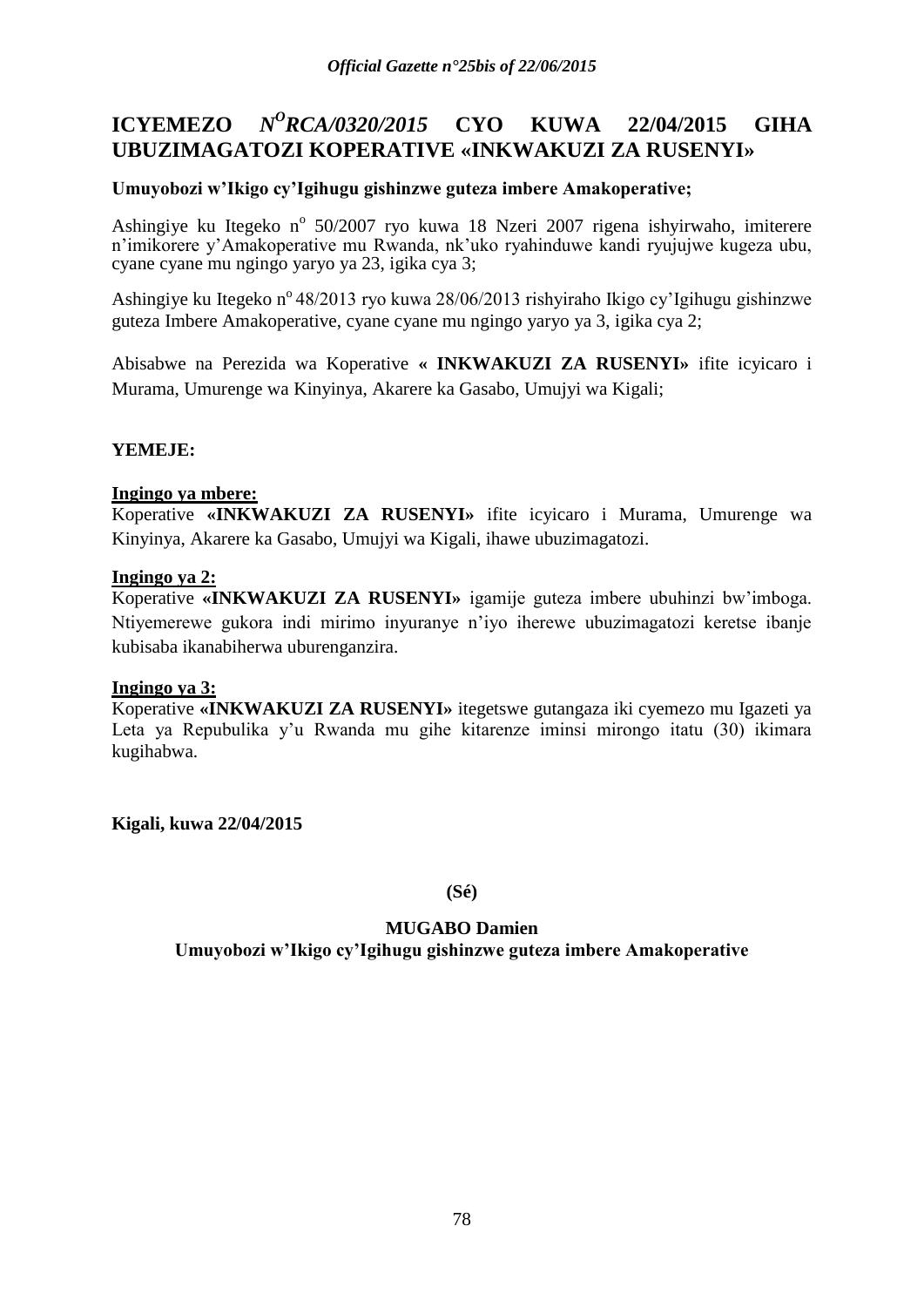## ICYEMEZO $N^{O}$*RCA/0320/2015* CYO KUWA 22/04/2015 GIHA UBUZIMAGATOZI KOPERATIVE «INKWAKUZI ZA RUSENYI»

**Umuyobozi w'Ikigo cy'Igihugu gishinzwe guteza imbere Amakoperative;**

Ashingiye ku Itegeko n° 50/2007 ryo kuwa 18 Nzeri 2007 rigena ishyirwaho, imiterere n'imikorere y'Amakoperative mu Rwanda, nk'uko ryahinduwe kandi ryujujwe kugeza ubu, cyane cyane mu ngingo yaryo ya 23, igika cya 3;

Ashingiye ku Itegeko n° 48/2013 ryo kuwa 28/06/2013 rishyiraho Ikigo cy'Igihugu gishinzwe guteza Imbere Amakoperative, cyane cyane mu ngingo yaryo ya 3, igika cya 2;

Abisabwe na Perezida wa Koperative **« INKWAKUZI ZA RUSENYI»** ifite icyicaro i Murama, Umurenge wa Kinyinya, Akarere ka Gasabo, Umujyi wa Kigali;

**YEMEJE:**

**Ingingo ya mbere:**
Koperative **«INKWAKUZI ZA RUSENYI»** ifite icyicaro i Murama, Umurenge wa Kinyinya, Akarere ka Gasabo, Umujyi wa Kigali, ihawe ubuzimagatozi.

**Ingingo ya 2:**
Koperative **«INKWAKUZI ZA RUSENYI»** igamije guteza imbere ubuhinzi bw'imboga. Ntiyemerewe gukora indi mirimo inyuranye n'iyo iherewe ubuzimagatozi keretse ibanje kubisaba ikanabiherwa uburenganzira.

**Ingingo ya 3:**
Koperative **«INKWAKUZI ZA RUSENYI»** itegetswe gutangaza iki cyemezo mu Igazeti ya Leta ya Repubulika y'u Rwanda mu gihe kitarenze iminsi mirongo itatu (30) ikimara kugihabwa.

**Kigali, kuwa 22/04/2015**

**(Sé)**

**MUGABO Damien**
**Umuyobozi w'Ikigo cy'Igihugu gishinzwe guteza imbere Amakoperative**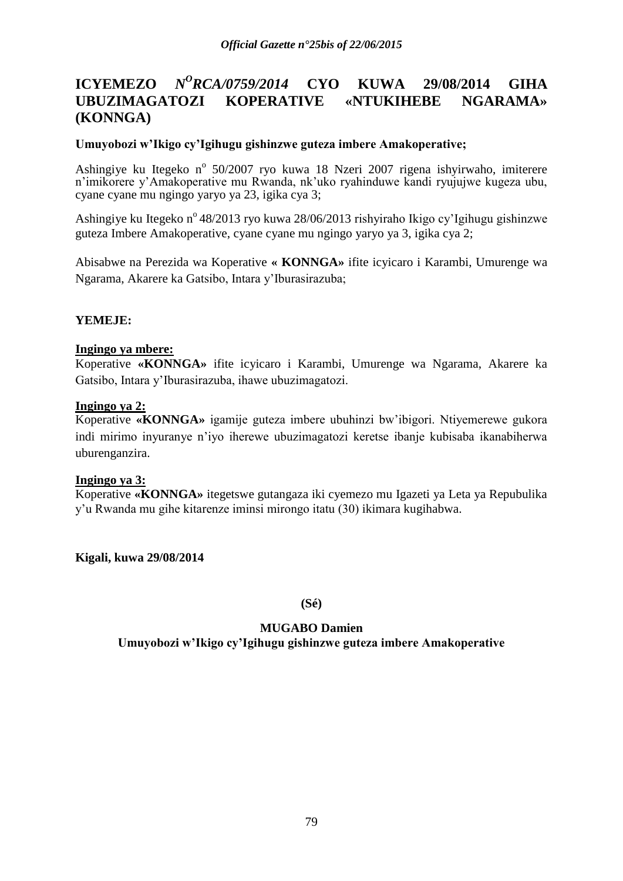# ICYEMEZO *N°RCA/0759/2014* CYO KUWA 29/08/2014 GIHA UBUZIMAGATOZI KOPERATIVE «NTUKIHEBE NGARAMA» (KONNGA)

**Umuyobozi w'Ikigo cy'Igihugu gishinzwe guteza imbere Amakoperative;**

Ashingiye ku Itegeko n° 50/2007 ryo kuwa 18 Nzeri 2007 rigena ishyirwaho, imiterere n'imikorere y'Amakoperative mu Rwanda, nk'uko ryahinduwe kandi ryujujwe kugeza ubu, cyane cyane mu ngingo yaryo ya 23, igika cya 3;

Ashingiye ku Itegeko n° 48/2013 ryo kuwa 28/06/2013 rishyiraho Ikigo cy'Igihugu gishinzwe guteza Imbere Amakoperative, cyane cyane mu ngingo yaryo ya 3, igika cya 2;

Abisabwe na Perezida wa Koperative **« KONNGA»** ifite icyicaro i Karambi, Umurenge wa Ngarama, Akarere ka Gatsibo, Intara y'Iburasirazuba;

**YEMEJE:**

**Ingingo ya mbere:**

Koperative **«KONNGA»** ifite icyicaro i Karambi, Umurenge wa Ngarama, Akarere ka Gatsibo, Intara y'Iburasirazuba, ihawe ubuzimagatozi.

**Ingingo ya 2:**

Koperative **«KONNGA»** igamije guteza imbere ubuhinzi bw'ibigori. Ntiyemerewe gukora indi mirimo inyuranye n'iyo iherewe ubuzimagatozi keretse ibanje kubisaba ikanabiherwa uburenganzira.

**Ingingo ya 3:**

Koperative **«KONNGA»** itegetswe gutangaza iki cyemezo mu Igazeti ya Leta ya Repubulika y'u Rwanda mu gihe kitarenze iminsi mirongo itatu (30) ikimara kugihabwa.

**Kigali, kuwa 29/08/2014**

**(Sé)**

**MUGABO Damien**
**Umuyobozi w'Ikigo cy'Igihugu gishinzwe guteza imbere Amakoperative**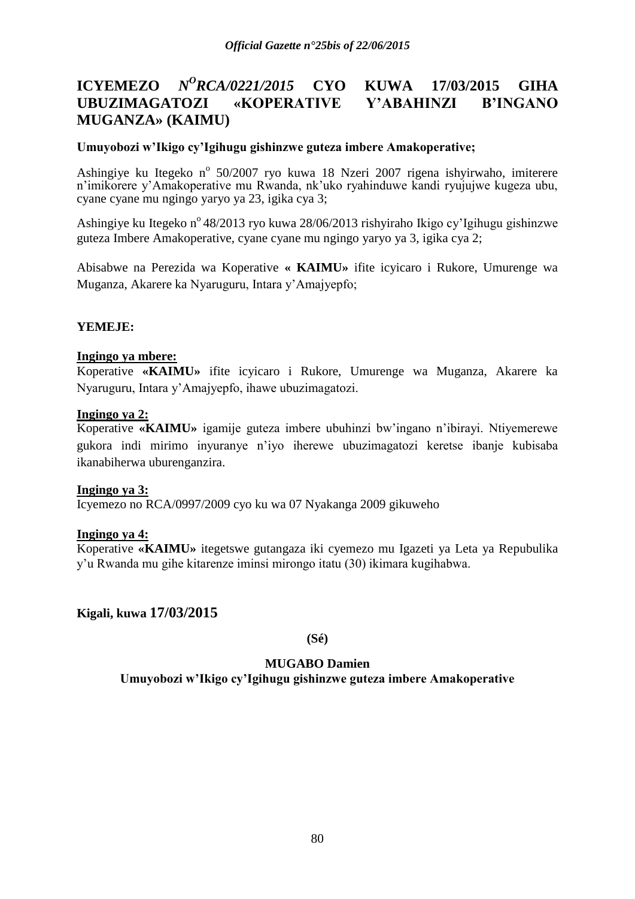# ICYEMEZO *N^O RCA/0221/2015* CYO KUWA 17/03/2015 GIHA UBUZIMAGATOZI «KOPERATIVE Y'ABAHINZI B'INGANO MUGANZA» (KAIMU)

**Umuyobozi w'Ikigo cy'Igihugu gishinzwe guteza imbere Amakoperative;**

Ashingiye ku Itegeko n° 50/2007 ryo kuwa 18 Nzeri 2007 rigena ishyirwaho, imiterere n'imikorere y'Amakoperative mu Rwanda, nk'uko ryahinduwe kandi ryujujwe kugeza ubu, cyane cyane mu ngingo yaryo ya 23, igika cya 3;

Ashingiye ku Itegeko n° 48/2013 ryo kuwa 28/06/2013 rishyiraho Ikigo cy'Igihugu gishinzwe guteza Imbere Amakoperative, cyane cyane mu ngingo yaryo ya 3, igika cya 2;

Abisabwe na Perezida wa Koperative **« KAIMU»** ifite icyicaro i Rukore, Umurenge wa Muganza, Akarere ka Nyaruguru, Intara y'Amajyepfo;

**YEMEJE:**

**Ingingo ya mbere:**

Koperative **«KAIMU»** ifite icyicaro i Rukore, Umurenge wa Muganza, Akarere ka Nyaruguru, Intara y'Amajyepfo, ihawe ubuzimagatozi.

**Ingingo ya 2:**

Koperative **«KAIMU»** igamije guteza imbere ubuhinzi bw'ingano n'ibirayi. Ntiyemerewe gukora indi mirimo inyuranye n'iyo iherewe ubuzimagatozi keretse ibanje kubisaba ikanabiherwa uburenganzira.

**Ingingo ya 3:**

Icyemezo no RCA/0997/2009 cyo ku wa 07 Nyakanga 2009 gikuweho

**Ingingo ya 4:**

Koperative **«KAIMU»** itegetswe gutangaza iki cyemezo mu Igazeti ya Leta ya Repubulika y'u Rwanda mu gihe kitarenze iminsi mirongo itatu (30) ikimara kugihabwa.

**Kigali, kuwa 17/03/2015**

**(Sé)**

**MUGABO Damien**

**Umuyobozi w'Ikigo cy'Igihugu gishinzwe guteza imbere Amakoperative**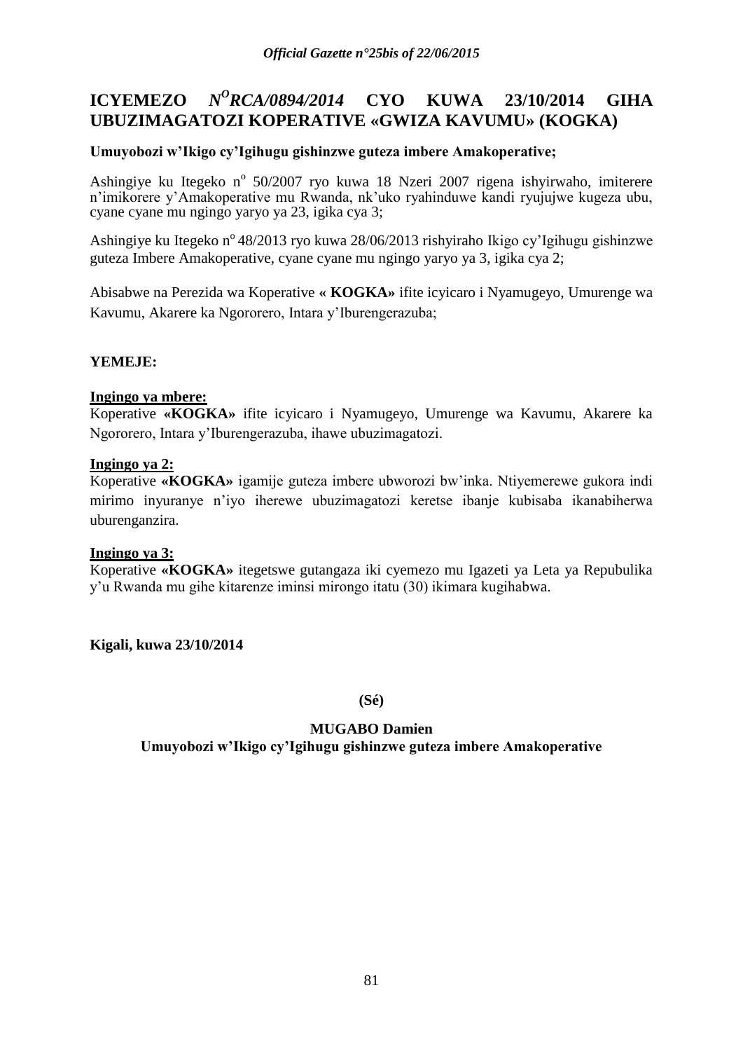# ICYEMEZO *N^O RCA/0894/2014* CYO KUWA 23/10/2014 GIHA UBUZIMAGATOZI KOPERATIVE «GWIZA KAVUMU» (KOGKA)

**Umuyobozi w'Ikigo cy'Igihugu gishinzwe guteza imbere Amakoperative;**

Ashingiye ku Itegeko n° 50/2007 ryo kuwa 18 Nzeri 2007 rigena ishyirwaho, imiterere n'imikorere y'Amakoperative mu Rwanda, nk'uko ryahinduwe kandi ryujujwe kugeza ubu, cyane cyane mu ngingo yaryo ya 23, igika cya 3;

Ashingiye ku Itegeko n° 48/2013 ryo kuwa 28/06/2013 rishyiraho Ikigo cy'Igihugu gishinzwe guteza Imbere Amakoperative, cyane cyane mu ngingo yaryo ya 3, igika cya 2;

Abisabwe na Perezida wa Koperative **« KOGKA»** ifite icyicaro i Nyamugeyo, Umurenge wa Kavumu, Akarere ka Ngororero, Intara y'Iburengerazuba;

**YEMEJE:**

**Ingingo ya mbere:**
Koperative **«KOGKA»** ifite icyicaro i Nyamugeyo, Umurenge wa Kavumu, Akarere ka Ngororero, Intara y'Iburengerazuba, ihawe ubuzimagatozi.

**Ingingo ya 2:**
Koperative **«KOGKA»** igamije guteza imbere ubworozi bw'inka. Ntiyemerewe gukora indi mirimo inyuranye n'iyo iherewe ubuzimagatozi keretse ibanje kubisaba ikanabiherwa uburenganzira.

**Ingingo ya 3:**
Koperative **«KOGKA»** itegetswe gutangaza iki cyemezo mu Igazeti ya Leta ya Repubulika y'u Rwanda mu gihe kitarenze iminsi mirongo itatu (30) ikimara kugihabwa.

**Kigali, kuwa 23/10/2014**

**(Sé)**

**MUGABO Damien**
**Umuyobozi w'Ikigo cy'Igihugu gishinzwe guteza imbere Amakoperative**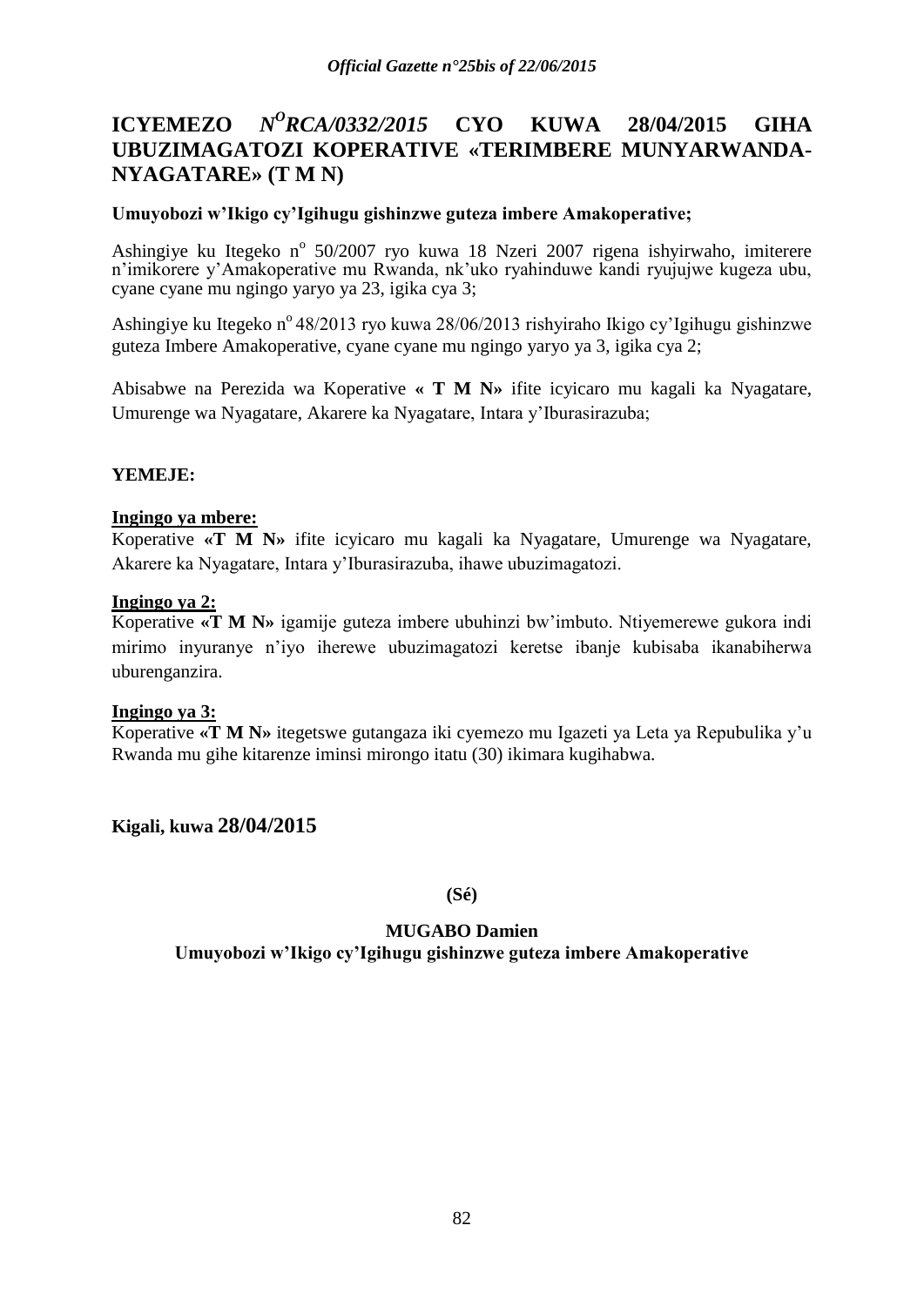# ICYEMEZO *N°RCA/0332/2015* CYO KUWA 28/04/2015 GIHA UBUZIMAGATOZI KOPERATIVE «TERIMBERE MUNYARWANDA-NYAGATARE» (T M N)

**Umuyobozi w'Ikigo cy'Igihugu gishinzwe guteza imbere Amakoperative;**

Ashingiye ku Itegeko n° 50/2007 ryo kuwa 18 Nzeri 2007 rigena ishyirwaho, imiterere n'imikorere y'Amakoperative mu Rwanda, nk'uko ryahinduwe kandi ryujujwe kugeza ubu, cyane cyane mu ngingo yaryo ya 23, igika cya 3;

Ashingiye ku Itegeko n° 48/2013 ryo kuwa 28/06/2013 rishyiraho Ikigo cy'Igihugu gishinzwe guteza Imbere Amakoperative, cyane cyane mu ngingo yaryo ya 3, igika cya 2;

Abisabwe na Perezida wa Koperative **« T M N»** ifite icyicaro mu kagali ka Nyagatare, Umurenge wa Nyagatare, Akarere ka Nyagatare, Intara y'Iburasirazuba;

**YEMEJE:**

**Ingingo ya mbere:**
Koperative **«T M N»** ifite icyicaro mu kagali ka Nyagatare, Umurenge wa Nyagatare, Akarere ka Nyagatare, Intara y'Iburasirazuba, ihawe ubuzimagatozi.

**Ingingo ya 2:**
Koperative **«T M N»** igamije guteza imbere ubuhinzi bw'imbuto. Ntiyemerewe gukora indi mirimo inyuranye n'iyo iherewe ubuzimagatozi keretse ibanje kubisaba ikanabiherwa uburenganzira.

**Ingingo ya 3:**
Koperative **«T M N»** itegetswe gutangaza iki cyemezo mu Igazeti ya Leta ya Repubulika y'u Rwanda mu gihe kitarenze iminsi mirongo itatu (30) ikimara kugihabwa.

**Kigali, kuwa 28/04/2015**

**(Sé)**

**MUGABO Damien**
**Umuyobozi w'Ikigo cy'Igihugu gishinzwe guteza imbere Amakoperative**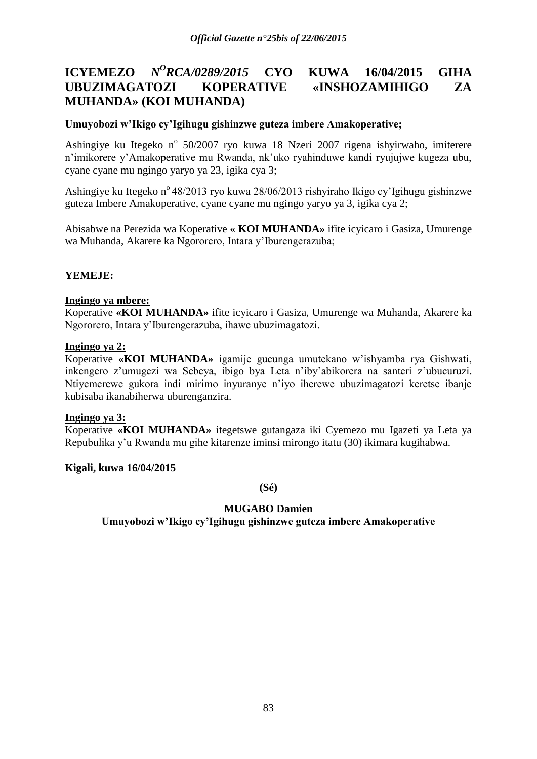# ICYEMEZO *N^O RCA/0289/2015* CYO KUWA 16/04/2015 GIHA UBUZIMAGATOZI KOPERATIVE «INSHOZAMIHIGO ZA MUHANDA» (KOI MUHANDA)

**Umuyobozi w'Ikigo cy'Igihugu gishinzwe guteza imbere Amakoperative;**

Ashingiye ku Itegeko n° 50/2007 ryo kuwa 18 Nzeri 2007 rigena ishyirwaho, imiterere n'imikorere y'Amakoperative mu Rwanda, nk'uko ryahinduwe kandi ryujujwe kugeza ubu, cyane cyane mu ngingo yaryo ya 23, igika cya 3;

Ashingiye ku Itegeko n° 48/2013 ryo kuwa 28/06/2013 rishyiraho Ikigo cy'Igihugu gishinzwe guteza Imbere Amakoperative, cyane cyane mu ngingo yaryo ya 3, igika cya 2;

Abisabwe na Perezida wa Koperative **« KOI MUHANDA»** ifite icyicaro i Gasiza, Umurenge wa Muhanda, Akarere ka Ngororero, Intara y'Iburengerazuba;

**YEMEJE:**

**Ingingo ya mbere:**

Koperative **«KOI MUHANDA»** ifite icyicaro i Gasiza, Umurenge wa Muhanda, Akarere ka Ngororero, Intara y'Iburengerazuba, ihawe ubuzimagatozi.

**Ingingo ya 2:**

Koperative **«KOI MUHANDA»** igamije gucunga umutekano w'ishyamba rya Gishwati, inkengero z'umugezi wa Sebeya, ibigo bya Leta n'iby'abikorera na santeri z'ubucuruzi. Ntiyemerewe gukora indi mirimo inyuranye n'iyo iherewe ubuzimagatozi keretse ibanje kubisaba ikanabiherwa uburenganzira.

**Ingingo ya 3:**

Koperative **«KOI MUHANDA»** itegetswe gutangaza iki Cyemezo mu Igazeti ya Leta ya Repubulika y'u Rwanda mu gihe kitarenze iminsi mirongo itatu (30) ikimara kugihabwa.

**Kigali, kuwa 16/04/2015**

**(Sé)**

**MUGABO Damien**

**Umuyobozi w'Ikigo cy'Igihugu gishinzwe guteza imbere Amakoperative**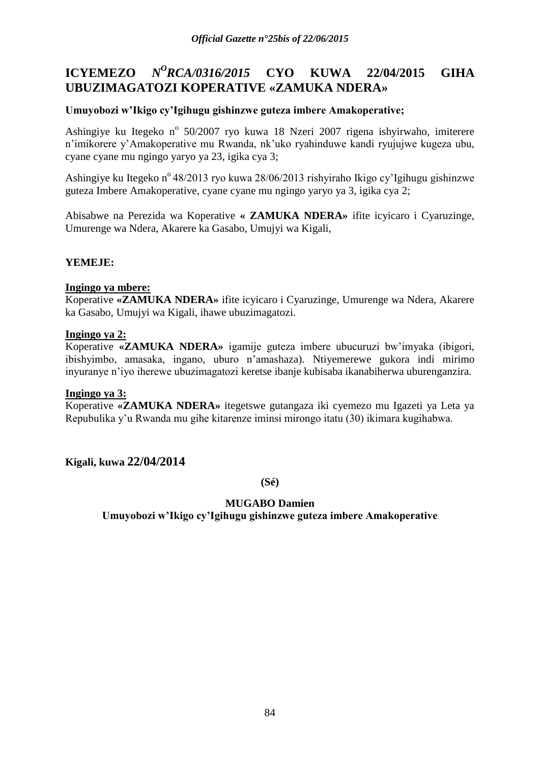# ICYEMEZO *N<sup>O</sup>RCA/0316/2015* CYO KUWA 22/04/2015 GIHA UBUZIMAGATOZI KOPERATIVE «ZAMUKA NDERA»

**Umuyobozi w'Ikigo cy'Igihugu gishinzwe guteza imbere Amakoperative;**

Ashingiye ku Itegeko n° 50/2007 ryo kuwa 18 Nzeri 2007 rigena ishyirwaho, imiterere n'imikorere y'Amakoperative mu Rwanda, nk'uko ryahinduwe kandi ryujujwe kugeza ubu, cyane cyane mu ngingo yaryo ya 23, igika cya 3;

Ashingiye ku Itegeko n° 48/2013 ryo kuwa 28/06/2013 rishyiraho Ikigo cy'Igihugu gishinzwe guteza Imbere Amakoperative, cyane cyane mu ngingo yaryo ya 3, igika cya 2;

Abisabwe na Perezida wa Koperative **« ZAMUKA NDERA»** ifite icyicaro i Cyaruzinge, Umurenge wa Ndera, Akarere ka Gasabo, Umujyi wa Kigali,

**YEMEJE:**

**Ingingo ya mbere:**
Koperative **«ZAMUKA NDERA»** ifite icyicaro i Cyaruzinge, Umurenge wa Ndera, Akarere ka Gasabo, Umujyi wa Kigali, ihawe ubuzimagatozi.

**Ingingo ya 2:**
Koperative **«ZAMUKA NDERA»** igamije guteza imbere ubucuruzi bw'imyaka (ibigori, ibishyimbo, amasaka, ingano, uburo n'amashaza). Ntiyemerewe gukora indi mirimo inyuranye n'iyo iherewe ubuzimagatozi keretse ibanje kubisaba ikanabiherwa uburenganzira.

**Ingingo ya 3:**
Koperative **«ZAMUKA NDERA»** itegetswe gutangaza iki cyemezo mu Igazeti ya Leta ya Repubulika y'u Rwanda mu gihe kitarenze iminsi mirongo itatu (30) ikimara kugihabwa.

**Kigali, kuwa 22/04/2014**

**(Sé)**

**MUGABO Damien**
**Umuyobozi w'Ikigo cy'Igihugu gishinzwe guteza imbere Amakoperative**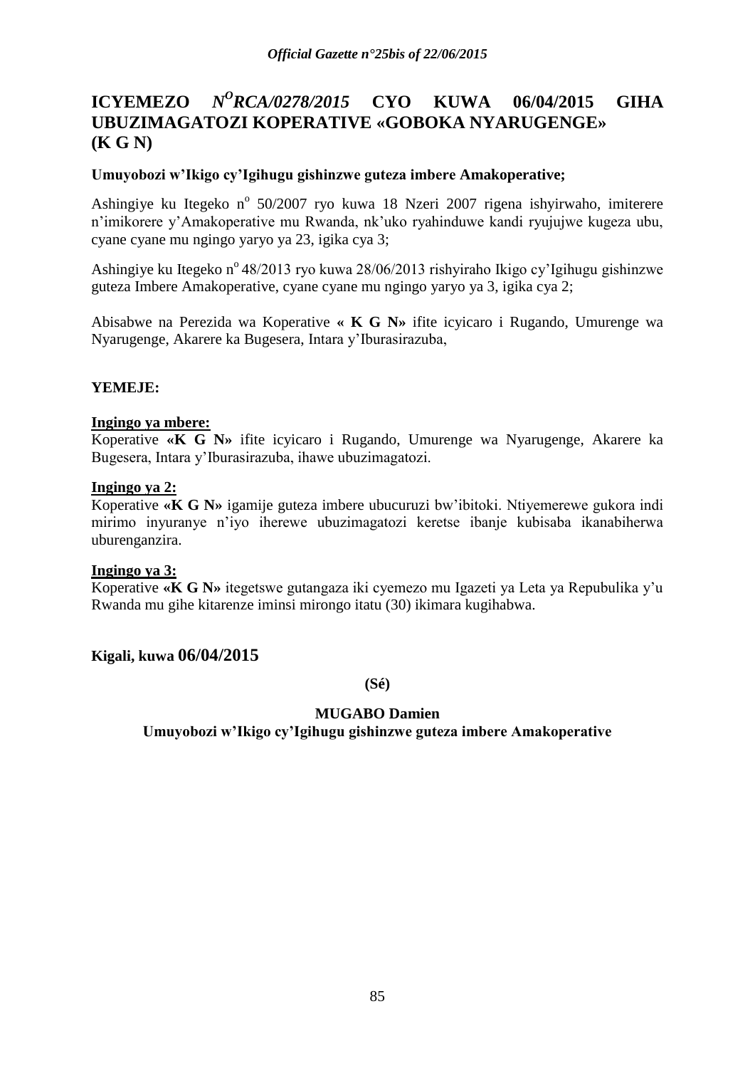# ICYEMEZO *N^O RCA/0278/2015* CYO KUWA 06/04/2015 GIHA UBUZIMAGATOZI KOPERATIVE «GOBOKA NYARUGENGE» (K G N)

**Umuyobozi w'Ikigo cy'Igihugu gishinzwe guteza imbere Amakoperative;**

Ashingiye ku Itegeko n° 50/2007 ryo kuwa 18 Nzeri 2007 rigena ishyirwaho, imiterere n'imikorere y'Amakoperative mu Rwanda, nk'uko ryahinduwe kandi ryujujwe kugeza ubu, cyane cyane mu ngingo yaryo ya 23, igika cya 3;

Ashingiye ku Itegeko n° 48/2013 ryo kuwa 28/06/2013 rishyiraho Ikigo cy'Igihugu gishinzwe guteza Imbere Amakoperative, cyane cyane mu ngingo yaryo ya 3, igika cya 2;

Abisabwe na Perezida wa Koperative **« K G N»** ifite icyicaro i Rugando, Umurenge wa Nyarugenge, Akarere ka Bugesera, Intara y'Iburasirazuba,

**YEMEJE:**

**Ingingo ya mbere:**
Koperative **«K G N»** ifite icyicaro i Rugando, Umurenge wa Nyarugenge, Akarere ka Bugesera, Intara y'Iburasirazuba, ihawe ubuzimagatozi.

**Ingingo ya 2:**
Koperative **«K G N»** igamije guteza imbere ubucuruzi bw'ibitoki. Ntiyemerewe gukora indi mirimo inyuranye n'iyo iherewe ubuzimagatozi keretse ibanje kubisaba ikanabiherwa uburenganzira.

**Ingingo ya 3:**
Koperative **«K G N»** itegetswe gutangaza iki cyemezo mu Igazeti ya Leta ya Repubulika y'u Rwanda mu gihe kitarenze iminsi mirongo itatu (30) ikimara kugihabwa.

**Kigali, kuwa 06/04/2015**

**(Sé)**

**MUGABO Damien**
**Umuyobozi w'Ikigo cy'Igihugu gishinzwe guteza imbere Amakoperative**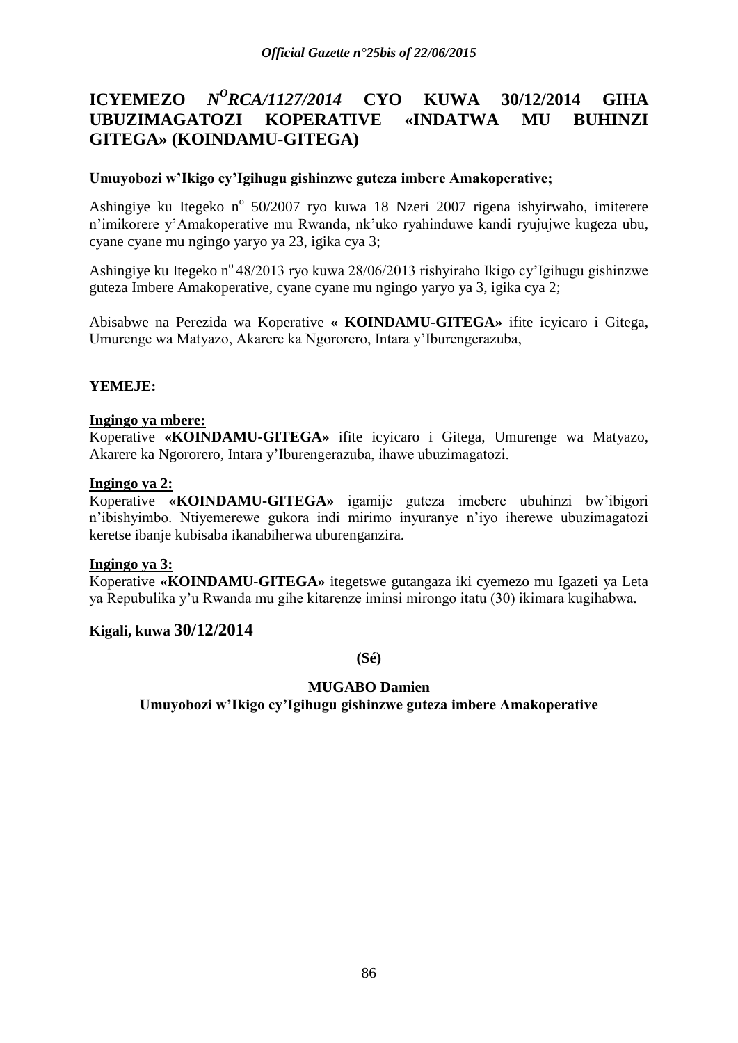# ICYEMEZO *N$^{O}$RCA/1127/2014* CYO KUWA 30/12/2014 GIHA UBUZIMAGATOZI KOPERATIVE «INDATWA MU BUHINZI GITEGA» (KOINDAMU-GITEGA)

**Umuyobozi w'Ikigo cy'Igihugu gishinzwe guteza imbere Amakoperative;**

Ashingiye ku Itegeko n$^{o}$ 50/2007 ryo kuwa 18 Nzeri 2007 rigena ishyirwaho, imiterere n'imikorere y'Amakoperative mu Rwanda, nk'uko ryahinduwe kandi ryujujwe kugeza ubu, cyane cyane mu ngingo yaryo ya 23, igika cya 3;

Ashingiye ku Itegeko n$^{o}$ 48/2013 ryo kuwa 28/06/2013 rishyiraho Ikigo cy'Igihugu gishinzwe guteza Imbere Amakoperative, cyane cyane mu ngingo yaryo ya 3, igika cya 2;

Abisabwe na Perezida wa Koperative **« KOINDAMU-GITEGA»** ifite icyicaro i Gitega, Umurenge wa Matyazo, Akarere ka Ngororero, Intara y'Iburengerazuba,

**YEMEJE:**

**Ingingo ya mbere:**
Koperative **«KOINDAMU-GITEGA»** ifite icyicaro i Gitega, Umurenge wa Matyazo, Akarere ka Ngororero, Intara y'Iburengerazuba, ihawe ubuzimagatozi.

**Ingingo ya 2:**
Koperative **«KOINDAMU-GITEGA»** igamije guteza imebere ubuhinzi bw'ibigori n'ibishyimbo. Ntiyemerewe gukora indi mirimo inyuranye n'iyo iherewe ubuzimagatozi keretse ibanje kubisaba ikanabiherwa uburenganzira.

**Ingingo ya 3:**
Koperative **«KOINDAMU-GITEGA»** itegetswe gutangaza iki cyemezo mu Igazeti ya Leta ya Repubulika y'u Rwanda mu gihe kitarenze iminsi mirongo itatu (30) ikimara kugihabwa.

**Kigali, kuwa 30/12/2014**

**(Sé)**

**MUGABO Damien**

**Umuyobozi w'Ikigo cy'Igihugu gishinzwe guteza imbere Amakoperative**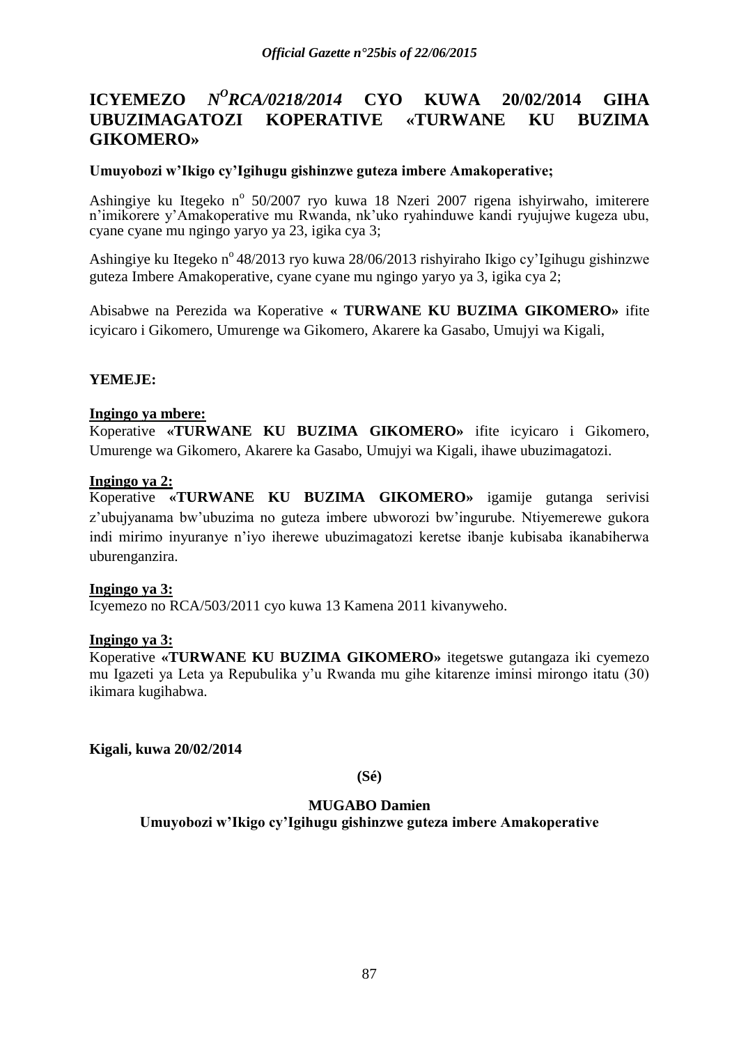# ICYEMEZO *N^O RCA/0218/2014* CYO KUWA 20/02/2014 GIHA UBUZIMAGATOZI KOPERATIVE «TURWANE KU BUZIMA GIKOMERO»

**Umuyobozi w'Ikigo cy'Igihugu gishinzwe guteza imbere Amakoperative;**

Ashingiye ku Itegeko n° 50/2007 ryo kuwa 18 Nzeri 2007 rigena ishyirwaho, imiterere n'imikorere y'Amakoperative mu Rwanda, nk'uko ryahinduwe kandi ryujujwe kugeza ubu, cyane cyane mu ngingo yaryo ya 23, igika cya 3;

Ashingiye ku Itegeko n° 48/2013 ryo kuwa 28/06/2013 rishyiraho Ikigo cy'Igihugu gishinzwe guteza Imbere Amakoperative, cyane cyane mu ngingo yaryo ya 3, igika cya 2;

Abisabwe na Perezida wa Koperative **« TURWANE KU BUZIMA GIKOMERO»** ifite icyicaro i Gikomero, Umurenge wa Gikomero, Akarere ka Gasabo, Umujyi wa Kigali,

**YEMEJE:**

**Ingingo ya mbere:**

Koperative **«TURWANE KU BUZIMA GIKOMERO»** ifite icyicaro i Gikomero, Umurenge wa Gikomero, Akarere ka Gasabo, Umujyi wa Kigali, ihawe ubuzimagatozi.

**Ingingo ya 2:**

Koperative **«TURWANE KU BUZIMA GIKOMERO»** igamije gutanga serivisi z'ubujyanama bw'ubuzima no guteza imbere ubworozi bw'ingurube. Ntiyemerewe gukora indi mirimo inyuranye n'iyo iherewe ubuzimagatozi keretse ibanje kubisaba ikanabiherwa uburenganzira.

**Ingingo ya 3:**

Icyemezo no RCA/503/2011 cyo kuwa 13 Kamena 2011 kivanyweho.

**Ingingo ya 3:**

Koperative **«TURWANE KU BUZIMA GIKOMERO»** itegetswe gutangaza iki cyemezo mu Igazeti ya Leta ya Repubulika y'u Rwanda mu gihe kitarenze iminsi mirongo itatu (30) ikimara kugihabwa.

**Kigali, kuwa 20/02/2014**

**(Sé)**

**MUGABO Damien**
**Umuyobozi w'Ikigo cy'Igihugu gishinzwe guteza imbere Amakoperative**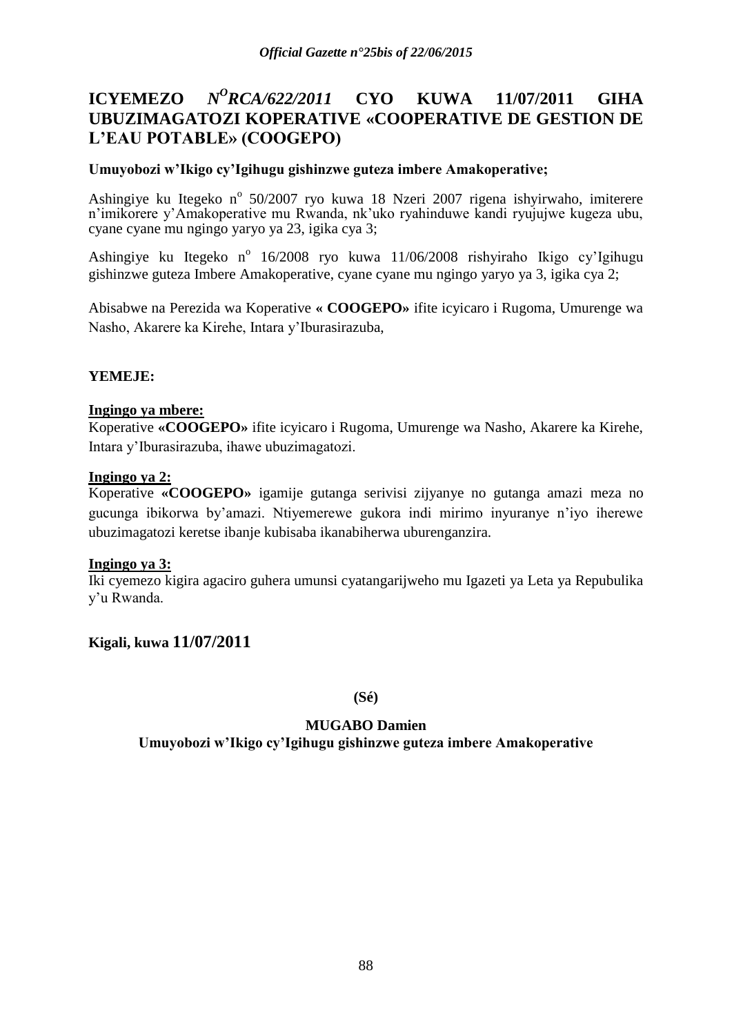# ICYEMEZO *N^O RCA/622/2011* CYO KUWA 11/07/2011 GIHA UBUZIMAGATOZI KOPERATIVE «COOPERATIVE DE GESTION DE L'EAU POTABLE» (COOGEPO)

**Umuyobozi w'Ikigo cy'Igihugu gishinzwe guteza imbere Amakoperative;**

Ashingiye ku Itegeko n° 50/2007 ryo kuwa 18 Nzeri 2007 rigena ishyirwaho, imiterere n'imikorere y'Amakoperative mu Rwanda, nk'uko ryahinduwe kandi ryujujwe kugeza ubu, cyane cyane mu ngingo yaryo ya 23, igika cya 3;

Ashingiye ku Itegeko n° 16/2008 ryo kuwa 11/06/2008 rishyiraho Ikigo cy'Igihugu gishinzwe guteza Imbere Amakoperative, cyane cyane mu ngingo yaryo ya 3, igika cya 2;

Abisabwe na Perezida wa Koperative **« COOGEPO»** ifite icyicaro i Rugoma, Umurenge wa Nasho, Akarere ka Kirehe, Intara y'Iburasirazuba,

**YEMEJE:**

**Ingingo ya mbere:**
Koperative **«COOGEPO»** ifite icyicaro i Rugoma, Umurenge wa Nasho, Akarere ka Kirehe, Intara y'Iburasirazuba, ihawe ubuzimagatozi.

**Ingingo ya 2:**
Koperative **«COOGEPO»** igamije gutanga serivisi zijyanye no gutanga amazi meza no gucunga ibikorwa by'amazi. Ntiyemerewe gukora indi mirimo inyuranye n'iyo iherewe ubuzimagatozi keretse ibanje kubisaba ikanabiherwa uburenganzira.

**Ingingo ya 3:**
Iki cyemezo kigira agaciro guhera umunsi cyatangarijweho mu Igazeti ya Leta ya Repubulika y'u Rwanda.

**Kigali, kuwa 11/07/2011**

**(Sé)**

**MUGABO Damien**
**Umuyobozi w'Ikigo cy'Igihugu gishinzwe guteza imbere Amakoperative**